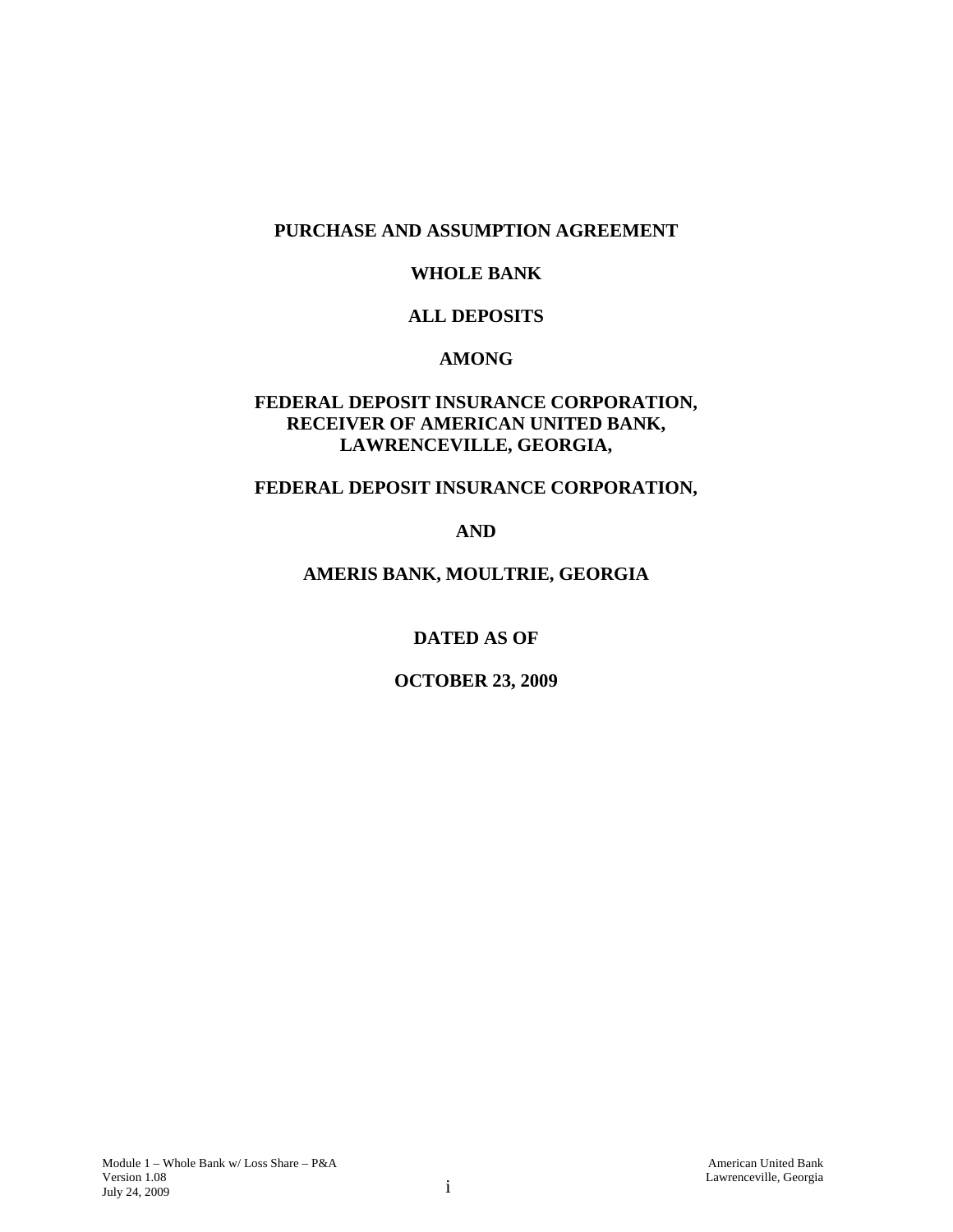**PURCHASE AND ASSUMPTION AGREEMENT**

**WHOLE BANK**

**ALL DEPOSITS**

**AMONG**

**FEDERAL DEPOSIT INSURANCE CORPORATION,**
**RECEIVER OF AMERICAN UNITED BANK,**
**LAWRENCEVILLE, GEORGIA,**

**FEDERAL DEPOSIT INSURANCE CORPORATION,**

**AND**

**AMERIS BANK, MOULTRIE, GEORGIA**

**DATED AS OF**

**OCTOBER 23, 2009**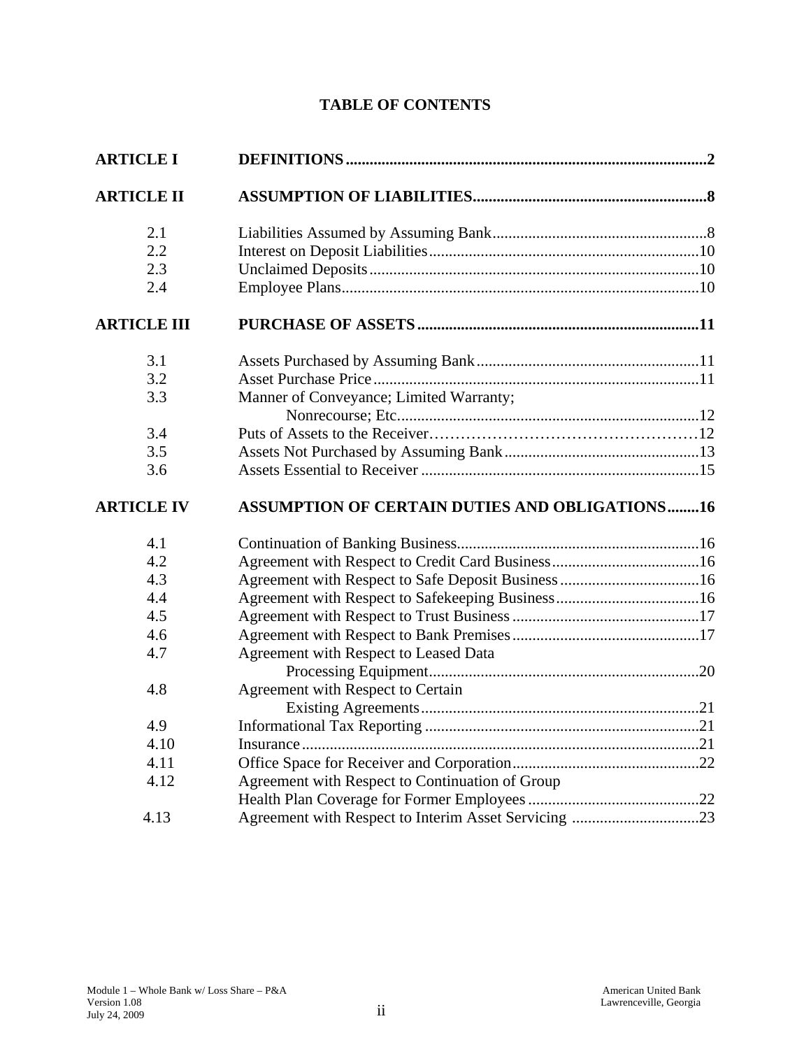# TABLE OF CONTENTS

| | | |
|---|---|---|
| **ARTICLE I** | **DEFINITIONS** | **2** |
| **ARTICLE II** | **ASSUMPTION OF LIABILITIES** | **8** |
| 2.1 | Liabilities Assumed by Assuming Bank | 8 |
| 2.2 | Interest on Deposit Liabilities | 10 |
| 2.3 | Unclaimed Deposits | 10 |
| 2.4 | Employee Plans | 10 |
| **ARTICLE III** | **PURCHASE OF ASSETS** | **11** |
| 3.1 | Assets Purchased by Assuming Bank | 11 |
| 3.2 | Asset Purchase Price | 11 |
| 3.3 | Manner of Conveyance; Limited Warranty; Nonrecourse; Etc. | 12 |
| 3.4 | Puts of Assets to the Receiver | 12 |
| 3.5 | Assets Not Purchased by Assuming Bank | 13 |
| 3.6 | Assets Essential to Receiver | 15 |
| **ARTICLE IV** | **ASSUMPTION OF CERTAIN DUTIES AND OBLIGATIONS** | **16** |
| 4.1 | Continuation of Banking Business | 16 |
| 4.2 | Agreement with Respect to Credit Card Business | 16 |
| 4.3 | Agreement with Respect to Safe Deposit Business | 16 |
| 4.4 | Agreement with Respect to Safekeeping Business | 16 |
| 4.5 | Agreement with Respect to Trust Business | 17 |
| 4.6 | Agreement with Respect to Bank Premises | 17 |
| 4.7 | Agreement with Respect to Leased Data Processing Equipment | 20 |
| 4.8 | Agreement with Respect to Certain Existing Agreements | 21 |
| 4.9 | Informational Tax Reporting | 21 |
| 4.10 | Insurance | 21 |
| 4.11 | Office Space for Receiver and Corporation | 22 |
| 4.12 | Agreement with Respect to Continuation of Group Health Plan Coverage for Former Employees | 22 |
| 4.13 | Agreement with Respect to Interim Asset Servicing | 23 |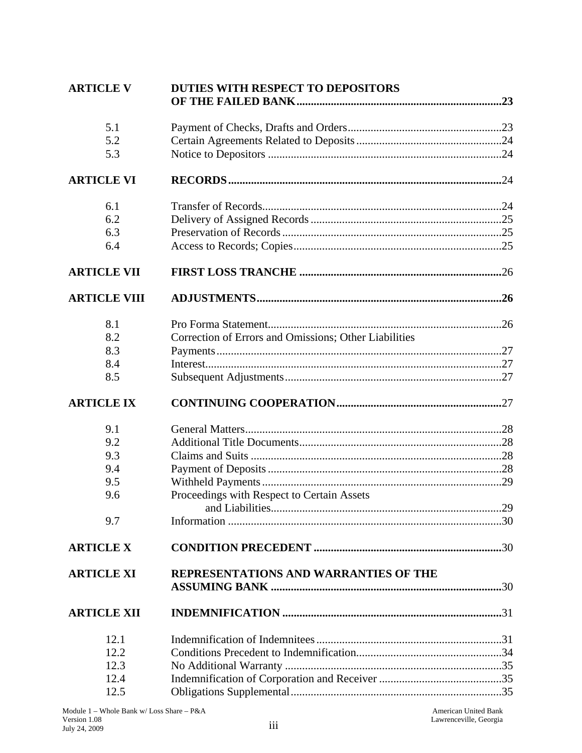| | | |
|---|---|---|
| **ARTICLE V** | **DUTIES WITH RESPECT TO DEPOSITORS OF THE FAILED BANK** | **23** |
| 5.1 | Payment of Checks, Drafts and Orders | 23 |
| 5.2 | Certain Agreements Related to Deposits | 24 |
| 5.3 | Notice to Depositors | 24 |
| **ARTICLE VI** | **RECORDS** | 24 |
| 6.1 | Transfer of Records | 24 |
| 6.2 | Delivery of Assigned Records | 25 |
| 6.3 | Preservation of Records | 25 |
| 6.4 | Access to Records; Copies | 25 |
| **ARTICLE VII** | **FIRST LOSS TRANCHE** | 26 |
| **ARTICLE VIII** | **ADJUSTMENTS** | **26** |
| 8.1 | Pro Forma Statement | 26 |
| 8.2 | Correction of Errors and Omissions; Other Liabilities | |
| 8.3 | Payments | 27 |
| 8.4 | Interest | 27 |
| 8.5 | Subsequent Adjustments | 27 |
| **ARTICLE IX** | **CONTINUING COOPERATION** | 27 |
| 9.1 | General Matters | 28 |
| 9.2 | Additional Title Documents | 28 |
| 9.3 | Claims and Suits | 28 |
| 9.4 | Payment of Deposits | 28 |
| 9.5 | Withheld Payments | 29 |
| 9.6 | Proceedings with Respect to Certain Assets and Liabilities | 29 |
| 9.7 | Information | 30 |
| **ARTICLE X** | **CONDITION PRECEDENT** | 30 |
| **ARTICLE XI** | **REPRESENTATIONS AND WARRANTIES OF THE ASSUMING BANK** | 30 |
| **ARTICLE XII** | **INDEMNIFICATION** | 31 |
| 12.1 | Indemnification of Indemnitees | 31 |
| 12.2 | Conditions Precedent to Indemnification | 34 |
| 12.3 | No Additional Warranty | 35 |
| 12.4 | Indemnification of Corporation and Receiver | 35 |
| 12.5 | Obligations Supplemental | 35 |

Module 1 – Whole Bank w/ Loss Share – P&A
Version 1.08
July 24, 2009

American United Bank
Lawrenceville, Georgia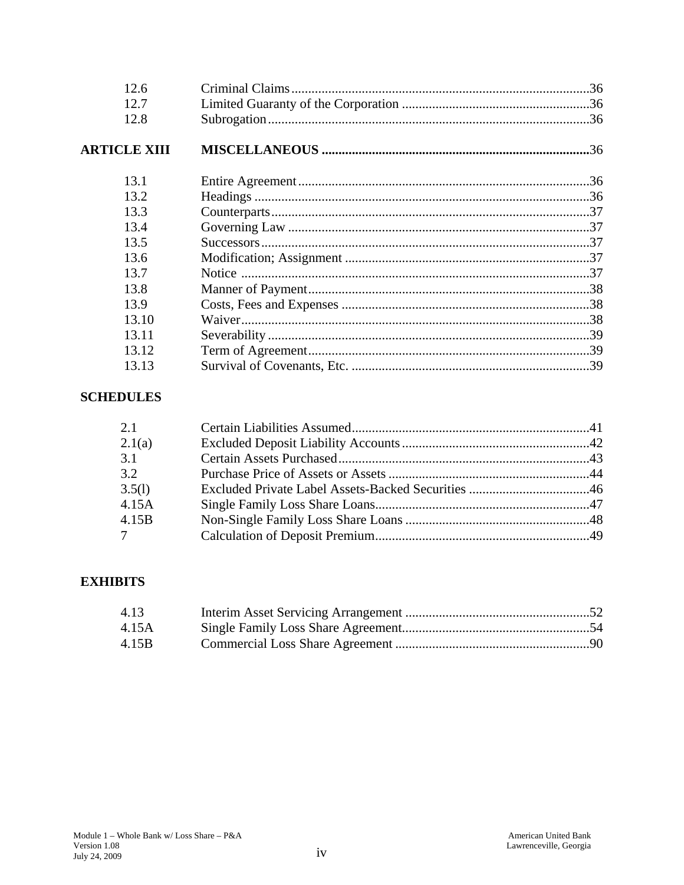| | | |
|---|---|---|
| 12.6 | Criminal Claims | 36 |
| 12.7 | Limited Guaranty of the Corporation | 36 |
| 12.8 | Subrogation | 36 |
| **ARTICLE XIII** | **MISCELLANEOUS** | **36** |
| 13.1 | Entire Agreement | 36 |
| 13.2 | Headings | 36 |
| 13.3 | Counterparts | 37 |
| 13.4 | Governing Law | 37 |
| 13.5 | Successors | 37 |
| 13.6 | Modification; Assignment | 37 |
| 13.7 | Notice | 37 |
| 13.8 | Manner of Payment | 38 |
| 13.9 | Costs, Fees and Expenses | 38 |
| 13.10 | Waiver | 38 |
| 13.11 | Severability | 39 |
| 13.12 | Term of Agreement | 39 |
| 13.13 | Survival of Covenants, Etc. | 39 |

**SCHEDULES**

| | | |
|---|---|---|
| 2.1 | Certain Liabilities Assumed | 41 |
| 2.1(a) | Excluded Deposit Liability Accounts | 42 |
| 3.1 | Certain Assets Purchased | 43 |
| 3.2 | Purchase Price of Assets or Assets | 44 |
| 3.5(l) | Excluded Private Label Assets-Backed Securities | 46 |
| 4.15A | Single Family Loss Share Loans | 47 |
| 4.15B | Non-Single Family Loss Share Loans | 48 |
| 7 | Calculation of Deposit Premium | 49 |

**EXHIBITS**

| | | |
|---|---|---|
| 4.13 | Interim Asset Servicing Arrangement | 52 |
| 4.15A | Single Family Loss Share Agreement | 54 |
| 4.15B | Commercial Loss Share Agreement | 90 |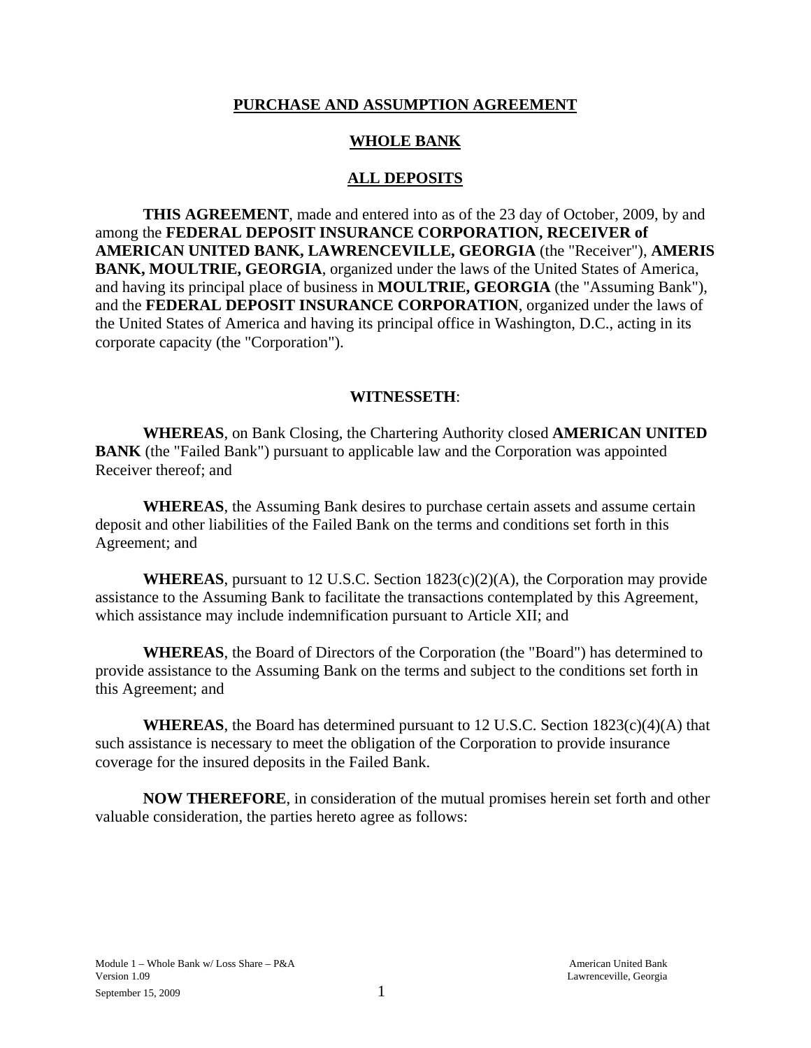# PURCHASE AND ASSUMPTION AGREEMENT

## WHOLE BANK

## ALL DEPOSITS

**THIS AGREEMENT**, made and entered into as of the 23 day of October, 2009, by and among the **FEDERAL DEPOSIT INSURANCE CORPORATION, RECEIVER of AMERICAN UNITED BANK, LAWRENCEVILLE, GEORGIA** (the "Receiver"), **AMERIS BANK, MOULTRIE, GEORGIA**, organized under the laws of the United States of America, and having its principal place of business in **MOULTRIE, GEORGIA** (the "Assuming Bank"), and the **FEDERAL DEPOSIT INSURANCE CORPORATION**, organized under the laws of the United States of America and having its principal office in Washington, D.C., acting in its corporate capacity (the "Corporation").

**WITNESSETH**:

**WHEREAS**, on Bank Closing, the Chartering Authority closed **AMERICAN UNITED BANK** (the "Failed Bank") pursuant to applicable law and the Corporation was appointed Receiver thereof; and

**WHEREAS**, the Assuming Bank desires to purchase certain assets and assume certain deposit and other liabilities of the Failed Bank on the terms and conditions set forth in this Agreement; and

**WHEREAS**, pursuant to 12 U.S.C. Section 1823(c)(2)(A), the Corporation may provide assistance to the Assuming Bank to facilitate the transactions contemplated by this Agreement, which assistance may include indemnification pursuant to Article XII; and

**WHEREAS**, the Board of Directors of the Corporation (the "Board") has determined to provide assistance to the Assuming Bank on the terms and subject to the conditions set forth in this Agreement; and

**WHEREAS**, the Board has determined pursuant to 12 U.S.C. Section 1823(c)(4)(A) that such assistance is necessary to meet the obligation of the Corporation to provide insurance coverage for the insured deposits in the Failed Bank.

**NOW THEREFORE**, in consideration of the mutual promises herein set forth and other valuable consideration, the parties hereto agree as follows: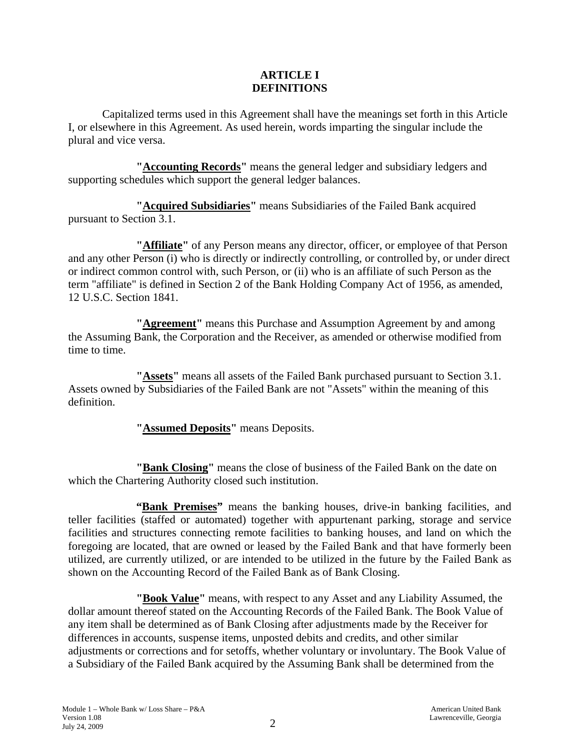# ARTICLE I
# DEFINITIONS

Capitalized terms used in this Agreement shall have the meanings set forth in this Article I, or elsewhere in this Agreement. As used herein, words imparting the singular include the plural and vice versa.

**"Accounting Records"** means the general ledger and subsidiary ledgers and supporting schedules which support the general ledger balances.

**"Acquired Subsidiaries"** means Subsidiaries of the Failed Bank acquired pursuant to Section 3.1.

**"Affiliate"** of any Person means any director, officer, or employee of that Person and any other Person (i) who is directly or indirectly controlling, or controlled by, or under direct or indirect common control with, such Person, or (ii) who is an affiliate of such Person as the term "affiliate" is defined in Section 2 of the Bank Holding Company Act of 1956, as amended, 12 U.S.C. Section 1841.

**"Agreement"** means this Purchase and Assumption Agreement by and among the Assuming Bank, the Corporation and the Receiver, as amended or otherwise modified from time to time.

**"Assets"** means all assets of the Failed Bank purchased pursuant to Section 3.1. Assets owned by Subsidiaries of the Failed Bank are not "Assets" within the meaning of this definition.

**"Assumed Deposits"** means Deposits.

**"Bank Closing"** means the close of business of the Failed Bank on the date on which the Chartering Authority closed such institution.

**"Bank Premises"** means the banking houses, drive-in banking facilities, and teller facilities (staffed or automated) together with appurtenant parking, storage and service facilities and structures connecting remote facilities to banking houses, and land on which the foregoing are located, that are owned or leased by the Failed Bank and that have formerly been utilized, are currently utilized, or are intended to be utilized in the future by the Failed Bank as shown on the Accounting Record of the Failed Bank as of Bank Closing.

**"Book Value"** means, with respect to any Asset and any Liability Assumed, the dollar amount thereof stated on the Accounting Records of the Failed Bank. The Book Value of any item shall be determined as of Bank Closing after adjustments made by the Receiver for differences in accounts, suspense items, unposted debits and credits, and other similar adjustments or corrections and for setoffs, whether voluntary or involuntary. The Book Value of a Subsidiary of the Failed Bank acquired by the Assuming Bank shall be determined from the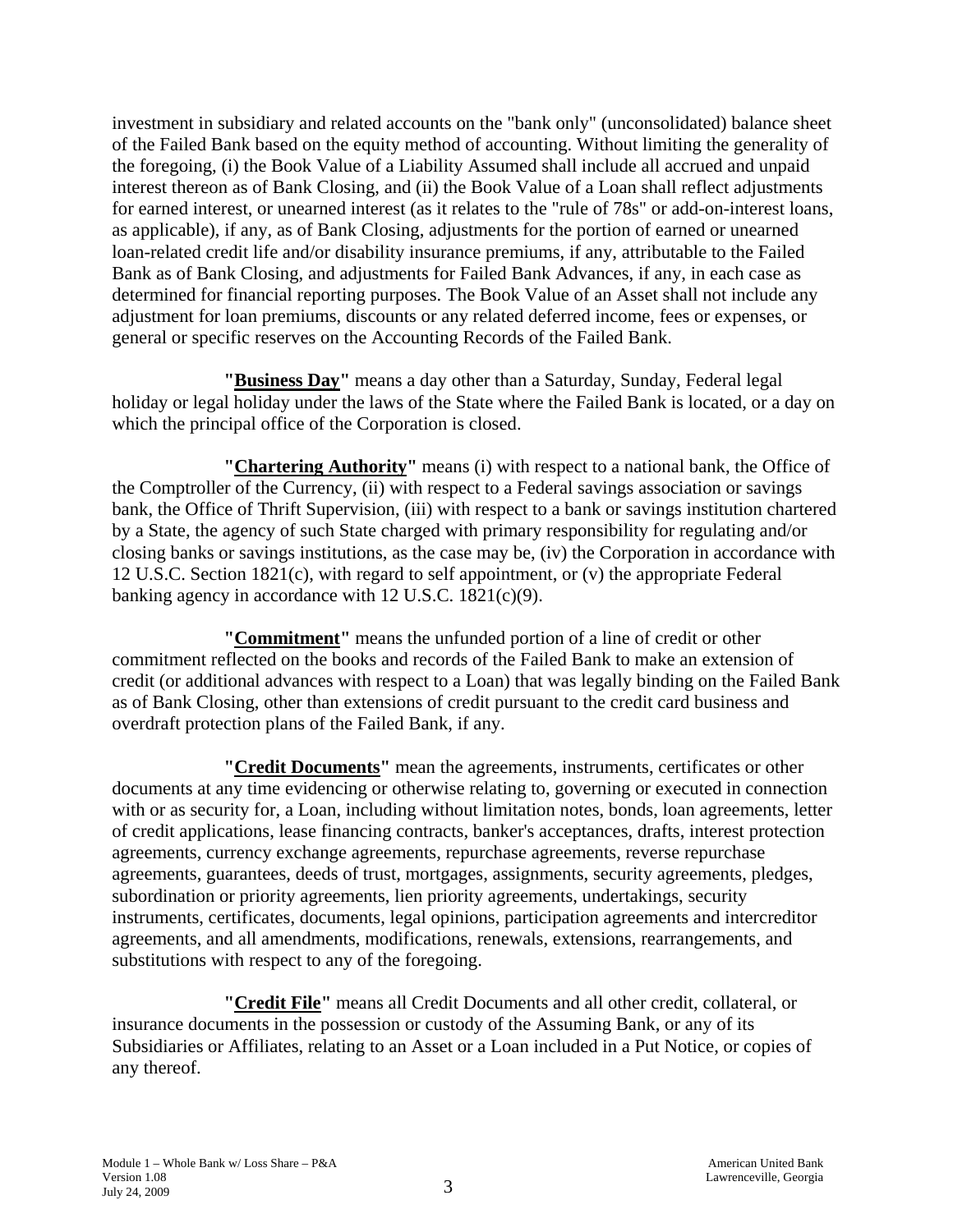investment in subsidiary and related accounts on the "bank only" (unconsolidated) balance sheet of the Failed Bank based on the equity method of accounting. Without limiting the generality of the foregoing, (i) the Book Value of a Liability Assumed shall include all accrued and unpaid interest thereon as of Bank Closing, and (ii) the Book Value of a Loan shall reflect adjustments for earned interest, or unearned interest (as it relates to the "rule of 78s" or add-on-interest loans, as applicable), if any, as of Bank Closing, adjustments for the portion of earned or unearned loan-related credit life and/or disability insurance premiums, if any, attributable to the Failed Bank as of Bank Closing, and adjustments for Failed Bank Advances, if any, in each case as determined for financial reporting purposes. The Book Value of an Asset shall not include any adjustment for loan premiums, discounts or any related deferred income, fees or expenses, or general or specific reserves on the Accounting Records of the Failed Bank.

**"Business Day"** means a day other than a Saturday, Sunday, Federal legal holiday or legal holiday under the laws of the State where the Failed Bank is located, or a day on which the principal office of the Corporation is closed.

**"Chartering Authority"** means (i) with respect to a national bank, the Office of the Comptroller of the Currency, (ii) with respect to a Federal savings association or savings bank, the Office of Thrift Supervision, (iii) with respect to a bank or savings institution chartered by a State, the agency of such State charged with primary responsibility for regulating and/or closing banks or savings institutions, as the case may be, (iv) the Corporation in accordance with 12 U.S.C. Section 1821(c), with regard to self appointment, or (v) the appropriate Federal banking agency in accordance with 12 U.S.C. 1821(c)(9).

**"Commitment"** means the unfunded portion of a line of credit or other commitment reflected on the books and records of the Failed Bank to make an extension of credit (or additional advances with respect to a Loan) that was legally binding on the Failed Bank as of Bank Closing, other than extensions of credit pursuant to the credit card business and overdraft protection plans of the Failed Bank, if any.

**"Credit Documents"** mean the agreements, instruments, certificates or other documents at any time evidencing or otherwise relating to, governing or executed in connection with or as security for, a Loan, including without limitation notes, bonds, loan agreements, letter of credit applications, lease financing contracts, banker's acceptances, drafts, interest protection agreements, currency exchange agreements, repurchase agreements, reverse repurchase agreements, guarantees, deeds of trust, mortgages, assignments, security agreements, pledges, subordination or priority agreements, lien priority agreements, undertakings, security instruments, certificates, documents, legal opinions, participation agreements and intercreditor agreements, and all amendments, modifications, renewals, extensions, rearrangements, and substitutions with respect to any of the foregoing.

**"Credit File"** means all Credit Documents and all other credit, collateral, or insurance documents in the possession or custody of the Assuming Bank, or any of its Subsidiaries or Affiliates, relating to an Asset or a Loan included in a Put Notice, or copies of any thereof.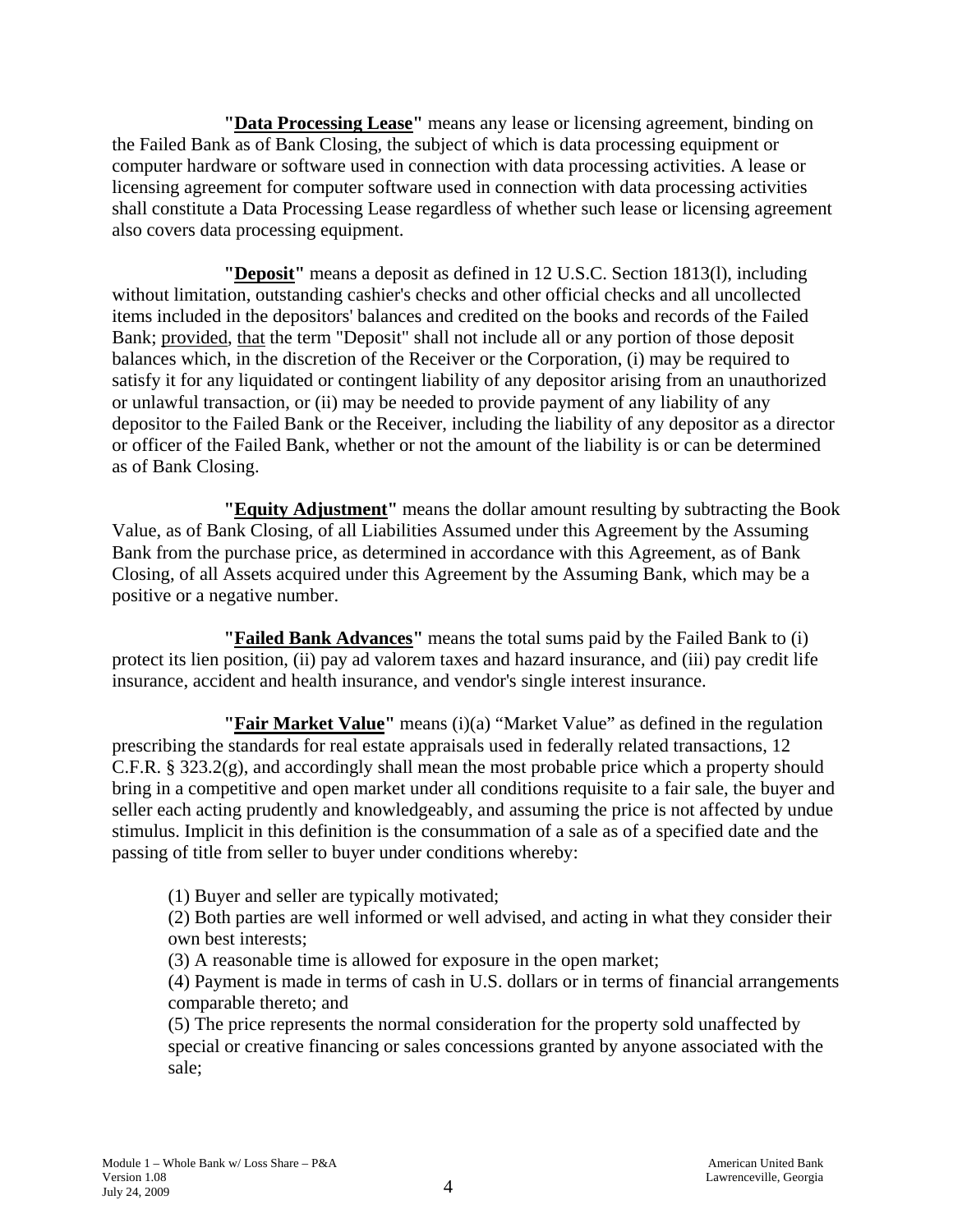**"Data Processing Lease"** means any lease or licensing agreement, binding on the Failed Bank as of Bank Closing, the subject of which is data processing equipment or computer hardware or software used in connection with data processing activities. A lease or licensing agreement for computer software used in connection with data processing activities shall constitute a Data Processing Lease regardless of whether such lease or licensing agreement also covers data processing equipment.

**"Deposit"** means a deposit as defined in 12 U.S.C. Section 1813(l), including without limitation, outstanding cashier's checks and other official checks and all uncollected items included in the depositors' balances and credited on the books and records of the Failed Bank; provided, that the term "Deposit" shall not include all or any portion of those deposit balances which, in the discretion of the Receiver or the Corporation, (i) may be required to satisfy it for any liquidated or contingent liability of any depositor arising from an unauthorized or unlawful transaction, or (ii) may be needed to provide payment of any liability of any depositor to the Failed Bank or the Receiver, including the liability of any depositor as a director or officer of the Failed Bank, whether or not the amount of the liability is or can be determined as of Bank Closing.

**"Equity Adjustment"** means the dollar amount resulting by subtracting the Book Value, as of Bank Closing, of all Liabilities Assumed under this Agreement by the Assuming Bank from the purchase price, as determined in accordance with this Agreement, as of Bank Closing, of all Assets acquired under this Agreement by the Assuming Bank, which may be a positive or a negative number.

**"Failed Bank Advances"** means the total sums paid by the Failed Bank to (i) protect its lien position, (ii) pay ad valorem taxes and hazard insurance, and (iii) pay credit life insurance, accident and health insurance, and vendor's single interest insurance.

**"Fair Market Value"** means (i)(a) "Market Value" as defined in the regulation prescribing the standards for real estate appraisals used in federally related transactions, 12 C.F.R. § 323.2(g), and accordingly shall mean the most probable price which a property should bring in a competitive and open market under all conditions requisite to a fair sale, the buyer and seller each acting prudently and knowledgeably, and assuming the price is not affected by undue stimulus. Implicit in this definition is the consummation of a sale as of a specified date and the passing of title from seller to buyer under conditions whereby:

(1) Buyer and seller are typically motivated;
(2) Both parties are well informed or well advised, and acting in what they consider their own best interests;
(3) A reasonable time is allowed for exposure in the open market;
(4) Payment is made in terms of cash in U.S. dollars or in terms of financial arrangements comparable thereto; and
(5) The price represents the normal consideration for the property sold unaffected by special or creative financing or sales concessions granted by anyone associated with the sale;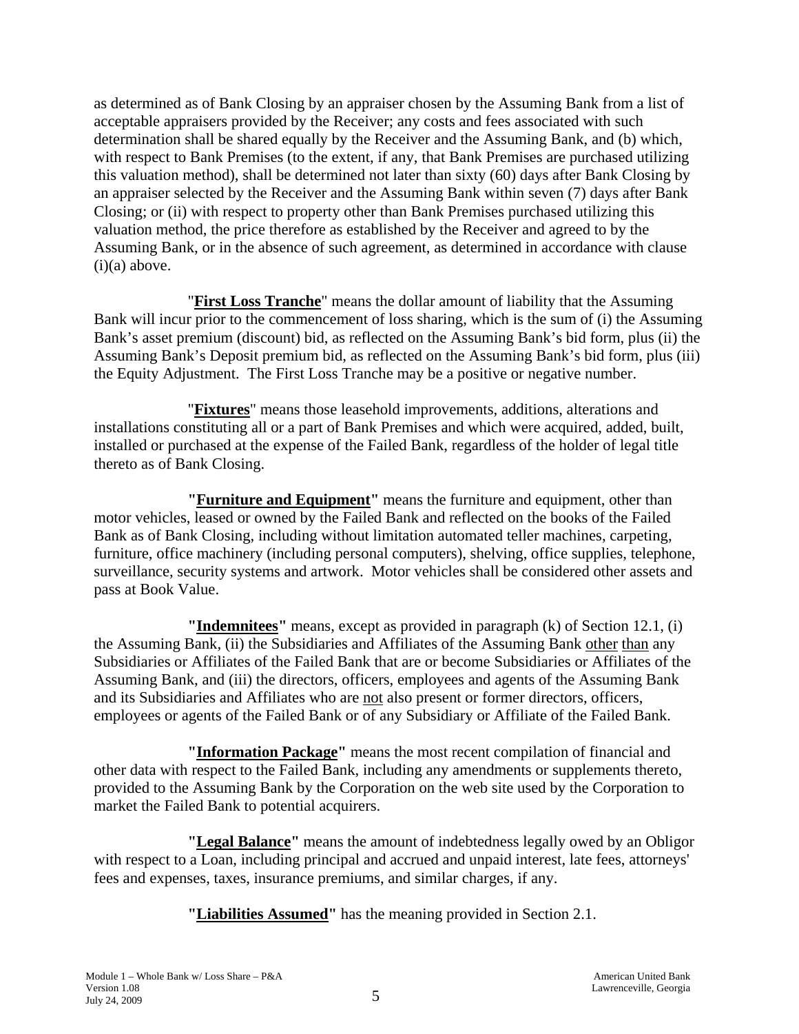as determined as of Bank Closing by an appraiser chosen by the Assuming Bank from a list of acceptable appraisers provided by the Receiver; any costs and fees associated with such determination shall be shared equally by the Receiver and the Assuming Bank, and (b) which, with respect to Bank Premises (to the extent, if any, that Bank Premises are purchased utilizing this valuation method), shall be determined not later than sixty (60) days after Bank Closing by an appraiser selected by the Receiver and the Assuming Bank within seven (7) days after Bank Closing; or (ii) with respect to property other than Bank Premises purchased utilizing this valuation method, the price therefore as established by the Receiver and agreed to by the Assuming Bank, or in the absence of such agreement, as determined in accordance with clause (i)(a) above.

"**First Loss Tranche**" means the dollar amount of liability that the Assuming Bank will incur prior to the commencement of loss sharing, which is the sum of (i) the Assuming Bank's asset premium (discount) bid, as reflected on the Assuming Bank's bid form, plus (ii) the Assuming Bank's Deposit premium bid, as reflected on the Assuming Bank's bid form, plus (iii) the Equity Adjustment. The First Loss Tranche may be a positive or negative number.

"**Fixtures**" means those leasehold improvements, additions, alterations and installations constituting all or a part of Bank Premises and which were acquired, added, built, installed or purchased at the expense of the Failed Bank, regardless of the holder of legal title thereto as of Bank Closing.

**"Furniture and Equipment"** means the furniture and equipment, other than motor vehicles, leased or owned by the Failed Bank and reflected on the books of the Failed Bank as of Bank Closing, including without limitation automated teller machines, carpeting, furniture, office machinery (including personal computers), shelving, office supplies, telephone, surveillance, security systems and artwork. Motor vehicles shall be considered other assets and pass at Book Value.

**"Indemnitees"** means, except as provided in paragraph (k) of Section 12.1, (i) the Assuming Bank, (ii) the Subsidiaries and Affiliates of the Assuming Bank other than any Subsidiaries or Affiliates of the Failed Bank that are or become Subsidiaries or Affiliates of the Assuming Bank, and (iii) the directors, officers, employees and agents of the Assuming Bank and its Subsidiaries and Affiliates who are not also present or former directors, officers, employees or agents of the Failed Bank or of any Subsidiary or Affiliate of the Failed Bank.

**"Information Package"** means the most recent compilation of financial and other data with respect to the Failed Bank, including any amendments or supplements thereto, provided to the Assuming Bank by the Corporation on the web site used by the Corporation to market the Failed Bank to potential acquirers.

**"Legal Balance"** means the amount of indebtedness legally owed by an Obligor with respect to a Loan, including principal and accrued and unpaid interest, late fees, attorneys' fees and expenses, taxes, insurance premiums, and similar charges, if any.

**"Liabilities Assumed"** has the meaning provided in Section 2.1.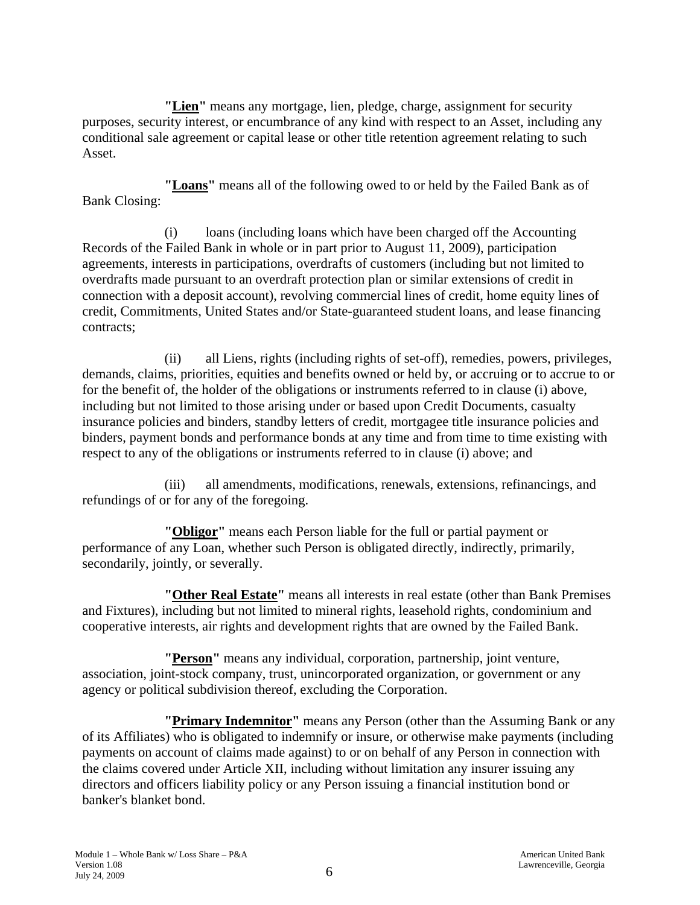**"Lien"** means any mortgage, lien, pledge, charge, assignment for security purposes, security interest, or encumbrance of any kind with respect to an Asset, including any conditional sale agreement or capital lease or other title retention agreement relating to such Asset.

**"Loans"** means all of the following owed to or held by the Failed Bank as of Bank Closing:

(i) loans (including loans which have been charged off the Accounting Records of the Failed Bank in whole or in part prior to August 11, 2009), participation agreements, interests in participations, overdrafts of customers (including but not limited to overdrafts made pursuant to an overdraft protection plan or similar extensions of credit in connection with a deposit account), revolving commercial lines of credit, home equity lines of credit, Commitments, United States and/or State-guaranteed student loans, and lease financing contracts;

(ii) all Liens, rights (including rights of set-off), remedies, powers, privileges, demands, claims, priorities, equities and benefits owned or held by, or accruing or to accrue to or for the benefit of, the holder of the obligations or instruments referred to in clause (i) above, including but not limited to those arising under or based upon Credit Documents, casualty insurance policies and binders, standby letters of credit, mortgagee title insurance policies and binders, payment bonds and performance bonds at any time and from time to time existing with respect to any of the obligations or instruments referred to in clause (i) above; and

(iii) all amendments, modifications, renewals, extensions, refinancings, and refundings of or for any of the foregoing.

**"Obligor"** means each Person liable for the full or partial payment or performance of any Loan, whether such Person is obligated directly, indirectly, primarily, secondarily, jointly, or severally.

**"Other Real Estate"** means all interests in real estate (other than Bank Premises and Fixtures), including but not limited to mineral rights, leasehold rights, condominium and cooperative interests, air rights and development rights that are owned by the Failed Bank.

**"Person"** means any individual, corporation, partnership, joint venture, association, joint-stock company, trust, unincorporated organization, or government or any agency or political subdivision thereof, excluding the Corporation.

**"Primary Indemnitor"** means any Person (other than the Assuming Bank or any of its Affiliates) who is obligated to indemnify or insure, or otherwise make payments (including payments on account of claims made against) to or on behalf of any Person in connection with the claims covered under Article XII, including without limitation any insurer issuing any directors and officers liability policy or any Person issuing a financial institution bond or banker's blanket bond.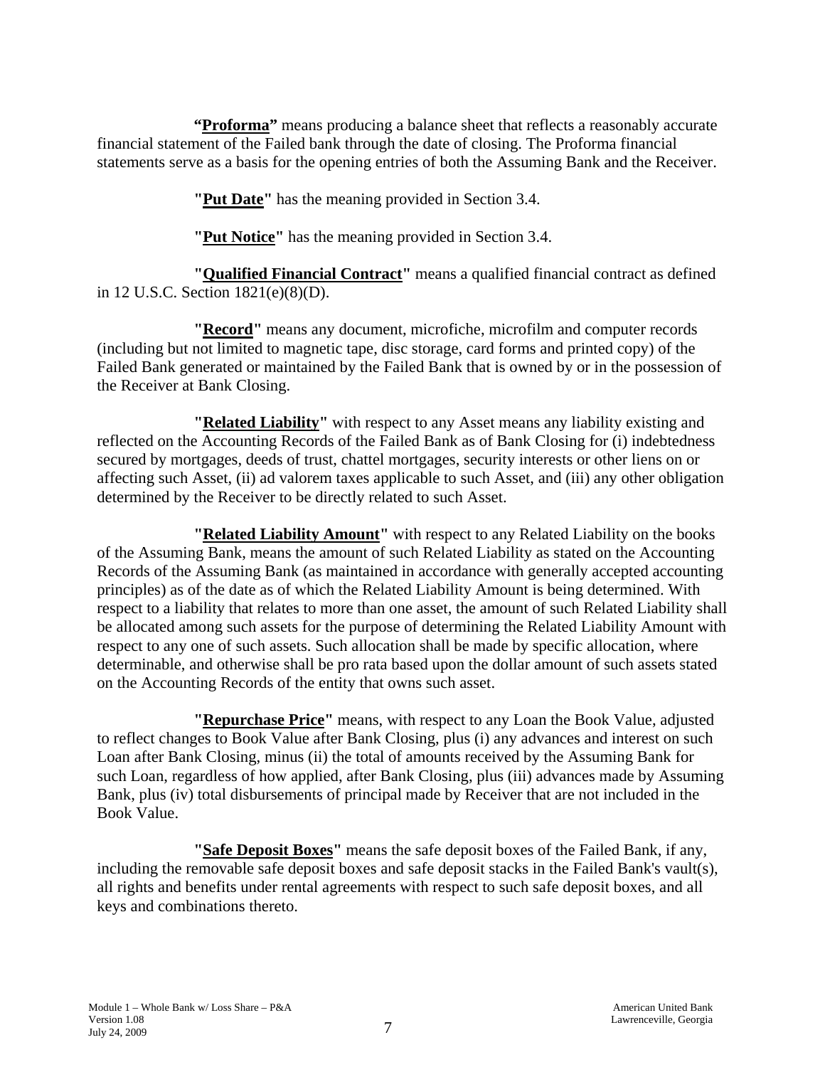**"<u>Proforma</u>"** means producing a balance sheet that reflects a reasonably accurate financial statement of the Failed bank through the date of closing. The Proforma financial statements serve as a basis for the opening entries of both the Assuming Bank and the Receiver.

**"<u>Put Date</u>"** has the meaning provided in Section 3.4.

**"<u>Put Notice</u>"** has the meaning provided in Section 3.4.

**"<u>Qualified Financial Contract</u>"** means a qualified financial contract as defined in 12 U.S.C. Section 1821(e)(8)(D).

**"<u>Record</u>"** means any document, microfiche, microfilm and computer records (including but not limited to magnetic tape, disc storage, card forms and printed copy) of the Failed Bank generated or maintained by the Failed Bank that is owned by or in the possession of the Receiver at Bank Closing.

**"<u>Related Liability</u>"** with respect to any Asset means any liability existing and reflected on the Accounting Records of the Failed Bank as of Bank Closing for (i) indebtedness secured by mortgages, deeds of trust, chattel mortgages, security interests or other liens on or affecting such Asset, (ii) ad valorem taxes applicable to such Asset, and (iii) any other obligation determined by the Receiver to be directly related to such Asset.

**"<u>Related Liability Amount</u>"** with respect to any Related Liability on the books of the Assuming Bank, means the amount of such Related Liability as stated on the Accounting Records of the Assuming Bank (as maintained in accordance with generally accepted accounting principles) as of the date as of which the Related Liability Amount is being determined. With respect to a liability that relates to more than one asset, the amount of such Related Liability shall be allocated among such assets for the purpose of determining the Related Liability Amount with respect to any one of such assets. Such allocation shall be made by specific allocation, where determinable, and otherwise shall be pro rata based upon the dollar amount of such assets stated on the Accounting Records of the entity that owns such asset.

**"<u>Repurchase Price</u>"** means, with respect to any Loan the Book Value, adjusted to reflect changes to Book Value after Bank Closing, plus (i) any advances and interest on such Loan after Bank Closing, minus (ii) the total of amounts received by the Assuming Bank for such Loan, regardless of how applied, after Bank Closing, plus (iii) advances made by Assuming Bank, plus (iv) total disbursements of principal made by Receiver that are not included in the Book Value.

**"<u>Safe Deposit Boxes</u>"** means the safe deposit boxes of the Failed Bank, if any, including the removable safe deposit boxes and safe deposit stacks in the Failed Bank's vault(s), all rights and benefits under rental agreements with respect to such safe deposit boxes, and all keys and combinations thereto.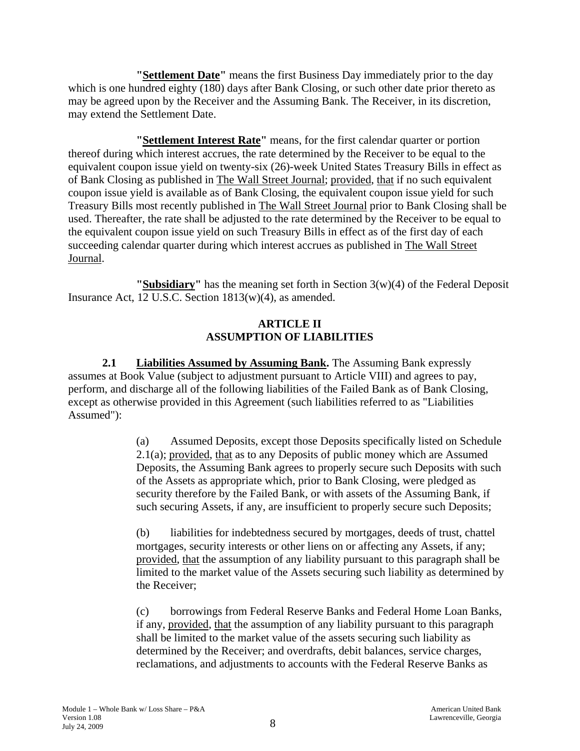**"Settlement Date"** means the first Business Day immediately prior to the day which is one hundred eighty (180) days after Bank Closing, or such other date prior thereto as may be agreed upon by the Receiver and the Assuming Bank. The Receiver, in its discretion, may extend the Settlement Date.

**"Settlement Interest Rate"** means, for the first calendar quarter or portion thereof during which interest accrues, the rate determined by the Receiver to be equal to the equivalent coupon issue yield on twenty-six (26)-week United States Treasury Bills in effect as of Bank Closing as published in The Wall Street Journal; provided, that if no such equivalent coupon issue yield is available as of Bank Closing, the equivalent coupon issue yield for such Treasury Bills most recently published in The Wall Street Journal prior to Bank Closing shall be used. Thereafter, the rate shall be adjusted to the rate determined by the Receiver to be equal to the equivalent coupon issue yield on such Treasury Bills in effect as of the first day of each succeeding calendar quarter during which interest accrues as published in The Wall Street Journal.

**"Subsidiary"** has the meaning set forth in Section 3(w)(4) of the Federal Deposit Insurance Act, 12 U.S.C. Section 1813(w)(4), as amended.

## ARTICLE II
## ASSUMPTION OF LIABILITIES

**2.1 Liabilities Assumed by Assuming Bank.** The Assuming Bank expressly assumes at Book Value (subject to adjustment pursuant to Article VIII) and agrees to pay, perform, and discharge all of the following liabilities of the Failed Bank as of Bank Closing, except as otherwise provided in this Agreement (such liabilities referred to as "Liabilities Assumed"):

(a) Assumed Deposits, except those Deposits specifically listed on Schedule 2.1(a); provided, that as to any Deposits of public money which are Assumed Deposits, the Assuming Bank agrees to properly secure such Deposits with such of the Assets as appropriate which, prior to Bank Closing, were pledged as security therefore by the Failed Bank, or with assets of the Assuming Bank, if such securing Assets, if any, are insufficient to properly secure such Deposits;

(b) liabilities for indebtedness secured by mortgages, deeds of trust, chattel mortgages, security interests or other liens on or affecting any Assets, if any; provided, that the assumption of any liability pursuant to this paragraph shall be limited to the market value of the Assets securing such liability as determined by the Receiver;

(c) borrowings from Federal Reserve Banks and Federal Home Loan Banks, if any, provided, that the assumption of any liability pursuant to this paragraph shall be limited to the market value of the assets securing such liability as determined by the Receiver; and overdrafts, debit balances, service charges, reclamations, and adjustments to accounts with the Federal Reserve Banks as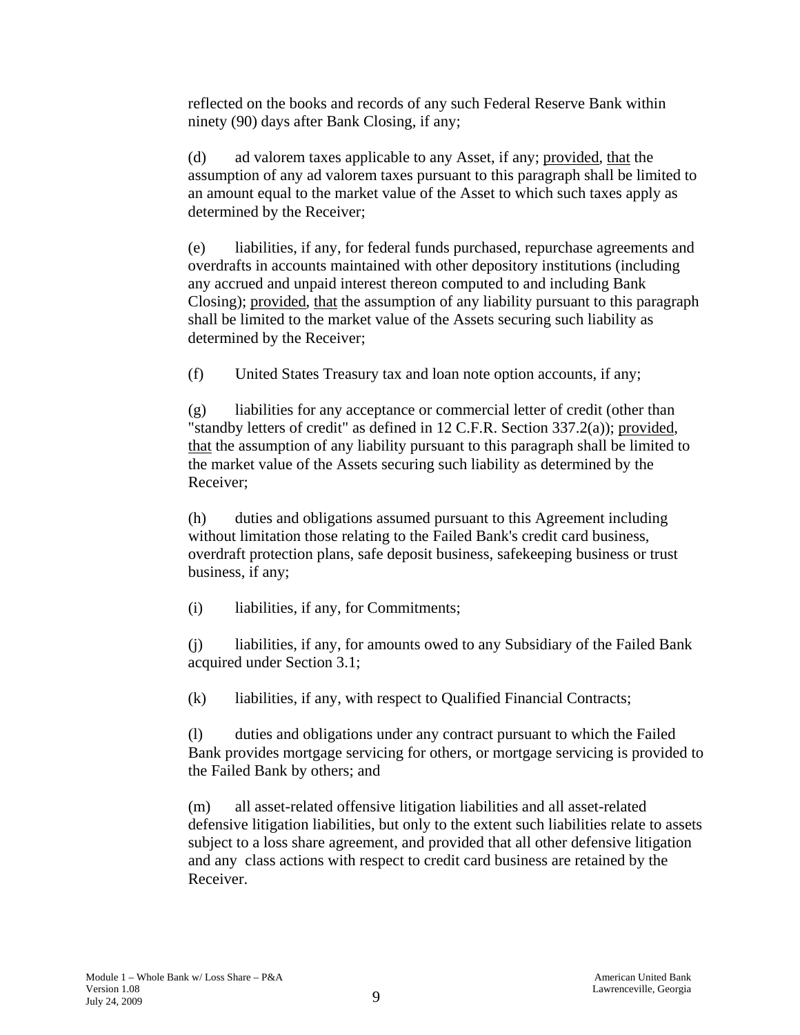reflected on the books and records of any such Federal Reserve Bank within ninety (90) days after Bank Closing, if any;

(d) ad valorem taxes applicable to any Asset, if any; provided, that the assumption of any ad valorem taxes pursuant to this paragraph shall be limited to an amount equal to the market value of the Asset to which such taxes apply as determined by the Receiver;

(e) liabilities, if any, for federal funds purchased, repurchase agreements and overdrafts in accounts maintained with other depository institutions (including any accrued and unpaid interest thereon computed to and including Bank Closing); provided, that the assumption of any liability pursuant to this paragraph shall be limited to the market value of the Assets securing such liability as determined by the Receiver;

(f) United States Treasury tax and loan note option accounts, if any;

(g) liabilities for any acceptance or commercial letter of credit (other than "standby letters of credit" as defined in 12 C.F.R. Section 337.2(a)); provided, that the assumption of any liability pursuant to this paragraph shall be limited to the market value of the Assets securing such liability as determined by the Receiver;

(h) duties and obligations assumed pursuant to this Agreement including without limitation those relating to the Failed Bank's credit card business, overdraft protection plans, safe deposit business, safekeeping business or trust business, if any;

(i) liabilities, if any, for Commitments;

(j) liabilities, if any, for amounts owed to any Subsidiary of the Failed Bank acquired under Section 3.1;

(k) liabilities, if any, with respect to Qualified Financial Contracts;

(l) duties and obligations under any contract pursuant to which the Failed Bank provides mortgage servicing for others, or mortgage servicing is provided to the Failed Bank by others; and

(m) all asset-related offensive litigation liabilities and all asset-related defensive litigation liabilities, but only to the extent such liabilities relate to assets subject to a loss share agreement, and provided that all other defensive litigation and any class actions with respect to credit card business are retained by the Receiver.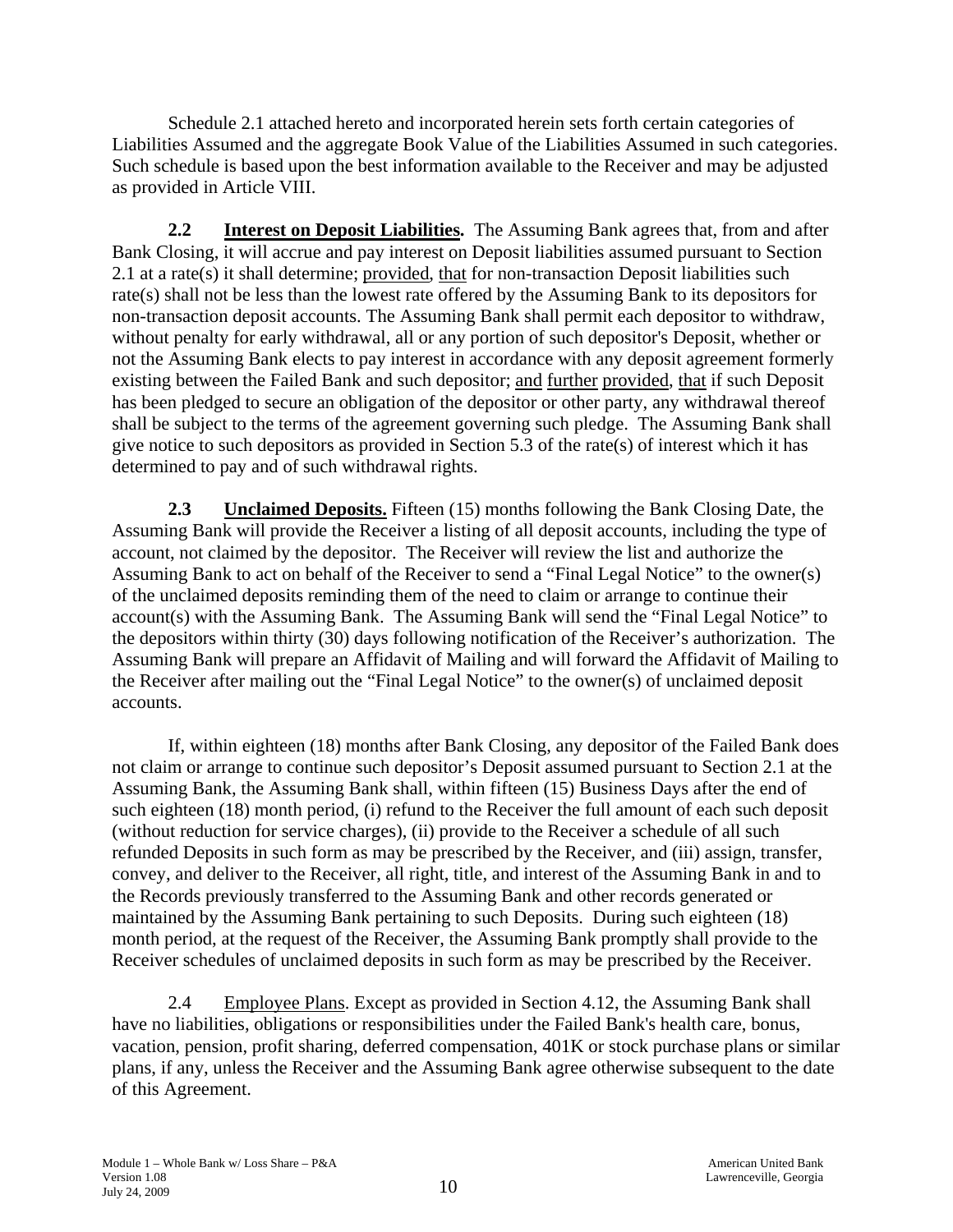Schedule 2.1 attached hereto and incorporated herein sets forth certain categories of Liabilities Assumed and the aggregate Book Value of the Liabilities Assumed in such categories. Such schedule is based upon the best information available to the Receiver and may be adjusted as provided in Article VIII.

**2.2 Interest on Deposit Liabilities.** The Assuming Bank agrees that, from and after Bank Closing, it will accrue and pay interest on Deposit liabilities assumed pursuant to Section 2.1 at a rate(s) it shall determine; provided, that for non-transaction Deposit liabilities such rate(s) shall not be less than the lowest rate offered by the Assuming Bank to its depositors for non-transaction deposit accounts. The Assuming Bank shall permit each depositor to withdraw, without penalty for early withdrawal, all or any portion of such depositor's Deposit, whether or not the Assuming Bank elects to pay interest in accordance with any deposit agreement formerly existing between the Failed Bank and such depositor; and further provided, that if such Deposit has been pledged to secure an obligation of the depositor or other party, any withdrawal thereof shall be subject to the terms of the agreement governing such pledge. The Assuming Bank shall give notice to such depositors as provided in Section 5.3 of the rate(s) of interest which it has determined to pay and of such withdrawal rights.

**2.3 Unclaimed Deposits.** Fifteen (15) months following the Bank Closing Date, the Assuming Bank will provide the Receiver a listing of all deposit accounts, including the type of account, not claimed by the depositor. The Receiver will review the list and authorize the Assuming Bank to act on behalf of the Receiver to send a "Final Legal Notice" to the owner(s) of the unclaimed deposits reminding them of the need to claim or arrange to continue their account(s) with the Assuming Bank. The Assuming Bank will send the "Final Legal Notice" to the depositors within thirty (30) days following notification of the Receiver's authorization. The Assuming Bank will prepare an Affidavit of Mailing and will forward the Affidavit of Mailing to the Receiver after mailing out the "Final Legal Notice" to the owner(s) of unclaimed deposit accounts.

If, within eighteen (18) months after Bank Closing, any depositor of the Failed Bank does not claim or arrange to continue such depositor's Deposit assumed pursuant to Section 2.1 at the Assuming Bank, the Assuming Bank shall, within fifteen (15) Business Days after the end of such eighteen (18) month period, (i) refund to the Receiver the full amount of each such deposit (without reduction for service charges), (ii) provide to the Receiver a schedule of all such refunded Deposits in such form as may be prescribed by the Receiver, and (iii) assign, transfer, convey, and deliver to the Receiver, all right, title, and interest of the Assuming Bank in and to the Records previously transferred to the Assuming Bank and other records generated or maintained by the Assuming Bank pertaining to such Deposits. During such eighteen (18) month period, at the request of the Receiver, the Assuming Bank promptly shall provide to the Receiver schedules of unclaimed deposits in such form as may be prescribed by the Receiver.

2.4 Employee Plans. Except as provided in Section 4.12, the Assuming Bank shall have no liabilities, obligations or responsibilities under the Failed Bank's health care, bonus, vacation, pension, profit sharing, deferred compensation, 401K or stock purchase plans or similar plans, if any, unless the Receiver and the Assuming Bank agree otherwise subsequent to the date of this Agreement.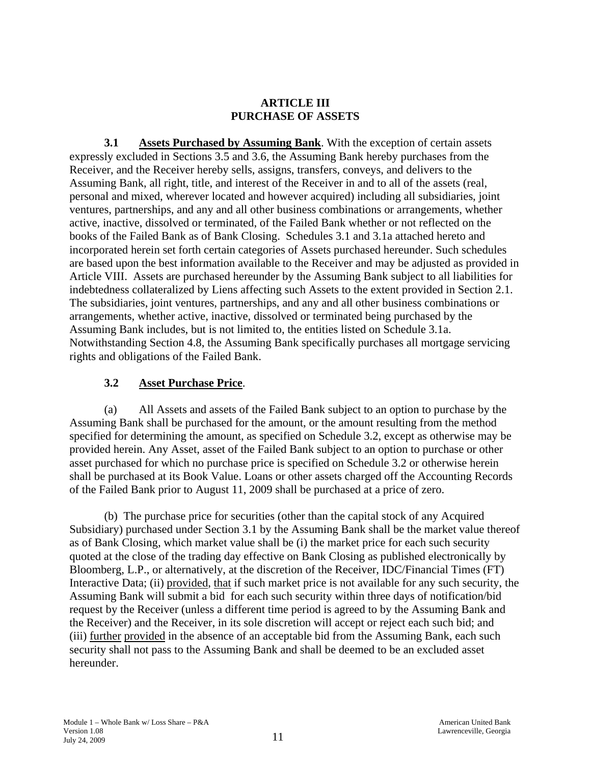# ARTICLE III
# PURCHASE OF ASSETS

**3.1 Assets Purchased by Assuming Bank**. With the exception of certain assets expressly excluded in Sections 3.5 and 3.6, the Assuming Bank hereby purchases from the Receiver, and the Receiver hereby sells, assigns, transfers, conveys, and delivers to the Assuming Bank, all right, title, and interest of the Receiver in and to all of the assets (real, personal and mixed, wherever located and however acquired) including all subsidiaries, joint ventures, partnerships, and any and all other business combinations or arrangements, whether active, inactive, dissolved or terminated, of the Failed Bank whether or not reflected on the books of the Failed Bank as of Bank Closing. Schedules 3.1 and 3.1a attached hereto and incorporated herein set forth certain categories of Assets purchased hereunder. Such schedules are based upon the best information available to the Receiver and may be adjusted as provided in Article VIII. Assets are purchased hereunder by the Assuming Bank subject to all liabilities for indebtedness collateralized by Liens affecting such Assets to the extent provided in Section 2.1. The subsidiaries, joint ventures, partnerships, and any and all other business combinations or arrangements, whether active, inactive, dissolved or terminated being purchased by the Assuming Bank includes, but is not limited to, the entities listed on Schedule 3.1a. Notwithstanding Section 4.8, the Assuming Bank specifically purchases all mortgage servicing rights and obligations of the Failed Bank.

**3.2 Asset Purchase Price**.

(a) All Assets and assets of the Failed Bank subject to an option to purchase by the Assuming Bank shall be purchased for the amount, or the amount resulting from the method specified for determining the amount, as specified on Schedule 3.2, except as otherwise may be provided herein. Any Asset, asset of the Failed Bank subject to an option to purchase or other asset purchased for which no purchase price is specified on Schedule 3.2 or otherwise herein shall be purchased at its Book Value. Loans or other assets charged off the Accounting Records of the Failed Bank prior to August 11, 2009 shall be purchased at a price of zero.

(b) The purchase price for securities (other than the capital stock of any Acquired Subsidiary) purchased under Section 3.1 by the Assuming Bank shall be the market value thereof as of Bank Closing, which market value shall be (i) the market price for each such security quoted at the close of the trading day effective on Bank Closing as published electronically by Bloomberg, L.P., or alternatively, at the discretion of the Receiver, IDC/Financial Times (FT) Interactive Data; (ii) provided, that if such market price is not available for any such security, the Assuming Bank will submit a bid for each such security within three days of notification/bid request by the Receiver (unless a different time period is agreed to by the Assuming Bank and the Receiver) and the Receiver, in its sole discretion will accept or reject each such bid; and (iii) further provided in the absence of an acceptable bid from the Assuming Bank, each such security shall not pass to the Assuming Bank and shall be deemed to be an excluded asset hereunder.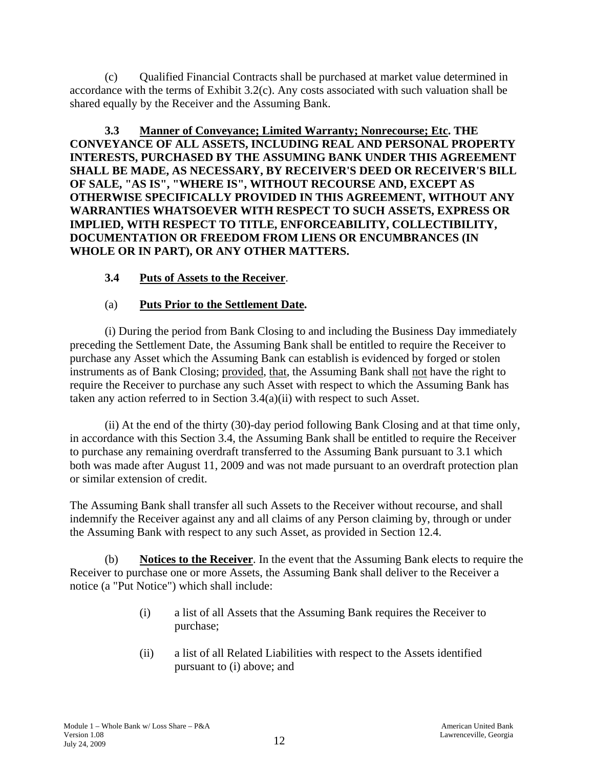(c) Qualified Financial Contracts shall be purchased at market value determined in accordance with the terms of Exhibit 3.2(c). Any costs associated with such valuation shall be shared equally by the Receiver and the Assuming Bank.

**3.3 Manner of Conveyance; Limited Warranty; Nonrecourse; Etc. THE CONVEYANCE OF ALL ASSETS, INCLUDING REAL AND PERSONAL PROPERTY INTERESTS, PURCHASED BY THE ASSUMING BANK UNDER THIS AGREEMENT SHALL BE MADE, AS NECESSARY, BY RECEIVER'S DEED OR RECEIVER'S BILL OF SALE, "AS IS", "WHERE IS", WITHOUT RECOURSE AND, EXCEPT AS OTHERWISE SPECIFICALLY PROVIDED IN THIS AGREEMENT, WITHOUT ANY WARRANTIES WHATSOEVER WITH RESPECT TO SUCH ASSETS, EXPRESS OR IMPLIED, WITH RESPECT TO TITLE, ENFORCEABILITY, COLLECTIBILITY, DOCUMENTATION OR FREEDOM FROM LIENS OR ENCUMBRANCES (IN WHOLE OR IN PART), OR ANY OTHER MATTERS.**

**3.4 Puts of Assets to the Receiver**.

(a) **Puts Prior to the Settlement Date.**

(i) During the period from Bank Closing to and including the Business Day immediately preceding the Settlement Date, the Assuming Bank shall be entitled to require the Receiver to purchase any Asset which the Assuming Bank can establish is evidenced by forged or stolen instruments as of Bank Closing; provided, that, the Assuming Bank shall not have the right to require the Receiver to purchase any such Asset with respect to which the Assuming Bank has taken any action referred to in Section 3.4(a)(ii) with respect to such Asset.

(ii) At the end of the thirty (30)-day period following Bank Closing and at that time only, in accordance with this Section 3.4, the Assuming Bank shall be entitled to require the Receiver to purchase any remaining overdraft transferred to the Assuming Bank pursuant to 3.1 which both was made after August 11, 2009 and was not made pursuant to an overdraft protection plan or similar extension of credit.

The Assuming Bank shall transfer all such Assets to the Receiver without recourse, and shall indemnify the Receiver against any and all claims of any Person claiming by, through or under the Assuming Bank with respect to any such Asset, as provided in Section 12.4.

(b) **Notices to the Receiver**. In the event that the Assuming Bank elects to require the Receiver to purchase one or more Assets, the Assuming Bank shall deliver to the Receiver a notice (a "Put Notice") which shall include:

(i) a list of all Assets that the Assuming Bank requires the Receiver to purchase;

(ii) a list of all Related Liabilities with respect to the Assets identified pursuant to (i) above; and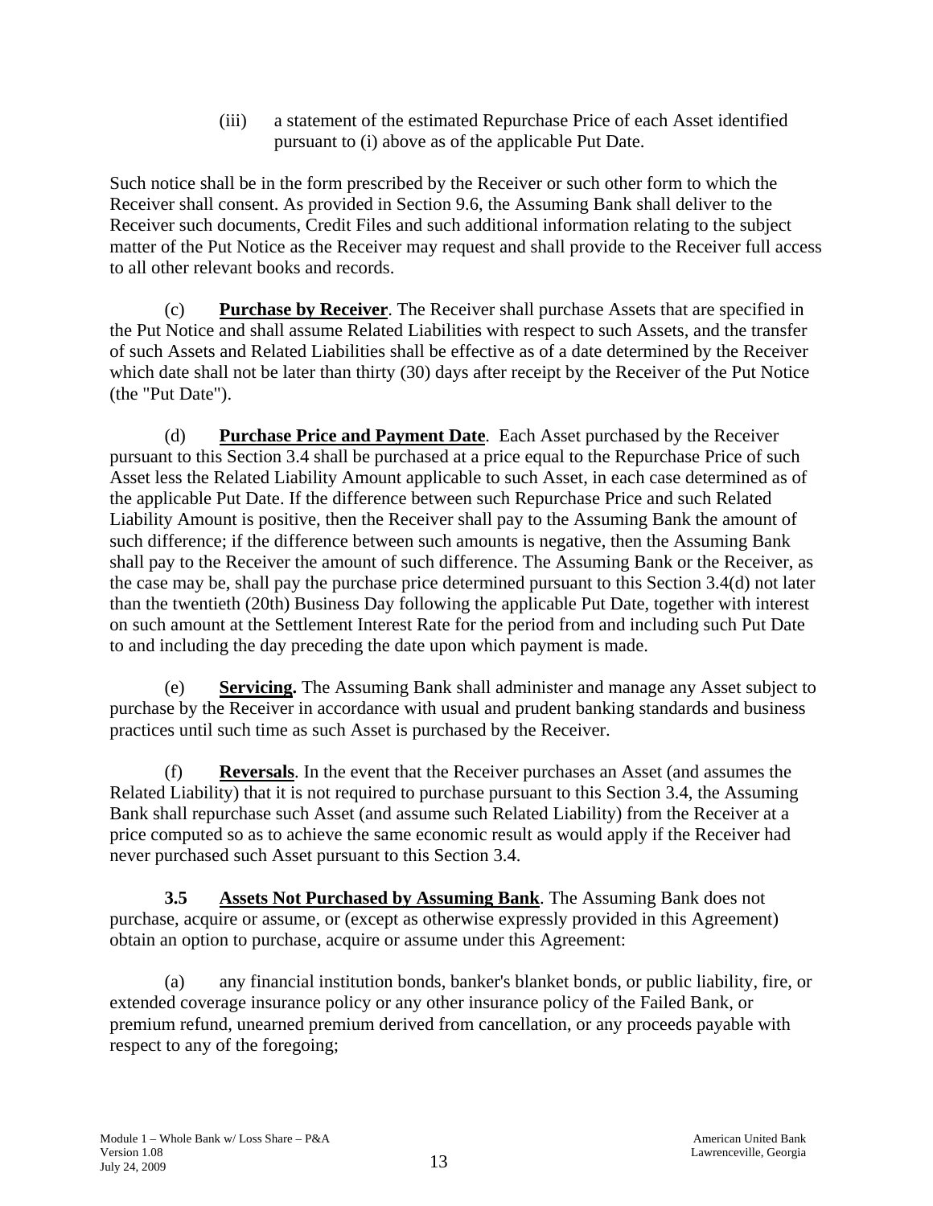(iii) a statement of the estimated Repurchase Price of each Asset identified pursuant to (i) above as of the applicable Put Date.

Such notice shall be in the form prescribed by the Receiver or such other form to which the Receiver shall consent. As provided in Section 9.6, the Assuming Bank shall deliver to the Receiver such documents, Credit Files and such additional information relating to the subject matter of the Put Notice as the Receiver may request and shall provide to the Receiver full access to all other relevant books and records.

(c) **Purchase by Receiver**. The Receiver shall purchase Assets that are specified in the Put Notice and shall assume Related Liabilities with respect to such Assets, and the transfer of such Assets and Related Liabilities shall be effective as of a date determined by the Receiver which date shall not be later than thirty (30) days after receipt by the Receiver of the Put Notice (the "Put Date").

(d) **Purchase Price and Payment Date**. Each Asset purchased by the Receiver pursuant to this Section 3.4 shall be purchased at a price equal to the Repurchase Price of such Asset less the Related Liability Amount applicable to such Asset, in each case determined as of the applicable Put Date. If the difference between such Repurchase Price and such Related Liability Amount is positive, then the Receiver shall pay to the Assuming Bank the amount of such difference; if the difference between such amounts is negative, then the Assuming Bank shall pay to the Receiver the amount of such difference. The Assuming Bank or the Receiver, as the case may be, shall pay the purchase price determined pursuant to this Section 3.4(d) not later than the twentieth (20th) Business Day following the applicable Put Date, together with interest on such amount at the Settlement Interest Rate for the period from and including such Put Date to and including the day preceding the date upon which payment is made.

(e) **Servicing.** The Assuming Bank shall administer and manage any Asset subject to purchase by the Receiver in accordance with usual and prudent banking standards and business practices until such time as such Asset is purchased by the Receiver.

(f) **Reversals**. In the event that the Receiver purchases an Asset (and assumes the Related Liability) that it is not required to purchase pursuant to this Section 3.4, the Assuming Bank shall repurchase such Asset (and assume such Related Liability) from the Receiver at a price computed so as to achieve the same economic result as would apply if the Receiver had never purchased such Asset pursuant to this Section 3.4.

**3.5 Assets Not Purchased by Assuming Bank**. The Assuming Bank does not purchase, acquire or assume, or (except as otherwise expressly provided in this Agreement) obtain an option to purchase, acquire or assume under this Agreement:

(a) any financial institution bonds, banker's blanket bonds, or public liability, fire, or extended coverage insurance policy or any other insurance policy of the Failed Bank, or premium refund, unearned premium derived from cancellation, or any proceeds payable with respect to any of the foregoing;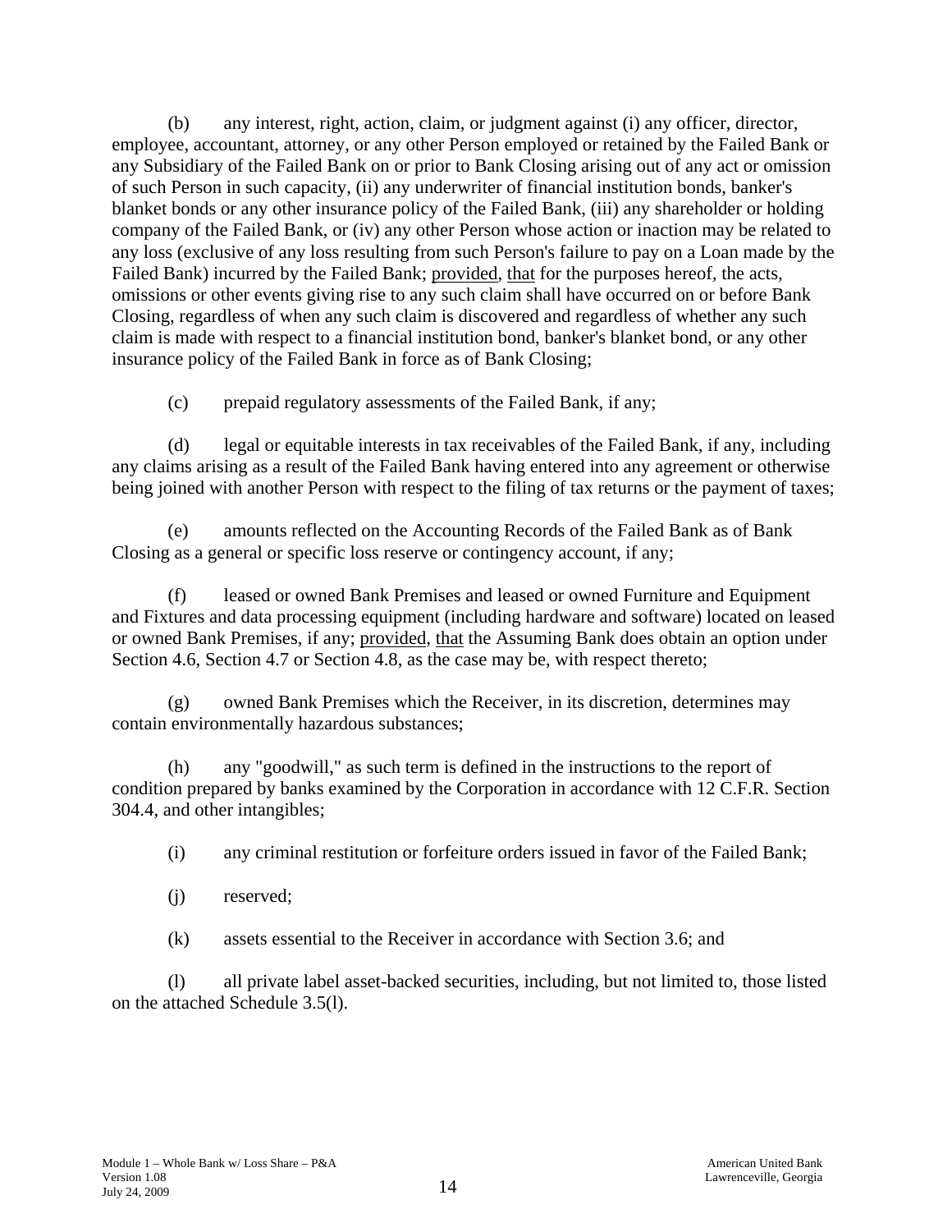(b) any interest, right, action, claim, or judgment against (i) any officer, director, employee, accountant, attorney, or any other Person employed or retained by the Failed Bank or any Subsidiary of the Failed Bank on or prior to Bank Closing arising out of any act or omission of such Person in such capacity, (ii) any underwriter of financial institution bonds, banker's blanket bonds or any other insurance policy of the Failed Bank, (iii) any shareholder or holding company of the Failed Bank, or (iv) any other Person whose action or inaction may be related to any loss (exclusive of any loss resulting from such Person's failure to pay on a Loan made by the Failed Bank) incurred by the Failed Bank; provided, that for the purposes hereof, the acts, omissions or other events giving rise to any such claim shall have occurred on or before Bank Closing, regardless of when any such claim is discovered and regardless of whether any such claim is made with respect to a financial institution bond, banker's blanket bond, or any other insurance policy of the Failed Bank in force as of Bank Closing;

(c) prepaid regulatory assessments of the Failed Bank, if any;

(d) legal or equitable interests in tax receivables of the Failed Bank, if any, including any claims arising as a result of the Failed Bank having entered into any agreement or otherwise being joined with another Person with respect to the filing of tax returns or the payment of taxes;

(e) amounts reflected on the Accounting Records of the Failed Bank as of Bank Closing as a general or specific loss reserve or contingency account, if any;

(f) leased or owned Bank Premises and leased or owned Furniture and Equipment and Fixtures and data processing equipment (including hardware and software) located on leased or owned Bank Premises, if any; provided, that the Assuming Bank does obtain an option under Section 4.6, Section 4.7 or Section 4.8, as the case may be, with respect thereto;

(g) owned Bank Premises which the Receiver, in its discretion, determines may contain environmentally hazardous substances;

(h) any "goodwill," as such term is defined in the instructions to the report of condition prepared by banks examined by the Corporation in accordance with 12 C.F.R. Section 304.4, and other intangibles;

(i) any criminal restitution or forfeiture orders issued in favor of the Failed Bank;

(j) reserved;

(k) assets essential to the Receiver in accordance with Section 3.6; and

(l) all private label asset-backed securities, including, but not limited to, those listed on the attached Schedule 3.5(l).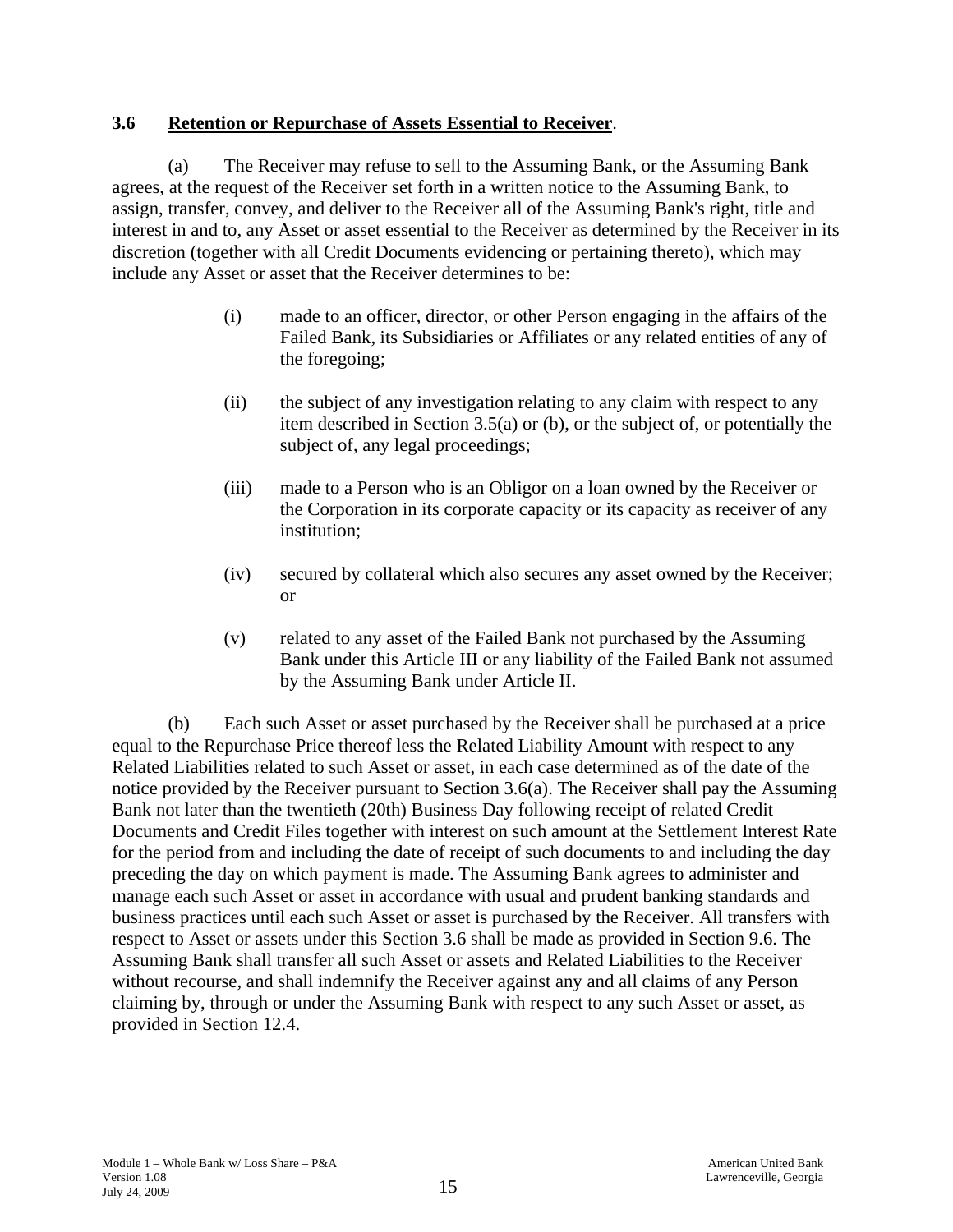**3.6 Retention or Repurchase of Assets Essential to Receiver**.

(a) The Receiver may refuse to sell to the Assuming Bank, or the Assuming Bank agrees, at the request of the Receiver set forth in a written notice to the Assuming Bank, to assign, transfer, convey, and deliver to the Receiver all of the Assuming Bank's right, title and interest in and to, any Asset or asset essential to the Receiver as determined by the Receiver in its discretion (together with all Credit Documents evidencing or pertaining thereto), which may include any Asset or asset that the Receiver determines to be:

(i) made to an officer, director, or other Person engaging in the affairs of the Failed Bank, its Subsidiaries or Affiliates or any related entities of any of the foregoing;

(ii) the subject of any investigation relating to any claim with respect to any item described in Section 3.5(a) or (b), or the subject of, or potentially the subject of, any legal proceedings;

(iii) made to a Person who is an Obligor on a loan owned by the Receiver or the Corporation in its corporate capacity or its capacity as receiver of any institution;

(iv) secured by collateral which also secures any asset owned by the Receiver; or

(v) related to any asset of the Failed Bank not purchased by the Assuming Bank under this Article III or any liability of the Failed Bank not assumed by the Assuming Bank under Article II.

(b) Each such Asset or asset purchased by the Receiver shall be purchased at a price equal to the Repurchase Price thereof less the Related Liability Amount with respect to any Related Liabilities related to such Asset or asset, in each case determined as of the date of the notice provided by the Receiver pursuant to Section 3.6(a). The Receiver shall pay the Assuming Bank not later than the twentieth (20th) Business Day following receipt of related Credit Documents and Credit Files together with interest on such amount at the Settlement Interest Rate for the period from and including the date of receipt of such documents to and including the day preceding the day on which payment is made. The Assuming Bank agrees to administer and manage each such Asset or asset in accordance with usual and prudent banking standards and business practices until each such Asset or asset is purchased by the Receiver. All transfers with respect to Asset or assets under this Section 3.6 shall be made as provided in Section 9.6. The Assuming Bank shall transfer all such Asset or assets and Related Liabilities to the Receiver without recourse, and shall indemnify the Receiver against any and all claims of any Person claiming by, through or under the Assuming Bank with respect to any such Asset or asset, as provided in Section 12.4.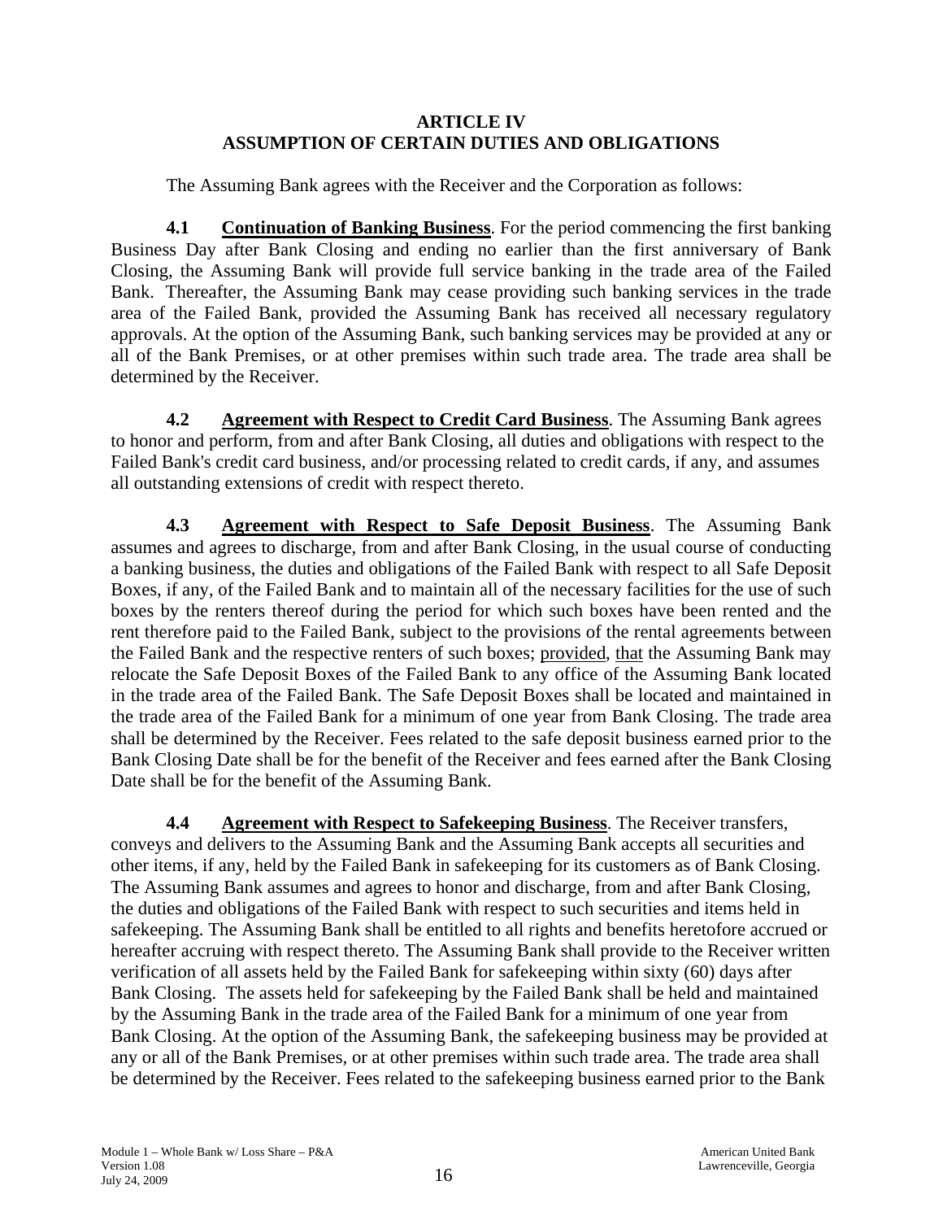## ARTICLE IV
## ASSUMPTION OF CERTAIN DUTIES AND OBLIGATIONS

The Assuming Bank agrees with the Receiver and the Corporation as follows:

**4.1 Continuation of Banking Business**. For the period commencing the first banking Business Day after Bank Closing and ending no earlier than the first anniversary of Bank Closing, the Assuming Bank will provide full service banking in the trade area of the Failed Bank. Thereafter, the Assuming Bank may cease providing such banking services in the trade area of the Failed Bank, provided the Assuming Bank has received all necessary regulatory approvals. At the option of the Assuming Bank, such banking services may be provided at any or all of the Bank Premises, or at other premises within such trade area. The trade area shall be determined by the Receiver.

**4.2 Agreement with Respect to Credit Card Business**. The Assuming Bank agrees to honor and perform, from and after Bank Closing, all duties and obligations with respect to the Failed Bank's credit card business, and/or processing related to credit cards, if any, and assumes all outstanding extensions of credit with respect thereto.

**4.3 Agreement with Respect to Safe Deposit Business**. The Assuming Bank assumes and agrees to discharge, from and after Bank Closing, in the usual course of conducting a banking business, the duties and obligations of the Failed Bank with respect to all Safe Deposit Boxes, if any, of the Failed Bank and to maintain all of the necessary facilities for the use of such boxes by the renters thereof during the period for which such boxes have been rented and the rent therefore paid to the Failed Bank, subject to the provisions of the rental agreements between the Failed Bank and the respective renters of such boxes; provided, that the Assuming Bank may relocate the Safe Deposit Boxes of the Failed Bank to any office of the Assuming Bank located in the trade area of the Failed Bank. The Safe Deposit Boxes shall be located and maintained in the trade area of the Failed Bank for a minimum of one year from Bank Closing. The trade area shall be determined by the Receiver. Fees related to the safe deposit business earned prior to the Bank Closing Date shall be for the benefit of the Receiver and fees earned after the Bank Closing Date shall be for the benefit of the Assuming Bank.

**4.4 Agreement with Respect to Safekeeping Business**. The Receiver transfers, conveys and delivers to the Assuming Bank and the Assuming Bank accepts all securities and other items, if any, held by the Failed Bank in safekeeping for its customers as of Bank Closing. The Assuming Bank assumes and agrees to honor and discharge, from and after Bank Closing, the duties and obligations of the Failed Bank with respect to such securities and items held in safekeeping. The Assuming Bank shall be entitled to all rights and benefits heretofore accrued or hereafter accruing with respect thereto. The Assuming Bank shall provide to the Receiver written verification of all assets held by the Failed Bank for safekeeping within sixty (60) days after Bank Closing. The assets held for safekeeping by the Failed Bank shall be held and maintained by the Assuming Bank in the trade area of the Failed Bank for a minimum of one year from Bank Closing. At the option of the Assuming Bank, the safekeeping business may be provided at any or all of the Bank Premises, or at other premises within such trade area. The trade area shall be determined by the Receiver. Fees related to the safekeeping business earned prior to the Bank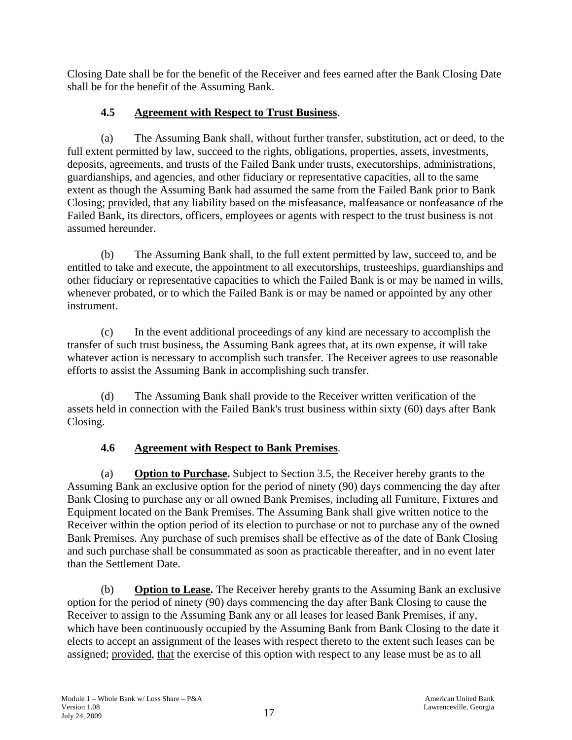Closing Date shall be for the benefit of the Receiver and fees earned after the Bank Closing Date shall be for the benefit of the Assuming Bank.

### 4.5 Agreement with Respect to Trust Business.

(a) The Assuming Bank shall, without further transfer, substitution, act or deed, to the full extent permitted by law, succeed to the rights, obligations, properties, assets, investments, deposits, agreements, and trusts of the Failed Bank under trusts, executorships, administrations, guardianships, and agencies, and other fiduciary or representative capacities, all to the same extent as though the Assuming Bank had assumed the same from the Failed Bank prior to Bank Closing; provided, that any liability based on the misfeasance, malfeasance or nonfeasance of the Failed Bank, its directors, officers, employees or agents with respect to the trust business is not assumed hereunder.

(b) The Assuming Bank shall, to the full extent permitted by law, succeed to, and be entitled to take and execute, the appointment to all executorships, trusteeships, guardianships and other fiduciary or representative capacities to which the Failed Bank is or may be named in wills, whenever probated, or to which the Failed Bank is or may be named or appointed by any other instrument.

(c) In the event additional proceedings of any kind are necessary to accomplish the transfer of such trust business, the Assuming Bank agrees that, at its own expense, it will take whatever action is necessary to accomplish such transfer. The Receiver agrees to use reasonable efforts to assist the Assuming Bank in accomplishing such transfer.

(d) The Assuming Bank shall provide to the Receiver written verification of the assets held in connection with the Failed Bank's trust business within sixty (60) days after Bank Closing.

### 4.6 Agreement with Respect to Bank Premises.

(a) **Option to Purchase.** Subject to Section 3.5, the Receiver hereby grants to the Assuming Bank an exclusive option for the period of ninety (90) days commencing the day after Bank Closing to purchase any or all owned Bank Premises, including all Furniture, Fixtures and Equipment located on the Bank Premises. The Assuming Bank shall give written notice to the Receiver within the option period of its election to purchase or not to purchase any of the owned Bank Premises. Any purchase of such premises shall be effective as of the date of Bank Closing and such purchase shall be consummated as soon as practicable thereafter, and in no event later than the Settlement Date.

(b) **Option to Lease.** The Receiver hereby grants to the Assuming Bank an exclusive option for the period of ninety (90) days commencing the day after Bank Closing to cause the Receiver to assign to the Assuming Bank any or all leases for leased Bank Premises, if any, which have been continuously occupied by the Assuming Bank from Bank Closing to the date it elects to accept an assignment of the leases with respect thereto to the extent such leases can be assigned; provided, that the exercise of this option with respect to any lease must be as to all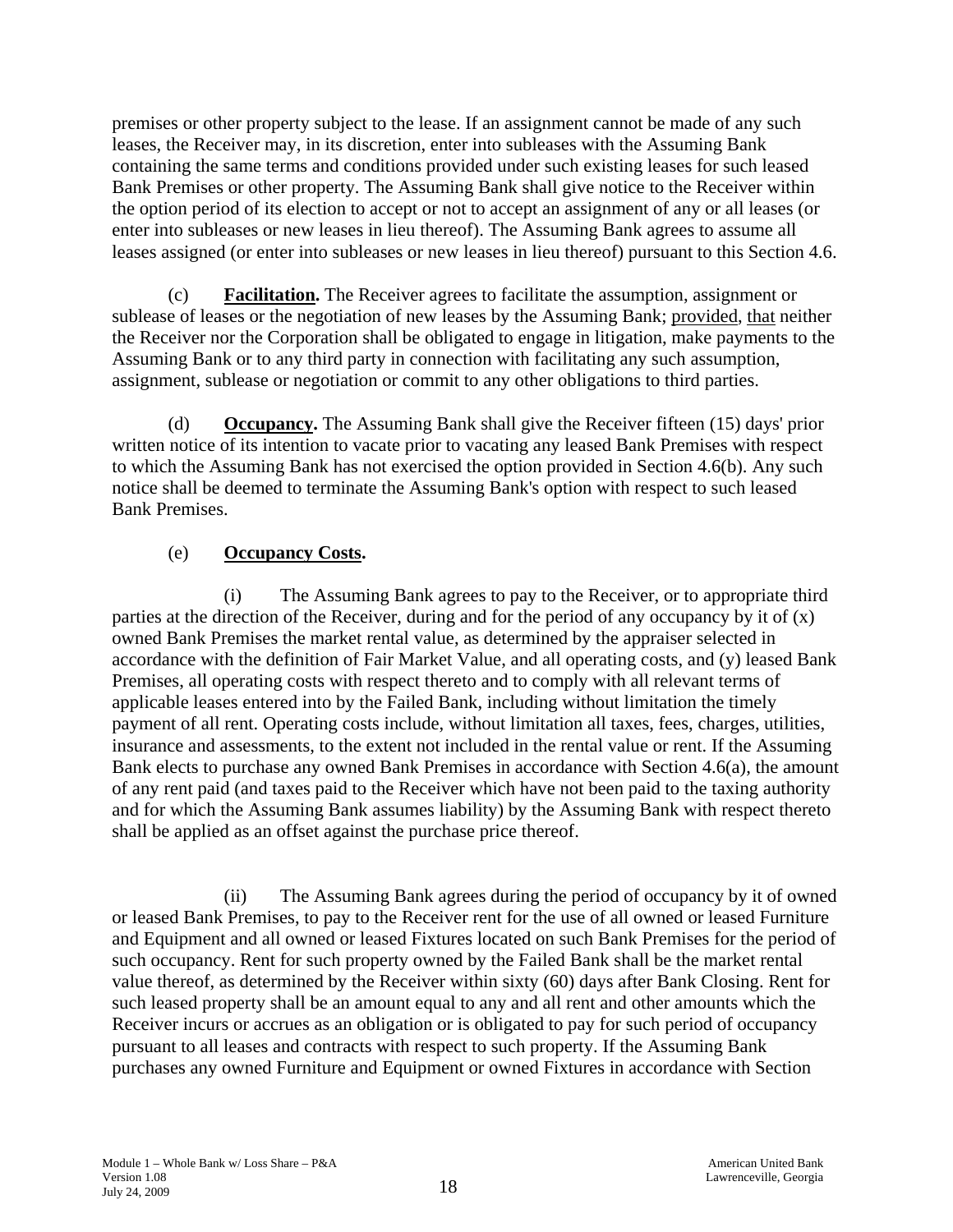premises or other property subject to the lease. If an assignment cannot be made of any such leases, the Receiver may, in its discretion, enter into subleases with the Assuming Bank containing the same terms and conditions provided under such existing leases for such leased Bank Premises or other property. The Assuming Bank shall give notice to the Receiver within the option period of its election to accept or not to accept an assignment of any or all leases (or enter into subleases or new leases in lieu thereof). The Assuming Bank agrees to assume all leases assigned (or enter into subleases or new leases in lieu thereof) pursuant to this Section 4.6.

(c) **Facilitation.** The Receiver agrees to facilitate the assumption, assignment or sublease of leases or the negotiation of new leases by the Assuming Bank; provided, that neither the Receiver nor the Corporation shall be obligated to engage in litigation, make payments to the Assuming Bank or to any third party in connection with facilitating any such assumption, assignment, sublease or negotiation or commit to any other obligations to third parties.

(d) **Occupancy.** The Assuming Bank shall give the Receiver fifteen (15) days' prior written notice of its intention to vacate prior to vacating any leased Bank Premises with respect to which the Assuming Bank has not exercised the option provided in Section 4.6(b). Any such notice shall be deemed to terminate the Assuming Bank's option with respect to such leased Bank Premises.

(e) **Occupancy Costs.**

(i) The Assuming Bank agrees to pay to the Receiver, or to appropriate third parties at the direction of the Receiver, during and for the period of any occupancy by it of (x) owned Bank Premises the market rental value, as determined by the appraiser selected in accordance with the definition of Fair Market Value, and all operating costs, and (y) leased Bank Premises, all operating costs with respect thereto and to comply with all relevant terms of applicable leases entered into by the Failed Bank, including without limitation the timely payment of all rent. Operating costs include, without limitation all taxes, fees, charges, utilities, insurance and assessments, to the extent not included in the rental value or rent. If the Assuming Bank elects to purchase any owned Bank Premises in accordance with Section 4.6(a), the amount of any rent paid (and taxes paid to the Receiver which have not been paid to the taxing authority and for which the Assuming Bank assumes liability) by the Assuming Bank with respect thereto shall be applied as an offset against the purchase price thereof.

(ii) The Assuming Bank agrees during the period of occupancy by it of owned or leased Bank Premises, to pay to the Receiver rent for the use of all owned or leased Furniture and Equipment and all owned or leased Fixtures located on such Bank Premises for the period of such occupancy. Rent for such property owned by the Failed Bank shall be the market rental value thereof, as determined by the Receiver within sixty (60) days after Bank Closing. Rent for such leased property shall be an amount equal to any and all rent and other amounts which the Receiver incurs or accrues as an obligation or is obligated to pay for such period of occupancy pursuant to all leases and contracts with respect to such property. If the Assuming Bank purchases any owned Furniture and Equipment or owned Fixtures in accordance with Section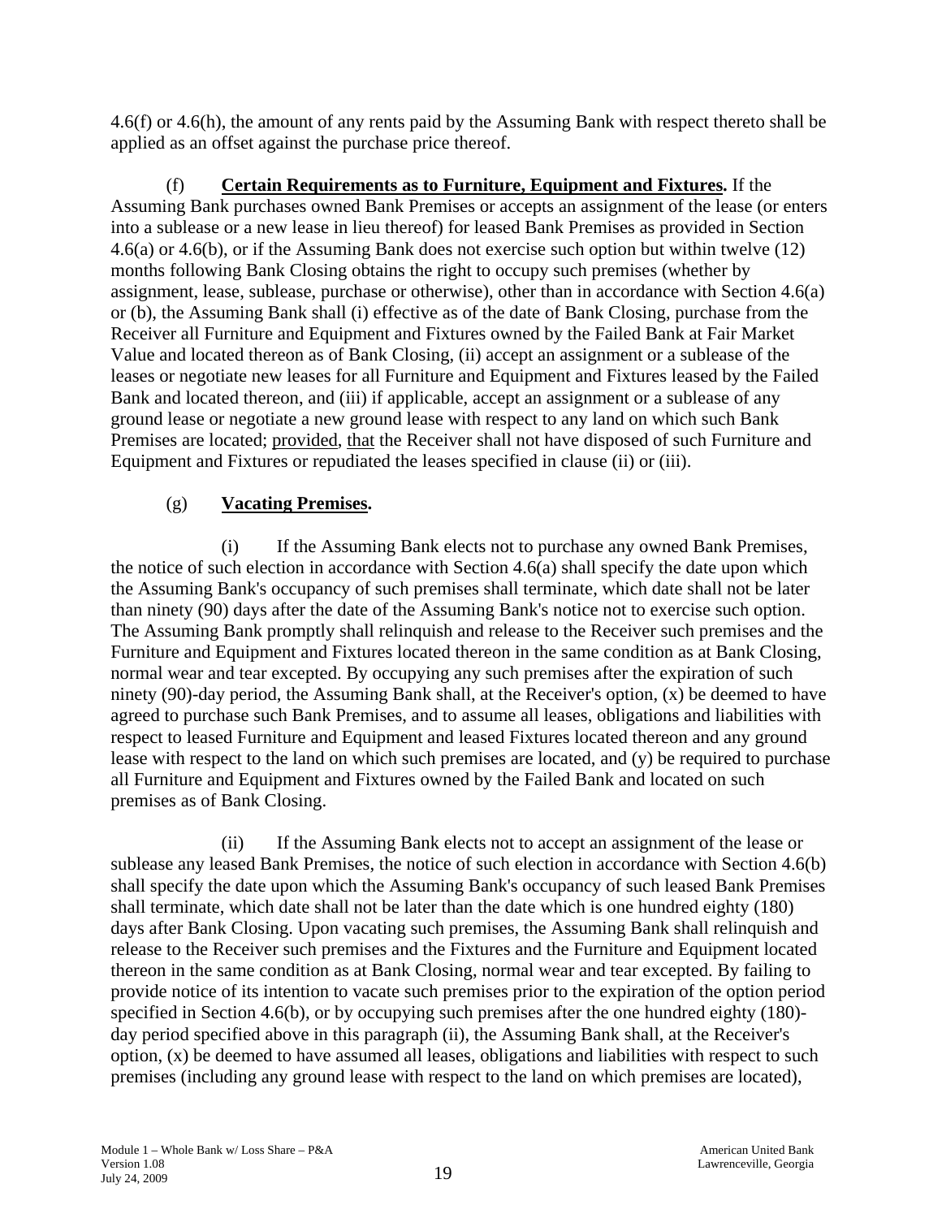4.6(f) or 4.6(h), the amount of any rents paid by the Assuming Bank with respect thereto shall be applied as an offset against the purchase price thereof.

(f) **Certain Requirements as to Furniture, Equipment and Fixtures.** If the Assuming Bank purchases owned Bank Premises or accepts an assignment of the lease (or enters into a sublease or a new lease in lieu thereof) for leased Bank Premises as provided in Section 4.6(a) or 4.6(b), or if the Assuming Bank does not exercise such option but within twelve (12) months following Bank Closing obtains the right to occupy such premises (whether by assignment, lease, sublease, purchase or otherwise), other than in accordance with Section 4.6(a) or (b), the Assuming Bank shall (i) effective as of the date of Bank Closing, purchase from the Receiver all Furniture and Equipment and Fixtures owned by the Failed Bank at Fair Market Value and located thereon as of Bank Closing, (ii) accept an assignment or a sublease of the leases or negotiate new leases for all Furniture and Equipment and Fixtures leased by the Failed Bank and located thereon, and (iii) if applicable, accept an assignment or a sublease of any ground lease or negotiate a new ground lease with respect to any land on which such Bank Premises are located; provided, that the Receiver shall not have disposed of such Furniture and Equipment and Fixtures or repudiated the leases specified in clause (ii) or (iii).

(g) **Vacating Premises.**

(i) If the Assuming Bank elects not to purchase any owned Bank Premises, the notice of such election in accordance with Section 4.6(a) shall specify the date upon which the Assuming Bank's occupancy of such premises shall terminate, which date shall not be later than ninety (90) days after the date of the Assuming Bank's notice not to exercise such option. The Assuming Bank promptly shall relinquish and release to the Receiver such premises and the Furniture and Equipment and Fixtures located thereon in the same condition as at Bank Closing, normal wear and tear excepted. By occupying any such premises after the expiration of such ninety (90)-day period, the Assuming Bank shall, at the Receiver's option, (x) be deemed to have agreed to purchase such Bank Premises, and to assume all leases, obligations and liabilities with respect to leased Furniture and Equipment and leased Fixtures located thereon and any ground lease with respect to the land on which such premises are located, and (y) be required to purchase all Furniture and Equipment and Fixtures owned by the Failed Bank and located on such premises as of Bank Closing.

(ii) If the Assuming Bank elects not to accept an assignment of the lease or sublease any leased Bank Premises, the notice of such election in accordance with Section 4.6(b) shall specify the date upon which the Assuming Bank's occupancy of such leased Bank Premises shall terminate, which date shall not be later than the date which is one hundred eighty (180) days after Bank Closing. Upon vacating such premises, the Assuming Bank shall relinquish and release to the Receiver such premises and the Fixtures and the Furniture and Equipment located thereon in the same condition as at Bank Closing, normal wear and tear excepted. By failing to provide notice of its intention to vacate such premises prior to the expiration of the option period specified in Section 4.6(b), or by occupying such premises after the one hundred eighty (180)-day period specified above in this paragraph (ii), the Assuming Bank shall, at the Receiver's option, (x) be deemed to have assumed all leases, obligations and liabilities with respect to such premises (including any ground lease with respect to the land on which premises are located),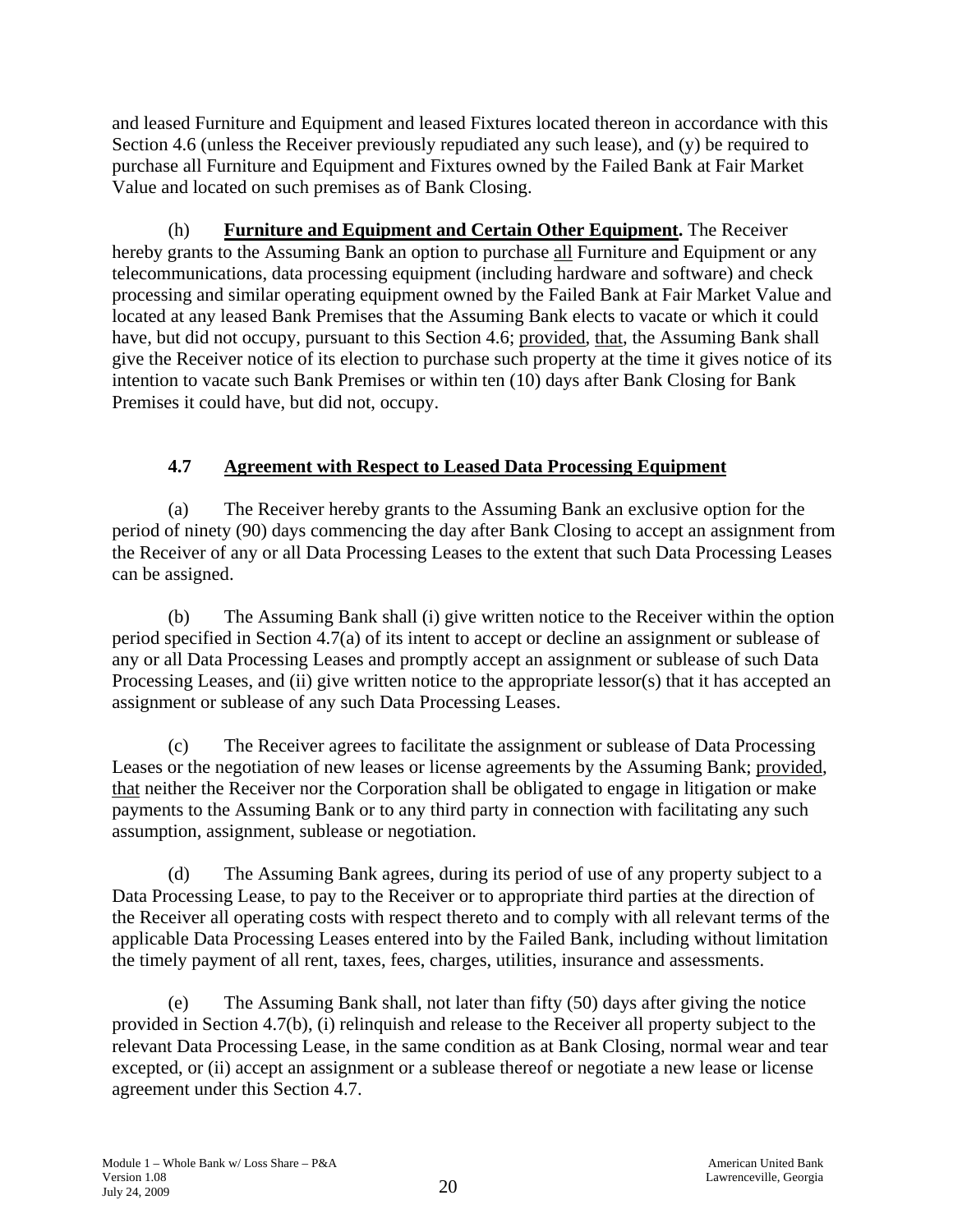and leased Furniture and Equipment and leased Fixtures located thereon in accordance with this Section 4.6 (unless the Receiver previously repudiated any such lease), and (y) be required to purchase all Furniture and Equipment and Fixtures owned by the Failed Bank at Fair Market Value and located on such premises as of Bank Closing.

(h) **Furniture and Equipment and Certain Other Equipment.** The Receiver hereby grants to the Assuming Bank an option to purchase all Furniture and Equipment or any telecommunications, data processing equipment (including hardware and software) and check processing and similar operating equipment owned by the Failed Bank at Fair Market Value and located at any leased Bank Premises that the Assuming Bank elects to vacate or which it could have, but did not occupy, pursuant to this Section 4.6; provided, that, the Assuming Bank shall give the Receiver notice of its election to purchase such property at the time it gives notice of its intention to vacate such Bank Premises or within ten (10) days after Bank Closing for Bank Premises it could have, but did not, occupy.

## 4.7 Agreement with Respect to Leased Data Processing Equipment

(a) The Receiver hereby grants to the Assuming Bank an exclusive option for the period of ninety (90) days commencing the day after Bank Closing to accept an assignment from the Receiver of any or all Data Processing Leases to the extent that such Data Processing Leases can be assigned.

(b) The Assuming Bank shall (i) give written notice to the Receiver within the option period specified in Section 4.7(a) of its intent to accept or decline an assignment or sublease of any or all Data Processing Leases and promptly accept an assignment or sublease of such Data Processing Leases, and (ii) give written notice to the appropriate lessor(s) that it has accepted an assignment or sublease of any such Data Processing Leases.

(c) The Receiver agrees to facilitate the assignment or sublease of Data Processing Leases or the negotiation of new leases or license agreements by the Assuming Bank; provided, that neither the Receiver nor the Corporation shall be obligated to engage in litigation or make payments to the Assuming Bank or to any third party in connection with facilitating any such assumption, assignment, sublease or negotiation.

(d) The Assuming Bank agrees, during its period of use of any property subject to a Data Processing Lease, to pay to the Receiver or to appropriate third parties at the direction of the Receiver all operating costs with respect thereto and to comply with all relevant terms of the applicable Data Processing Leases entered into by the Failed Bank, including without limitation the timely payment of all rent, taxes, fees, charges, utilities, insurance and assessments.

(e) The Assuming Bank shall, not later than fifty (50) days after giving the notice provided in Section 4.7(b), (i) relinquish and release to the Receiver all property subject to the relevant Data Processing Lease, in the same condition as at Bank Closing, normal wear and tear excepted, or (ii) accept an assignment or a sublease thereof or negotiate a new lease or license agreement under this Section 4.7.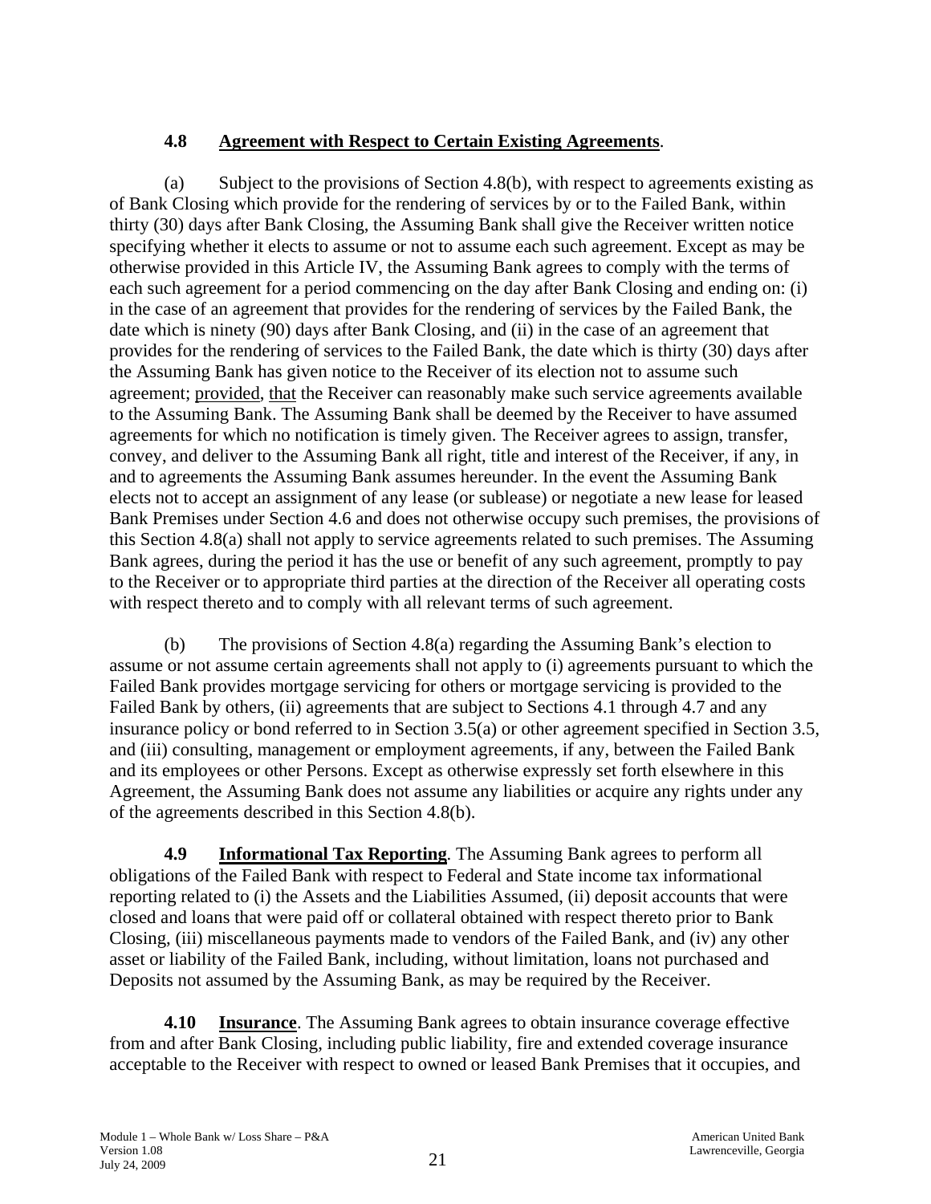**4.8 Agreement with Respect to Certain Existing Agreements**.

(a) Subject to the provisions of Section 4.8(b), with respect to agreements existing as of Bank Closing which provide for the rendering of services by or to the Failed Bank, within thirty (30) days after Bank Closing, the Assuming Bank shall give the Receiver written notice specifying whether it elects to assume or not to assume each such agreement. Except as may be otherwise provided in this Article IV, the Assuming Bank agrees to comply with the terms of each such agreement for a period commencing on the day after Bank Closing and ending on: (i) in the case of an agreement that provides for the rendering of services by the Failed Bank, the date which is ninety (90) days after Bank Closing, and (ii) in the case of an agreement that provides for the rendering of services to the Failed Bank, the date which is thirty (30) days after the Assuming Bank has given notice to the Receiver of its election not to assume such agreement; provided, that the Receiver can reasonably make such service agreements available to the Assuming Bank. The Assuming Bank shall be deemed by the Receiver to have assumed agreements for which no notification is timely given. The Receiver agrees to assign, transfer, convey, and deliver to the Assuming Bank all right, title and interest of the Receiver, if any, in and to agreements the Assuming Bank assumes hereunder. In the event the Assuming Bank elects not to accept an assignment of any lease (or sublease) or negotiate a new lease for leased Bank Premises under Section 4.6 and does not otherwise occupy such premises, the provisions of this Section 4.8(a) shall not apply to service agreements related to such premises. The Assuming Bank agrees, during the period it has the use or benefit of any such agreement, promptly to pay to the Receiver or to appropriate third parties at the direction of the Receiver all operating costs with respect thereto and to comply with all relevant terms of such agreement.

(b) The provisions of Section 4.8(a) regarding the Assuming Bank's election to assume or not assume certain agreements shall not apply to (i) agreements pursuant to which the Failed Bank provides mortgage servicing for others or mortgage servicing is provided to the Failed Bank by others, (ii) agreements that are subject to Sections 4.1 through 4.7 and any insurance policy or bond referred to in Section 3.5(a) or other agreement specified in Section 3.5, and (iii) consulting, management or employment agreements, if any, between the Failed Bank and its employees or other Persons. Except as otherwise expressly set forth elsewhere in this Agreement, the Assuming Bank does not assume any liabilities or acquire any rights under any of the agreements described in this Section 4.8(b).

**4.9 Informational Tax Reporting**. The Assuming Bank agrees to perform all obligations of the Failed Bank with respect to Federal and State income tax informational reporting related to (i) the Assets and the Liabilities Assumed, (ii) deposit accounts that were closed and loans that were paid off or collateral obtained with respect thereto prior to Bank Closing, (iii) miscellaneous payments made to vendors of the Failed Bank, and (iv) any other asset or liability of the Failed Bank, including, without limitation, loans not purchased and Deposits not assumed by the Assuming Bank, as may be required by the Receiver.

**4.10 Insurance**. The Assuming Bank agrees to obtain insurance coverage effective from and after Bank Closing, including public liability, fire and extended coverage insurance acceptable to the Receiver with respect to owned or leased Bank Premises that it occupies, and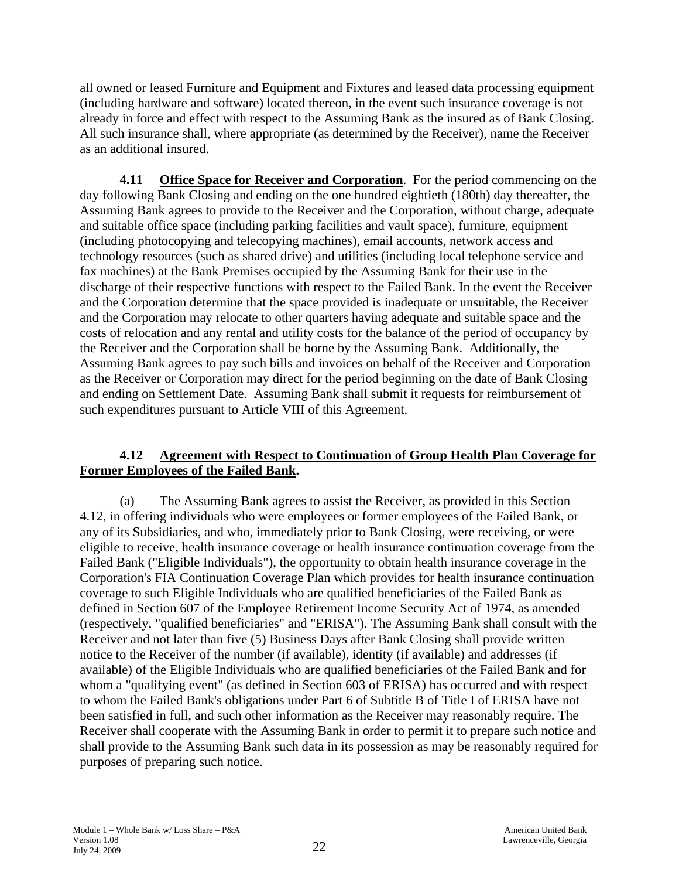all owned or leased Furniture and Equipment and Fixtures and leased data processing equipment (including hardware and software) located thereon, in the event such insurance coverage is not already in force and effect with respect to the Assuming Bank as the insured as of Bank Closing. All such insurance shall, where appropriate (as determined by the Receiver), name the Receiver as an additional insured.

**4.11 Office Space for Receiver and Corporation**. For the period commencing on the day following Bank Closing and ending on the one hundred eightieth (180th) day thereafter, the Assuming Bank agrees to provide to the Receiver and the Corporation, without charge, adequate and suitable office space (including parking facilities and vault space), furniture, equipment (including photocopying and telecopying machines), email accounts, network access and technology resources (such as shared drive) and utilities (including local telephone service and fax machines) at the Bank Premises occupied by the Assuming Bank for their use in the discharge of their respective functions with respect to the Failed Bank. In the event the Receiver and the Corporation determine that the space provided is inadequate or unsuitable, the Receiver and the Corporation may relocate to other quarters having adequate and suitable space and the costs of relocation and any rental and utility costs for the balance of the period of occupancy by the Receiver and the Corporation shall be borne by the Assuming Bank. Additionally, the Assuming Bank agrees to pay such bills and invoices on behalf of the Receiver and Corporation as the Receiver or Corporation may direct for the period beginning on the date of Bank Closing and ending on Settlement Date. Assuming Bank shall submit it requests for reimbursement of such expenditures pursuant to Article VIII of this Agreement.

**4.12 Agreement with Respect to Continuation of Group Health Plan Coverage for Former Employees of the Failed Bank.**

(a) The Assuming Bank agrees to assist the Receiver, as provided in this Section 4.12, in offering individuals who were employees or former employees of the Failed Bank, or any of its Subsidiaries, and who, immediately prior to Bank Closing, were receiving, or were eligible to receive, health insurance coverage or health insurance continuation coverage from the Failed Bank ("Eligible Individuals"), the opportunity to obtain health insurance coverage in the Corporation's FIA Continuation Coverage Plan which provides for health insurance continuation coverage to such Eligible Individuals who are qualified beneficiaries of the Failed Bank as defined in Section 607 of the Employee Retirement Income Security Act of 1974, as amended (respectively, "qualified beneficiaries" and "ERISA"). The Assuming Bank shall consult with the Receiver and not later than five (5) Business Days after Bank Closing shall provide written notice to the Receiver of the number (if available), identity (if available) and addresses (if available) of the Eligible Individuals who are qualified beneficiaries of the Failed Bank and for whom a "qualifying event" (as defined in Section 603 of ERISA) has occurred and with respect to whom the Failed Bank's obligations under Part 6 of Subtitle B of Title I of ERISA have not been satisfied in full, and such other information as the Receiver may reasonably require. The Receiver shall cooperate with the Assuming Bank in order to permit it to prepare such notice and shall provide to the Assuming Bank such data in its possession as may be reasonably required for purposes of preparing such notice.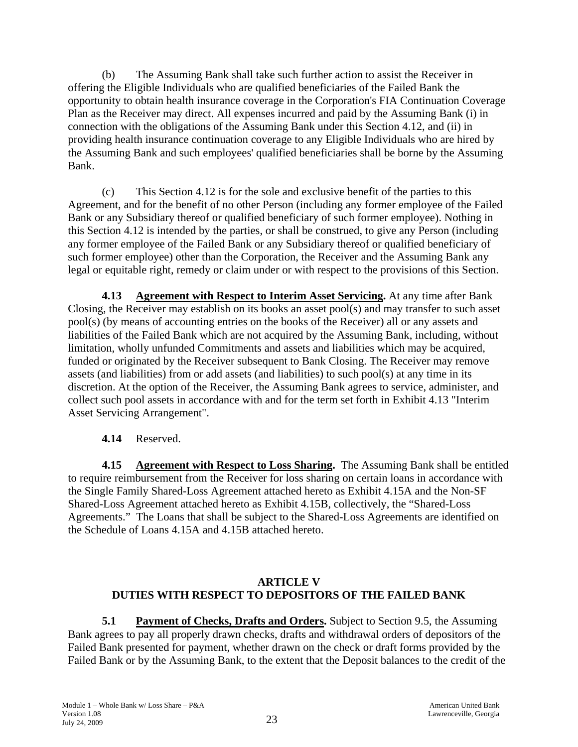(b) The Assuming Bank shall take such further action to assist the Receiver in offering the Eligible Individuals who are qualified beneficiaries of the Failed Bank the opportunity to obtain health insurance coverage in the Corporation's FIA Continuation Coverage Plan as the Receiver may direct. All expenses incurred and paid by the Assuming Bank (i) in connection with the obligations of the Assuming Bank under this Section 4.12, and (ii) in providing health insurance continuation coverage to any Eligible Individuals who are hired by the Assuming Bank and such employees' qualified beneficiaries shall be borne by the Assuming Bank.

(c) This Section 4.12 is for the sole and exclusive benefit of the parties to this Agreement, and for the benefit of no other Person (including any former employee of the Failed Bank or any Subsidiary thereof or qualified beneficiary of such former employee). Nothing in this Section 4.12 is intended by the parties, or shall be construed, to give any Person (including any former employee of the Failed Bank or any Subsidiary thereof or qualified beneficiary of such former employee) other than the Corporation, the Receiver and the Assuming Bank any legal or equitable right, remedy or claim under or with respect to the provisions of this Section.

**4.13 Agreement with Respect to Interim Asset Servicing.** At any time after Bank Closing, the Receiver may establish on its books an asset pool(s) and may transfer to such asset pool(s) (by means of accounting entries on the books of the Receiver) all or any assets and liabilities of the Failed Bank which are not acquired by the Assuming Bank, including, without limitation, wholly unfunded Commitments and assets and liabilities which may be acquired, funded or originated by the Receiver subsequent to Bank Closing. The Receiver may remove assets (and liabilities) from or add assets (and liabilities) to such pool(s) at any time in its discretion. At the option of the Receiver, the Assuming Bank agrees to service, administer, and collect such pool assets in accordance with and for the term set forth in Exhibit 4.13 "Interim Asset Servicing Arrangement".

**4.14** Reserved.

**4.15 Agreement with Respect to Loss Sharing.** The Assuming Bank shall be entitled to require reimbursement from the Receiver for loss sharing on certain loans in accordance with the Single Family Shared-Loss Agreement attached hereto as Exhibit 4.15A and the Non-SF Shared-Loss Agreement attached hereto as Exhibit 4.15B, collectively, the "Shared-Loss Agreements." The Loans that shall be subject to the Shared-Loss Agreements are identified on the Schedule of Loans 4.15A and 4.15B attached hereto.

## ARTICLE V
## DUTIES WITH RESPECT TO DEPOSITORS OF THE FAILED BANK

**5.1 Payment of Checks, Drafts and Orders.** Subject to Section 9.5, the Assuming Bank agrees to pay all properly drawn checks, drafts and withdrawal orders of depositors of the Failed Bank presented for payment, whether drawn on the check or draft forms provided by the Failed Bank or by the Assuming Bank, to the extent that the Deposit balances to the credit of the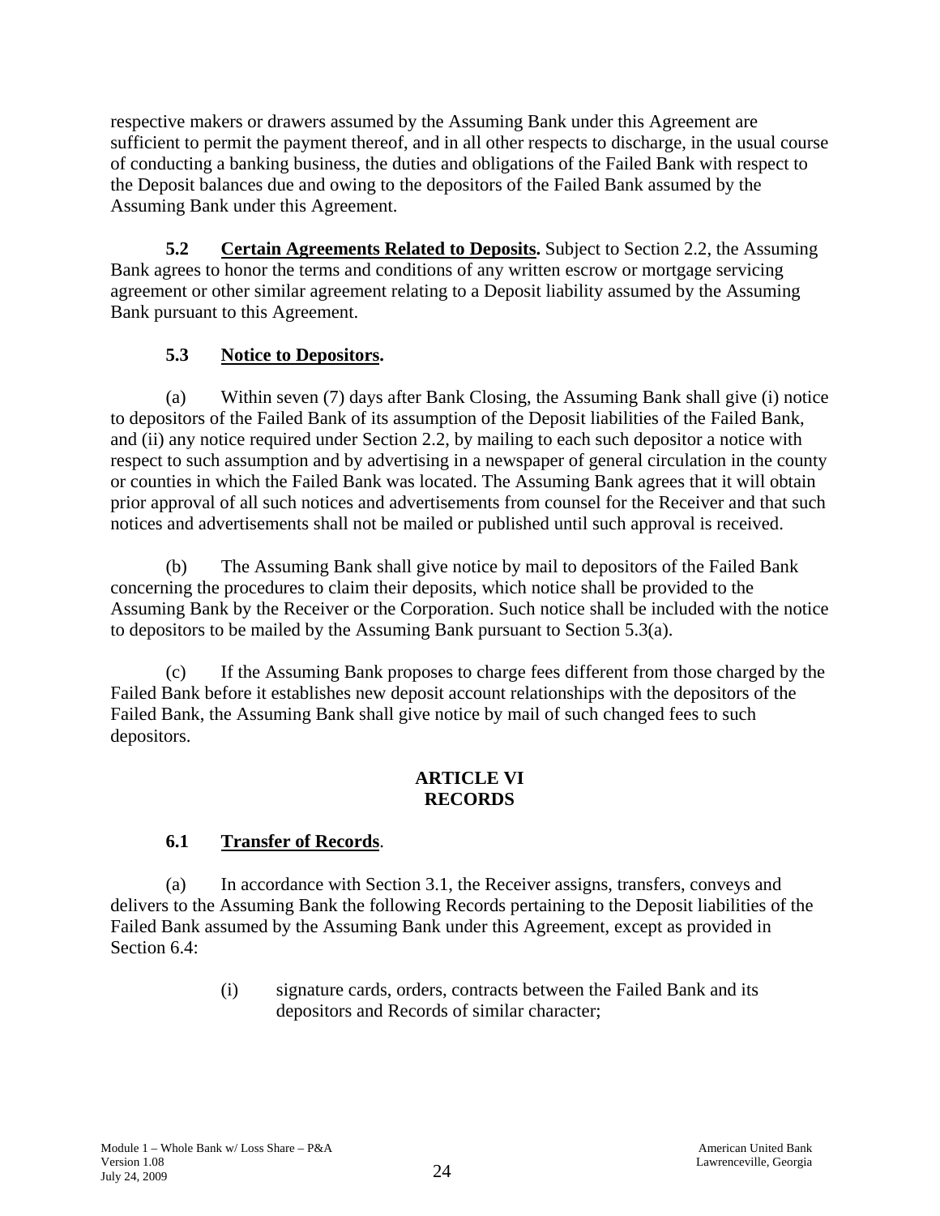respective makers or drawers assumed by the Assuming Bank under this Agreement are sufficient to permit the payment thereof, and in all other respects to discharge, in the usual course of conducting a banking business, the duties and obligations of the Failed Bank with respect to the Deposit balances due and owing to the depositors of the Failed Bank assumed by the Assuming Bank under this Agreement.

**5.2 Certain Agreements Related to Deposits.** Subject to Section 2.2, the Assuming Bank agrees to honor the terms and conditions of any written escrow or mortgage servicing agreement or other similar agreement relating to a Deposit liability assumed by the Assuming Bank pursuant to this Agreement.

**5.3 Notice to Depositors.**

(a) Within seven (7) days after Bank Closing, the Assuming Bank shall give (i) notice to depositors of the Failed Bank of its assumption of the Deposit liabilities of the Failed Bank, and (ii) any notice required under Section 2.2, by mailing to each such depositor a notice with respect to such assumption and by advertising in a newspaper of general circulation in the county or counties in which the Failed Bank was located. The Assuming Bank agrees that it will obtain prior approval of all such notices and advertisements from counsel for the Receiver and that such notices and advertisements shall not be mailed or published until such approval is received.

(b) The Assuming Bank shall give notice by mail to depositors of the Failed Bank concerning the procedures to claim their deposits, which notice shall be provided to the Assuming Bank by the Receiver or the Corporation. Such notice shall be included with the notice to depositors to be mailed by the Assuming Bank pursuant to Section 5.3(a).

(c) If the Assuming Bank proposes to charge fees different from those charged by the Failed Bank before it establishes new deposit account relationships with the depositors of the Failed Bank, the Assuming Bank shall give notice by mail of such changed fees to such depositors.

## ARTICLE VI
## RECORDS

**6.1 Transfer of Records.**

(a) In accordance with Section 3.1, the Receiver assigns, transfers, conveys and delivers to the Assuming Bank the following Records pertaining to the Deposit liabilities of the Failed Bank assumed by the Assuming Bank under this Agreement, except as provided in Section 6.4:

(i) signature cards, orders, contracts between the Failed Bank and its depositors and Records of similar character;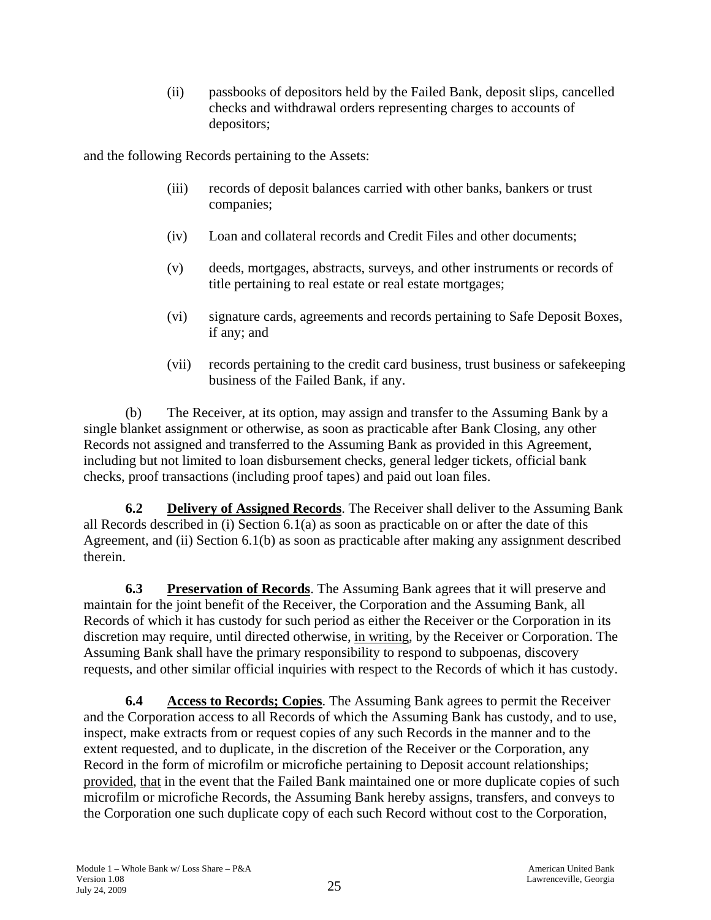(ii) passbooks of depositors held by the Failed Bank, deposit slips, cancelled checks and withdrawal orders representing charges to accounts of depositors;

and the following Records pertaining to the Assets:

(iii) records of deposit balances carried with other banks, bankers or trust companies;

(iv) Loan and collateral records and Credit Files and other documents;

(v) deeds, mortgages, abstracts, surveys, and other instruments or records of title pertaining to real estate or real estate mortgages;

(vi) signature cards, agreements and records pertaining to Safe Deposit Boxes, if any; and

(vii) records pertaining to the credit card business, trust business or safekeeping business of the Failed Bank, if any.

(b) The Receiver, at its option, may assign and transfer to the Assuming Bank by a single blanket assignment or otherwise, as soon as practicable after Bank Closing, any other Records not assigned and transferred to the Assuming Bank as provided in this Agreement, including but not limited to loan disbursement checks, general ledger tickets, official bank checks, proof transactions (including proof tapes) and paid out loan files.

**6.2 Delivery of Assigned Records**. The Receiver shall deliver to the Assuming Bank all Records described in (i) Section 6.1(a) as soon as practicable on or after the date of this Agreement, and (ii) Section 6.1(b) as soon as practicable after making any assignment described therein.

**6.3 Preservation of Records**. The Assuming Bank agrees that it will preserve and maintain for the joint benefit of the Receiver, the Corporation and the Assuming Bank, all Records of which it has custody for such period as either the Receiver or the Corporation in its discretion may require, until directed otherwise, in writing, by the Receiver or Corporation. The Assuming Bank shall have the primary responsibility to respond to subpoenas, discovery requests, and other similar official inquiries with respect to the Records of which it has custody.

**6.4 Access to Records; Copies**. The Assuming Bank agrees to permit the Receiver and the Corporation access to all Records of which the Assuming Bank has custody, and to use, inspect, make extracts from or request copies of any such Records in the manner and to the extent requested, and to duplicate, in the discretion of the Receiver or the Corporation, any Record in the form of microfilm or microfiche pertaining to Deposit account relationships; provided, that in the event that the Failed Bank maintained one or more duplicate copies of such microfilm or microfiche Records, the Assuming Bank hereby assigns, transfers, and conveys to the Corporation one such duplicate copy of each such Record without cost to the Corporation,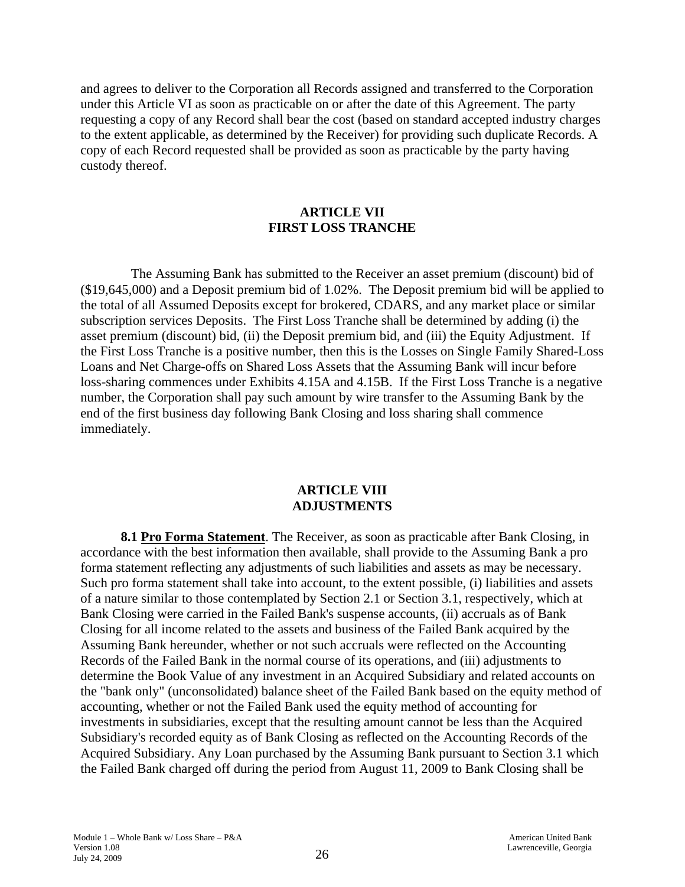and agrees to deliver to the Corporation all Records assigned and transferred to the Corporation under this Article VI as soon as practicable on or after the date of this Agreement. The party requesting a copy of any Record shall bear the cost (based on standard accepted industry charges to the extent applicable, as determined by the Receiver) for providing such duplicate Records. A copy of each Record requested shall be provided as soon as practicable by the party having custody thereof.

## ARTICLE VII
## FIRST LOSS TRANCHE

The Assuming Bank has submitted to the Receiver an asset premium (discount) bid of ($19,645,000) and a Deposit premium bid of 1.02%. The Deposit premium bid will be applied to the total of all Assumed Deposits except for brokered, CDARS, and any market place or similar subscription services Deposits. The First Loss Tranche shall be determined by adding (i) the asset premium (discount) bid, (ii) the Deposit premium bid, and (iii) the Equity Adjustment. If the First Loss Tranche is a positive number, then this is the Losses on Single Family Shared-Loss Loans and Net Charge-offs on Shared Loss Assets that the Assuming Bank will incur before loss-sharing commences under Exhibits 4.15A and 4.15B. If the First Loss Tranche is a negative number, the Corporation shall pay such amount by wire transfer to the Assuming Bank by the end of the first business day following Bank Closing and loss sharing shall commence immediately.

## ARTICLE VIII
## ADJUSTMENTS

**8.1 Pro Forma Statement**. The Receiver, as soon as practicable after Bank Closing, in accordance with the best information then available, shall provide to the Assuming Bank a pro forma statement reflecting any adjustments of such liabilities and assets as may be necessary. Such pro forma statement shall take into account, to the extent possible, (i) liabilities and assets of a nature similar to those contemplated by Section 2.1 or Section 3.1, respectively, which at Bank Closing were carried in the Failed Bank's suspense accounts, (ii) accruals as of Bank Closing for all income related to the assets and business of the Failed Bank acquired by the Assuming Bank hereunder, whether or not such accruals were reflected on the Accounting Records of the Failed Bank in the normal course of its operations, and (iii) adjustments to determine the Book Value of any investment in an Acquired Subsidiary and related accounts on the "bank only" (unconsolidated) balance sheet of the Failed Bank based on the equity method of accounting, whether or not the Failed Bank used the equity method of accounting for investments in subsidiaries, except that the resulting amount cannot be less than the Acquired Subsidiary's recorded equity as of Bank Closing as reflected on the Accounting Records of the Acquired Subsidiary. Any Loan purchased by the Assuming Bank pursuant to Section 3.1 which the Failed Bank charged off during the period from August 11, 2009 to Bank Closing shall be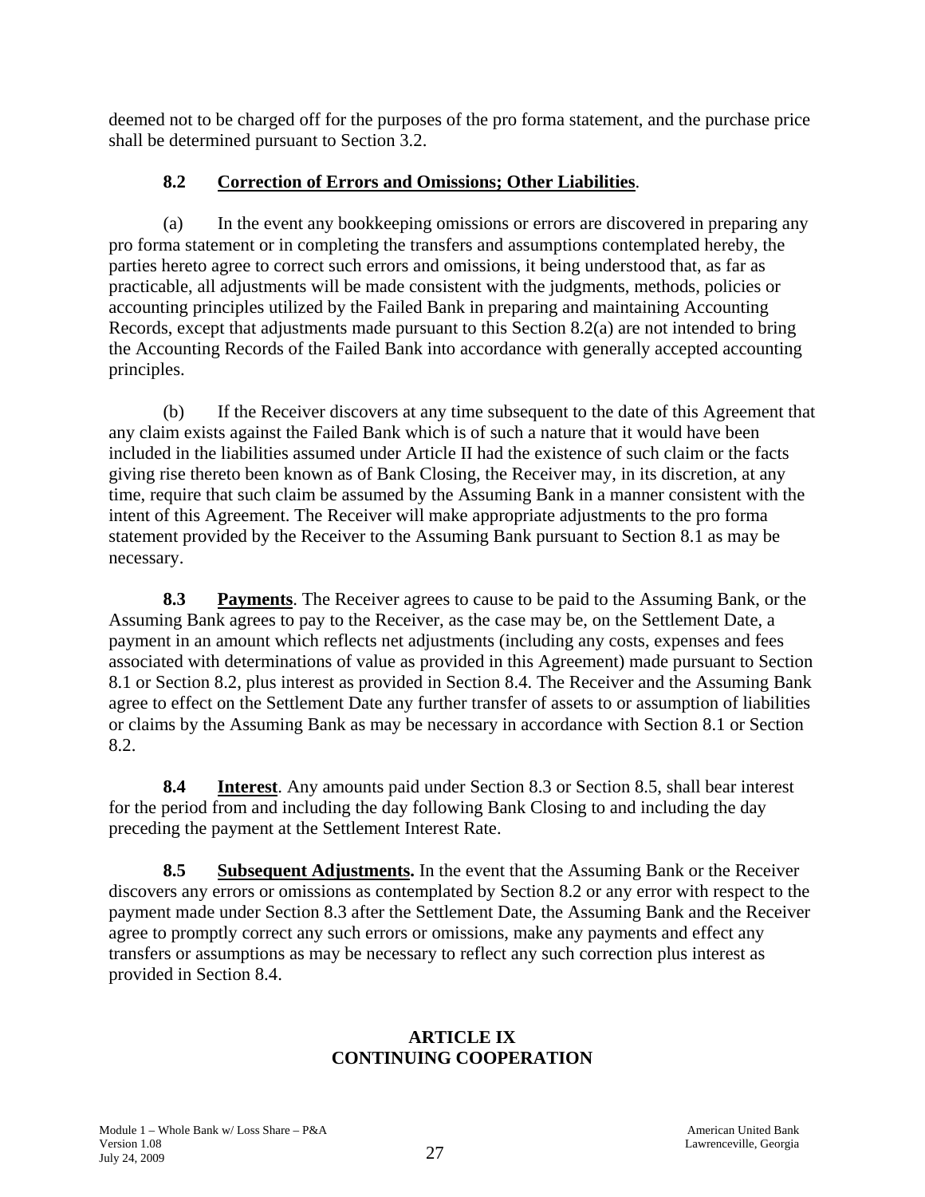deemed not to be charged off for the purposes of the pro forma statement, and the purchase price shall be determined pursuant to Section 3.2.

**8.2 Correction of Errors and Omissions; Other Liabilities**.

(a) In the event any bookkeeping omissions or errors are discovered in preparing any pro forma statement or in completing the transfers and assumptions contemplated hereby, the parties hereto agree to correct such errors and omissions, it being understood that, as far as practicable, all adjustments will be made consistent with the judgments, methods, policies or accounting principles utilized by the Failed Bank in preparing and maintaining Accounting Records, except that adjustments made pursuant to this Section 8.2(a) are not intended to bring the Accounting Records of the Failed Bank into accordance with generally accepted accounting principles.

(b) If the Receiver discovers at any time subsequent to the date of this Agreement that any claim exists against the Failed Bank which is of such a nature that it would have been included in the liabilities assumed under Article II had the existence of such claim or the facts giving rise thereto been known as of Bank Closing, the Receiver may, in its discretion, at any time, require that such claim be assumed by the Assuming Bank in a manner consistent with the intent of this Agreement. The Receiver will make appropriate adjustments to the pro forma statement provided by the Receiver to the Assuming Bank pursuant to Section 8.1 as may be necessary.

**8.3 Payments**. The Receiver agrees to cause to be paid to the Assuming Bank, or the Assuming Bank agrees to pay to the Receiver, as the case may be, on the Settlement Date, a payment in an amount which reflects net adjustments (including any costs, expenses and fees associated with determinations of value as provided in this Agreement) made pursuant to Section 8.1 or Section 8.2, plus interest as provided in Section 8.4. The Receiver and the Assuming Bank agree to effect on the Settlement Date any further transfer of assets to or assumption of liabilities or claims by the Assuming Bank as may be necessary in accordance with Section 8.1 or Section 8.2.

**8.4 Interest**. Any amounts paid under Section 8.3 or Section 8.5, shall bear interest for the period from and including the day following Bank Closing to and including the day preceding the payment at the Settlement Interest Rate.

**8.5 Subsequent Adjustments.** In the event that the Assuming Bank or the Receiver discovers any errors or omissions as contemplated by Section 8.2 or any error with respect to the payment made under Section 8.3 after the Settlement Date, the Assuming Bank and the Receiver agree to promptly correct any such errors or omissions, make any payments and effect any transfers or assumptions as may be necessary to reflect any such correction plus interest as provided in Section 8.4.

## ARTICLE IX
## CONTINUING COOPERATION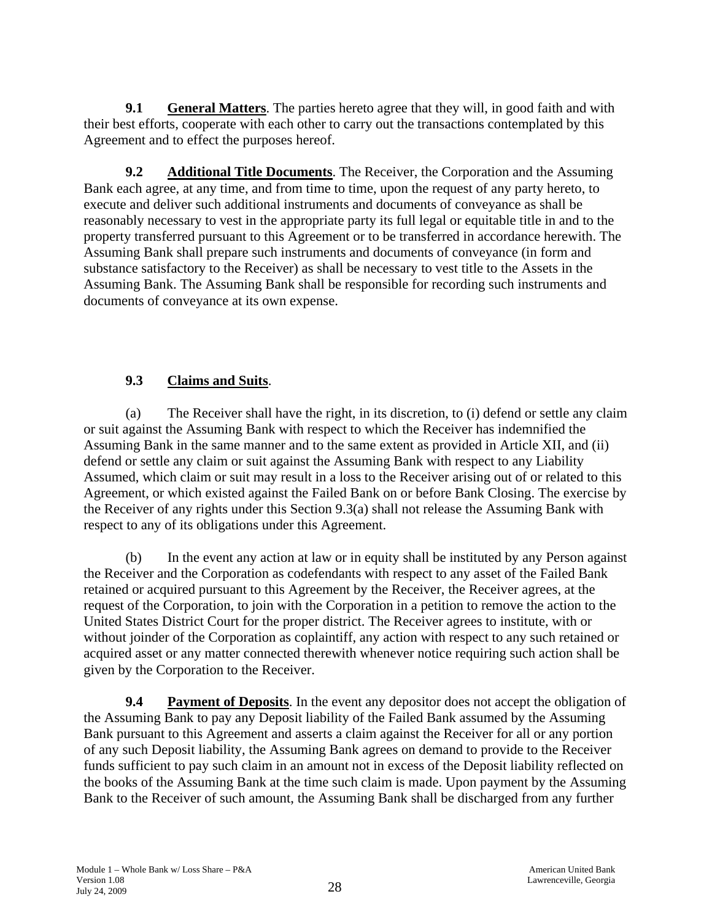**9.1 General Matters**. The parties hereto agree that they will, in good faith and with their best efforts, cooperate with each other to carry out the transactions contemplated by this Agreement and to effect the purposes hereof.

**9.2 Additional Title Documents**. The Receiver, the Corporation and the Assuming Bank each agree, at any time, and from time to time, upon the request of any party hereto, to execute and deliver such additional instruments and documents of conveyance as shall be reasonably necessary to vest in the appropriate party its full legal or equitable title in and to the property transferred pursuant to this Agreement or to be transferred in accordance herewith. The Assuming Bank shall prepare such instruments and documents of conveyance (in form and substance satisfactory to the Receiver) as shall be necessary to vest title to the Assets in the Assuming Bank. The Assuming Bank shall be responsible for recording such instruments and documents of conveyance at its own expense.

**9.3 Claims and Suits**.

(a) The Receiver shall have the right, in its discretion, to (i) defend or settle any claim or suit against the Assuming Bank with respect to which the Receiver has indemnified the Assuming Bank in the same manner and to the same extent as provided in Article XII, and (ii) defend or settle any claim or suit against the Assuming Bank with respect to any Liability Assumed, which claim or suit may result in a loss to the Receiver arising out of or related to this Agreement, or which existed against the Failed Bank on or before Bank Closing. The exercise by the Receiver of any rights under this Section 9.3(a) shall not release the Assuming Bank with respect to any of its obligations under this Agreement.

(b) In the event any action at law or in equity shall be instituted by any Person against the Receiver and the Corporation as codefendants with respect to any asset of the Failed Bank retained or acquired pursuant to this Agreement by the Receiver, the Receiver agrees, at the request of the Corporation, to join with the Corporation in a petition to remove the action to the United States District Court for the proper district. The Receiver agrees to institute, with or without joinder of the Corporation as coplaintiff, any action with respect to any such retained or acquired asset or any matter connected therewith whenever notice requiring such action shall be given by the Corporation to the Receiver.

**9.4 Payment of Deposits**. In the event any depositor does not accept the obligation of the Assuming Bank to pay any Deposit liability of the Failed Bank assumed by the Assuming Bank pursuant to this Agreement and asserts a claim against the Receiver for all or any portion of any such Deposit liability, the Assuming Bank agrees on demand to provide to the Receiver funds sufficient to pay such claim in an amount not in excess of the Deposit liability reflected on the books of the Assuming Bank at the time such claim is made. Upon payment by the Assuming Bank to the Receiver of such amount, the Assuming Bank shall be discharged from any further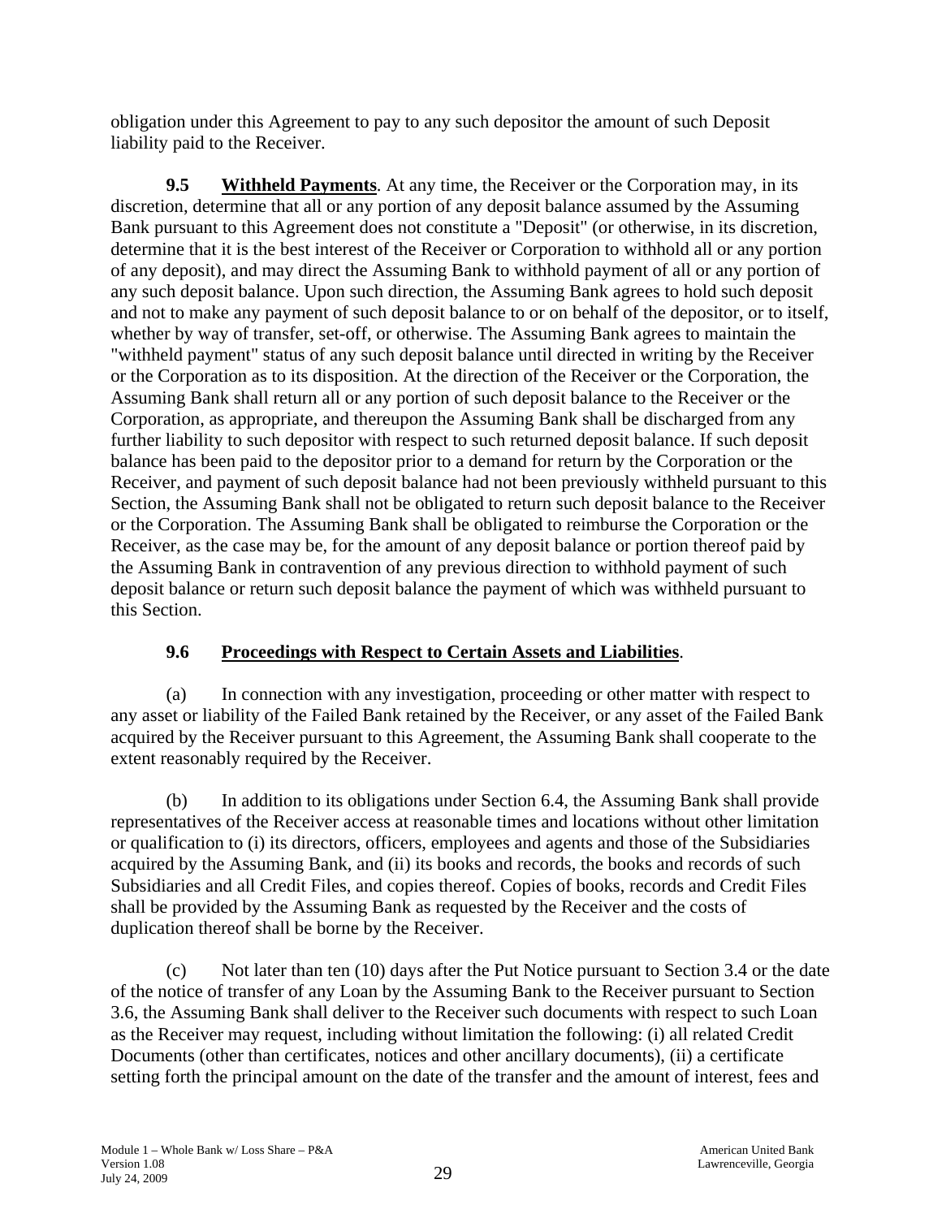obligation under this Agreement to pay to any such depositor the amount of such Deposit liability paid to the Receiver.

**9.5 Withheld Payments**. At any time, the Receiver or the Corporation may, in its discretion, determine that all or any portion of any deposit balance assumed by the Assuming Bank pursuant to this Agreement does not constitute a "Deposit" (or otherwise, in its discretion, determine that it is the best interest of the Receiver or Corporation to withhold all or any portion of any deposit), and may direct the Assuming Bank to withhold payment of all or any portion of any such deposit balance. Upon such direction, the Assuming Bank agrees to hold such deposit and not to make any payment of such deposit balance to or on behalf of the depositor, or to itself, whether by way of transfer, set-off, or otherwise. The Assuming Bank agrees to maintain the "withheld payment" status of any such deposit balance until directed in writing by the Receiver or the Corporation as to its disposition. At the direction of the Receiver or the Corporation, the Assuming Bank shall return all or any portion of such deposit balance to the Receiver or the Corporation, as appropriate, and thereupon the Assuming Bank shall be discharged from any further liability to such depositor with respect to such returned deposit balance. If such deposit balance has been paid to the depositor prior to a demand for return by the Corporation or the Receiver, and payment of such deposit balance had not been previously withheld pursuant to this Section, the Assuming Bank shall not be obligated to return such deposit balance to the Receiver or the Corporation. The Assuming Bank shall be obligated to reimburse the Corporation or the Receiver, as the case may be, for the amount of any deposit balance or portion thereof paid by the Assuming Bank in contravention of any previous direction to withhold payment of such deposit balance or return such deposit balance the payment of which was withheld pursuant to this Section.

**9.6 Proceedings with Respect to Certain Assets and Liabilities**.

(a) In connection with any investigation, proceeding or other matter with respect to any asset or liability of the Failed Bank retained by the Receiver, or any asset of the Failed Bank acquired by the Receiver pursuant to this Agreement, the Assuming Bank shall cooperate to the extent reasonably required by the Receiver.

(b) In addition to its obligations under Section 6.4, the Assuming Bank shall provide representatives of the Receiver access at reasonable times and locations without other limitation or qualification to (i) its directors, officers, employees and agents and those of the Subsidiaries acquired by the Assuming Bank, and (ii) its books and records, the books and records of such Subsidiaries and all Credit Files, and copies thereof. Copies of books, records and Credit Files shall be provided by the Assuming Bank as requested by the Receiver and the costs of duplication thereof shall be borne by the Receiver.

(c) Not later than ten (10) days after the Put Notice pursuant to Section 3.4 or the date of the notice of transfer of any Loan by the Assuming Bank to the Receiver pursuant to Section 3.6, the Assuming Bank shall deliver to the Receiver such documents with respect to such Loan as the Receiver may request, including without limitation the following: (i) all related Credit Documents (other than certificates, notices and other ancillary documents), (ii) a certificate setting forth the principal amount on the date of the transfer and the amount of interest, fees and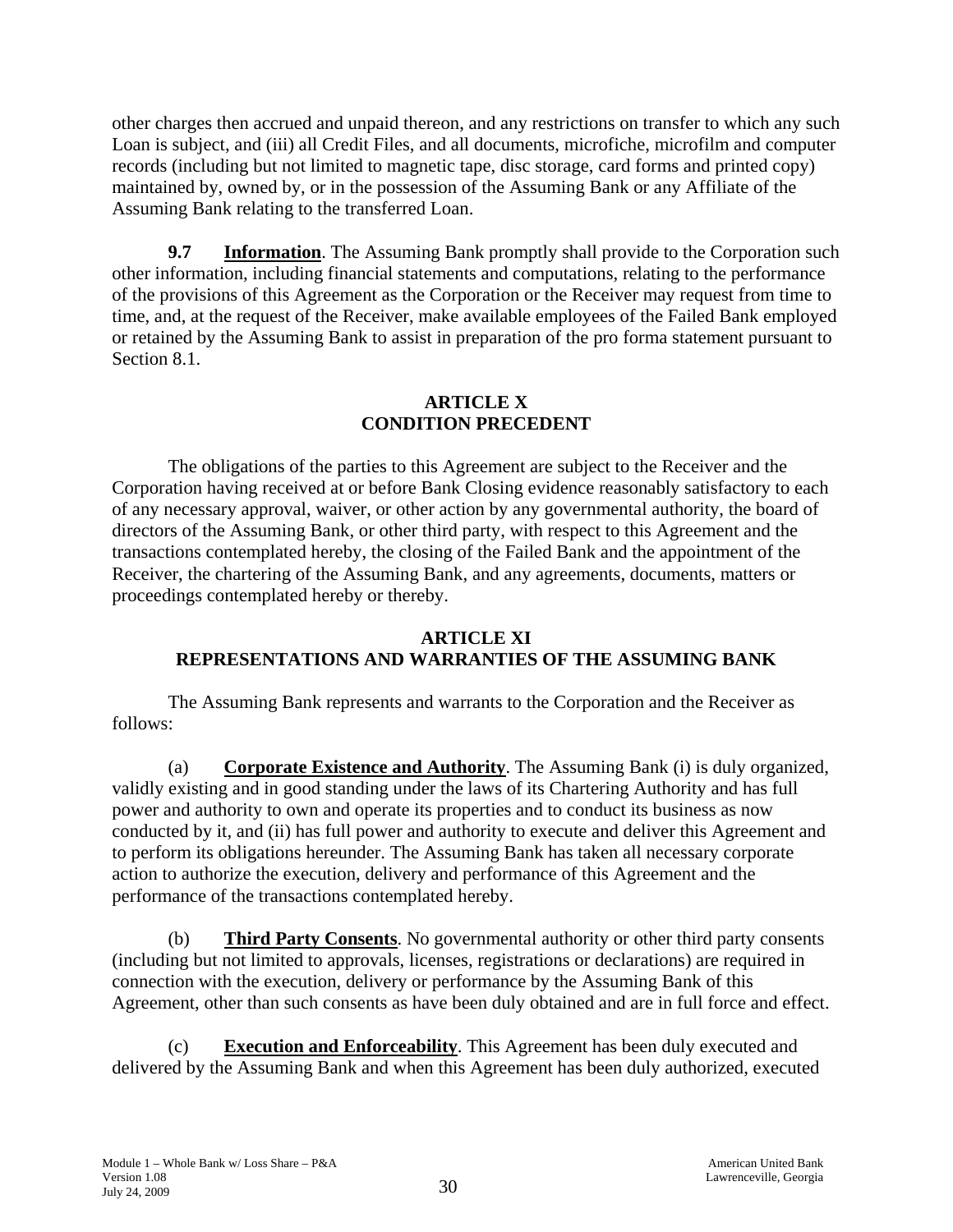other charges then accrued and unpaid thereon, and any restrictions on transfer to which any such Loan is subject, and (iii) all Credit Files, and all documents, microfiche, microfilm and computer records (including but not limited to magnetic tape, disc storage, card forms and printed copy) maintained by, owned by, or in the possession of the Assuming Bank or any Affiliate of the Assuming Bank relating to the transferred Loan.

**9.7 Information**. The Assuming Bank promptly shall provide to the Corporation such other information, including financial statements and computations, relating to the performance of the provisions of this Agreement as the Corporation or the Receiver may request from time to time, and, at the request of the Receiver, make available employees of the Failed Bank employed or retained by the Assuming Bank to assist in preparation of the pro forma statement pursuant to Section 8.1.

## ARTICLE X
## CONDITION PRECEDENT

The obligations of the parties to this Agreement are subject to the Receiver and the Corporation having received at or before Bank Closing evidence reasonably satisfactory to each of any necessary approval, waiver, or other action by any governmental authority, the board of directors of the Assuming Bank, or other third party, with respect to this Agreement and the transactions contemplated hereby, the closing of the Failed Bank and the appointment of the Receiver, the chartering of the Assuming Bank, and any agreements, documents, matters or proceedings contemplated hereby or thereby.

## ARTICLE XI
## REPRESENTATIONS AND WARRANTIES OF THE ASSUMING BANK

The Assuming Bank represents and warrants to the Corporation and the Receiver as follows:

(a) **Corporate Existence and Authority**. The Assuming Bank (i) is duly organized, validly existing and in good standing under the laws of its Chartering Authority and has full power and authority to own and operate its properties and to conduct its business as now conducted by it, and (ii) has full power and authority to execute and deliver this Agreement and to perform its obligations hereunder. The Assuming Bank has taken all necessary corporate action to authorize the execution, delivery and performance of this Agreement and the performance of the transactions contemplated hereby.

(b) **Third Party Consents**. No governmental authority or other third party consents (including but not limited to approvals, licenses, registrations or declarations) are required in connection with the execution, delivery or performance by the Assuming Bank of this Agreement, other than such consents as have been duly obtained and are in full force and effect.

(c) **Execution and Enforceability**. This Agreement has been duly executed and delivered by the Assuming Bank and when this Agreement has been duly authorized, executed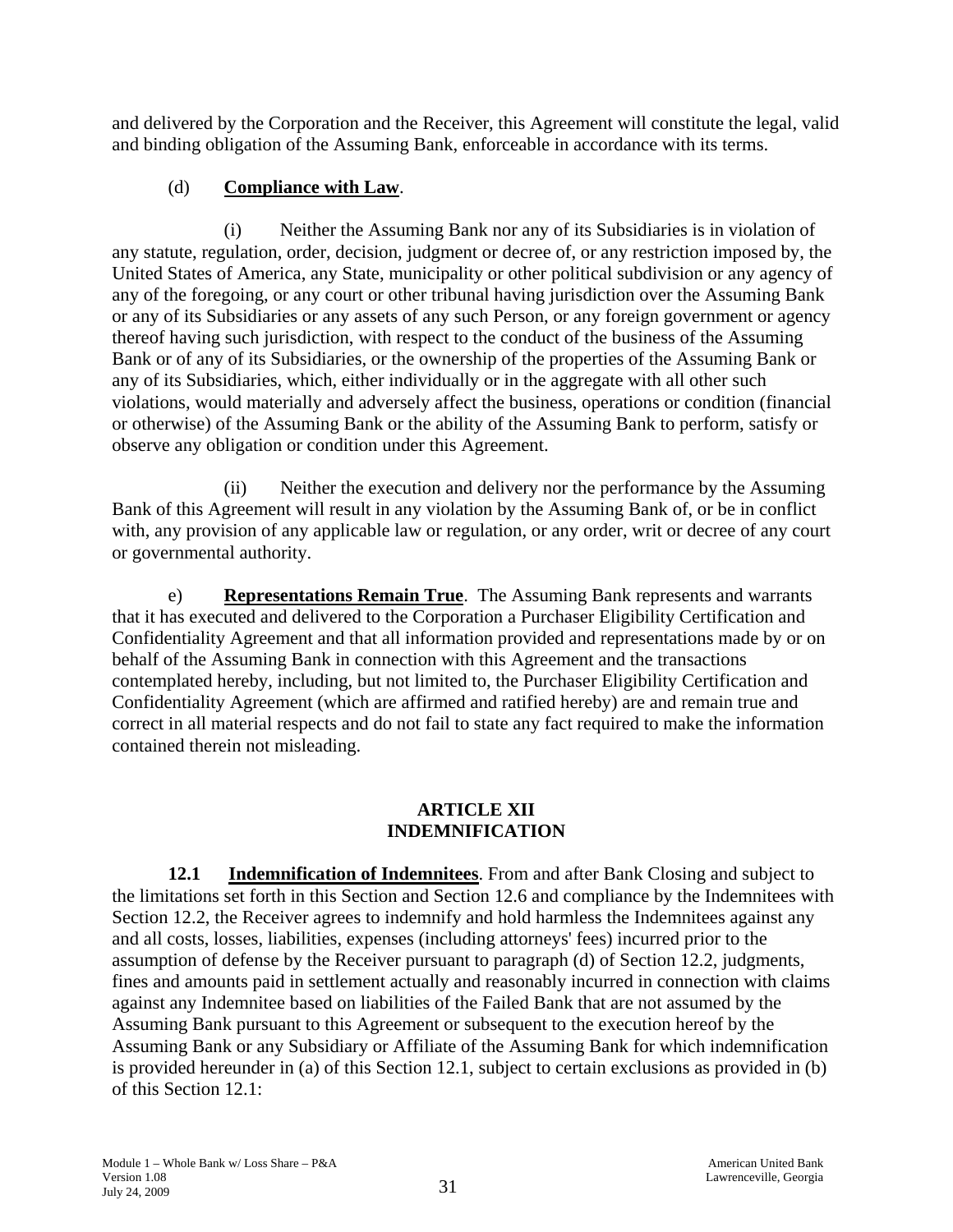and delivered by the Corporation and the Receiver, this Agreement will constitute the legal, valid and binding obligation of the Assuming Bank, enforceable in accordance with its terms.

(d) **Compliance with Law**.

(i) Neither the Assuming Bank nor any of its Subsidiaries is in violation of any statute, regulation, order, decision, judgment or decree of, or any restriction imposed by, the United States of America, any State, municipality or other political subdivision or any agency of any of the foregoing, or any court or other tribunal having jurisdiction over the Assuming Bank or any of its Subsidiaries or any assets of any such Person, or any foreign government or agency thereof having such jurisdiction, with respect to the conduct of the business of the Assuming Bank or of any of its Subsidiaries, or the ownership of the properties of the Assuming Bank or any of its Subsidiaries, which, either individually or in the aggregate with all other such violations, would materially and adversely affect the business, operations or condition (financial or otherwise) of the Assuming Bank or the ability of the Assuming Bank to perform, satisfy or observe any obligation or condition under this Agreement.

(ii) Neither the execution and delivery nor the performance by the Assuming Bank of this Agreement will result in any violation by the Assuming Bank of, or be in conflict with, any provision of any applicable law or regulation, or any order, writ or decree of any court or governmental authority.

e) **Representations Remain True**. The Assuming Bank represents and warrants that it has executed and delivered to the Corporation a Purchaser Eligibility Certification and Confidentiality Agreement and that all information provided and representations made by or on behalf of the Assuming Bank in connection with this Agreement and the transactions contemplated hereby, including, but not limited to, the Purchaser Eligibility Certification and Confidentiality Agreement (which are affirmed and ratified hereby) are and remain true and correct in all material respects and do not fail to state any fact required to make the information contained therein not misleading.

## ARTICLE XII
## INDEMNIFICATION

**12.1 Indemnification of Indemnitees**. From and after Bank Closing and subject to the limitations set forth in this Section and Section 12.6 and compliance by the Indemnitees with Section 12.2, the Receiver agrees to indemnify and hold harmless the Indemnitees against any and all costs, losses, liabilities, expenses (including attorneys' fees) incurred prior to the assumption of defense by the Receiver pursuant to paragraph (d) of Section 12.2, judgments, fines and amounts paid in settlement actually and reasonably incurred in connection with claims against any Indemnitee based on liabilities of the Failed Bank that are not assumed by the Assuming Bank pursuant to this Agreement or subsequent to the execution hereof by the Assuming Bank or any Subsidiary or Affiliate of the Assuming Bank for which indemnification is provided hereunder in (a) of this Section 12.1, subject to certain exclusions as provided in (b) of this Section 12.1: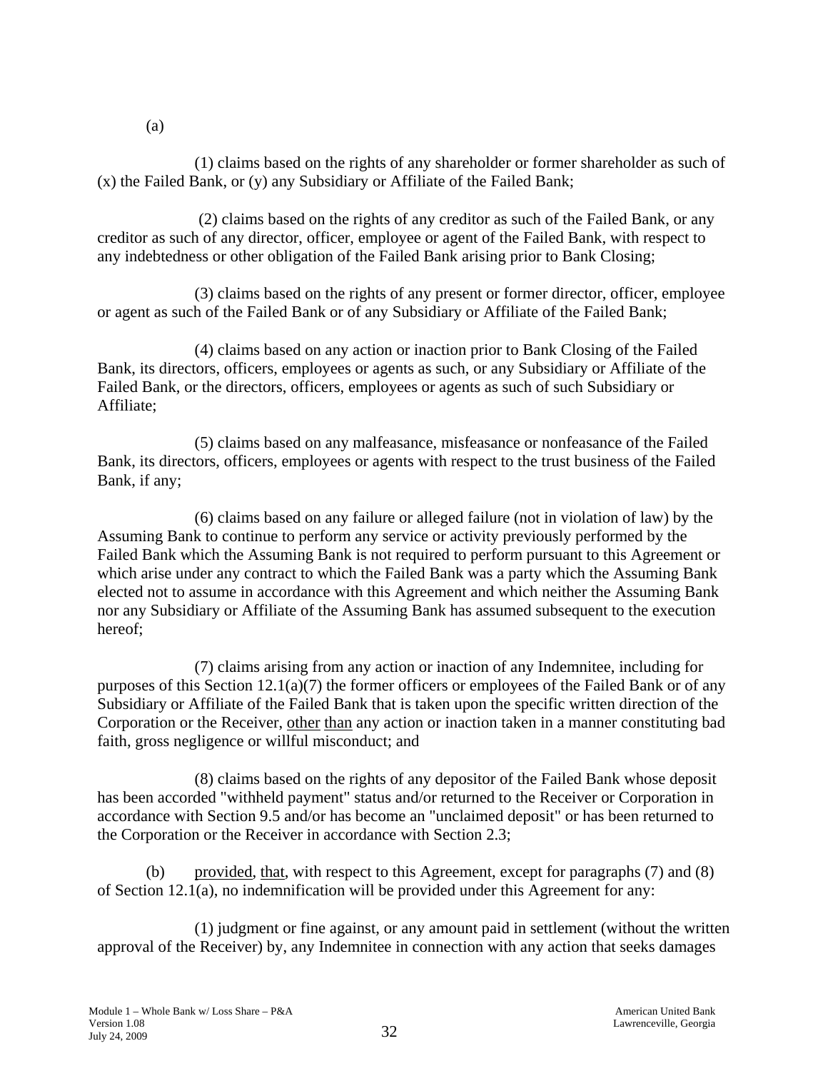(a)

(1) claims based on the rights of any shareholder or former shareholder as such of (x) the Failed Bank, or (y) any Subsidiary or Affiliate of the Failed Bank;

(2) claims based on the rights of any creditor as such of the Failed Bank, or any creditor as such of any director, officer, employee or agent of the Failed Bank, with respect to any indebtedness or other obligation of the Failed Bank arising prior to Bank Closing;

(3) claims based on the rights of any present or former director, officer, employee or agent as such of the Failed Bank or of any Subsidiary or Affiliate of the Failed Bank;

(4) claims based on any action or inaction prior to Bank Closing of the Failed Bank, its directors, officers, employees or agents as such, or any Subsidiary or Affiliate of the Failed Bank, or the directors, officers, employees or agents as such of such Subsidiary or Affiliate;

(5) claims based on any malfeasance, misfeasance or nonfeasance of the Failed Bank, its directors, officers, employees or agents with respect to the trust business of the Failed Bank, if any;

(6) claims based on any failure or alleged failure (not in violation of law) by the Assuming Bank to continue to perform any service or activity previously performed by the Failed Bank which the Assuming Bank is not required to perform pursuant to this Agreement or which arise under any contract to which the Failed Bank was a party which the Assuming Bank elected not to assume in accordance with this Agreement and which neither the Assuming Bank nor any Subsidiary or Affiliate of the Assuming Bank has assumed subsequent to the execution hereof;

(7) claims arising from any action or inaction of any Indemnitee, including for purposes of this Section 12.1(a)(7) the former officers or employees of the Failed Bank or of any Subsidiary or Affiliate of the Failed Bank that is taken upon the specific written direction of the Corporation or the Receiver, other than any action or inaction taken in a manner constituting bad faith, gross negligence or willful misconduct; and

(8) claims based on the rights of any depositor of the Failed Bank whose deposit has been accorded "withheld payment" status and/or returned to the Receiver or Corporation in accordance with Section 9.5 and/or has become an "unclaimed deposit" or has been returned to the Corporation or the Receiver in accordance with Section 2.3;

(b) provided, that, with respect to this Agreement, except for paragraphs (7) and (8) of Section 12.1(a), no indemnification will be provided under this Agreement for any:

(1) judgment or fine against, or any amount paid in settlement (without the written approval of the Receiver) by, any Indemnitee in connection with any action that seeks damages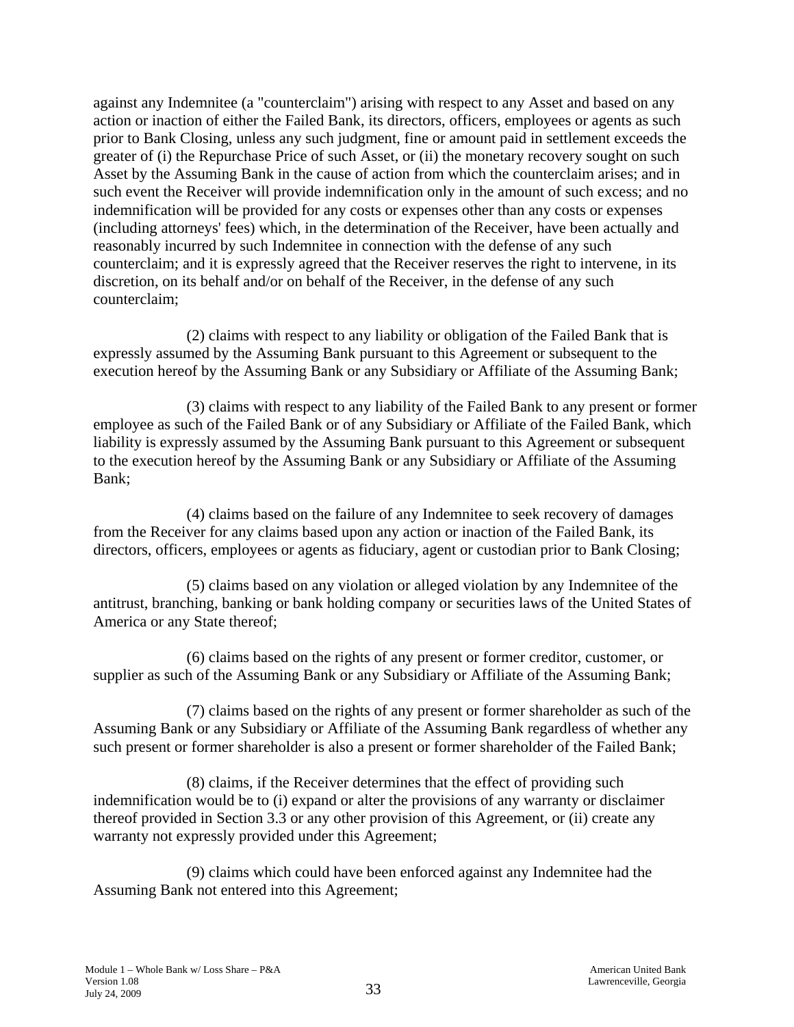against any Indemnitee (a "counterclaim") arising with respect to any Asset and based on any action or inaction of either the Failed Bank, its directors, officers, employees or agents as such prior to Bank Closing, unless any such judgment, fine or amount paid in settlement exceeds the greater of (i) the Repurchase Price of such Asset, or (ii) the monetary recovery sought on such Asset by the Assuming Bank in the cause of action from which the counterclaim arises; and in such event the Receiver will provide indemnification only in the amount of such excess; and no indemnification will be provided for any costs or expenses other than any costs or expenses (including attorneys' fees) which, in the determination of the Receiver, have been actually and reasonably incurred by such Indemnitee in connection with the defense of any such counterclaim; and it is expressly agreed that the Receiver reserves the right to intervene, in its discretion, on its behalf and/or on behalf of the Receiver, in the defense of any such counterclaim;

(2) claims with respect to any liability or obligation of the Failed Bank that is expressly assumed by the Assuming Bank pursuant to this Agreement or subsequent to the execution hereof by the Assuming Bank or any Subsidiary or Affiliate of the Assuming Bank;

(3) claims with respect to any liability of the Failed Bank to any present or former employee as such of the Failed Bank or of any Subsidiary or Affiliate of the Failed Bank, which liability is expressly assumed by the Assuming Bank pursuant to this Agreement or subsequent to the execution hereof by the Assuming Bank or any Subsidiary or Affiliate of the Assuming Bank;

(4) claims based on the failure of any Indemnitee to seek recovery of damages from the Receiver for any claims based upon any action or inaction of the Failed Bank, its directors, officers, employees or agents as fiduciary, agent or custodian prior to Bank Closing;

(5) claims based on any violation or alleged violation by any Indemnitee of the antitrust, branching, banking or bank holding company or securities laws of the United States of America or any State thereof;

(6) claims based on the rights of any present or former creditor, customer, or supplier as such of the Assuming Bank or any Subsidiary or Affiliate of the Assuming Bank;

(7) claims based on the rights of any present or former shareholder as such of the Assuming Bank or any Subsidiary or Affiliate of the Assuming Bank regardless of whether any such present or former shareholder is also a present or former shareholder of the Failed Bank;

(8) claims, if the Receiver determines that the effect of providing such indemnification would be to (i) expand or alter the provisions of any warranty or disclaimer thereof provided in Section 3.3 or any other provision of this Agreement, or (ii) create any warranty not expressly provided under this Agreement;

(9) claims which could have been enforced against any Indemnitee had the Assuming Bank not entered into this Agreement;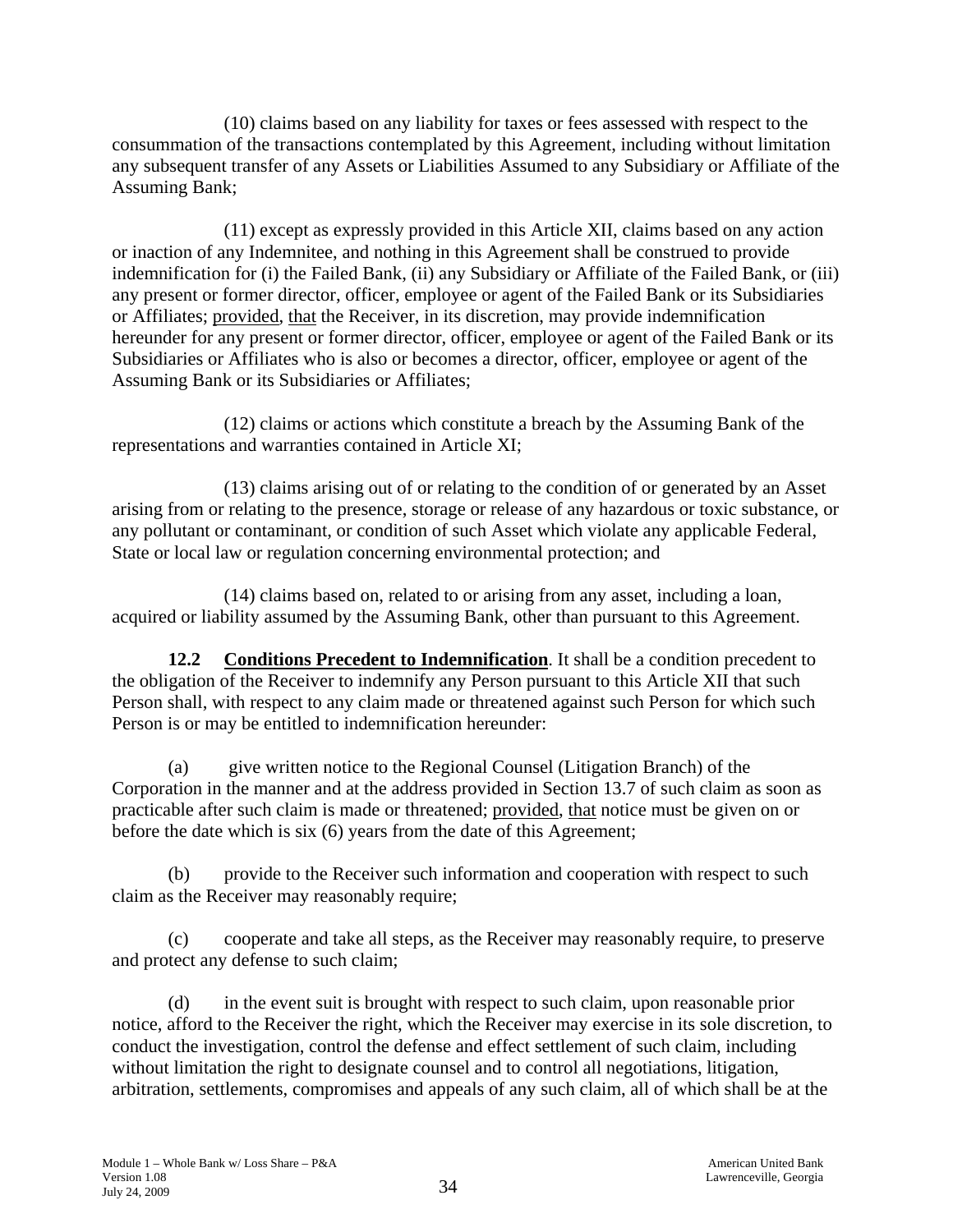(10) claims based on any liability for taxes or fees assessed with respect to the consummation of the transactions contemplated by this Agreement, including without limitation any subsequent transfer of any Assets or Liabilities Assumed to any Subsidiary or Affiliate of the Assuming Bank;

(11) except as expressly provided in this Article XII, claims based on any action or inaction of any Indemnitee, and nothing in this Agreement shall be construed to provide indemnification for (i) the Failed Bank, (ii) any Subsidiary or Affiliate of the Failed Bank, or (iii) any present or former director, officer, employee or agent of the Failed Bank or its Subsidiaries or Affiliates; provided, that the Receiver, in its discretion, may provide indemnification hereunder for any present or former director, officer, employee or agent of the Failed Bank or its Subsidiaries or Affiliates who is also or becomes a director, officer, employee or agent of the Assuming Bank or its Subsidiaries or Affiliates;

(12) claims or actions which constitute a breach by the Assuming Bank of the representations and warranties contained in Article XI;

(13) claims arising out of or relating to the condition of or generated by an Asset arising from or relating to the presence, storage or release of any hazardous or toxic substance, or any pollutant or contaminant, or condition of such Asset which violate any applicable Federal, State or local law or regulation concerning environmental protection; and

(14) claims based on, related to or arising from any asset, including a loan, acquired or liability assumed by the Assuming Bank, other than pursuant to this Agreement.

**12.2 Conditions Precedent to Indemnification**. It shall be a condition precedent to the obligation of the Receiver to indemnify any Person pursuant to this Article XII that such Person shall, with respect to any claim made or threatened against such Person for which such Person is or may be entitled to indemnification hereunder:

(a) give written notice to the Regional Counsel (Litigation Branch) of the Corporation in the manner and at the address provided in Section 13.7 of such claim as soon as practicable after such claim is made or threatened; provided, that notice must be given on or before the date which is six (6) years from the date of this Agreement;

(b) provide to the Receiver such information and cooperation with respect to such claim as the Receiver may reasonably require;

(c) cooperate and take all steps, as the Receiver may reasonably require, to preserve and protect any defense to such claim;

(d) in the event suit is brought with respect to such claim, upon reasonable prior notice, afford to the Receiver the right, which the Receiver may exercise in its sole discretion, to conduct the investigation, control the defense and effect settlement of such claim, including without limitation the right to designate counsel and to control all negotiations, litigation, arbitration, settlements, compromises and appeals of any such claim, all of which shall be at the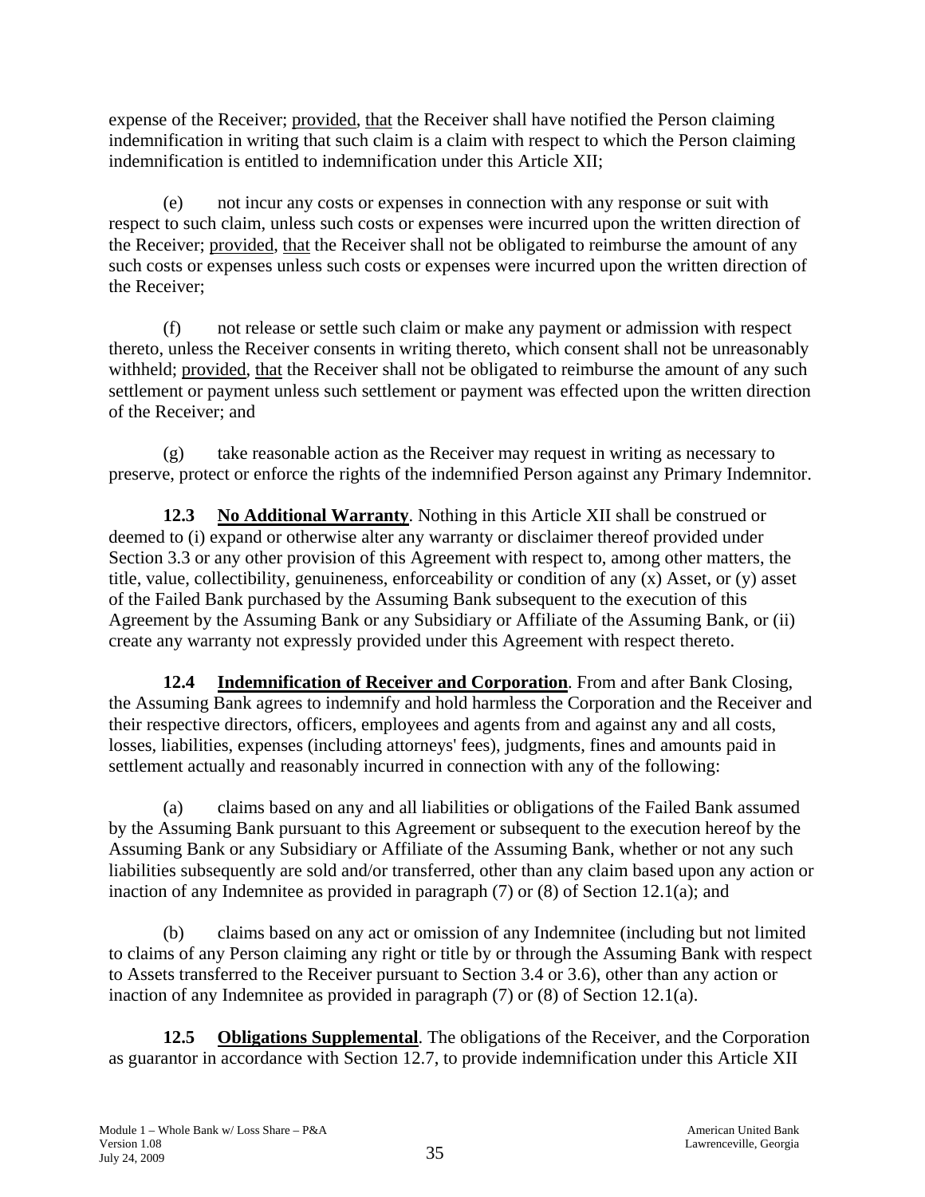expense of the Receiver; provided, that the Receiver shall have notified the Person claiming indemnification in writing that such claim is a claim with respect to which the Person claiming indemnification is entitled to indemnification under this Article XII;

(e) not incur any costs or expenses in connection with any response or suit with respect to such claim, unless such costs or expenses were incurred upon the written direction of the Receiver; provided, that the Receiver shall not be obligated to reimburse the amount of any such costs or expenses unless such costs or expenses were incurred upon the written direction of the Receiver;

(f) not release or settle such claim or make any payment or admission with respect thereto, unless the Receiver consents in writing thereto, which consent shall not be unreasonably withheld; provided, that the Receiver shall not be obligated to reimburse the amount of any such settlement or payment unless such settlement or payment was effected upon the written direction of the Receiver; and

(g) take reasonable action as the Receiver may request in writing as necessary to preserve, protect or enforce the rights of the indemnified Person against any Primary Indemnitor.

**12.3 No Additional Warranty**. Nothing in this Article XII shall be construed or deemed to (i) expand or otherwise alter any warranty or disclaimer thereof provided under Section 3.3 or any other provision of this Agreement with respect to, among other matters, the title, value, collectibility, genuineness, enforceability or condition of any (x) Asset, or (y) asset of the Failed Bank purchased by the Assuming Bank subsequent to the execution of this Agreement by the Assuming Bank or any Subsidiary or Affiliate of the Assuming Bank, or (ii) create any warranty not expressly provided under this Agreement with respect thereto.

**12.4 Indemnification of Receiver and Corporation**. From and after Bank Closing, the Assuming Bank agrees to indemnify and hold harmless the Corporation and the Receiver and their respective directors, officers, employees and agents from and against any and all costs, losses, liabilities, expenses (including attorneys' fees), judgments, fines and amounts paid in settlement actually and reasonably incurred in connection with any of the following:

(a) claims based on any and all liabilities or obligations of the Failed Bank assumed by the Assuming Bank pursuant to this Agreement or subsequent to the execution hereof by the Assuming Bank or any Subsidiary or Affiliate of the Assuming Bank, whether or not any such liabilities subsequently are sold and/or transferred, other than any claim based upon any action or inaction of any Indemnitee as provided in paragraph (7) or (8) of Section 12.1(a); and

(b) claims based on any act or omission of any Indemnitee (including but not limited to claims of any Person claiming any right or title by or through the Assuming Bank with respect to Assets transferred to the Receiver pursuant to Section 3.4 or 3.6), other than any action or inaction of any Indemnitee as provided in paragraph (7) or (8) of Section 12.1(a).

**12.5 Obligations Supplemental**. The obligations of the Receiver, and the Corporation as guarantor in accordance with Section 12.7, to provide indemnification under this Article XII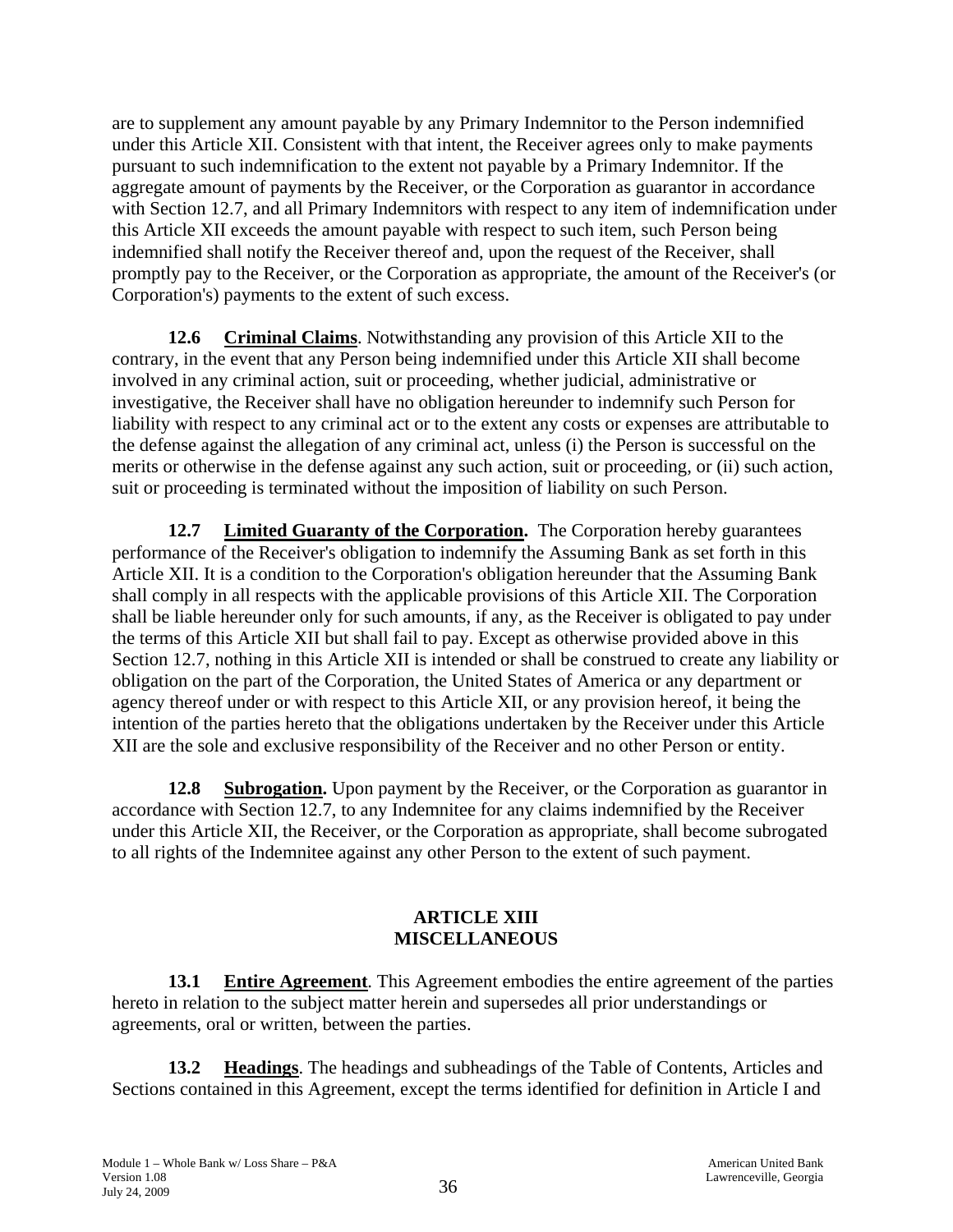are to supplement any amount payable by any Primary Indemnitor to the Person indemnified under this Article XII. Consistent with that intent, the Receiver agrees only to make payments pursuant to such indemnification to the extent not payable by a Primary Indemnitor. If the aggregate amount of payments by the Receiver, or the Corporation as guarantor in accordance with Section 12.7, and all Primary Indemnitors with respect to any item of indemnification under this Article XII exceeds the amount payable with respect to such item, such Person being indemnified shall notify the Receiver thereof and, upon the request of the Receiver, shall promptly pay to the Receiver, or the Corporation as appropriate, the amount of the Receiver's (or Corporation's) payments to the extent of such excess.

**12.6 Criminal Claims**. Notwithstanding any provision of this Article XII to the contrary, in the event that any Person being indemnified under this Article XII shall become involved in any criminal action, suit or proceeding, whether judicial, administrative or investigative, the Receiver shall have no obligation hereunder to indemnify such Person for liability with respect to any criminal act or to the extent any costs or expenses are attributable to the defense against the allegation of any criminal act, unless (i) the Person is successful on the merits or otherwise in the defense against any such action, suit or proceeding, or (ii) such action, suit or proceeding is terminated without the imposition of liability on such Person.

**12.7 Limited Guaranty of the Corporation.** The Corporation hereby guarantees performance of the Receiver's obligation to indemnify the Assuming Bank as set forth in this Article XII. It is a condition to the Corporation's obligation hereunder that the Assuming Bank shall comply in all respects with the applicable provisions of this Article XII. The Corporation shall be liable hereunder only for such amounts, if any, as the Receiver is obligated to pay under the terms of this Article XII but shall fail to pay. Except as otherwise provided above in this Section 12.7, nothing in this Article XII is intended or shall be construed to create any liability or obligation on the part of the Corporation, the United States of America or any department or agency thereof under or with respect to this Article XII, or any provision hereof, it being the intention of the parties hereto that the obligations undertaken by the Receiver under this Article XII are the sole and exclusive responsibility of the Receiver and no other Person or entity.

**12.8 Subrogation.** Upon payment by the Receiver, or the Corporation as guarantor in accordance with Section 12.7, to any Indemnitee for any claims indemnified by the Receiver under this Article XII, the Receiver, or the Corporation as appropriate, shall become subrogated to all rights of the Indemnitee against any other Person to the extent of such payment.

## ARTICLE XIII
## MISCELLANEOUS

**13.1 Entire Agreement**. This Agreement embodies the entire agreement of the parties hereto in relation to the subject matter herein and supersedes all prior understandings or agreements, oral or written, between the parties.

**13.2 Headings**. The headings and subheadings of the Table of Contents, Articles and Sections contained in this Agreement, except the terms identified for definition in Article I and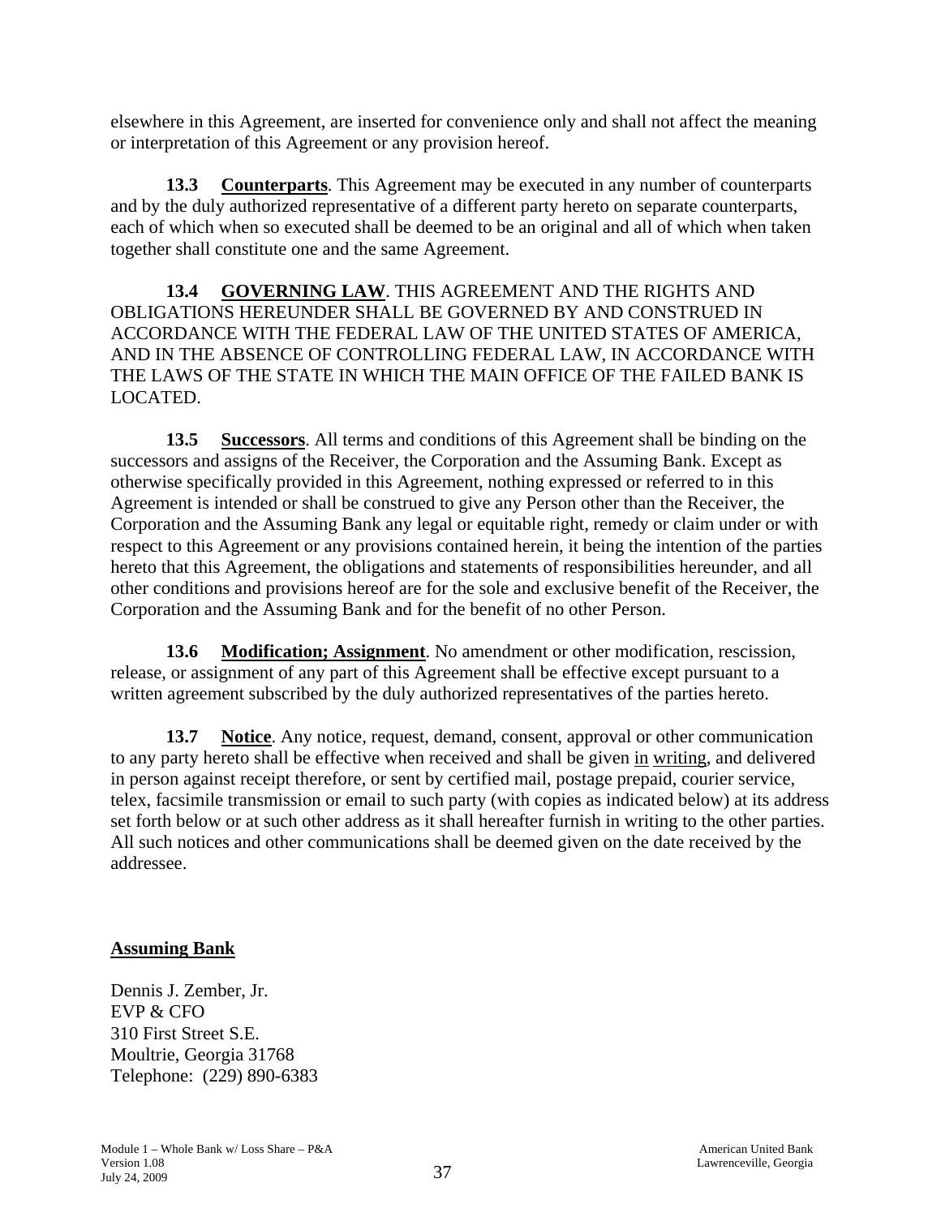elsewhere in this Agreement, are inserted for convenience only and shall not affect the meaning or interpretation of this Agreement or any provision hereof.

**13.3 Counterparts**. This Agreement may be executed in any number of counterparts and by the duly authorized representative of a different party hereto on separate counterparts, each of which when so executed shall be deemed to be an original and all of which when taken together shall constitute one and the same Agreement.

**13.4 GOVERNING LAW**. THIS AGREEMENT AND THE RIGHTS AND OBLIGATIONS HEREUNDER SHALL BE GOVERNED BY AND CONSTRUED IN ACCORDANCE WITH THE FEDERAL LAW OF THE UNITED STATES OF AMERICA, AND IN THE ABSENCE OF CONTROLLING FEDERAL LAW, IN ACCORDANCE WITH THE LAWS OF THE STATE IN WHICH THE MAIN OFFICE OF THE FAILED BANK IS LOCATED.

**13.5 Successors**. All terms and conditions of this Agreement shall be binding on the successors and assigns of the Receiver, the Corporation and the Assuming Bank. Except as otherwise specifically provided in this Agreement, nothing expressed or referred to in this Agreement is intended or shall be construed to give any Person other than the Receiver, the Corporation and the Assuming Bank any legal or equitable right, remedy or claim under or with respect to this Agreement or any provisions contained herein, it being the intention of the parties hereto that this Agreement, the obligations and statements of responsibilities hereunder, and all other conditions and provisions hereof are for the sole and exclusive benefit of the Receiver, the Corporation and the Assuming Bank and for the benefit of no other Person.

**13.6 Modification; Assignment**. No amendment or other modification, rescission, release, or assignment of any part of this Agreement shall be effective except pursuant to a written agreement subscribed by the duly authorized representatives of the parties hereto.

**13.7 Notice**. Any notice, request, demand, consent, approval or other communication to any party hereto shall be effective when received and shall be given in writing, and delivered in person against receipt therefore, or sent by certified mail, postage prepaid, courier service, telex, facsimile transmission or email to such party (with copies as indicated below) at its address set forth below or at such other address as it shall hereafter furnish in writing to the other parties. All such notices and other communications shall be deemed given on the date received by the addressee.

**Assuming Bank**

Dennis J. Zember, Jr.
EVP & CFO
310 First Street S.E.
Moultrie, Georgia 31768
Telephone: (229) 890-6383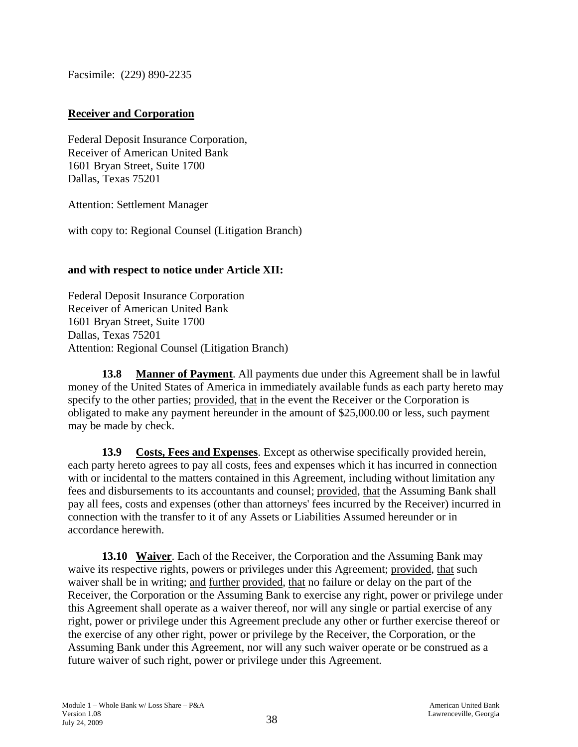Facsimile: (229) 890-2235

**Receiver and Corporation**

Federal Deposit Insurance Corporation,
Receiver of American United Bank
1601 Bryan Street, Suite 1700
Dallas, Texas 75201

Attention: Settlement Manager

with copy to: Regional Counsel (Litigation Branch)

**and with respect to notice under Article XII:**

Federal Deposit Insurance Corporation
Receiver of American United Bank
1601 Bryan Street, Suite 1700
Dallas, Texas 75201
Attention: Regional Counsel (Litigation Branch)

**13.8 Manner of Payment**. All payments due under this Agreement shall be in lawful money of the United States of America in immediately available funds as each party hereto may specify to the other parties; provided, that in the event the Receiver or the Corporation is obligated to make any payment hereunder in the amount of $25,000.00 or less, such payment may be made by check.

**13.9 Costs, Fees and Expenses**. Except as otherwise specifically provided herein, each party hereto agrees to pay all costs, fees and expenses which it has incurred in connection with or incidental to the matters contained in this Agreement, including without limitation any fees and disbursements to its accountants and counsel; provided, that the Assuming Bank shall pay all fees, costs and expenses (other than attorneys' fees incurred by the Receiver) incurred in connection with the transfer to it of any Assets or Liabilities Assumed hereunder or in accordance herewith.

**13.10 Waiver**. Each of the Receiver, the Corporation and the Assuming Bank may waive its respective rights, powers or privileges under this Agreement; provided, that such waiver shall be in writing; and further provided, that no failure or delay on the part of the Receiver, the Corporation or the Assuming Bank to exercise any right, power or privilege under this Agreement shall operate as a waiver thereof, nor will any single or partial exercise of any right, power or privilege under this Agreement preclude any other or further exercise thereof or the exercise of any other right, power or privilege by the Receiver, the Corporation, or the Assuming Bank under this Agreement, nor will any such waiver operate or be construed as a future waiver of such right, power or privilege under this Agreement.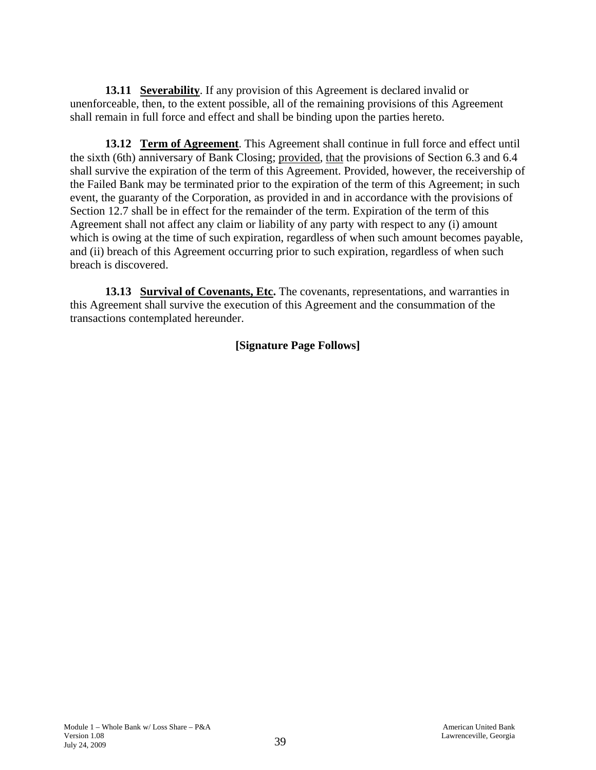**13.11 Severability**. If any provision of this Agreement is declared invalid or unenforceable, then, to the extent possible, all of the remaining provisions of this Agreement shall remain in full force and effect and shall be binding upon the parties hereto.

**13.12 Term of Agreement**. This Agreement shall continue in full force and effect until the sixth (6th) anniversary of Bank Closing; provided, that the provisions of Section 6.3 and 6.4 shall survive the expiration of the term of this Agreement. Provided, however, the receivership of the Failed Bank may be terminated prior to the expiration of the term of this Agreement; in such event, the guaranty of the Corporation, as provided in and in accordance with the provisions of Section 12.7 shall be in effect for the remainder of the term. Expiration of the term of this Agreement shall not affect any claim or liability of any party with respect to any (i) amount which is owing at the time of such expiration, regardless of when such amount becomes payable, and (ii) breach of this Agreement occurring prior to such expiration, regardless of when such breach is discovered.

**13.13 Survival of Covenants, Etc.** The covenants, representations, and warranties in this Agreement shall survive the execution of this Agreement and the consummation of the transactions contemplated hereunder.

**[Signature Page Follows]**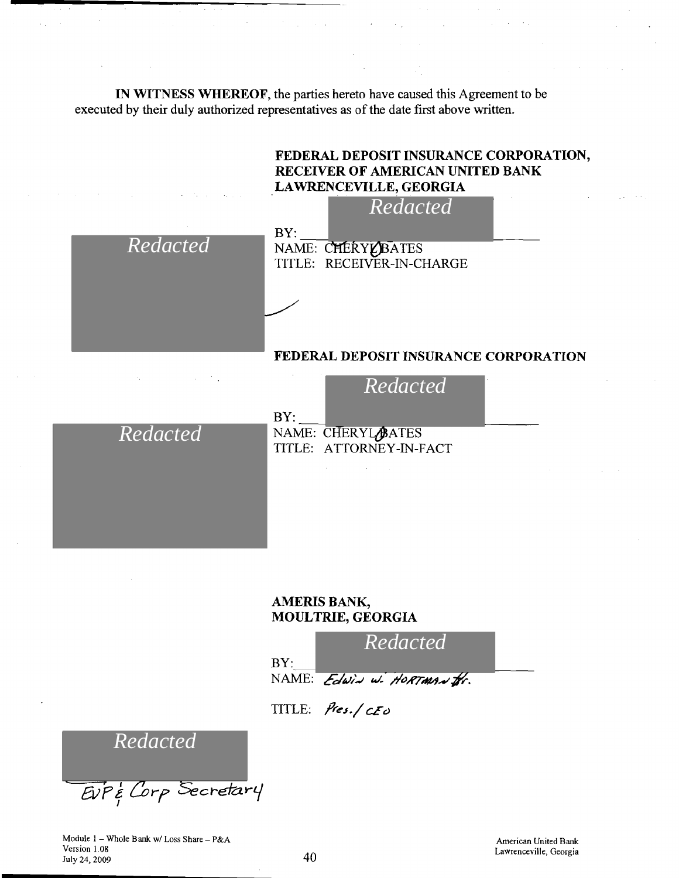**IN WITNESS WHEREOF**, the parties hereto have caused this Agreement to be executed by their duly authorized representatives as of the date first above written.

**FEDERAL DEPOSIT INSURANCE CORPORATION, RECEIVER OF AMERICAN UNITED BANK LAWRENCEVILLE, GEORGIA**

*Redacted*

*Redacted*

BY: \_\_\_\_\_\_\_\_\_\_\_\_\_\_\_\_\_\_\_\_\_\_\_\_\_\_\_\_

NAME: CHERYL BATES

TITLE: RECEIVER-IN-CHARGE

**FEDERAL DEPOSIT INSURANCE CORPORATION**

*Redacted*

*Redacted*

BY: \_\_\_\_\_\_\_\_\_\_\_\_\_\_\_\_\_\_\_\_\_\_\_\_\_\_\_\_

NAME: CHERYL BATES

TITLE: ATTORNEY-IN-FACT

**AMERIS BANK, MOULTRIE, GEORGIA**

*Redacted*

BY: \_\_\_\_\_\_\_\_\_\_\_\_\_\_\_\_\_\_\_\_\_\_\_\_\_\_\_\_

NAME: Edwin W. Hortman Jr.

TITLE: Pres./CEO

*Redacted*

EVP & Corp Secretary

Module 1 – Whole Bank w/ Loss Share – P&A
Version 1.08
July 24, 2009

American United Bank
Lawrenceville, Georgia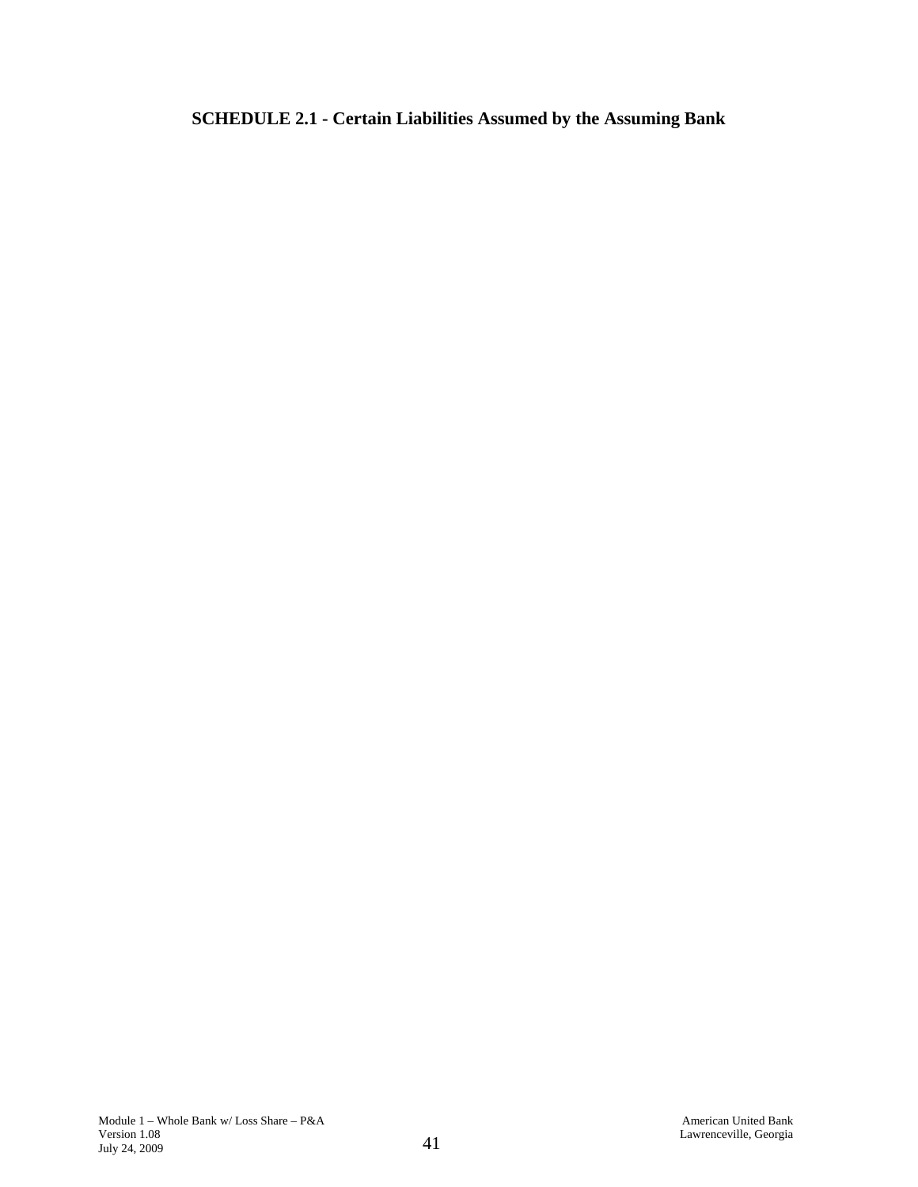**SCHEDULE 2.1 - Certain Liabilities Assumed by the Assuming Bank**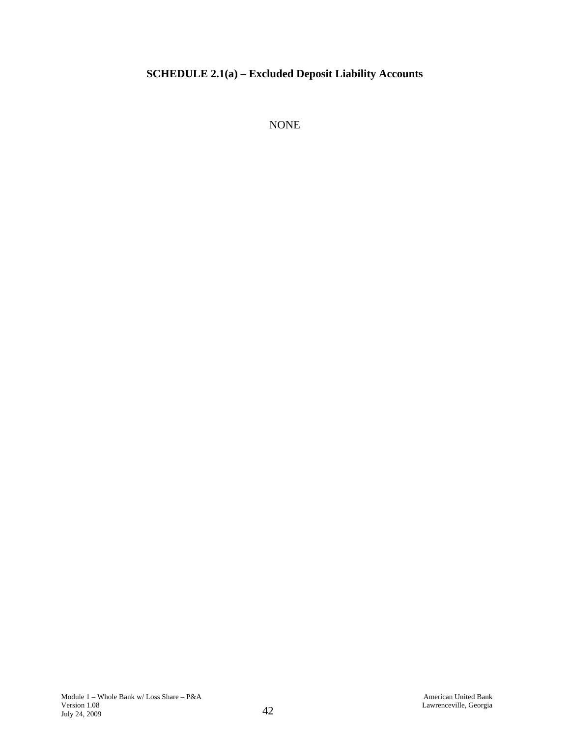## SCHEDULE 2.1(a) – Excluded Deposit Liability Accounts

NONE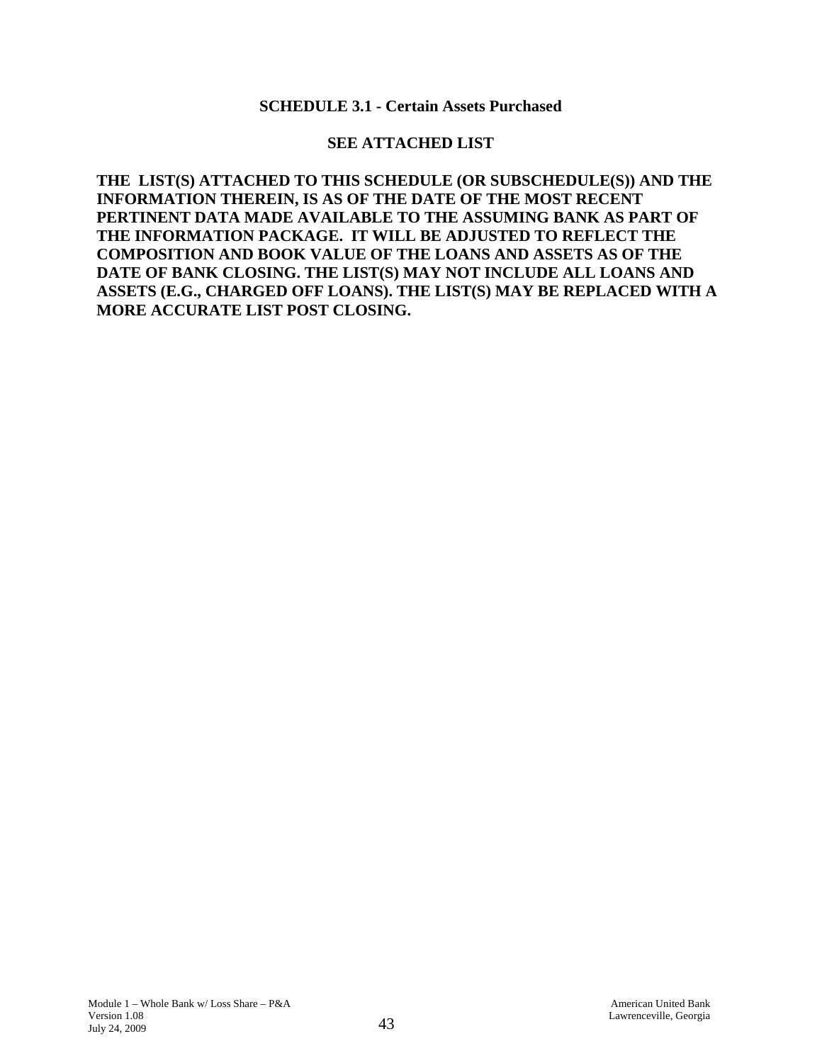## SCHEDULE 3.1 - Certain Assets Purchased

**SEE ATTACHED LIST**

**THE LIST(S) ATTACHED TO THIS SCHEDULE (OR SUBSCHEDULE(S)) AND THE INFORMATION THEREIN, IS AS OF THE DATE OF THE MOST RECENT PERTINENT DATA MADE AVAILABLE TO THE ASSUMING BANK AS PART OF THE INFORMATION PACKAGE. IT WILL BE ADJUSTED TO REFLECT THE COMPOSITION AND BOOK VALUE OF THE LOANS AND ASSETS AS OF THE DATE OF BANK CLOSING. THE LIST(S) MAY NOT INCLUDE ALL LOANS AND ASSETS (E.G., CHARGED OFF LOANS). THE LIST(S) MAY BE REPLACED WITH A MORE ACCURATE LIST POST CLOSING.**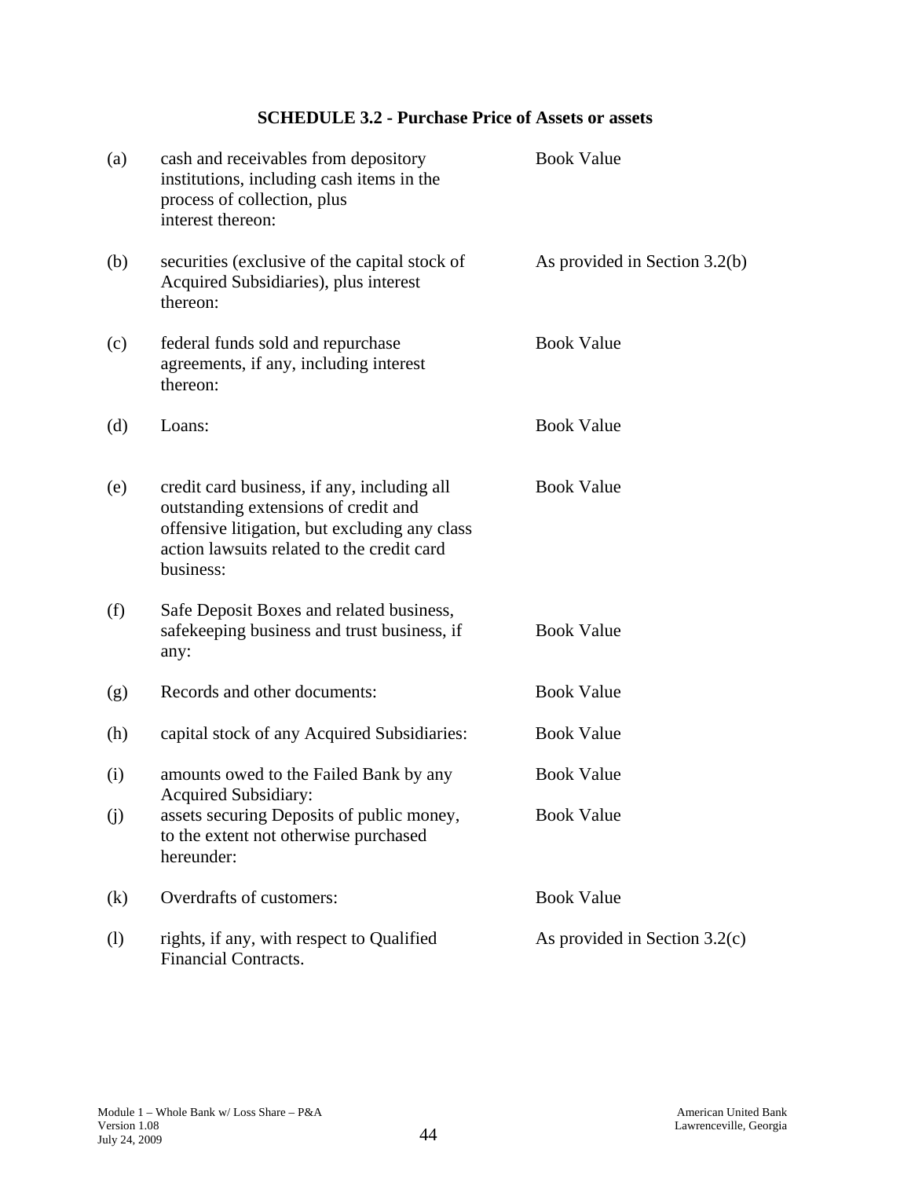## SCHEDULE 3.2 - Purchase Price of Assets or assets

| | | |
|---|---|---|
| (a) | cash and receivables from depository institutions, including cash items in the process of collection, plus interest thereon: | Book Value |
| (b) | securities (exclusive of the capital stock of Acquired Subsidiaries), plus interest thereon: | As provided in Section 3.2(b) |
| (c) | federal funds sold and repurchase agreements, if any, including interest thereon: | Book Value |
| (d) | Loans: | Book Value |
| (e) | credit card business, if any, including all outstanding extensions of credit and offensive litigation, but excluding any class action lawsuits related to the credit card business: | Book Value |
| (f) | Safe Deposit Boxes and related business, safekeeping business and trust business, if any: | Book Value |
| (g) | Records and other documents: | Book Value |
| (h) | capital stock of any Acquired Subsidiaries: | Book Value |
| (i) | amounts owed to the Failed Bank by any Acquired Subsidiary: | Book Value |
| (j) | assets securing Deposits of public money, to the extent not otherwise purchased hereunder: | Book Value |
| (k) | Overdrafts of customers: | Book Value |
| (l) | rights, if any, with respect to Qualified Financial Contracts. | As provided in Section 3.2(c) |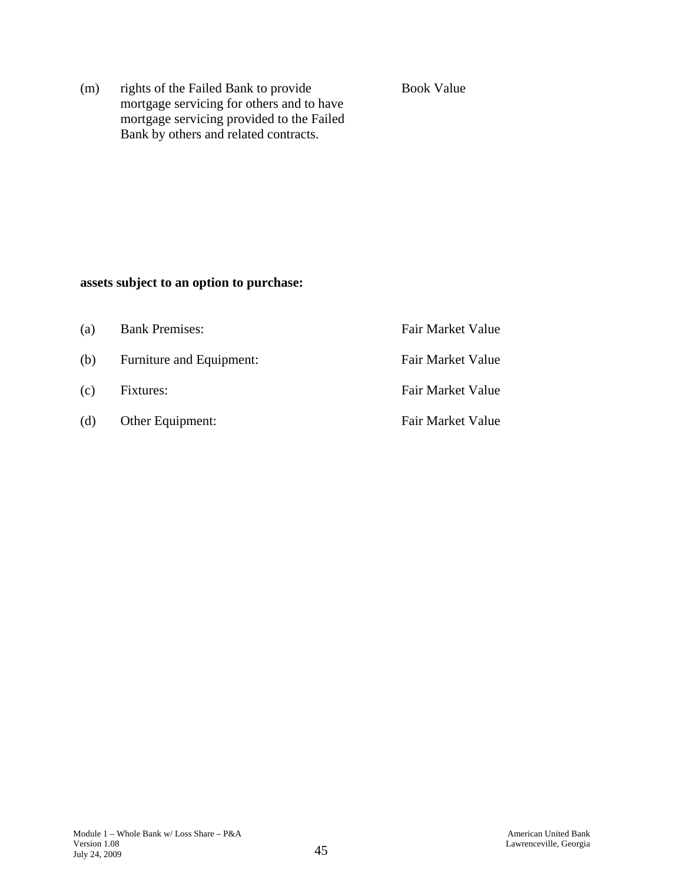| | | |
|---|---|---|
| (m) | rights of the Failed Bank to provide mortgage servicing for others and to have mortgage servicing provided to the Failed Bank by others and related contracts. | Book Value |

**assets subject to an option to purchase:**

| | | |
|---|---|---|
| (a) | Bank Premises: | Fair Market Value |
| (b) | Furniture and Equipment: | Fair Market Value |
| (c) | Fixtures: | Fair Market Value |
| (d) | Other Equipment: | Fair Market Value |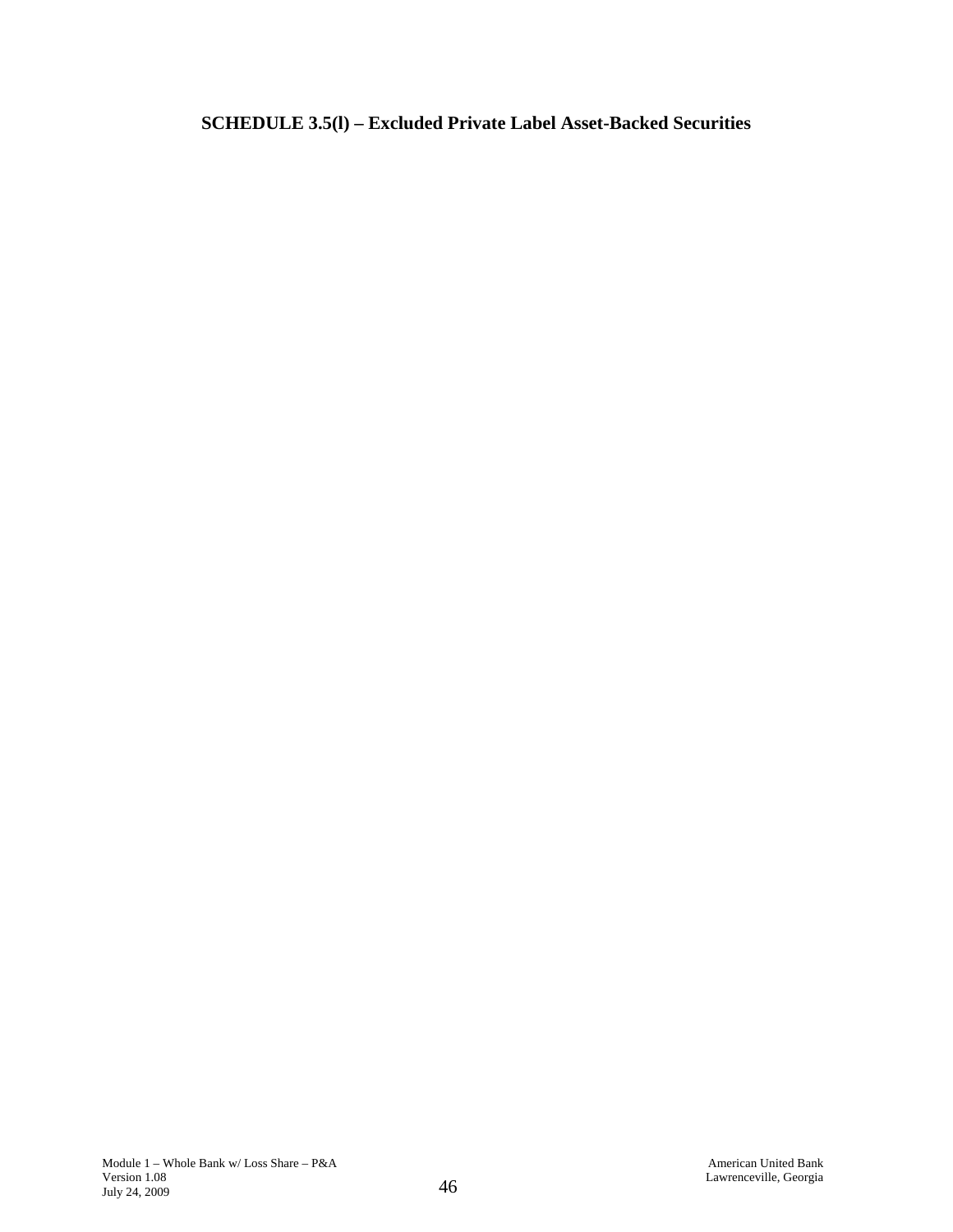# SCHEDULE 3.5(l) – Excluded Private Label Asset-Backed Securities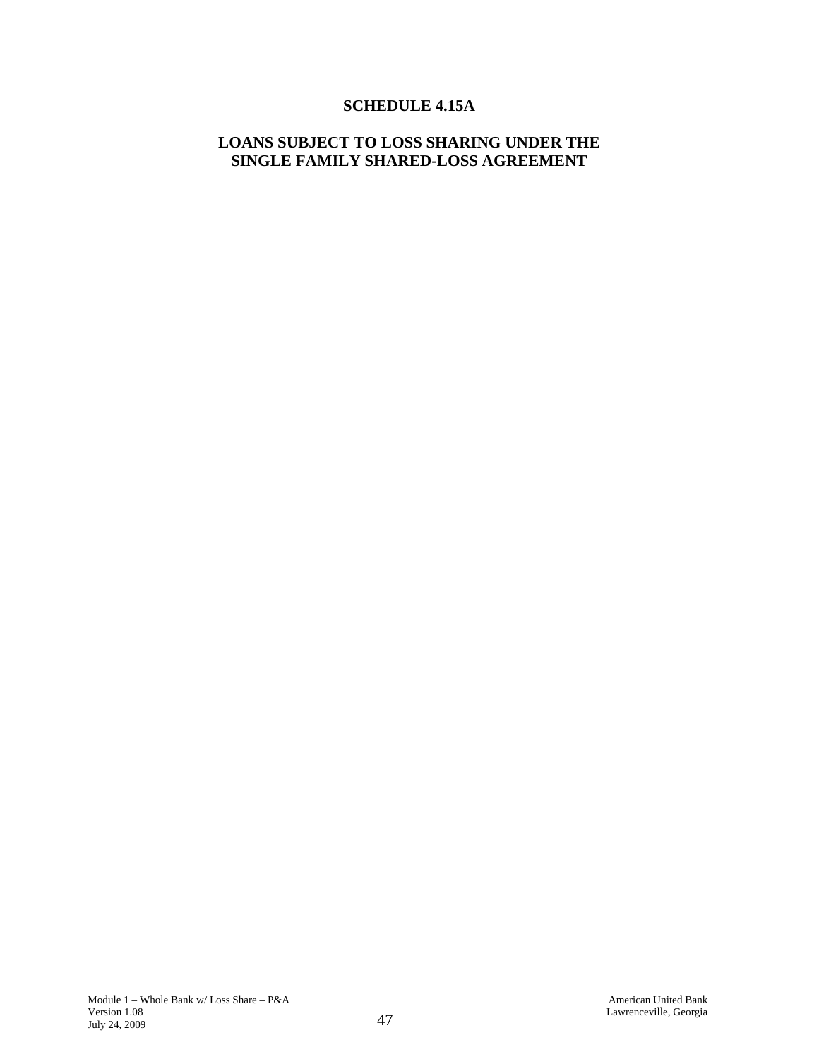# SCHEDULE 4.15A

## LOANS SUBJECT TO LOSS SHARING UNDER THE SINGLE FAMILY SHARED-LOSS AGREEMENT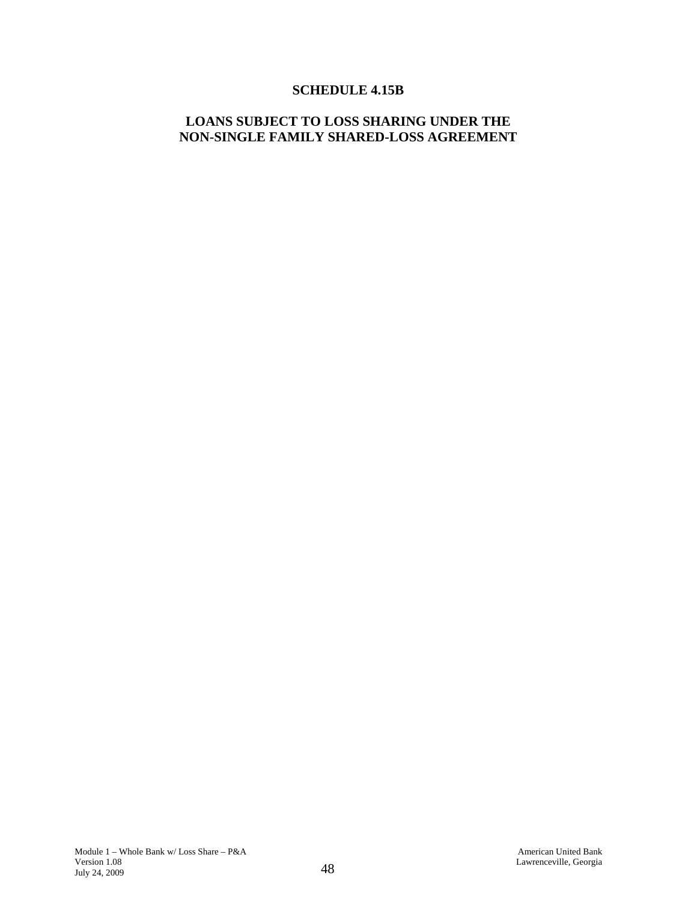# SCHEDULE 4.15B

## LOANS SUBJECT TO LOSS SHARING UNDER THE NON-SINGLE FAMILY SHARED-LOSS AGREEMENT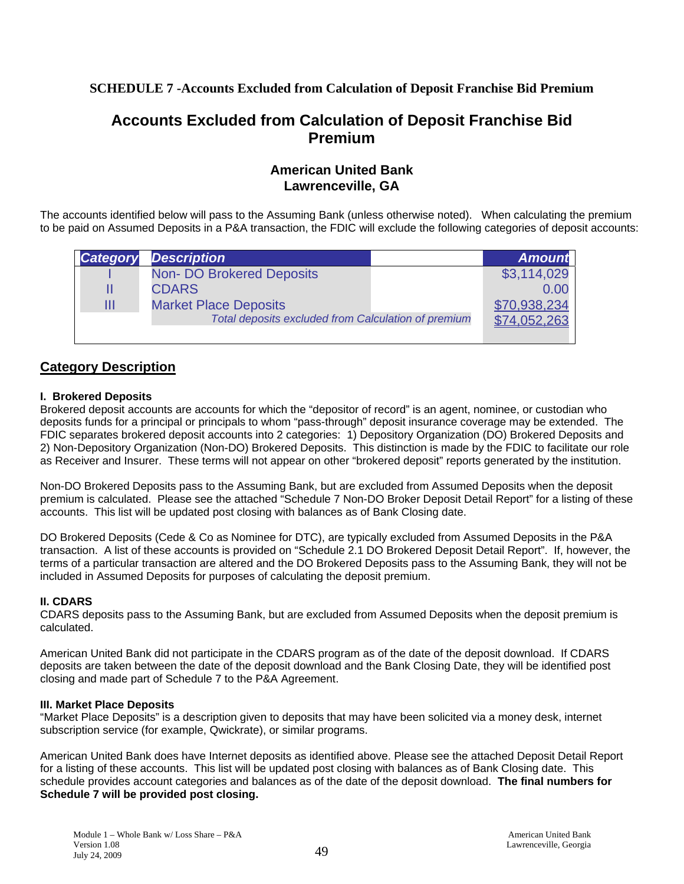**SCHEDULE 7 -Accounts Excluded from Calculation of Deposit Franchise Bid Premium**

# Accounts Excluded from Calculation of Deposit Franchise Bid Premium

### American United Bank
### Lawrenceville, GA

The accounts identified below will pass to the Assuming Bank (unless otherwise noted). When calculating the premium to be paid on Assumed Deposits in a P&A transaction, the FDIC will exclude the following categories of deposit accounts:

| *Category* | *Description* | *Amount* |
|---|---|---|
| I | Non- DO Brokered Deposits | $3,114,029 |
| II | CDARS | 0.00 |
| III | Market Place Deposits | $70,938,234 |
| | *Total deposits excluded from Calculation of premium* | $74,052,263 |

## Category Description

**I. Brokered Deposits**
Brokered deposit accounts are accounts for which the "depositor of record" is an agent, nominee, or custodian who deposits funds for a principal or principals to whom "pass-through" deposit insurance coverage may be extended. The FDIC separates brokered deposit accounts into 2 categories: 1) Depository Organization (DO) Brokered Deposits and 2) Non-Depository Organization (Non-DO) Brokered Deposits. This distinction is made by the FDIC to facilitate our role as Receiver and Insurer. These terms will not appear on other "brokered deposit" reports generated by the institution.

Non-DO Brokered Deposits pass to the Assuming Bank, but are excluded from Assumed Deposits when the deposit premium is calculated. Please see the attached "Schedule 7 Non-DO Broker Deposit Detail Report" for a listing of these accounts. This list will be updated post closing with balances as of Bank Closing date.

DO Brokered Deposits (Cede & Co as Nominee for DTC), are typically excluded from Assumed Deposits in the P&A transaction. A list of these accounts is provided on "Schedule 2.1 DO Brokered Deposit Detail Report". If, however, the terms of a particular transaction are altered and the DO Brokered Deposits pass to the Assuming Bank, they will not be included in Assumed Deposits for purposes of calculating the deposit premium.

**II. CDARS**
CDARS deposits pass to the Assuming Bank, but are excluded from Assumed Deposits when the deposit premium is calculated.

American United Bank did not participate in the CDARS program as of the date of the deposit download. If CDARS deposits are taken between the date of the deposit download and the Bank Closing Date, they will be identified post closing and made part of Schedule 7 to the P&A Agreement.

**III. Market Place Deposits**
"Market Place Deposits" is a description given to deposits that may have been solicited via a money desk, internet subscription service (for example, Qwickrate), or similar programs.

American United Bank does have Internet deposits as identified above. Please see the attached Deposit Detail Report for a listing of these accounts. This list will be updated post closing with balances as of Bank Closing date. This schedule provides account categories and balances as of the date of the deposit download. **The final numbers for Schedule 7 will be provided post closing.**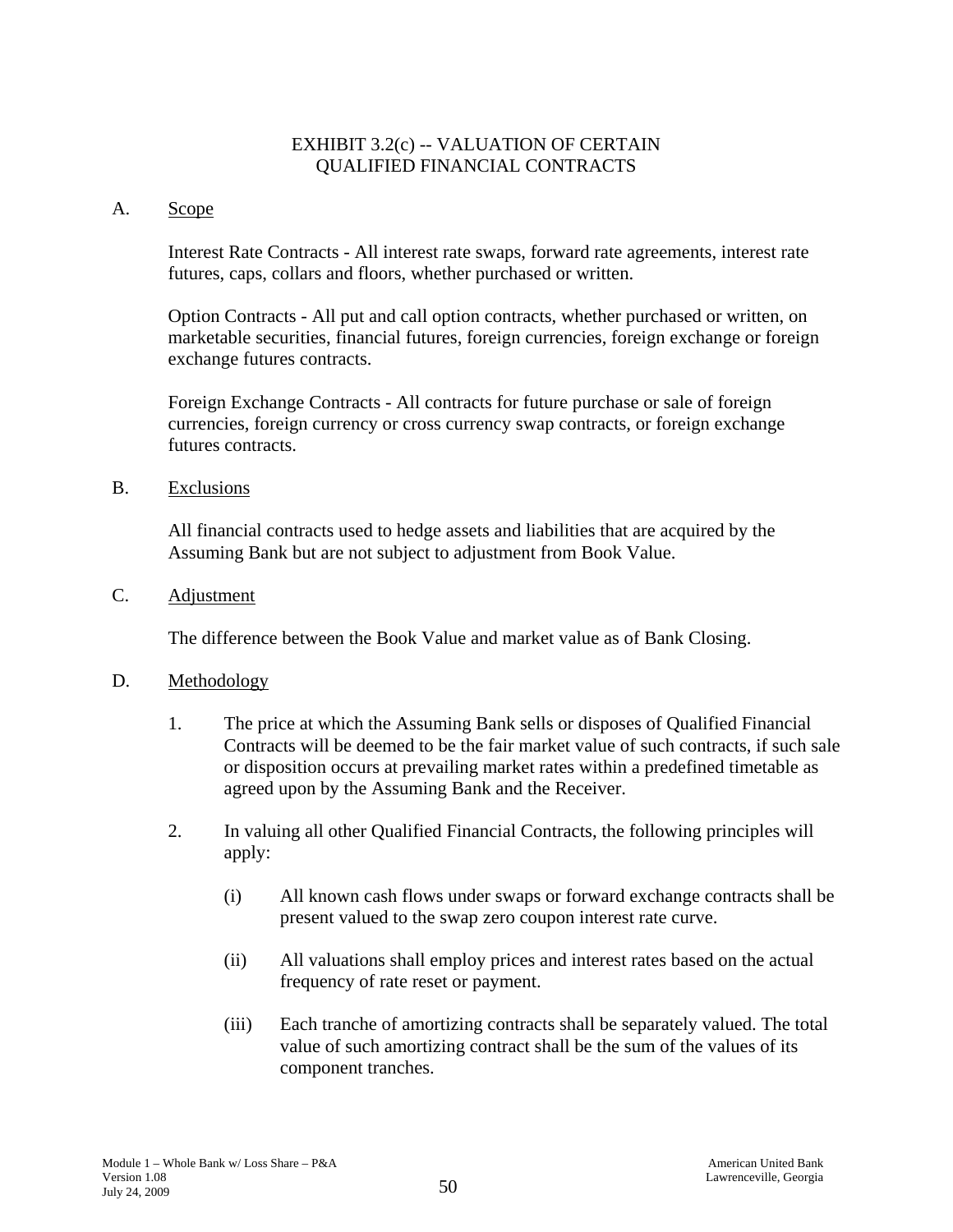# EXHIBIT 3.2(c) -- VALUATION OF CERTAIN QUALIFIED FINANCIAL CONTRACTS

A. Scope

Interest Rate Contracts - All interest rate swaps, forward rate agreements, interest rate futures, caps, collars and floors, whether purchased or written.

Option Contracts - All put and call option contracts, whether purchased or written, on marketable securities, financial futures, foreign currencies, foreign exchange or foreign exchange futures contracts.

Foreign Exchange Contracts - All contracts for future purchase or sale of foreign currencies, foreign currency or cross currency swap contracts, or foreign exchange futures contracts.

B. Exclusions

All financial contracts used to hedge assets and liabilities that are acquired by the Assuming Bank but are not subject to adjustment from Book Value.

C. Adjustment

The difference between the Book Value and market value as of Bank Closing.

D. Methodology

1. The price at which the Assuming Bank sells or disposes of Qualified Financial Contracts will be deemed to be the fair market value of such contracts, if such sale or disposition occurs at prevailing market rates within a predefined timetable as agreed upon by the Assuming Bank and the Receiver.

2. In valuing all other Qualified Financial Contracts, the following principles will apply:

   (i) All known cash flows under swaps or forward exchange contracts shall be present valued to the swap zero coupon interest rate curve.

   (ii) All valuations shall employ prices and interest rates based on the actual frequency of rate reset or payment.

   (iii) Each tranche of amortizing contracts shall be separately valued. The total value of such amortizing contract shall be the sum of the values of its component tranches.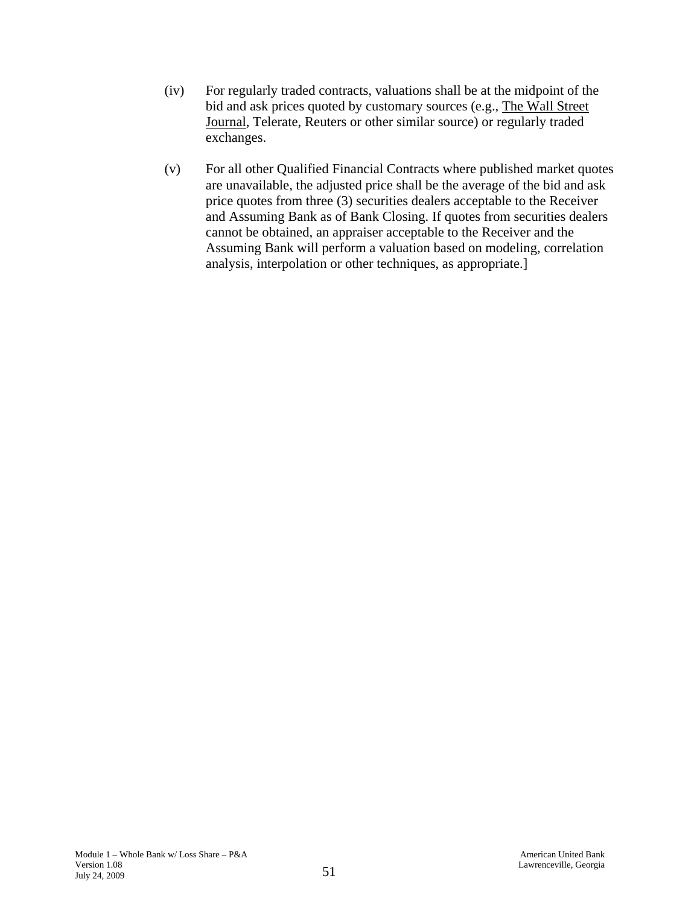(iv) For regularly traded contracts, valuations shall be at the midpoint of the bid and ask prices quoted by customary sources (e.g., The Wall Street Journal, Telerate, Reuters or other similar source) or regularly traded exchanges.

(v) For all other Qualified Financial Contracts where published market quotes are unavailable, the adjusted price shall be the average of the bid and ask price quotes from three (3) securities dealers acceptable to the Receiver and Assuming Bank as of Bank Closing. If quotes from securities dealers cannot be obtained, an appraiser acceptable to the Receiver and the Assuming Bank will perform a valuation based on modeling, correlation analysis, interpolation or other techniques, as appropriate.]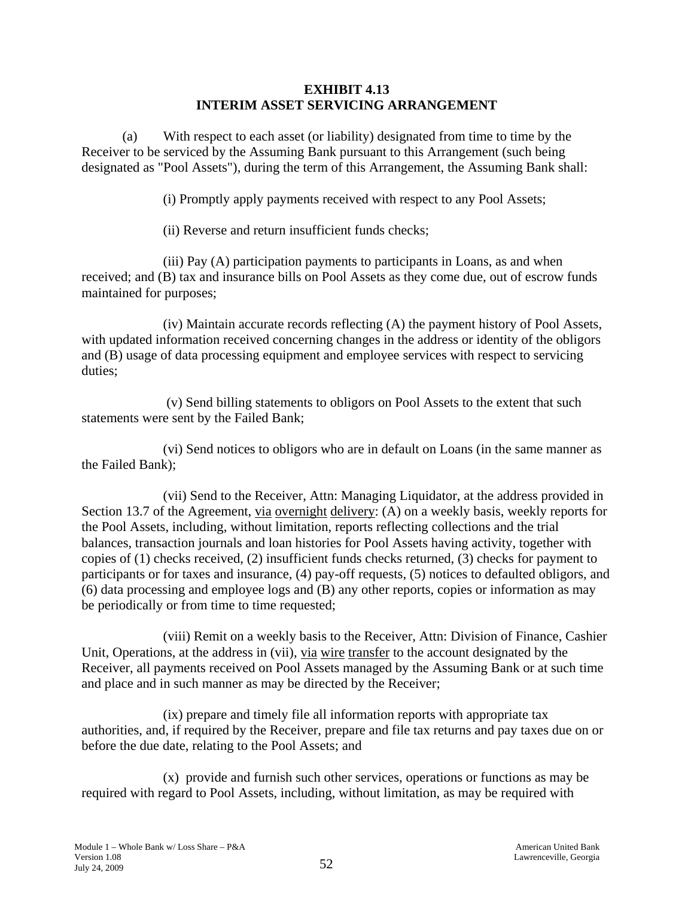# EXHIBIT 4.13
# INTERIM ASSET SERVICING ARRANGEMENT

(a) With respect to each asset (or liability) designated from time to time by the Receiver to be serviced by the Assuming Bank pursuant to this Arrangement (such being designated as "Pool Assets"), during the term of this Arrangement, the Assuming Bank shall:

(i) Promptly apply payments received with respect to any Pool Assets;

(ii) Reverse and return insufficient funds checks;

(iii) Pay (A) participation payments to participants in Loans, as and when received; and (B) tax and insurance bills on Pool Assets as they come due, out of escrow funds maintained for purposes;

(iv) Maintain accurate records reflecting (A) the payment history of Pool Assets, with updated information received concerning changes in the address or identity of the obligors and (B) usage of data processing equipment and employee services with respect to servicing duties;

(v) Send billing statements to obligors on Pool Assets to the extent that such statements were sent by the Failed Bank;

(vi) Send notices to obligors who are in default on Loans (in the same manner as the Failed Bank);

(vii) Send to the Receiver, Attn: Managing Liquidator, at the address provided in Section 13.7 of the Agreement, via overnight delivery: (A) on a weekly basis, weekly reports for the Pool Assets, including, without limitation, reports reflecting collections and the trial balances, transaction journals and loan histories for Pool Assets having activity, together with copies of (1) checks received, (2) insufficient funds checks returned, (3) checks for payment to participants or for taxes and insurance, (4) pay-off requests, (5) notices to defaulted obligors, and (6) data processing and employee logs and (B) any other reports, copies or information as may be periodically or from time to time requested;

(viii) Remit on a weekly basis to the Receiver, Attn: Division of Finance, Cashier Unit, Operations, at the address in (vii), via wire transfer to the account designated by the Receiver, all payments received on Pool Assets managed by the Assuming Bank or at such time and place and in such manner as may be directed by the Receiver;

(ix) prepare and timely file all information reports with appropriate tax authorities, and, if required by the Receiver, prepare and file tax returns and pay taxes due on or before the due date, relating to the Pool Assets; and

(x) provide and furnish such other services, operations or functions as may be required with regard to Pool Assets, including, without limitation, as may be required with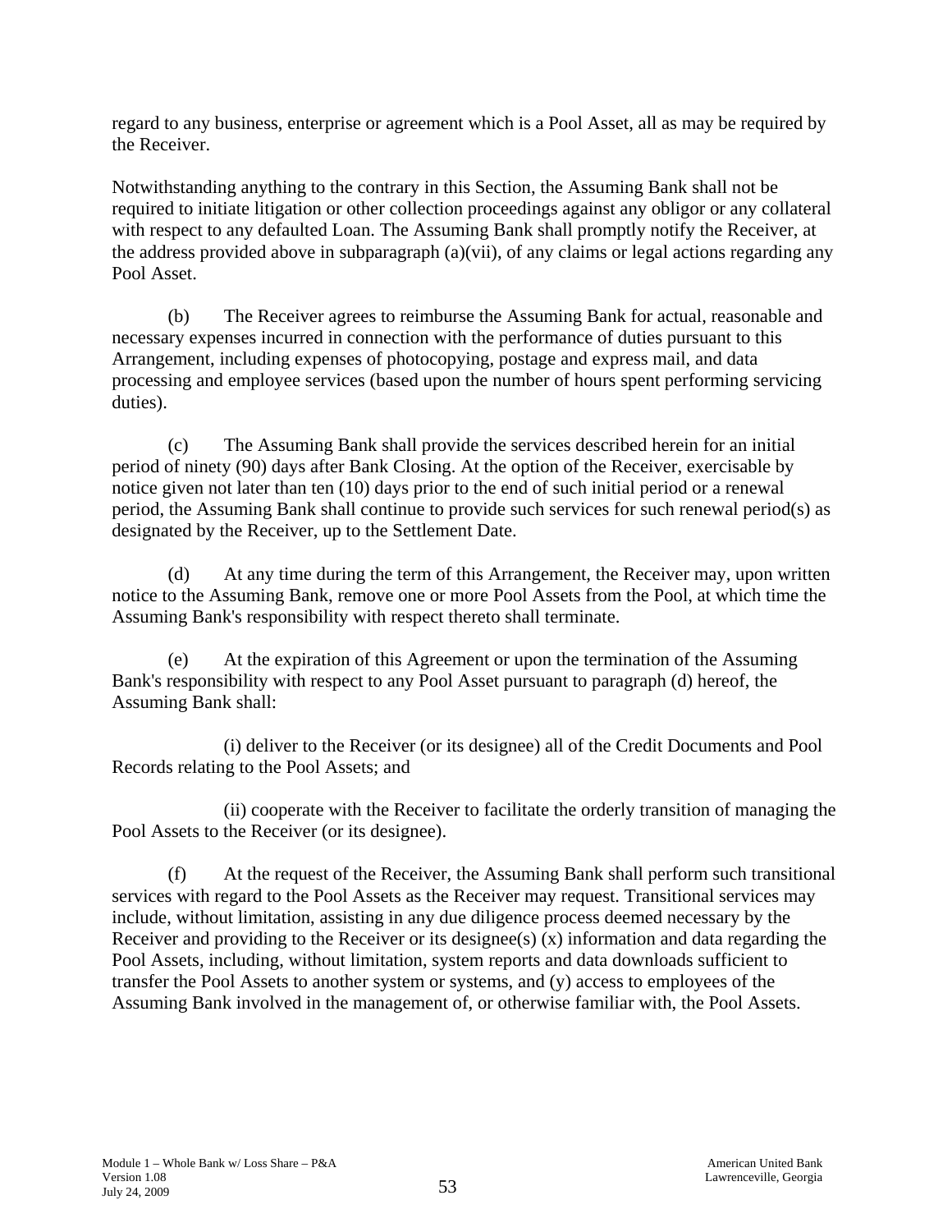regard to any business, enterprise or agreement which is a Pool Asset, all as may be required by the Receiver.

Notwithstanding anything to the contrary in this Section, the Assuming Bank shall not be required to initiate litigation or other collection proceedings against any obligor or any collateral with respect to any defaulted Loan. The Assuming Bank shall promptly notify the Receiver, at the address provided above in subparagraph (a)(vii), of any claims or legal actions regarding any Pool Asset.

(b) The Receiver agrees to reimburse the Assuming Bank for actual, reasonable and necessary expenses incurred in connection with the performance of duties pursuant to this Arrangement, including expenses of photocopying, postage and express mail, and data processing and employee services (based upon the number of hours spent performing servicing duties).

(c) The Assuming Bank shall provide the services described herein for an initial period of ninety (90) days after Bank Closing. At the option of the Receiver, exercisable by notice given not later than ten (10) days prior to the end of such initial period or a renewal period, the Assuming Bank shall continue to provide such services for such renewal period(s) as designated by the Receiver, up to the Settlement Date.

(d) At any time during the term of this Arrangement, the Receiver may, upon written notice to the Assuming Bank, remove one or more Pool Assets from the Pool, at which time the Assuming Bank's responsibility with respect thereto shall terminate.

(e) At the expiration of this Agreement or upon the termination of the Assuming Bank's responsibility with respect to any Pool Asset pursuant to paragraph (d) hereof, the Assuming Bank shall:

(i) deliver to the Receiver (or its designee) all of the Credit Documents and Pool Records relating to the Pool Assets; and

(ii) cooperate with the Receiver to facilitate the orderly transition of managing the Pool Assets to the Receiver (or its designee).

(f) At the request of the Receiver, the Assuming Bank shall perform such transitional services with regard to the Pool Assets as the Receiver may request. Transitional services may include, without limitation, assisting in any due diligence process deemed necessary by the Receiver and providing to the Receiver or its designee(s) (x) information and data regarding the Pool Assets, including, without limitation, system reports and data downloads sufficient to transfer the Pool Assets to another system or systems, and (y) access to employees of the Assuming Bank involved in the management of, or otherwise familiar with, the Pool Assets.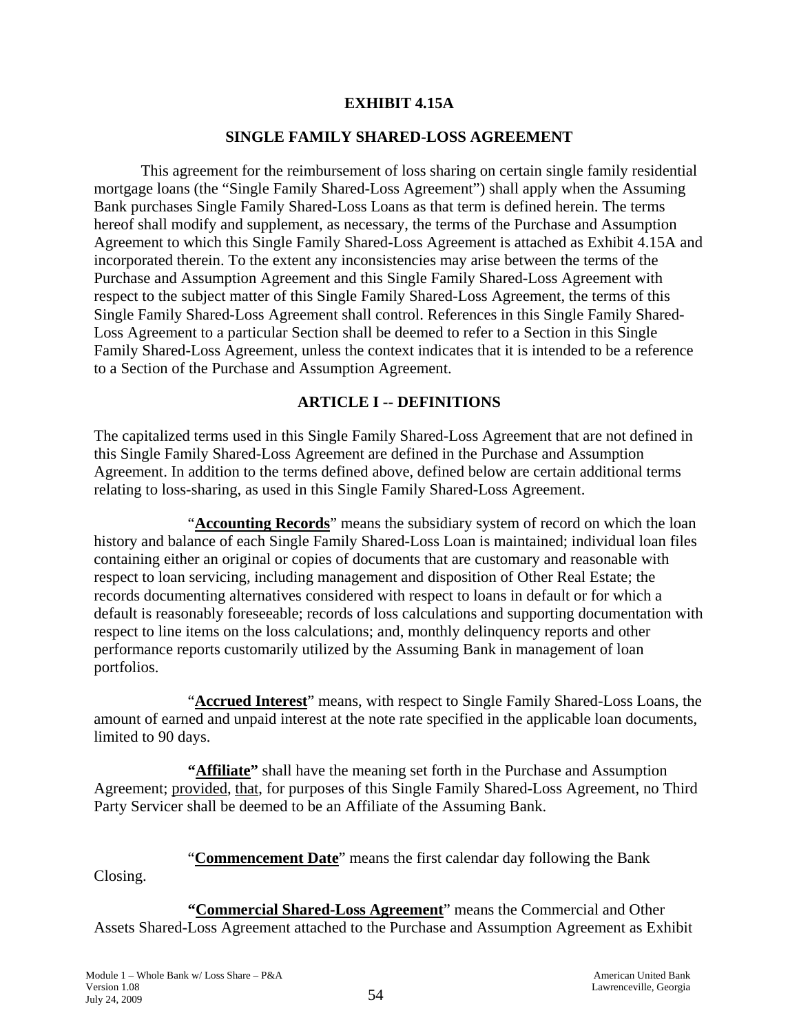# EXHIBIT 4.15A

## SINGLE FAMILY SHARED-LOSS AGREEMENT

This agreement for the reimbursement of loss sharing on certain single family residential mortgage loans (the "Single Family Shared-Loss Agreement") shall apply when the Assuming Bank purchases Single Family Shared-Loss Loans as that term is defined herein. The terms hereof shall modify and supplement, as necessary, the terms of the Purchase and Assumption Agreement to which this Single Family Shared-Loss Agreement is attached as Exhibit 4.15A and incorporated therein. To the extent any inconsistencies may arise between the terms of the Purchase and Assumption Agreement and this Single Family Shared-Loss Agreement with respect to the subject matter of this Single Family Shared-Loss Agreement, the terms of this Single Family Shared-Loss Agreement shall control. References in this Single Family Shared-Loss Agreement to a particular Section shall be deemed to refer to a Section in this Single Family Shared-Loss Agreement, unless the context indicates that it is intended to be a reference to a Section of the Purchase and Assumption Agreement.

## ARTICLE I -- DEFINITIONS

The capitalized terms used in this Single Family Shared-Loss Agreement that are not defined in this Single Family Shared-Loss Agreement are defined in the Purchase and Assumption Agreement. In addition to the terms defined above, defined below are certain additional terms relating to loss-sharing, as used in this Single Family Shared-Loss Agreement.

"**Accounting Records**" means the subsidiary system of record on which the loan history and balance of each Single Family Shared-Loss Loan is maintained; individual loan files containing either an original or copies of documents that are customary and reasonable with respect to loan servicing, including management and disposition of Other Real Estate; the records documenting alternatives considered with respect to loans in default or for which a default is reasonably foreseeable; records of loss calculations and supporting documentation with respect to line items on the loss calculations; and, monthly delinquency reports and other performance reports customarily utilized by the Assuming Bank in management of loan portfolios.

"**Accrued Interest**" means, with respect to Single Family Shared-Loss Loans, the amount of earned and unpaid interest at the note rate specified in the applicable loan documents, limited to 90 days.

**"Affiliate"** shall have the meaning set forth in the Purchase and Assumption Agreement; provided, that, for purposes of this Single Family Shared-Loss Agreement, no Third Party Servicer shall be deemed to be an Affiliate of the Assuming Bank.

"**Commencement Date**" means the first calendar day following the Bank Closing.

**"Commercial Shared-Loss Agreement"** means the Commercial and Other Assets Shared-Loss Agreement attached to the Purchase and Assumption Agreement as Exhibit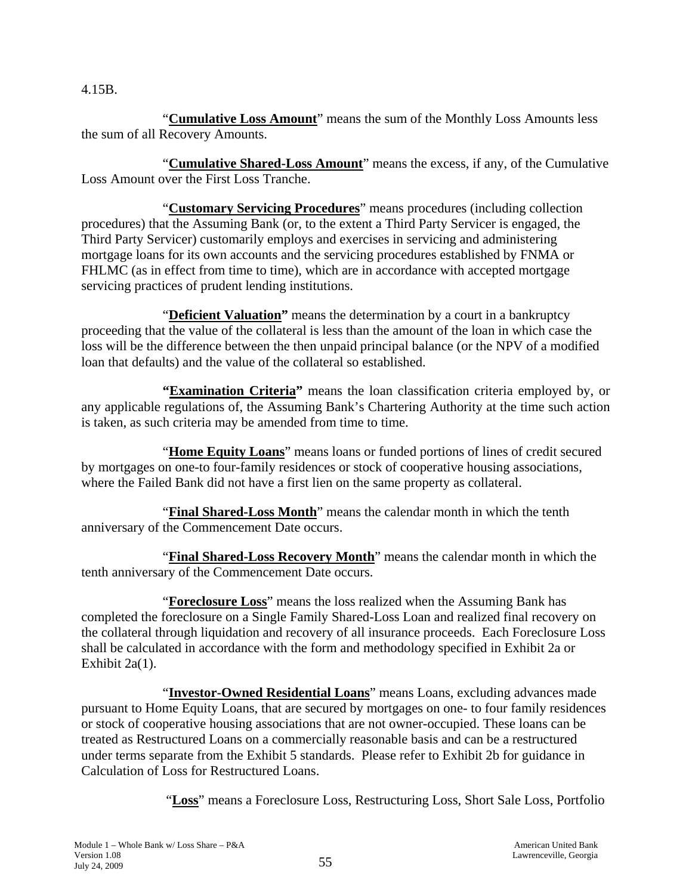4.15B.

"**Cumulative Loss Amount**" means the sum of the Monthly Loss Amounts less the sum of all Recovery Amounts.

"**Cumulative Shared-Loss Amount**" means the excess, if any, of the Cumulative Loss Amount over the First Loss Tranche.

"**Customary Servicing Procedures**" means procedures (including collection procedures) that the Assuming Bank (or, to the extent a Third Party Servicer is engaged, the Third Party Servicer) customarily employs and exercises in servicing and administering mortgage loans for its own accounts and the servicing procedures established by FNMA or FHLMC (as in effect from time to time), which are in accordance with accepted mortgage servicing practices of prudent lending institutions.

"**Deficient Valuation**" means the determination by a court in a bankruptcy proceeding that the value of the collateral is less than the amount of the loan in which case the loss will be the difference between the then unpaid principal balance (or the NPV of a modified loan that defaults) and the value of the collateral so established.

**"Examination Criteria"** means the loan classification criteria employed by, or any applicable regulations of, the Assuming Bank's Chartering Authority at the time such action is taken, as such criteria may be amended from time to time.

"**Home Equity Loans**" means loans or funded portions of lines of credit secured by mortgages on one-to four-family residences or stock of cooperative housing associations, where the Failed Bank did not have a first lien on the same property as collateral.

"**Final Shared-Loss Month**" means the calendar month in which the tenth anniversary of the Commencement Date occurs.

"**Final Shared-Loss Recovery Month**" means the calendar month in which the tenth anniversary of the Commencement Date occurs.

"**Foreclosure Loss**" means the loss realized when the Assuming Bank has completed the foreclosure on a Single Family Shared-Loss Loan and realized final recovery on the collateral through liquidation and recovery of all insurance proceeds. Each Foreclosure Loss shall be calculated in accordance with the form and methodology specified in Exhibit 2a or Exhibit 2a(1).

"**Investor-Owned Residential Loans**" means Loans, excluding advances made pursuant to Home Equity Loans, that are secured by mortgages on one- to four family residences or stock of cooperative housing associations that are not owner-occupied. These loans can be treated as Restructured Loans on a commercially reasonable basis and can be a restructured under terms separate from the Exhibit 5 standards. Please refer to Exhibit 2b for guidance in Calculation of Loss for Restructured Loans.

"**Loss**" means a Foreclosure Loss, Restructuring Loss, Short Sale Loss, Portfolio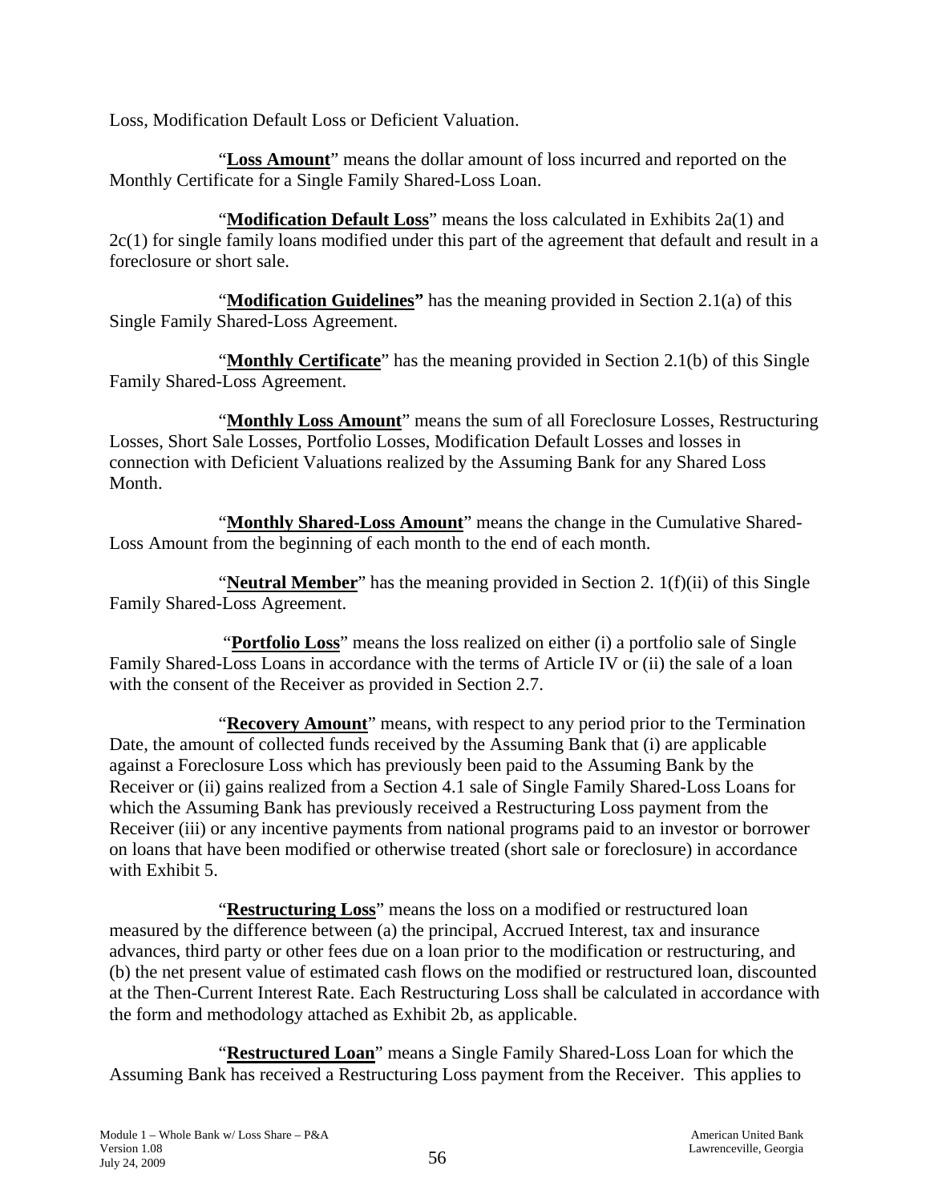Loss, Modification Default Loss or Deficient Valuation.

"**Loss Amount**" means the dollar amount of loss incurred and reported on the Monthly Certificate for a Single Family Shared-Loss Loan.

"**Modification Default Loss**" means the loss calculated in Exhibits 2a(1) and 2c(1) for single family loans modified under this part of the agreement that default and result in a foreclosure or short sale.

"**Modification Guidelines"** has the meaning provided in Section 2.1(a) of this Single Family Shared-Loss Agreement.

"**Monthly Certificate**" has the meaning provided in Section 2.1(b) of this Single Family Shared-Loss Agreement.

"**Monthly Loss Amount**" means the sum of all Foreclosure Losses, Restructuring Losses, Short Sale Losses, Portfolio Losses, Modification Default Losses and losses in connection with Deficient Valuations realized by the Assuming Bank for any Shared Loss Month.

"**Monthly Shared-Loss Amount**" means the change in the Cumulative Shared-Loss Amount from the beginning of each month to the end of each month.

"**Neutral Member**" has the meaning provided in Section 2. 1(f)(ii) of this Single Family Shared-Loss Agreement.

"**Portfolio Loss**" means the loss realized on either (i) a portfolio sale of Single Family Shared-Loss Loans in accordance with the terms of Article IV or (ii) the sale of a loan with the consent of the Receiver as provided in Section 2.7.

"**Recovery Amount**" means, with respect to any period prior to the Termination Date, the amount of collected funds received by the Assuming Bank that (i) are applicable against a Foreclosure Loss which has previously been paid to the Assuming Bank by the Receiver or (ii) gains realized from a Section 4.1 sale of Single Family Shared-Loss Loans for which the Assuming Bank has previously received a Restructuring Loss payment from the Receiver (iii) or any incentive payments from national programs paid to an investor or borrower on loans that have been modified or otherwise treated (short sale or foreclosure) in accordance with Exhibit 5.

"**Restructuring Loss**" means the loss on a modified or restructured loan measured by the difference between (a) the principal, Accrued Interest, tax and insurance advances, third party or other fees due on a loan prior to the modification or restructuring, and (b) the net present value of estimated cash flows on the modified or restructured loan, discounted at the Then-Current Interest Rate. Each Restructuring Loss shall be calculated in accordance with the form and methodology attached as Exhibit 2b, as applicable.

"**Restructured Loan**" means a Single Family Shared-Loss Loan for which the Assuming Bank has received a Restructuring Loss payment from the Receiver. This applies to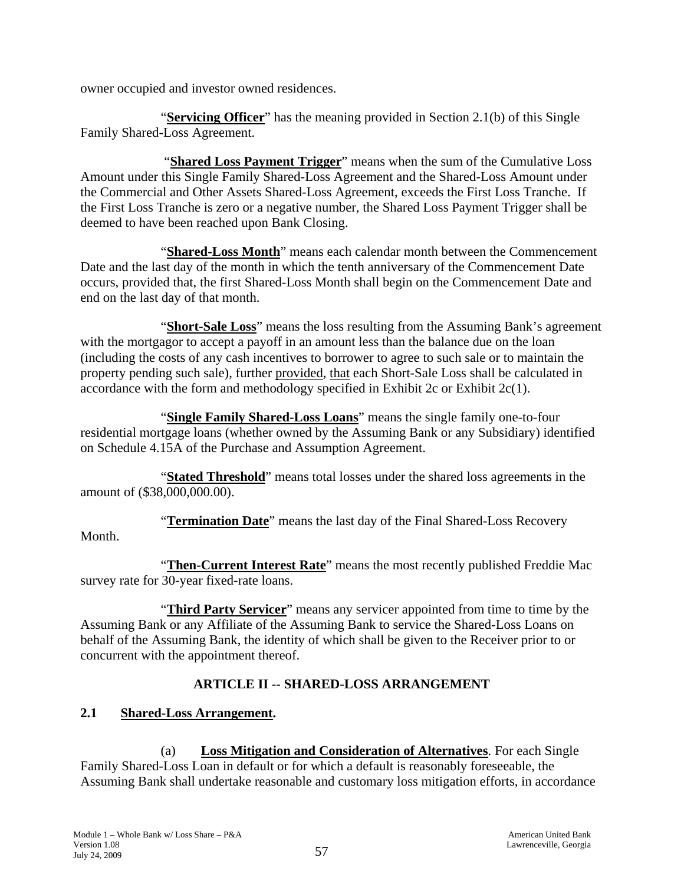owner occupied and investor owned residences.

"**Servicing Officer**" has the meaning provided in Section 2.1(b) of this Single Family Shared-Loss Agreement.

"**Shared Loss Payment Trigger**" means when the sum of the Cumulative Loss Amount under this Single Family Shared-Loss Agreement and the Shared-Loss Amount under the Commercial and Other Assets Shared-Loss Agreement, exceeds the First Loss Tranche. If the First Loss Tranche is zero or a negative number, the Shared Loss Payment Trigger shall be deemed to have been reached upon Bank Closing.

"**Shared-Loss Month**" means each calendar month between the Commencement Date and the last day of the month in which the tenth anniversary of the Commencement Date occurs, provided that, the first Shared-Loss Month shall begin on the Commencement Date and end on the last day of that month.

"**Short-Sale Loss**" means the loss resulting from the Assuming Bank's agreement with the mortgagor to accept a payoff in an amount less than the balance due on the loan (including the costs of any cash incentives to borrower to agree to such sale or to maintain the property pending such sale), further provided, that each Short-Sale Loss shall be calculated in accordance with the form and methodology specified in Exhibit 2c or Exhibit 2c(1).

"**Single Family Shared-Loss Loans**" means the single family one-to-four residential mortgage loans (whether owned by the Assuming Bank or any Subsidiary) identified on Schedule 4.15A of the Purchase and Assumption Agreement.

"**Stated Threshold**" means total losses under the shared loss agreements in the amount of ($38,000,000.00).

"**Termination Date**" means the last day of the Final Shared-Loss Recovery Month.

"**Then-Current Interest Rate**" means the most recently published Freddie Mac survey rate for 30-year fixed-rate loans.

"**Third Party Servicer**" means any servicer appointed from time to time by the Assuming Bank or any Affiliate of the Assuming Bank to service the Shared-Loss Loans on behalf of the Assuming Bank, the identity of which shall be given to the Receiver prior to or concurrent with the appointment thereof.

## ARTICLE II -- SHARED-LOSS ARRANGEMENT

### 2.1 Shared-Loss Arrangement.

(a) **Loss Mitigation and Consideration of Alternatives**. For each Single Family Shared-Loss Loan in default or for which a default is reasonably foreseeable, the Assuming Bank shall undertake reasonable and customary loss mitigation efforts, in accordance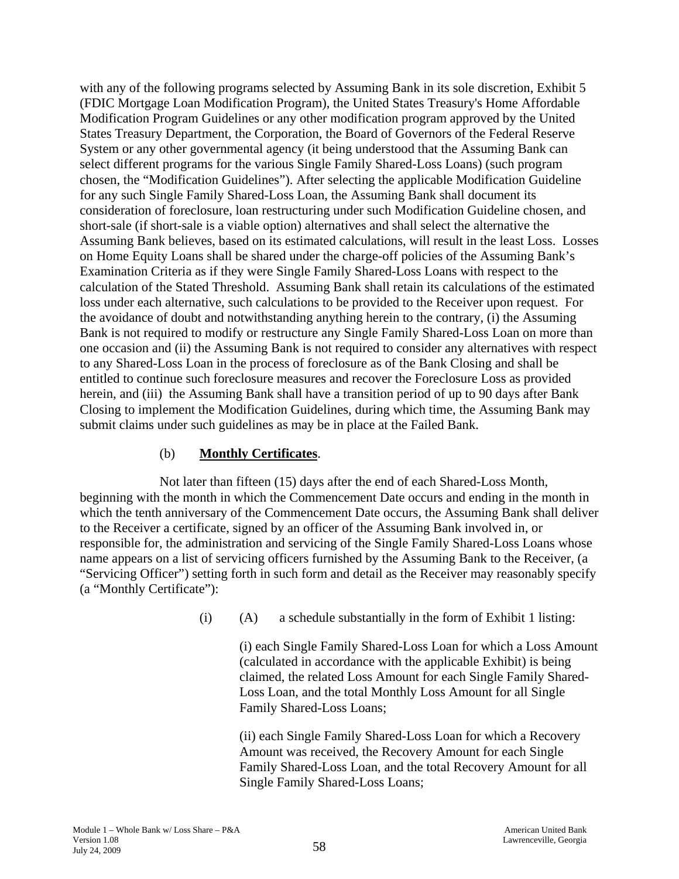with any of the following programs selected by Assuming Bank in its sole discretion, Exhibit 5 (FDIC Mortgage Loan Modification Program), the United States Treasury's Home Affordable Modification Program Guidelines or any other modification program approved by the United States Treasury Department, the Corporation, the Board of Governors of the Federal Reserve System or any other governmental agency (it being understood that the Assuming Bank can select different programs for the various Single Family Shared-Loss Loans) (such program chosen, the "Modification Guidelines"). After selecting the applicable Modification Guideline for any such Single Family Shared-Loss Loan, the Assuming Bank shall document its consideration of foreclosure, loan restructuring under such Modification Guideline chosen, and short-sale (if short-sale is a viable option) alternatives and shall select the alternative the Assuming Bank believes, based on its estimated calculations, will result in the least Loss. Losses on Home Equity Loans shall be shared under the charge-off policies of the Assuming Bank's Examination Criteria as if they were Single Family Shared-Loss Loans with respect to the calculation of the Stated Threshold. Assuming Bank shall retain its calculations of the estimated loss under each alternative, such calculations to be provided to the Receiver upon request. For the avoidance of doubt and notwithstanding anything herein to the contrary, (i) the Assuming Bank is not required to modify or restructure any Single Family Shared-Loss Loan on more than one occasion and (ii) the Assuming Bank is not required to consider any alternatives with respect to any Shared-Loss Loan in the process of foreclosure as of the Bank Closing and shall be entitled to continue such foreclosure measures and recover the Foreclosure Loss as provided herein, and (iii) the Assuming Bank shall have a transition period of up to 90 days after Bank Closing to implement the Modification Guidelines, during which time, the Assuming Bank may submit claims under such guidelines as may be in place at the Failed Bank.

(b) **Monthly Certificates**.

Not later than fifteen (15) days after the end of each Shared-Loss Month, beginning with the month in which the Commencement Date occurs and ending in the month in which the tenth anniversary of the Commencement Date occurs, the Assuming Bank shall deliver to the Receiver a certificate, signed by an officer of the Assuming Bank involved in, or responsible for, the administration and servicing of the Single Family Shared-Loss Loans whose name appears on a list of servicing officers furnished by the Assuming Bank to the Receiver, (a "Servicing Officer") setting forth in such form and detail as the Receiver may reasonably specify (a "Monthly Certificate"):

(i) (A) a schedule substantially in the form of Exhibit 1 listing:

(i) each Single Family Shared-Loss Loan for which a Loss Amount (calculated in accordance with the applicable Exhibit) is being claimed, the related Loss Amount for each Single Family Shared-Loss Loan, and the total Monthly Loss Amount for all Single Family Shared-Loss Loans;

(ii) each Single Family Shared-Loss Loan for which a Recovery Amount was received, the Recovery Amount for each Single Family Shared-Loss Loan, and the total Recovery Amount for all Single Family Shared-Loss Loans;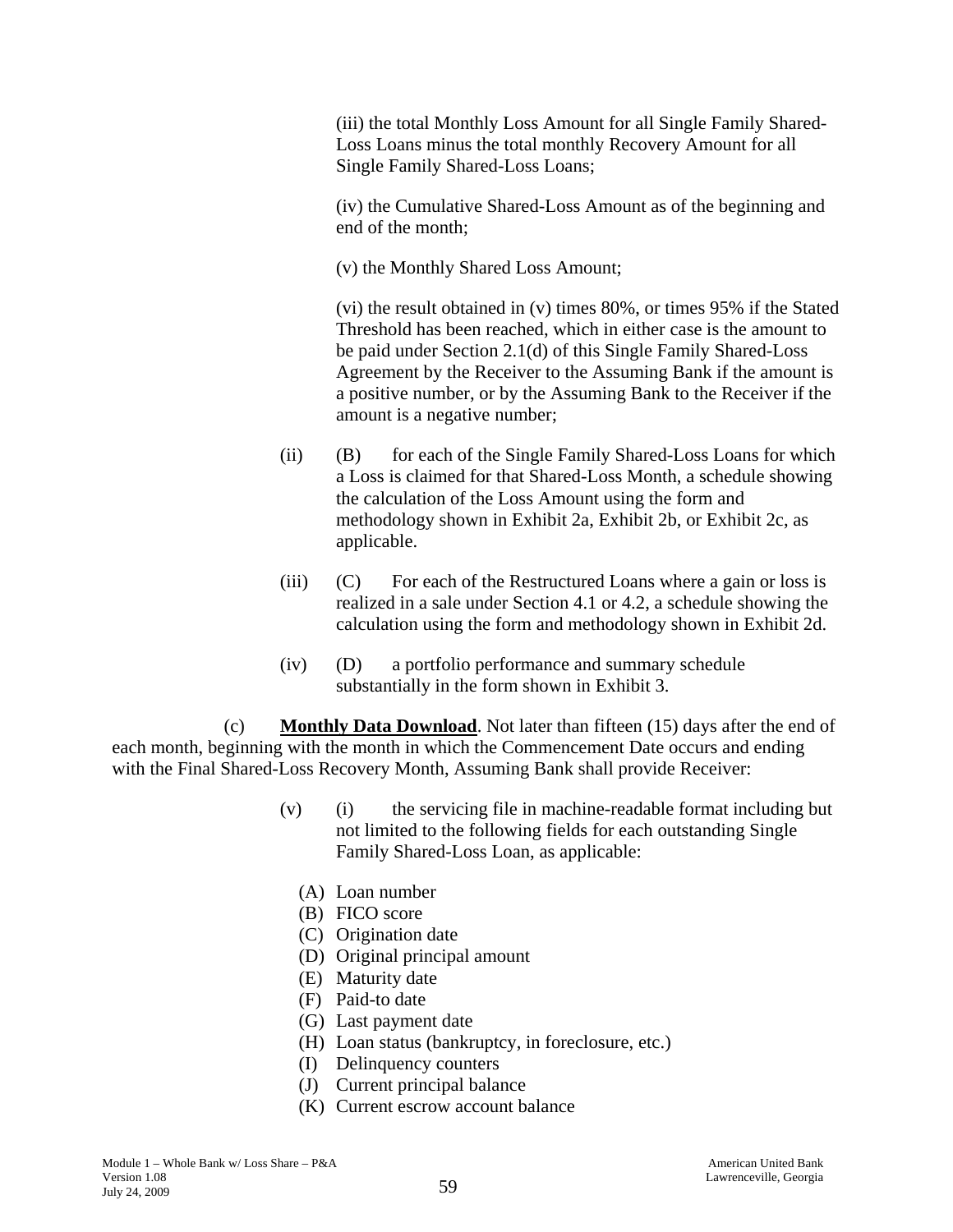(iii) the total Monthly Loss Amount for all Single Family Shared-Loss Loans minus the total monthly Recovery Amount for all Single Family Shared-Loss Loans;

(iv) the Cumulative Shared-Loss Amount as of the beginning and end of the month;

(v) the Monthly Shared Loss Amount;

(vi) the result obtained in (v) times 80%, or times 95% if the Stated Threshold has been reached, which in either case is the amount to be paid under Section 2.1(d) of this Single Family Shared-Loss Agreement by the Receiver to the Assuming Bank if the amount is a positive number, or by the Assuming Bank to the Receiver if the amount is a negative number;

(ii) (B) for each of the Single Family Shared-Loss Loans for which a Loss is claimed for that Shared-Loss Month, a schedule showing the calculation of the Loss Amount using the form and methodology shown in Exhibit 2a, Exhibit 2b, or Exhibit 2c, as applicable.

(iii) (C) For each of the Restructured Loans where a gain or loss is realized in a sale under Section 4.1 or 4.2, a schedule showing the calculation using the form and methodology shown in Exhibit 2d.

(iv) (D) a portfolio performance and summary schedule substantially in the form shown in Exhibit 3.

(c) **Monthly Data Download**. Not later than fifteen (15) days after the end of each month, beginning with the month in which the Commencement Date occurs and ending with the Final Shared-Loss Recovery Month, Assuming Bank shall provide Receiver:

(v) (i) the servicing file in machine-readable format including but not limited to the following fields for each outstanding Single Family Shared-Loss Loan, as applicable:

(A) Loan number
(B) FICO score
(C) Origination date
(D) Original principal amount
(E) Maturity date
(F) Paid-to date
(G) Last payment date
(H) Loan status (bankruptcy, in foreclosure, etc.)
(I) Delinquency counters
(J) Current principal balance
(K) Current escrow account balance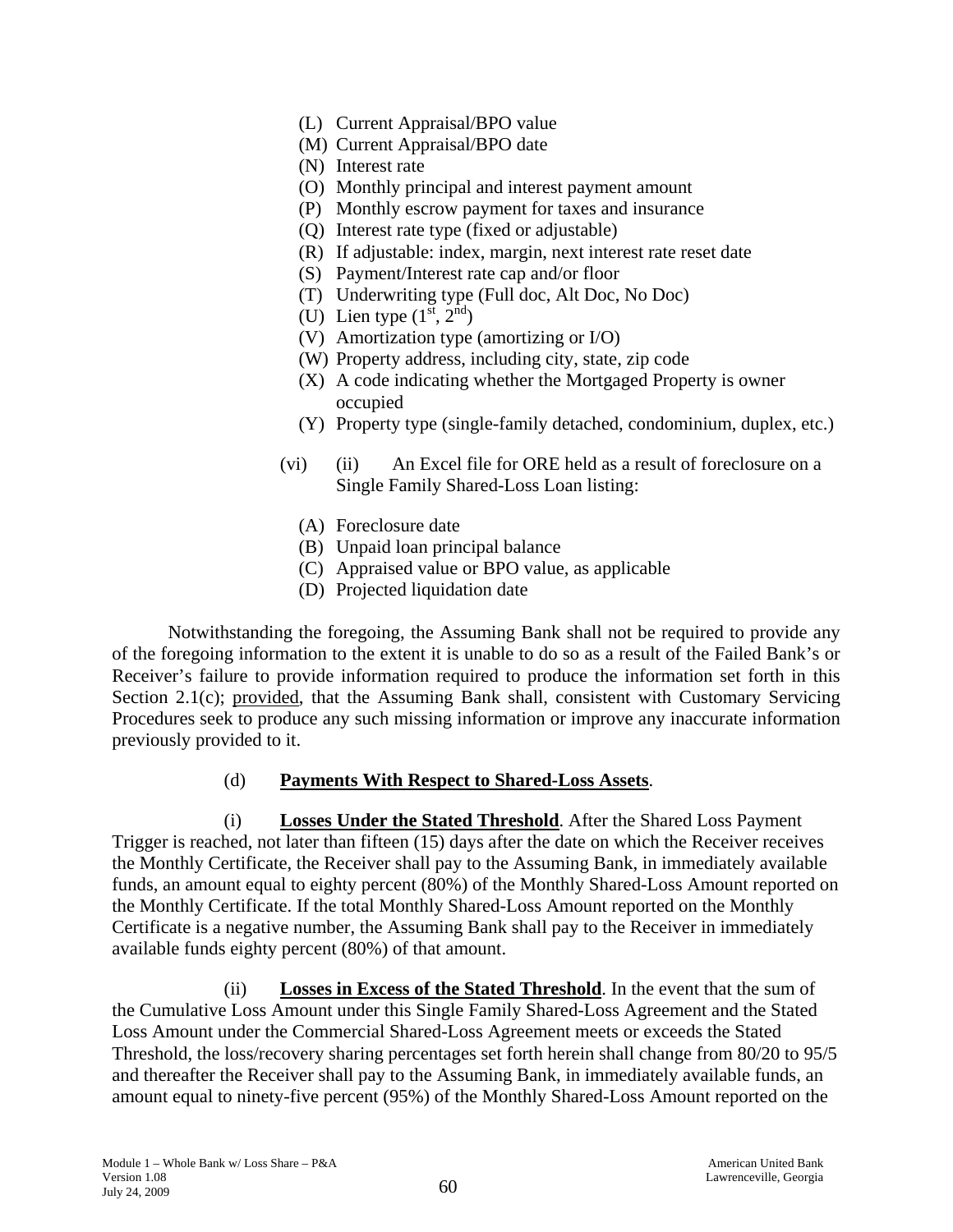(L) Current Appraisal/BPO value
(M) Current Appraisal/BPO date
(N) Interest rate
(O) Monthly principal and interest payment amount
(P) Monthly escrow payment for taxes and insurance
(Q) Interest rate type (fixed or adjustable)
(R) If adjustable: index, margin, next interest rate reset date
(S) Payment/Interest rate cap and/or floor
(T) Underwriting type (Full doc, Alt Doc, No Doc)
(U) Lien type ($1^{st}$, $2^{nd}$)
(V) Amortization type (amortizing or I/O)
(W) Property address, including city, state, zip code
(X) A code indicating whether the Mortgaged Property is owner occupied
(Y) Property type (single-family detached, condominium, duplex, etc.)

(vi) (ii) An Excel file for ORE held as a result of foreclosure on a Single Family Shared-Loss Loan listing:

(A) Foreclosure date
(B) Unpaid loan principal balance
(C) Appraised value or BPO value, as applicable
(D) Projected liquidation date

Notwithstanding the foregoing, the Assuming Bank shall not be required to provide any of the foregoing information to the extent it is unable to do so as a result of the Failed Bank's or Receiver's failure to provide information required to produce the information set forth in this Section 2.1(c); provided, that the Assuming Bank shall, consistent with Customary Servicing Procedures seek to produce any such missing information or improve any inaccurate information previously provided to it.

(d) **Payments With Respect to Shared-Loss Assets**.

(i) **Losses Under the Stated Threshold**. After the Shared Loss Payment Trigger is reached, not later than fifteen (15) days after the date on which the Receiver receives the Monthly Certificate, the Receiver shall pay to the Assuming Bank, in immediately available funds, an amount equal to eighty percent (80%) of the Monthly Shared-Loss Amount reported on the Monthly Certificate. If the total Monthly Shared-Loss Amount reported on the Monthly Certificate is a negative number, the Assuming Bank shall pay to the Receiver in immediately available funds eighty percent (80%) of that amount.

(ii) **Losses in Excess of the Stated Threshold**. In the event that the sum of the Cumulative Loss Amount under this Single Family Shared-Loss Agreement and the Stated Loss Amount under the Commercial Shared-Loss Agreement meets or exceeds the Stated Threshold, the loss/recovery sharing percentages set forth herein shall change from 80/20 to 95/5 and thereafter the Receiver shall pay to the Assuming Bank, in immediately available funds, an amount equal to ninety-five percent (95%) of the Monthly Shared-Loss Amount reported on the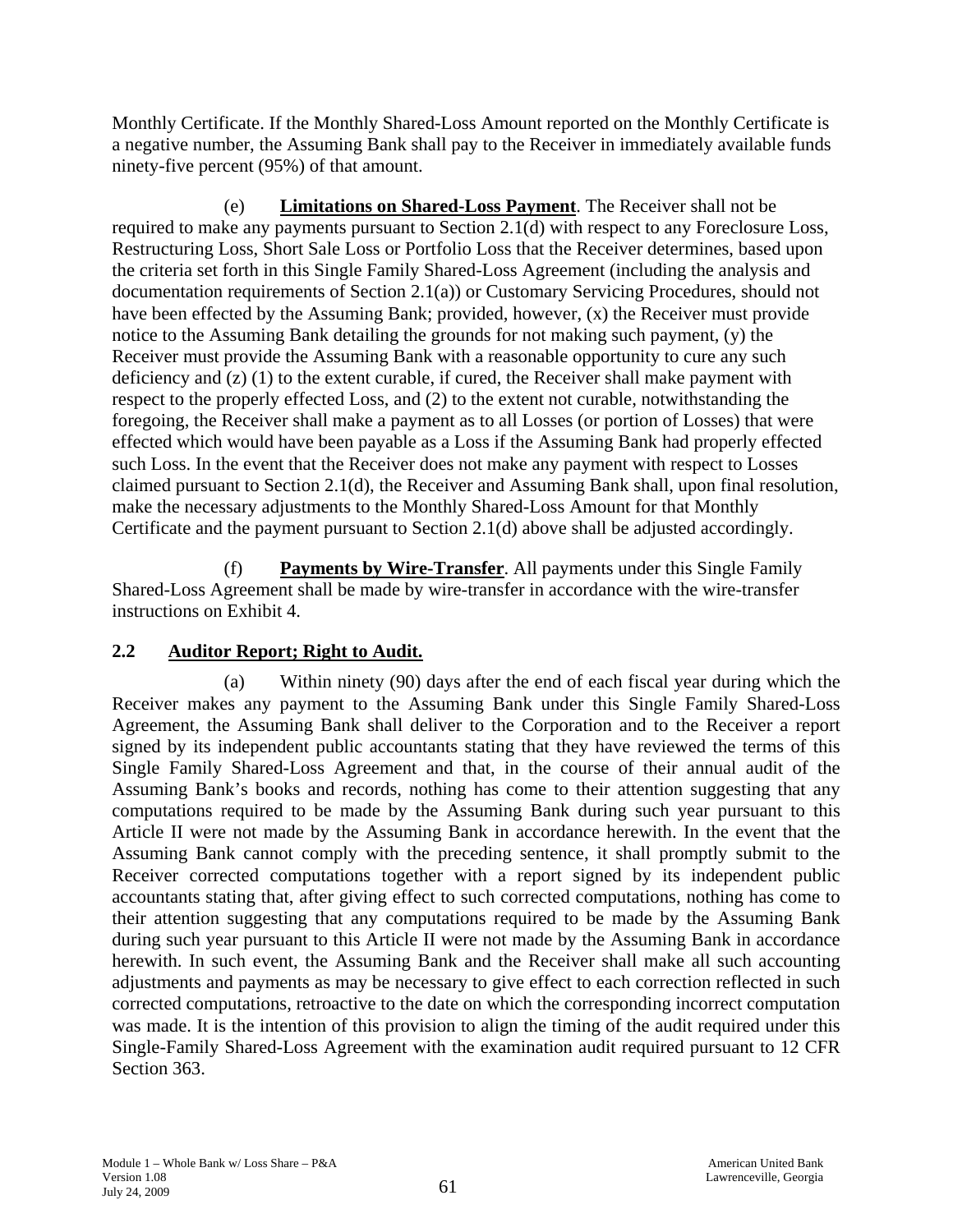Monthly Certificate. If the Monthly Shared-Loss Amount reported on the Monthly Certificate is a negative number, the Assuming Bank shall pay to the Receiver in immediately available funds ninety-five percent (95%) of that amount.

(e) **Limitations on Shared-Loss Payment**. The Receiver shall not be required to make any payments pursuant to Section 2.1(d) with respect to any Foreclosure Loss, Restructuring Loss, Short Sale Loss or Portfolio Loss that the Receiver determines, based upon the criteria set forth in this Single Family Shared-Loss Agreement (including the analysis and documentation requirements of Section 2.1(a)) or Customary Servicing Procedures, should not have been effected by the Assuming Bank; provided, however, (x) the Receiver must provide notice to the Assuming Bank detailing the grounds for not making such payment, (y) the Receiver must provide the Assuming Bank with a reasonable opportunity to cure any such deficiency and (z) (1) to the extent curable, if cured, the Receiver shall make payment with respect to the properly effected Loss, and (2) to the extent not curable, notwithstanding the foregoing, the Receiver shall make a payment as to all Losses (or portion of Losses) that were effected which would have been payable as a Loss if the Assuming Bank had properly effected such Loss. In the event that the Receiver does not make any payment with respect to Losses claimed pursuant to Section 2.1(d), the Receiver and Assuming Bank shall, upon final resolution, make the necessary adjustments to the Monthly Shared-Loss Amount for that Monthly Certificate and the payment pursuant to Section 2.1(d) above shall be adjusted accordingly.

(f) **Payments by Wire-Transfer**. All payments under this Single Family Shared-Loss Agreement shall be made by wire-transfer in accordance with the wire-transfer instructions on Exhibit 4.

## 2.2 Auditor Report; Right to Audit.

(a) Within ninety (90) days after the end of each fiscal year during which the Receiver makes any payment to the Assuming Bank under this Single Family Shared-Loss Agreement, the Assuming Bank shall deliver to the Corporation and to the Receiver a report signed by its independent public accountants stating that they have reviewed the terms of this Single Family Shared-Loss Agreement and that, in the course of their annual audit of the Assuming Bank's books and records, nothing has come to their attention suggesting that any computations required to be made by the Assuming Bank during such year pursuant to this Article II were not made by the Assuming Bank in accordance herewith. In the event that the Assuming Bank cannot comply with the preceding sentence, it shall promptly submit to the Receiver corrected computations together with a report signed by its independent public accountants stating that, after giving effect to such corrected computations, nothing has come to their attention suggesting that any computations required to be made by the Assuming Bank during such year pursuant to this Article II were not made by the Assuming Bank in accordance herewith. In such event, the Assuming Bank and the Receiver shall make all such accounting adjustments and payments as may be necessary to give effect to each correction reflected in such corrected computations, retroactive to the date on which the corresponding incorrect computation was made. It is the intention of this provision to align the timing of the audit required under this Single-Family Shared-Loss Agreement with the examination audit required pursuant to 12 CFR Section 363.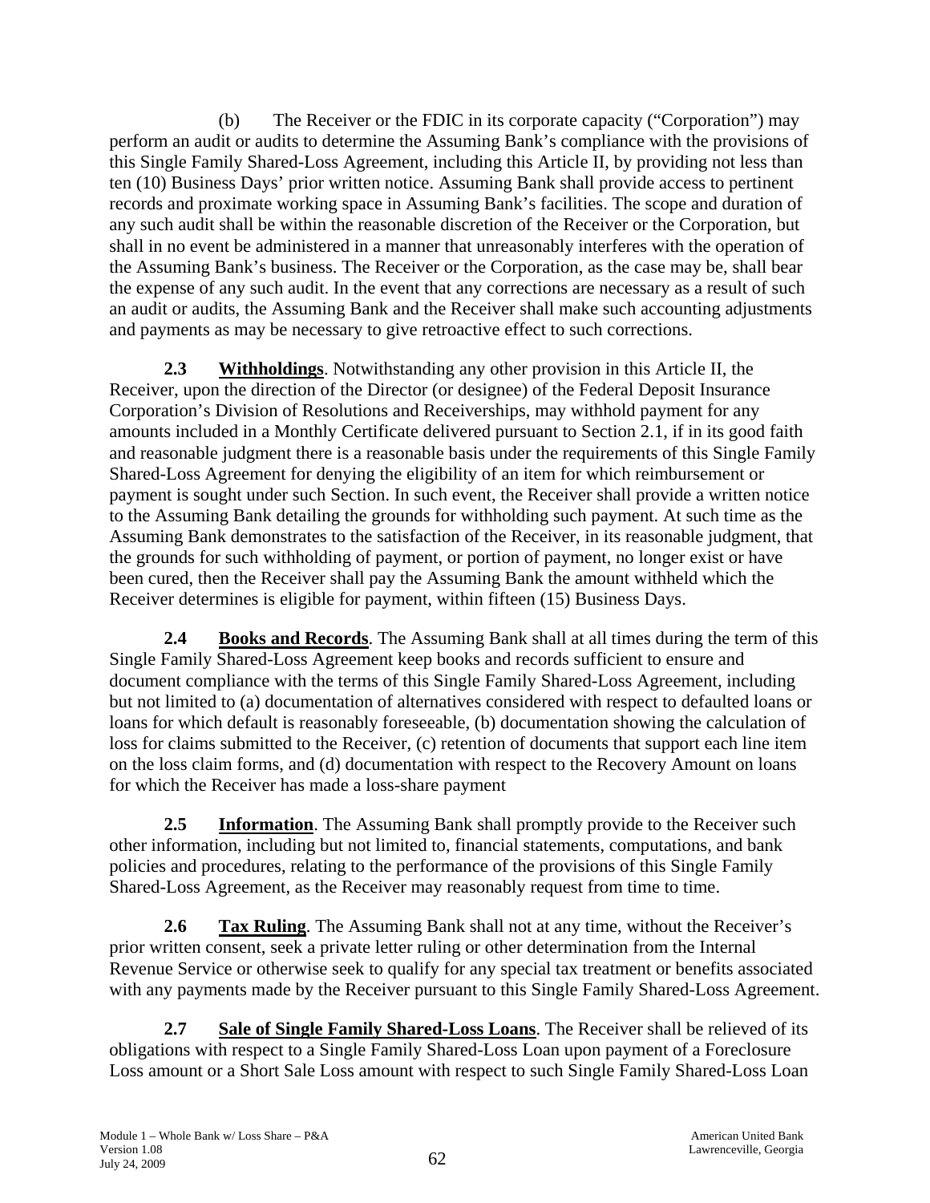(b) The Receiver or the FDIC in its corporate capacity ("Corporation") may perform an audit or audits to determine the Assuming Bank's compliance with the provisions of this Single Family Shared-Loss Agreement, including this Article II, by providing not less than ten (10) Business Days' prior written notice. Assuming Bank shall provide access to pertinent records and proximate working space in Assuming Bank's facilities. The scope and duration of any such audit shall be within the reasonable discretion of the Receiver or the Corporation, but shall in no event be administered in a manner that unreasonably interferes with the operation of the Assuming Bank's business. The Receiver or the Corporation, as the case may be, shall bear the expense of any such audit. In the event that any corrections are necessary as a result of such an audit or audits, the Assuming Bank and the Receiver shall make such accounting adjustments and payments as may be necessary to give retroactive effect to such corrections.

**2.3 Withholdings**. Notwithstanding any other provision in this Article II, the Receiver, upon the direction of the Director (or designee) of the Federal Deposit Insurance Corporation's Division of Resolutions and Receiverships, may withhold payment for any amounts included in a Monthly Certificate delivered pursuant to Section 2.1, if in its good faith and reasonable judgment there is a reasonable basis under the requirements of this Single Family Shared-Loss Agreement for denying the eligibility of an item for which reimbursement or payment is sought under such Section. In such event, the Receiver shall provide a written notice to the Assuming Bank detailing the grounds for withholding such payment. At such time as the Assuming Bank demonstrates to the satisfaction of the Receiver, in its reasonable judgment, that the grounds for such withholding of payment, or portion of payment, no longer exist or have been cured, then the Receiver shall pay the Assuming Bank the amount withheld which the Receiver determines is eligible for payment, within fifteen (15) Business Days.

**2.4 Books and Records**. The Assuming Bank shall at all times during the term of this Single Family Shared-Loss Agreement keep books and records sufficient to ensure and document compliance with the terms of this Single Family Shared-Loss Agreement, including but not limited to (a) documentation of alternatives considered with respect to defaulted loans or loans for which default is reasonably foreseeable, (b) documentation showing the calculation of loss for claims submitted to the Receiver, (c) retention of documents that support each line item on the loss claim forms, and (d) documentation with respect to the Recovery Amount on loans for which the Receiver has made a loss-share payment

**2.5 Information**. The Assuming Bank shall promptly provide to the Receiver such other information, including but not limited to, financial statements, computations, and bank policies and procedures, relating to the performance of the provisions of this Single Family Shared-Loss Agreement, as the Receiver may reasonably request from time to time.

**2.6 Tax Ruling**. The Assuming Bank shall not at any time, without the Receiver's prior written consent, seek a private letter ruling or other determination from the Internal Revenue Service or otherwise seek to qualify for any special tax treatment or benefits associated with any payments made by the Receiver pursuant to this Single Family Shared-Loss Agreement.

**2.7 Sale of Single Family Shared-Loss Loans**. The Receiver shall be relieved of its obligations with respect to a Single Family Shared-Loss Loan upon payment of a Foreclosure Loss amount or a Short Sale Loss amount with respect to such Single Family Shared-Loss Loan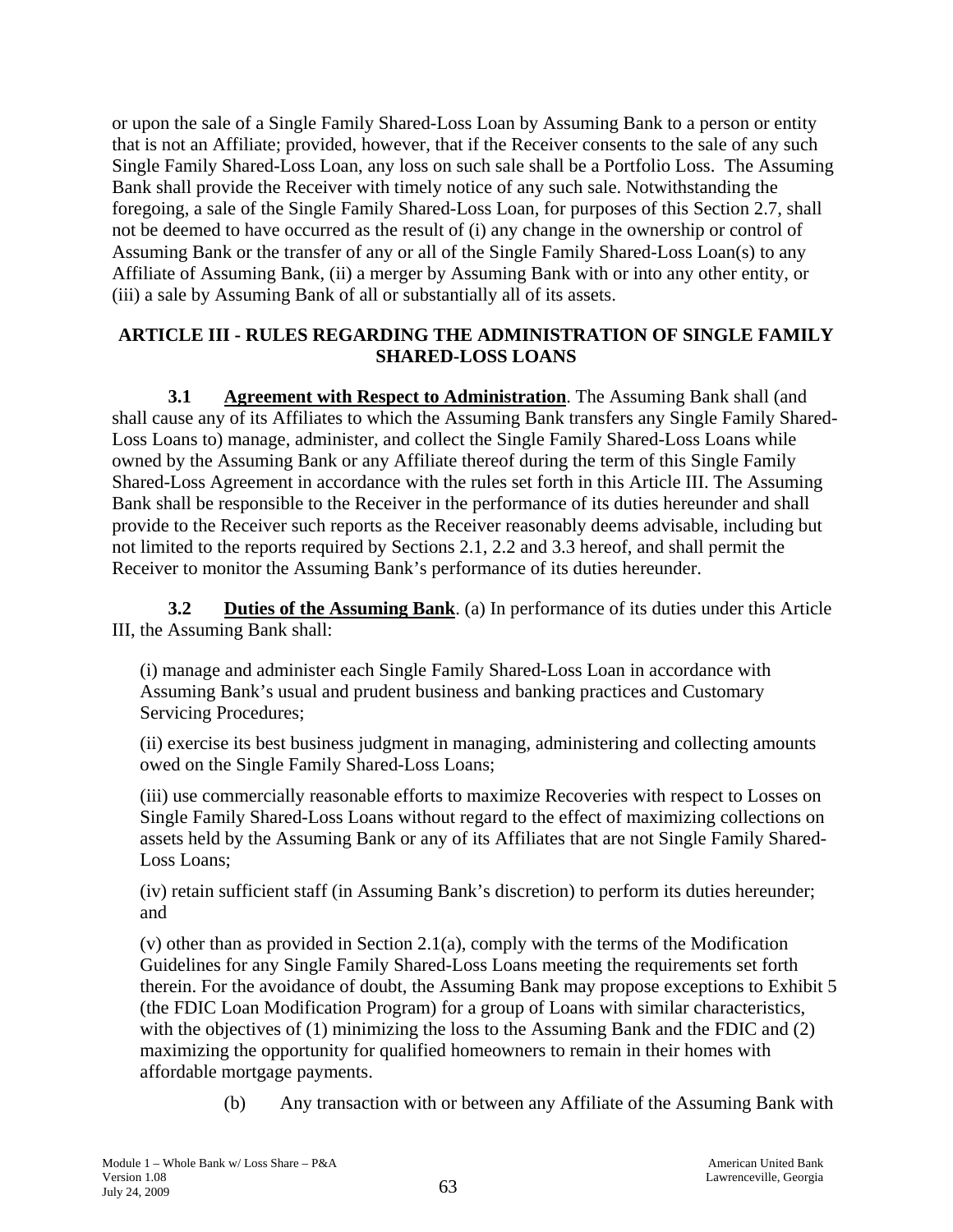or upon the sale of a Single Family Shared-Loss Loan by Assuming Bank to a person or entity that is not an Affiliate; provided, however, that if the Receiver consents to the sale of any such Single Family Shared-Loss Loan, any loss on such sale shall be a Portfolio Loss. The Assuming Bank shall provide the Receiver with timely notice of any such sale. Notwithstanding the foregoing, a sale of the Single Family Shared-Loss Loan, for purposes of this Section 2.7, shall not be deemed to have occurred as the result of (i) any change in the ownership or control of Assuming Bank or the transfer of any or all of the Single Family Shared-Loss Loan(s) to any Affiliate of Assuming Bank, (ii) a merger by Assuming Bank with or into any other entity, or (iii) a sale by Assuming Bank of all or substantially all of its assets.

## ARTICLE III - RULES REGARDING THE ADMINISTRATION OF SINGLE FAMILY SHARED-LOSS LOANS

**3.1 Agreement with Respect to Administration**. The Assuming Bank shall (and shall cause any of its Affiliates to which the Assuming Bank transfers any Single Family Shared-Loss Loans to) manage, administer, and collect the Single Family Shared-Loss Loans while owned by the Assuming Bank or any Affiliate thereof during the term of this Single Family Shared-Loss Agreement in accordance with the rules set forth in this Article III. The Assuming Bank shall be responsible to the Receiver in the performance of its duties hereunder and shall provide to the Receiver such reports as the Receiver reasonably deems advisable, including but not limited to the reports required by Sections 2.1, 2.2 and 3.3 hereof, and shall permit the Receiver to monitor the Assuming Bank's performance of its duties hereunder.

**3.2 Duties of the Assuming Bank**. (a) In performance of its duties under this Article III, the Assuming Bank shall:

(i) manage and administer each Single Family Shared-Loss Loan in accordance with Assuming Bank's usual and prudent business and banking practices and Customary Servicing Procedures;

(ii) exercise its best business judgment in managing, administering and collecting amounts owed on the Single Family Shared-Loss Loans;

(iii) use commercially reasonable efforts to maximize Recoveries with respect to Losses on Single Family Shared-Loss Loans without regard to the effect of maximizing collections on assets held by the Assuming Bank or any of its Affiliates that are not Single Family Shared-Loss Loans;

(iv) retain sufficient staff (in Assuming Bank's discretion) to perform its duties hereunder; and

(v) other than as provided in Section 2.1(a), comply with the terms of the Modification Guidelines for any Single Family Shared-Loss Loans meeting the requirements set forth therein. For the avoidance of doubt, the Assuming Bank may propose exceptions to Exhibit 5 (the FDIC Loan Modification Program) for a group of Loans with similar characteristics, with the objectives of (1) minimizing the loss to the Assuming Bank and the FDIC and (2) maximizing the opportunity for qualified homeowners to remain in their homes with affordable mortgage payments.

(b) Any transaction with or between any Affiliate of the Assuming Bank with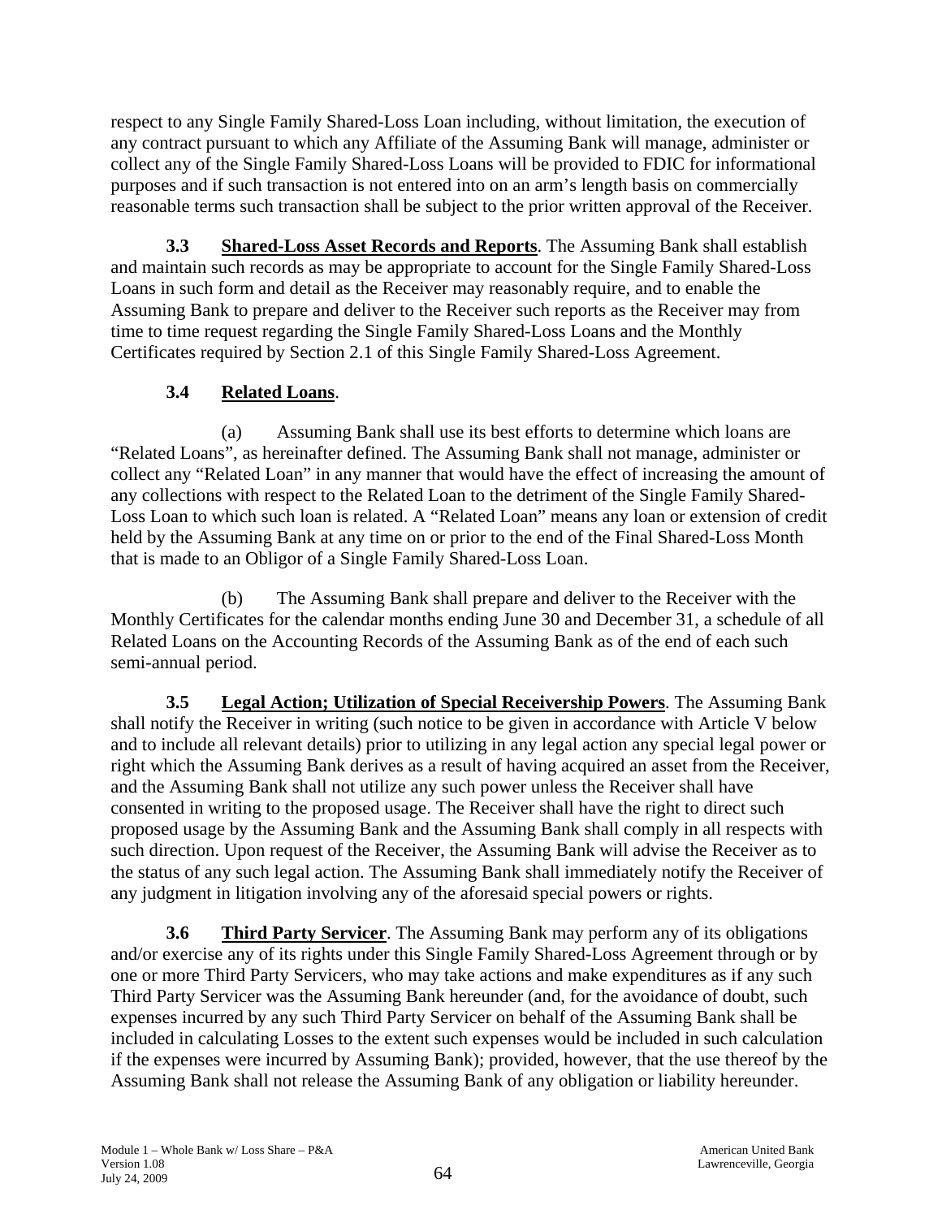respect to any Single Family Shared-Loss Loan including, without limitation, the execution of any contract pursuant to which any Affiliate of the Assuming Bank will manage, administer or collect any of the Single Family Shared-Loss Loans will be provided to FDIC for informational purposes and if such transaction is not entered into on an arm's length basis on commercially reasonable terms such transaction shall be subject to the prior written approval of the Receiver.

**3.3 Shared-Loss Asset Records and Reports**. The Assuming Bank shall establish and maintain such records as may be appropriate to account for the Single Family Shared-Loss Loans in such form and detail as the Receiver may reasonably require, and to enable the Assuming Bank to prepare and deliver to the Receiver such reports as the Receiver may from time to time request regarding the Single Family Shared-Loss Loans and the Monthly Certificates required by Section 2.1 of this Single Family Shared-Loss Agreement.

**3.4 Related Loans**.

(a) Assuming Bank shall use its best efforts to determine which loans are "Related Loans", as hereinafter defined. The Assuming Bank shall not manage, administer or collect any "Related Loan" in any manner that would have the effect of increasing the amount of any collections with respect to the Related Loan to the detriment of the Single Family Shared-Loss Loan to which such loan is related. A "Related Loan" means any loan or extension of credit held by the Assuming Bank at any time on or prior to the end of the Final Shared-Loss Month that is made to an Obligor of a Single Family Shared-Loss Loan.

(b) The Assuming Bank shall prepare and deliver to the Receiver with the Monthly Certificates for the calendar months ending June 30 and December 31, a schedule of all Related Loans on the Accounting Records of the Assuming Bank as of the end of each such semi-annual period.

**3.5 Legal Action; Utilization of Special Receivership Powers**. The Assuming Bank shall notify the Receiver in writing (such notice to be given in accordance with Article V below and to include all relevant details) prior to utilizing in any legal action any special legal power or right which the Assuming Bank derives as a result of having acquired an asset from the Receiver, and the Assuming Bank shall not utilize any such power unless the Receiver shall have consented in writing to the proposed usage. The Receiver shall have the right to direct such proposed usage by the Assuming Bank and the Assuming Bank shall comply in all respects with such direction. Upon request of the Receiver, the Assuming Bank will advise the Receiver as to the status of any such legal action. The Assuming Bank shall immediately notify the Receiver of any judgment in litigation involving any of the aforesaid special powers or rights.

**3.6 Third Party Servicer**. The Assuming Bank may perform any of its obligations and/or exercise any of its rights under this Single Family Shared-Loss Agreement through or by one or more Third Party Servicers, who may take actions and make expenditures as if any such Third Party Servicer was the Assuming Bank hereunder (and, for the avoidance of doubt, such expenses incurred by any such Third Party Servicer on behalf of the Assuming Bank shall be included in calculating Losses to the extent such expenses would be included in such calculation if the expenses were incurred by Assuming Bank); provided, however, that the use thereof by the Assuming Bank shall not release the Assuming Bank of any obligation or liability hereunder.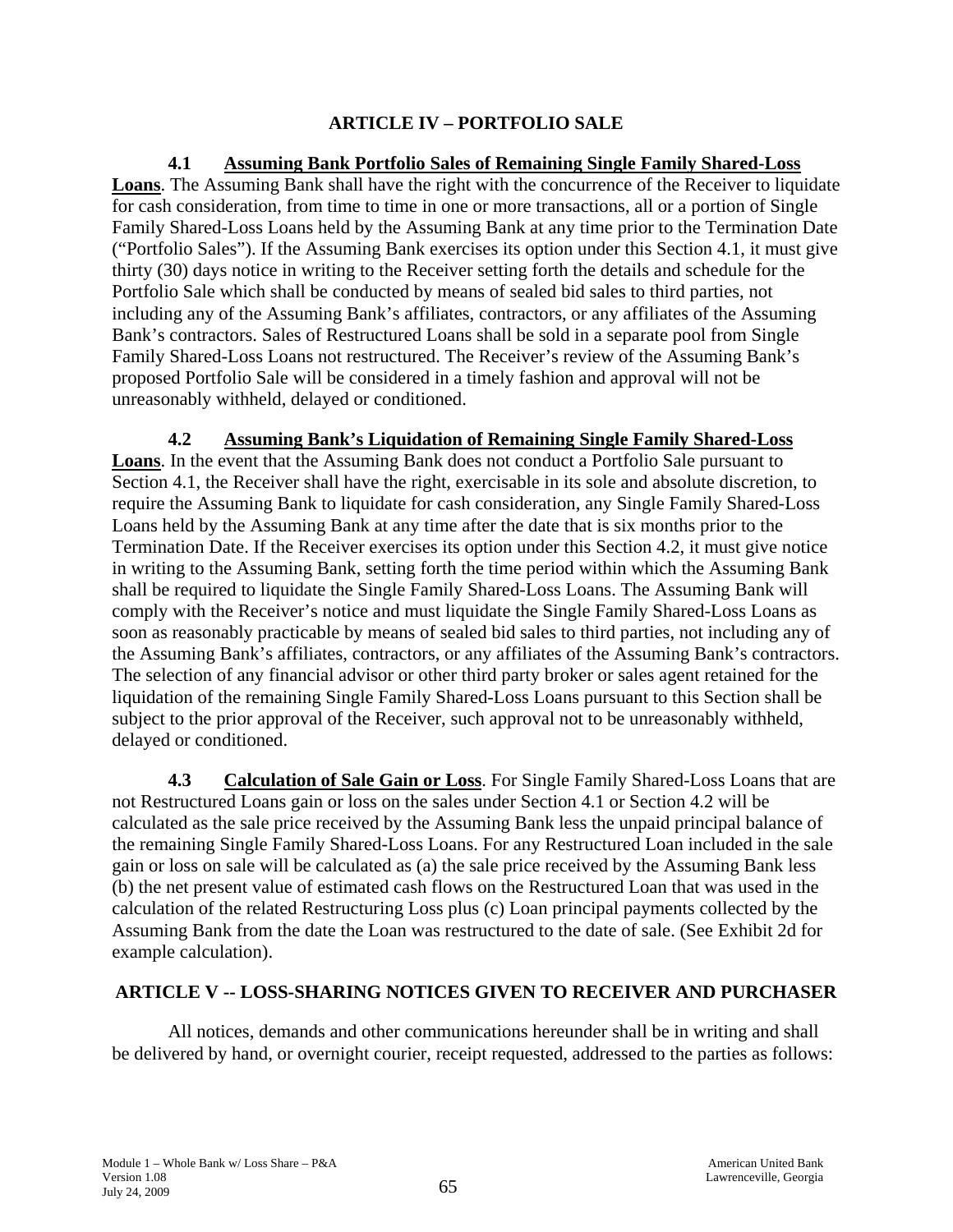## ARTICLE IV – PORTFOLIO SALE

**4.1 Assuming Bank Portfolio Sales of Remaining Single Family Shared-Loss Loans**. The Assuming Bank shall have the right with the concurrence of the Receiver to liquidate for cash consideration, from time to time in one or more transactions, all or a portion of Single Family Shared-Loss Loans held by the Assuming Bank at any time prior to the Termination Date ("Portfolio Sales"). If the Assuming Bank exercises its option under this Section 4.1, it must give thirty (30) days notice in writing to the Receiver setting forth the details and schedule for the Portfolio Sale which shall be conducted by means of sealed bid sales to third parties, not including any of the Assuming Bank's affiliates, contractors, or any affiliates of the Assuming Bank's contractors. Sales of Restructured Loans shall be sold in a separate pool from Single Family Shared-Loss Loans not restructured. The Receiver's review of the Assuming Bank's proposed Portfolio Sale will be considered in a timely fashion and approval will not be unreasonably withheld, delayed or conditioned.

**4.2 Assuming Bank's Liquidation of Remaining Single Family Shared-Loss Loans**. In the event that the Assuming Bank does not conduct a Portfolio Sale pursuant to Section 4.1, the Receiver shall have the right, exercisable in its sole and absolute discretion, to require the Assuming Bank to liquidate for cash consideration, any Single Family Shared-Loss Loans held by the Assuming Bank at any time after the date that is six months prior to the Termination Date. If the Receiver exercises its option under this Section 4.2, it must give notice in writing to the Assuming Bank, setting forth the time period within which the Assuming Bank shall be required to liquidate the Single Family Shared-Loss Loans. The Assuming Bank will comply with the Receiver's notice and must liquidate the Single Family Shared-Loss Loans as soon as reasonably practicable by means of sealed bid sales to third parties, not including any of the Assuming Bank's affiliates, contractors, or any affiliates of the Assuming Bank's contractors. The selection of any financial advisor or other third party broker or sales agent retained for the liquidation of the remaining Single Family Shared-Loss Loans pursuant to this Section shall be subject to the prior approval of the Receiver, such approval not to be unreasonably withheld, delayed or conditioned.

**4.3 Calculation of Sale Gain or Loss**. For Single Family Shared-Loss Loans that are not Restructured Loans gain or loss on the sales under Section 4.1 or Section 4.2 will be calculated as the sale price received by the Assuming Bank less the unpaid principal balance of the remaining Single Family Shared-Loss Loans. For any Restructured Loan included in the sale gain or loss on sale will be calculated as (a) the sale price received by the Assuming Bank less (b) the net present value of estimated cash flows on the Restructured Loan that was used in the calculation of the related Restructuring Loss plus (c) Loan principal payments collected by the Assuming Bank from the date the Loan was restructured to the date of sale. (See Exhibit 2d for example calculation).

## ARTICLE V -- LOSS-SHARING NOTICES GIVEN TO RECEIVER AND PURCHASER

All notices, demands and other communications hereunder shall be in writing and shall be delivered by hand, or overnight courier, receipt requested, addressed to the parties as follows: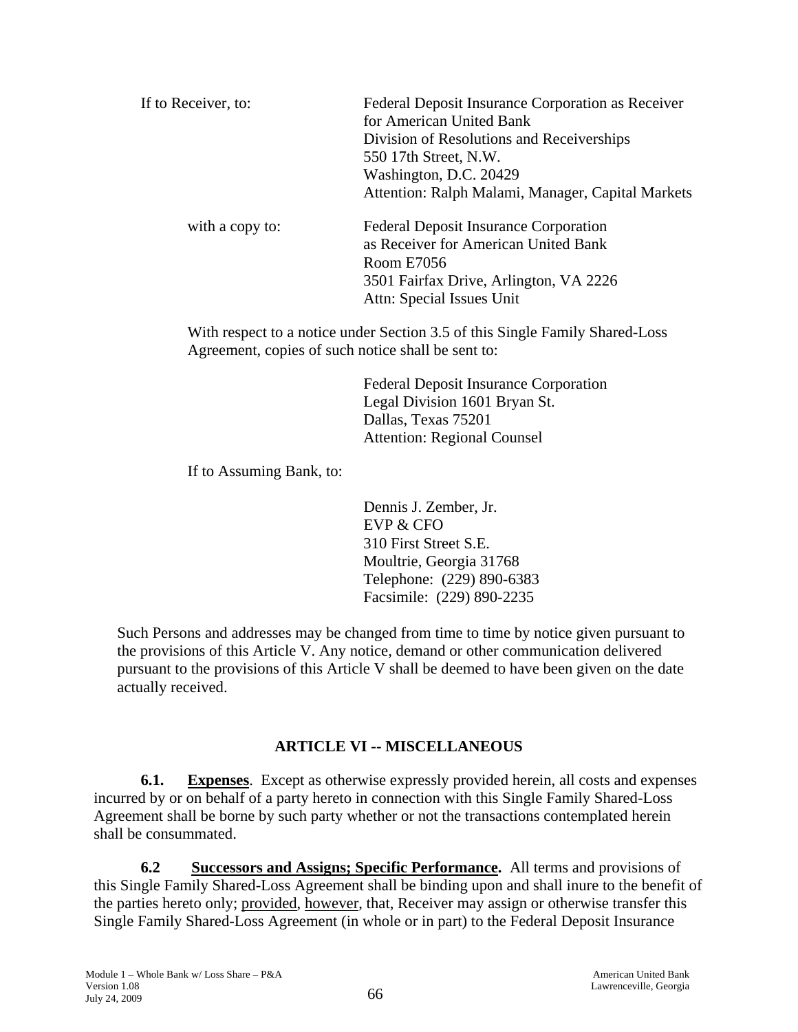| | |
|---|---|
| If to Receiver, to: | Federal Deposit Insurance Corporation as Receiver<br>for American United Bank<br>Division of Resolutions and Receiverships<br>550 17th Street, N.W.<br>Washington, D.C. 20429<br>Attention: Ralph Malami, Manager, Capital Markets |
| with a copy to: | Federal Deposit Insurance Corporation<br>as Receiver for American United Bank<br>Room E7056<br>3501 Fairfax Drive, Arlington, VA 2226<br>Attn: Special Issues Unit |

With respect to a notice under Section 3.5 of this Single Family Shared-Loss Agreement, copies of such notice shall be sent to:

Federal Deposit Insurance Corporation
Legal Division 1601 Bryan St.
Dallas, Texas 75201
Attention: Regional Counsel

If to Assuming Bank, to:

Dennis J. Zember, Jr.
EVP & CFO
310 First Street S.E.
Moultrie, Georgia 31768
Telephone: (229) 890-6383
Facsimile: (229) 890-2235

Such Persons and addresses may be changed from time to time by notice given pursuant to the provisions of this Article V. Any notice, demand or other communication delivered pursuant to the provisions of this Article V shall be deemed to have been given on the date actually received.

## ARTICLE VI -- MISCELLANEOUS

**6.1. Expenses**. Except as otherwise expressly provided herein, all costs and expenses incurred by or on behalf of a party hereto in connection with this Single Family Shared-Loss Agreement shall be borne by such party whether or not the transactions contemplated herein shall be consummated.

**6.2 Successors and Assigns; Specific Performance.** All terms and provisions of this Single Family Shared-Loss Agreement shall be binding upon and shall inure to the benefit of the parties hereto only; provided, however, that, Receiver may assign or otherwise transfer this Single Family Shared-Loss Agreement (in whole or in part) to the Federal Deposit Insurance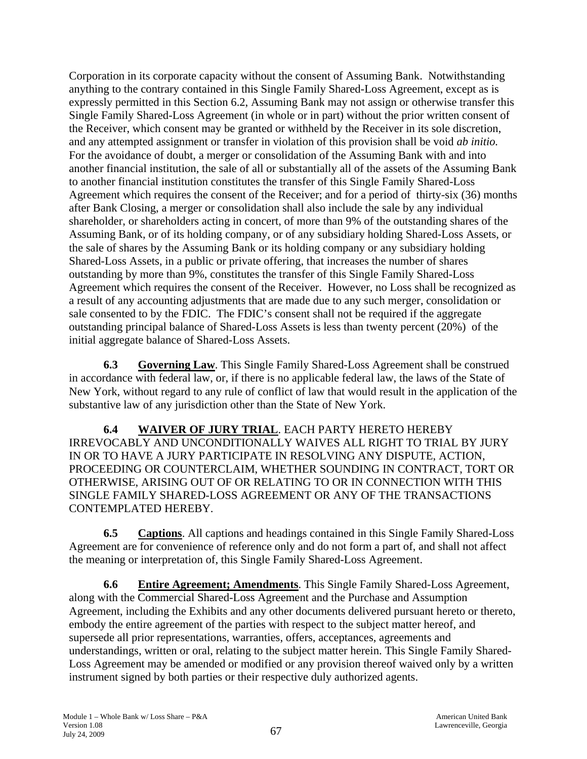Corporation in its corporate capacity without the consent of Assuming Bank. Notwithstanding anything to the contrary contained in this Single Family Shared-Loss Agreement, except as is expressly permitted in this Section 6.2, Assuming Bank may not assign or otherwise transfer this Single Family Shared-Loss Agreement (in whole or in part) without the prior written consent of the Receiver, which consent may be granted or withheld by the Receiver in its sole discretion, and any attempted assignment or transfer in violation of this provision shall be void *ab initio.* For the avoidance of doubt, a merger or consolidation of the Assuming Bank with and into another financial institution, the sale of all or substantially all of the assets of the Assuming Bank to another financial institution constitutes the transfer of this Single Family Shared-Loss Agreement which requires the consent of the Receiver; and for a period of thirty-six (36) months after Bank Closing, a merger or consolidation shall also include the sale by any individual shareholder, or shareholders acting in concert, of more than 9% of the outstanding shares of the Assuming Bank, or of its holding company, or of any subsidiary holding Shared-Loss Assets, or the sale of shares by the Assuming Bank or its holding company or any subsidiary holding Shared-Loss Assets, in a public or private offering, that increases the number of shares outstanding by more than 9%, constitutes the transfer of this Single Family Shared-Loss Agreement which requires the consent of the Receiver. However, no Loss shall be recognized as a result of any accounting adjustments that are made due to any such merger, consolidation or sale consented to by the FDIC. The FDIC's consent shall not be required if the aggregate outstanding principal balance of Shared-Loss Assets is less than twenty percent (20%) of the initial aggregate balance of Shared-Loss Assets.

**6.3 Governing Law**. This Single Family Shared-Loss Agreement shall be construed in accordance with federal law, or, if there is no applicable federal law, the laws of the State of New York, without regard to any rule of conflict of law that would result in the application of the substantive law of any jurisdiction other than the State of New York.

**6.4 WAIVER OF JURY TRIAL**. EACH PARTY HERETO HEREBY IRREVOCABLY AND UNCONDITIONALLY WAIVES ALL RIGHT TO TRIAL BY JURY IN OR TO HAVE A JURY PARTICIPATE IN RESOLVING ANY DISPUTE, ACTION, PROCEEDING OR COUNTERCLAIM, WHETHER SOUNDING IN CONTRACT, TORT OR OTHERWISE, ARISING OUT OF OR RELATING TO OR IN CONNECTION WITH THIS SINGLE FAMILY SHARED-LOSS AGREEMENT OR ANY OF THE TRANSACTIONS CONTEMPLATED HEREBY.

**6.5 Captions**. All captions and headings contained in this Single Family Shared-Loss Agreement are for convenience of reference only and do not form a part of, and shall not affect the meaning or interpretation of, this Single Family Shared-Loss Agreement.

**6.6 Entire Agreement; Amendments**. This Single Family Shared-Loss Agreement, along with the Commercial Shared-Loss Agreement and the Purchase and Assumption Agreement, including the Exhibits and any other documents delivered pursuant hereto or thereto, embody the entire agreement of the parties with respect to the subject matter hereof, and supersede all prior representations, warranties, offers, acceptances, agreements and understandings, written or oral, relating to the subject matter herein. This Single Family Shared-Loss Agreement may be amended or modified or any provision thereof waived only by a written instrument signed by both parties or their respective duly authorized agents.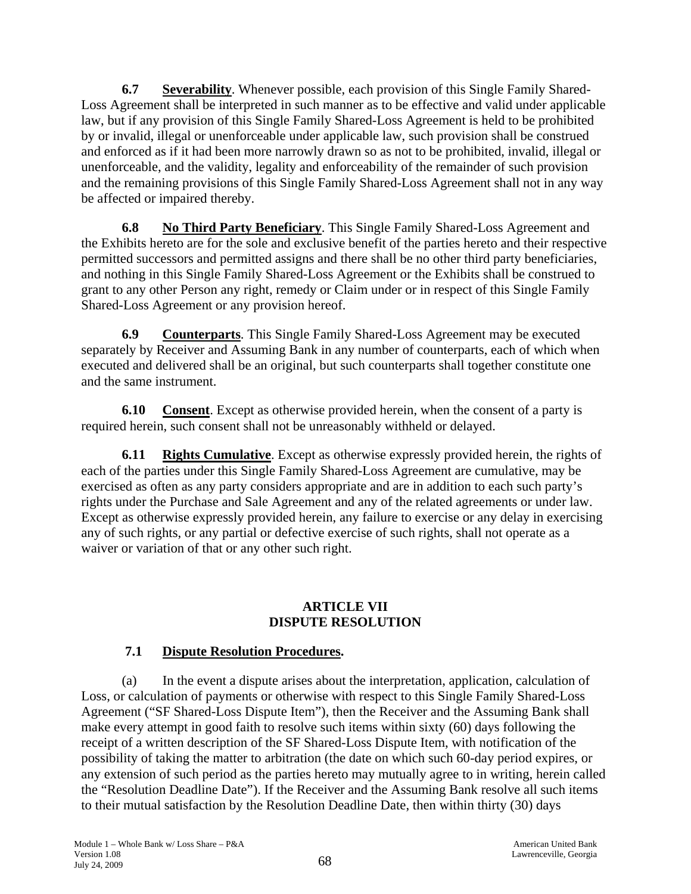**6.7 Severability**. Whenever possible, each provision of this Single Family Shared-Loss Agreement shall be interpreted in such manner as to be effective and valid under applicable law, but if any provision of this Single Family Shared-Loss Agreement is held to be prohibited by or invalid, illegal or unenforceable under applicable law, such provision shall be construed and enforced as if it had been more narrowly drawn so as not to be prohibited, invalid, illegal or unenforceable, and the validity, legality and enforceability of the remainder of such provision and the remaining provisions of this Single Family Shared-Loss Agreement shall not in any way be affected or impaired thereby.

**6.8 No Third Party Beneficiary**. This Single Family Shared-Loss Agreement and the Exhibits hereto are for the sole and exclusive benefit of the parties hereto and their respective permitted successors and permitted assigns and there shall be no other third party beneficiaries, and nothing in this Single Family Shared-Loss Agreement or the Exhibits shall be construed to grant to any other Person any right, remedy or Claim under or in respect of this Single Family Shared-Loss Agreement or any provision hereof.

**6.9 Counterparts**. This Single Family Shared-Loss Agreement may be executed separately by Receiver and Assuming Bank in any number of counterparts, each of which when executed and delivered shall be an original, but such counterparts shall together constitute one and the same instrument.

**6.10 Consent**. Except as otherwise provided herein, when the consent of a party is required herein, such consent shall not be unreasonably withheld or delayed.

**6.11 Rights Cumulative**. Except as otherwise expressly provided herein, the rights of each of the parties under this Single Family Shared-Loss Agreement are cumulative, may be exercised as often as any party considers appropriate and are in addition to each such party's rights under the Purchase and Sale Agreement and any of the related agreements or under law. Except as otherwise expressly provided herein, any failure to exercise or any delay in exercising any of such rights, or any partial or defective exercise of such rights, shall not operate as a waiver or variation of that or any other such right.

## ARTICLE VII
## DISPUTE RESOLUTION

**7.1 Dispute Resolution Procedures.**

(a) In the event a dispute arises about the interpretation, application, calculation of Loss, or calculation of payments or otherwise with respect to this Single Family Shared-Loss Agreement ("SF Shared-Loss Dispute Item"), then the Receiver and the Assuming Bank shall make every attempt in good faith to resolve such items within sixty (60) days following the receipt of a written description of the SF Shared-Loss Dispute Item, with notification of the possibility of taking the matter to arbitration (the date on which such 60-day period expires, or any extension of such period as the parties hereto may mutually agree to in writing, herein called the "Resolution Deadline Date"). If the Receiver and the Assuming Bank resolve all such items to their mutual satisfaction by the Resolution Deadline Date, then within thirty (30) days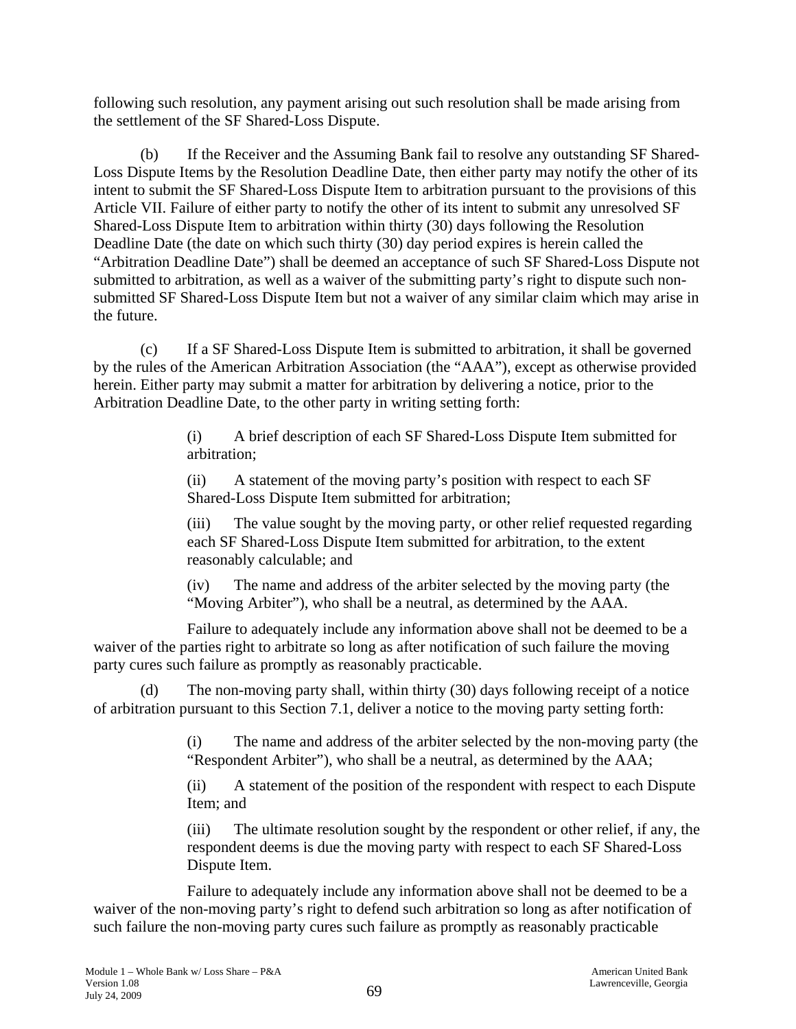following such resolution, any payment arising out such resolution shall be made arising from the settlement of the SF Shared-Loss Dispute.

(b) If the Receiver and the Assuming Bank fail to resolve any outstanding SF Shared-Loss Dispute Items by the Resolution Deadline Date, then either party may notify the other of its intent to submit the SF Shared-Loss Dispute Item to arbitration pursuant to the provisions of this Article VII. Failure of either party to notify the other of its intent to submit any unresolved SF Shared-Loss Dispute Item to arbitration within thirty (30) days following the Resolution Deadline Date (the date on which such thirty (30) day period expires is herein called the "Arbitration Deadline Date") shall be deemed an acceptance of such SF Shared-Loss Dispute not submitted to arbitration, as well as a waiver of the submitting party's right to dispute such non-submitted SF Shared-Loss Dispute Item but not a waiver of any similar claim which may arise in the future.

(c) If a SF Shared-Loss Dispute Item is submitted to arbitration, it shall be governed by the rules of the American Arbitration Association (the "AAA"), except as otherwise provided herein. Either party may submit a matter for arbitration by delivering a notice, prior to the Arbitration Deadline Date, to the other party in writing setting forth:

(i) A brief description of each SF Shared-Loss Dispute Item submitted for arbitration;

(ii) A statement of the moving party's position with respect to each SF Shared-Loss Dispute Item submitted for arbitration;

(iii) The value sought by the moving party, or other relief requested regarding each SF Shared-Loss Dispute Item submitted for arbitration, to the extent reasonably calculable; and

(iv) The name and address of the arbiter selected by the moving party (the "Moving Arbiter"), who shall be a neutral, as determined by the AAA.

Failure to adequately include any information above shall not be deemed to be a waiver of the parties right to arbitrate so long as after notification of such failure the moving party cures such failure as promptly as reasonably practicable.

(d) The non-moving party shall, within thirty (30) days following receipt of a notice of arbitration pursuant to this Section 7.1, deliver a notice to the moving party setting forth:

(i) The name and address of the arbiter selected by the non-moving party (the "Respondent Arbiter"), who shall be a neutral, as determined by the AAA;

(ii) A statement of the position of the respondent with respect to each Dispute Item; and

(iii) The ultimate resolution sought by the respondent or other relief, if any, the respondent deems is due the moving party with respect to each SF Shared-Loss Dispute Item.

Failure to adequately include any information above shall not be deemed to be a waiver of the non-moving party's right to defend such arbitration so long as after notification of such failure the non-moving party cures such failure as promptly as reasonably practicable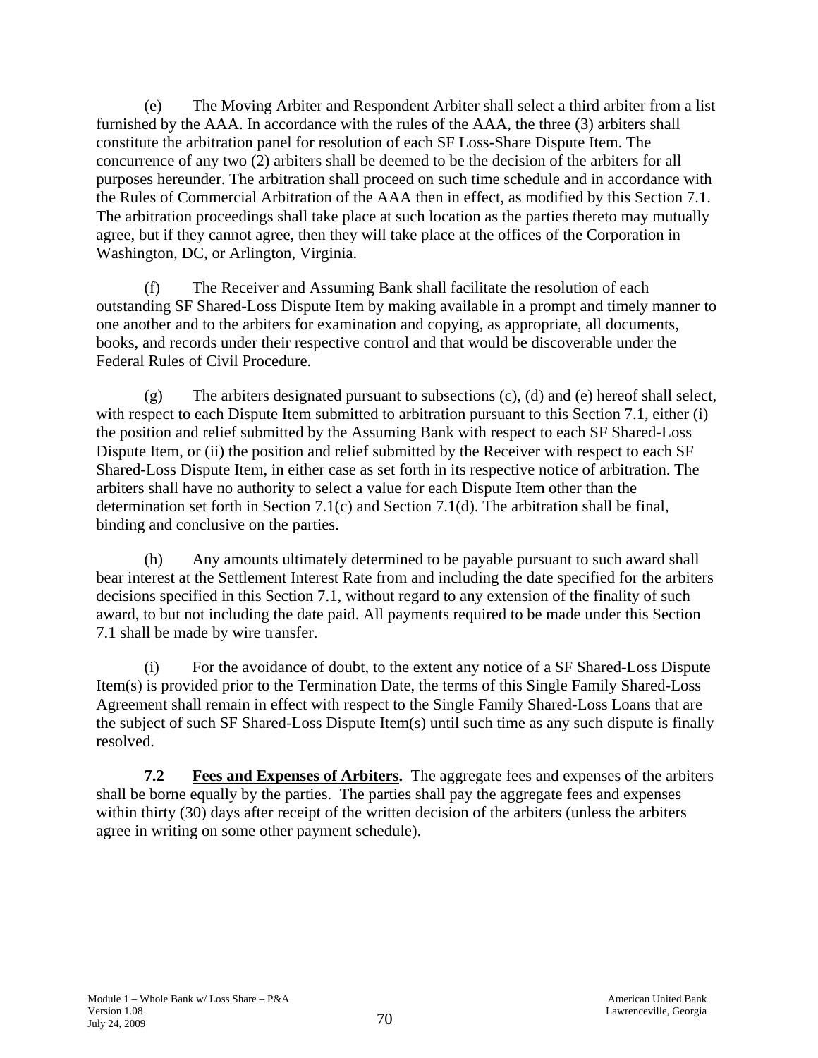(e) The Moving Arbiter and Respondent Arbiter shall select a third arbiter from a list furnished by the AAA. In accordance with the rules of the AAA, the three (3) arbiters shall constitute the arbitration panel for resolution of each SF Loss-Share Dispute Item. The concurrence of any two (2) arbiters shall be deemed to be the decision of the arbiters for all purposes hereunder. The arbitration shall proceed on such time schedule and in accordance with the Rules of Commercial Arbitration of the AAA then in effect, as modified by this Section 7.1. The arbitration proceedings shall take place at such location as the parties thereto may mutually agree, but if they cannot agree, then they will take place at the offices of the Corporation in Washington, DC, or Arlington, Virginia.

(f) The Receiver and Assuming Bank shall facilitate the resolution of each outstanding SF Shared-Loss Dispute Item by making available in a prompt and timely manner to one another and to the arbiters for examination and copying, as appropriate, all documents, books, and records under their respective control and that would be discoverable under the Federal Rules of Civil Procedure.

(g) The arbiters designated pursuant to subsections (c), (d) and (e) hereof shall select, with respect to each Dispute Item submitted to arbitration pursuant to this Section 7.1, either (i) the position and relief submitted by the Assuming Bank with respect to each SF Shared-Loss Dispute Item, or (ii) the position and relief submitted by the Receiver with respect to each SF Shared-Loss Dispute Item, in either case as set forth in its respective notice of arbitration. The arbiters shall have no authority to select a value for each Dispute Item other than the determination set forth in Section 7.1(c) and Section 7.1(d). The arbitration shall be final, binding and conclusive on the parties.

(h) Any amounts ultimately determined to be payable pursuant to such award shall bear interest at the Settlement Interest Rate from and including the date specified for the arbiters decisions specified in this Section 7.1, without regard to any extension of the finality of such award, to but not including the date paid. All payments required to be made under this Section 7.1 shall be made by wire transfer.

(i) For the avoidance of doubt, to the extent any notice of a SF Shared-Loss Dispute Item(s) is provided prior to the Termination Date, the terms of this Single Family Shared-Loss Agreement shall remain in effect with respect to the Single Family Shared-Loss Loans that are the subject of such SF Shared-Loss Dispute Item(s) until such time as any such dispute is finally resolved.

**7.2 Fees and Expenses of Arbiters.** The aggregate fees and expenses of the arbiters shall be borne equally by the parties. The parties shall pay the aggregate fees and expenses within thirty (30) days after receipt of the written decision of the arbiters (unless the arbiters agree in writing on some other payment schedule).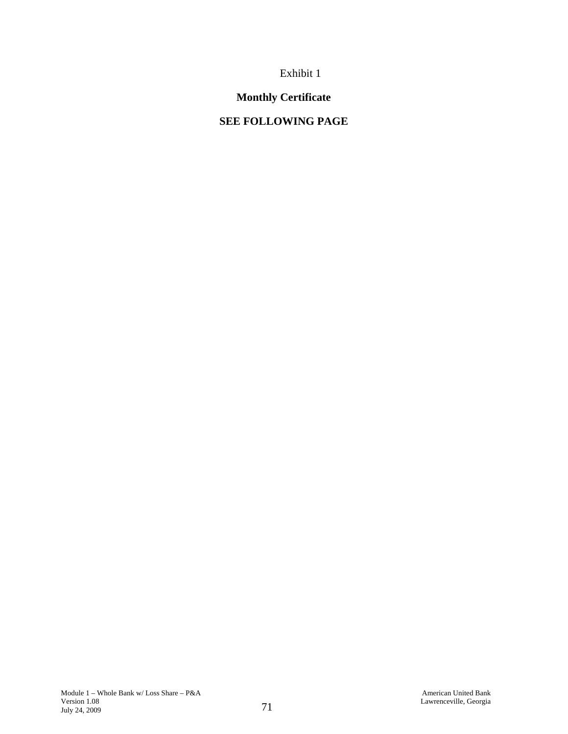Exhibit 1

## Monthly Certificate

**SEE FOLLOWING PAGE**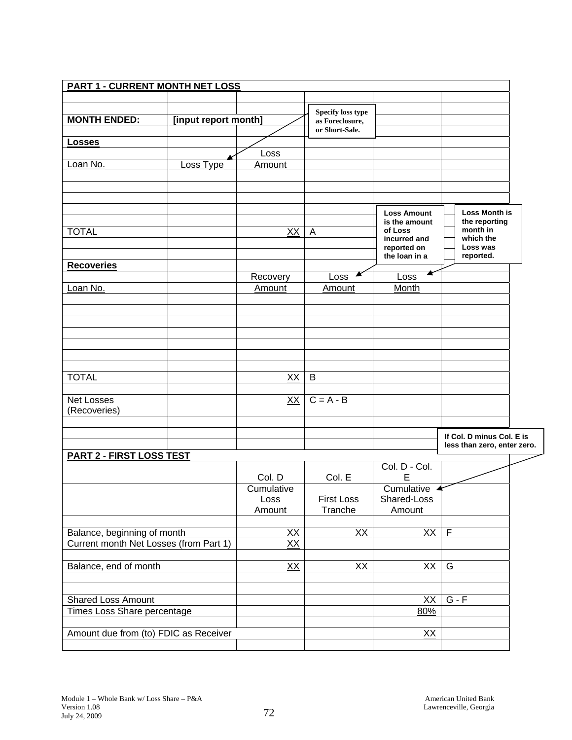## PART 1 - CURRENT MONTH NET LOSS

**MONTH ENDED:** [input report month]

Specify loss type as Foreclosure, or Short-Sale.

**Losses**

| Loan No. | Loss Type | Loss Amount | |
|---|---|---|---|
| | | | |
| | | | |
| | | | |
| | | | |
| TOTAL | | XX | A |

Loss Amount is the amount of Loss incurred and reported on the loan in a

Loss Month is the reporting month in which the Loss was reported.

**Recoveries**

| Loan No. | | Recovery Amount | Loss Amount | Loss Month |
|---|---|---|---|---|
| | | | | |
| | | | | |
| | | | | |
| | | | | |
| | | | | |
| | | | | |
| | | | | |
| TOTAL | | XX | B | |
| | | | | |
| Net Losses (Recoveries) | | XX | C = A - B | |

If Col. D minus Col. E is less than zero, enter zero.

## PART 2 - FIRST LOSS TEST

| | Col. D | Col. E | Col. D - Col. E | |
|---|---|---|---|---|
| | Cumulative Loss Amount | First Loss Tranche | Cumulative Shared-Loss Amount | |
| | | | | |
| Balance, beginning of month | XX | XX | XX | F |
| Current month Net Losses (from Part 1) | XX | | | |
| | | | | |
| Balance, end of month | XX | XX | XX | G |
| | | | | |
| | | | | |
| Shared Loss Amount | | | XX | G - F |
| Times Loss Share percentage | | | 80% | |
| | | | | |
| Amount due from (to) FDIC as Receiver | | | XX | |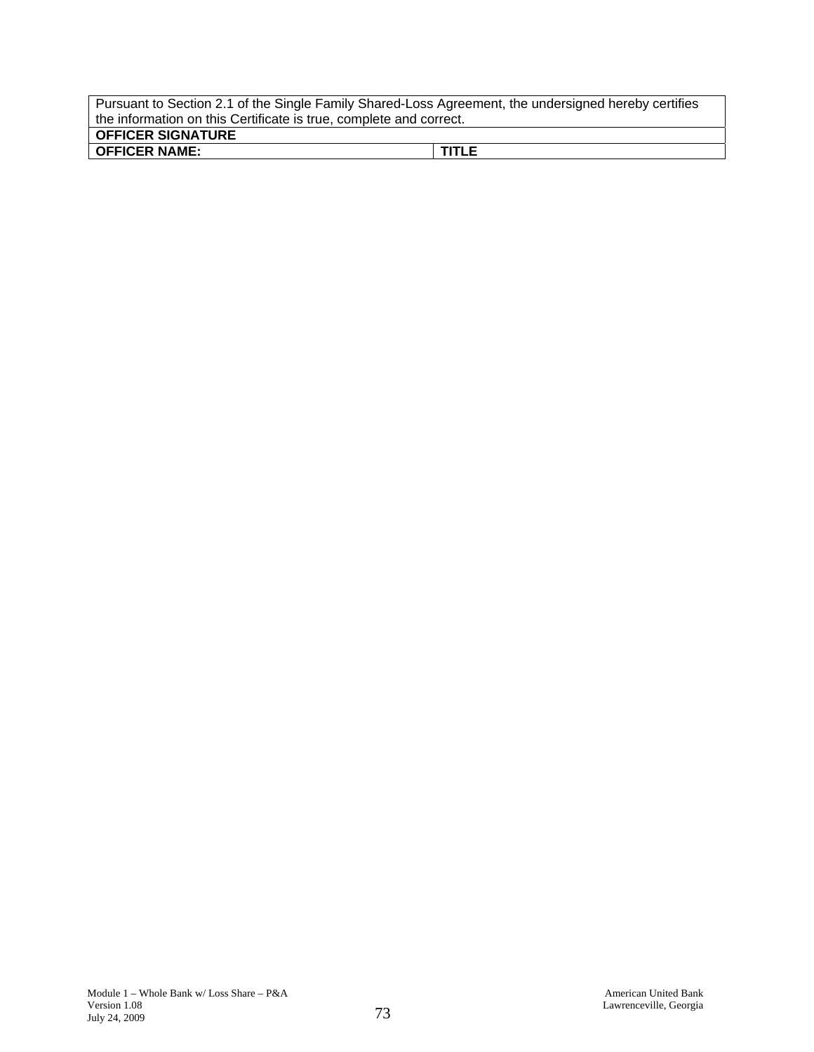| Pursuant to Section 2.1 of the Single Family Shared-Loss Agreement, the undersigned hereby certifies the information on this Certificate is true, complete and correct. | |
|---|---|
| **OFFICER SIGNATURE** | |
| **OFFICER NAME:** | **TITLE** |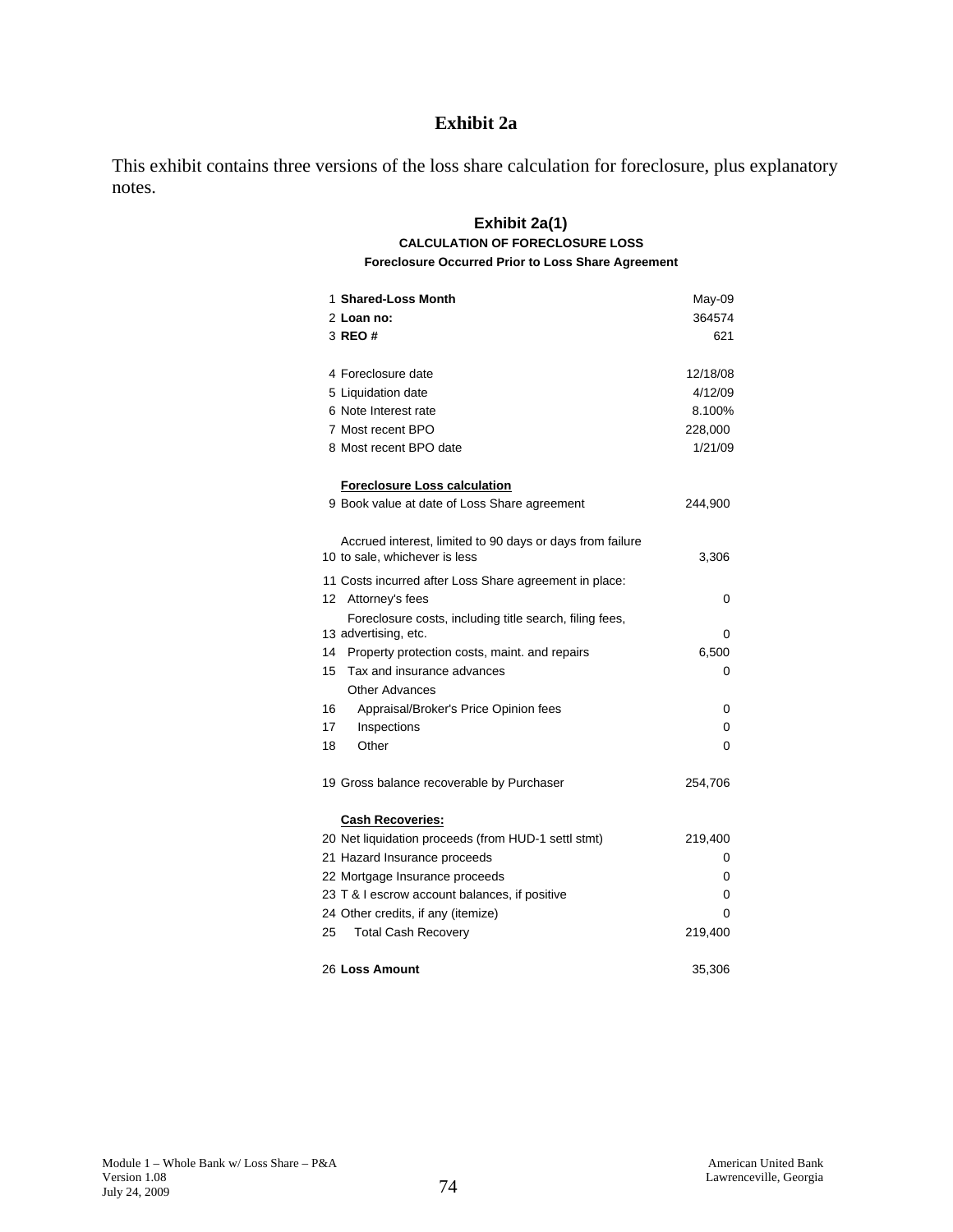# Exhibit 2a

This exhibit contains three versions of the loss share calculation for foreclosure, plus explanatory notes.

## Exhibit 2a(1)

### CALCULATION OF FORECLOSURE LOSS

**Foreclosure Occurred Prior to Loss Share Agreement**

| # | Item | Value |
|---|---|---|
| 1 | **Shared-Loss Month** | May-09 |
| 2 | **Loan no:** | 364574 |
| 3 | **REO #** | 621 |
| | | |
| 4 | Foreclosure date | 12/18/08 |
| 5 | Liquidation date | 4/12/09 |
| 6 | Note Interest rate | 8.100% |
| 7 | Most recent BPO | 228,000 |
| 8 | Most recent BPO date | 1/21/09 |
| | | |
| | **Foreclosure Loss calculation** | |
| 9 | Book value at date of Loss Share agreement | 244,900 |
| | | |
| 10 | Accrued interest, limited to 90 days or days from failure to sale, whichever is less | 3,306 |
| 11 | Costs incurred after Loss Share agreement in place: | |
| 12 | Attorney's fees | 0 |
| 13 | Foreclosure costs, including title search, filing fees, advertising, etc. | 0 |
| 14 | Property protection costs, maint. and repairs | 6,500 |
| 15 | Tax and insurance advances | 0 |
| | Other Advances | |
| 16 | Appraisal/Broker's Price Opinion fees | 0 |
| 17 | Inspections | 0 |
| 18 | Other | 0 |
| | | |
| 19 | Gross balance recoverable by Purchaser | 254,706 |
| | | |
| | **Cash Recoveries:** | |
| 20 | Net liquidation proceeds (from HUD-1 settl stmt) | 219,400 |
| 21 | Hazard Insurance proceeds | 0 |
| 22 | Mortgage Insurance proceeds | 0 |
| 23 | T & I escrow account balances, if positive | 0 |
| 24 | Other credits, if any (itemize) | 0 |
| 25 | Total Cash Recovery | 219,400 |
| | | |
| 26 | **Loss Amount** | 35,306 |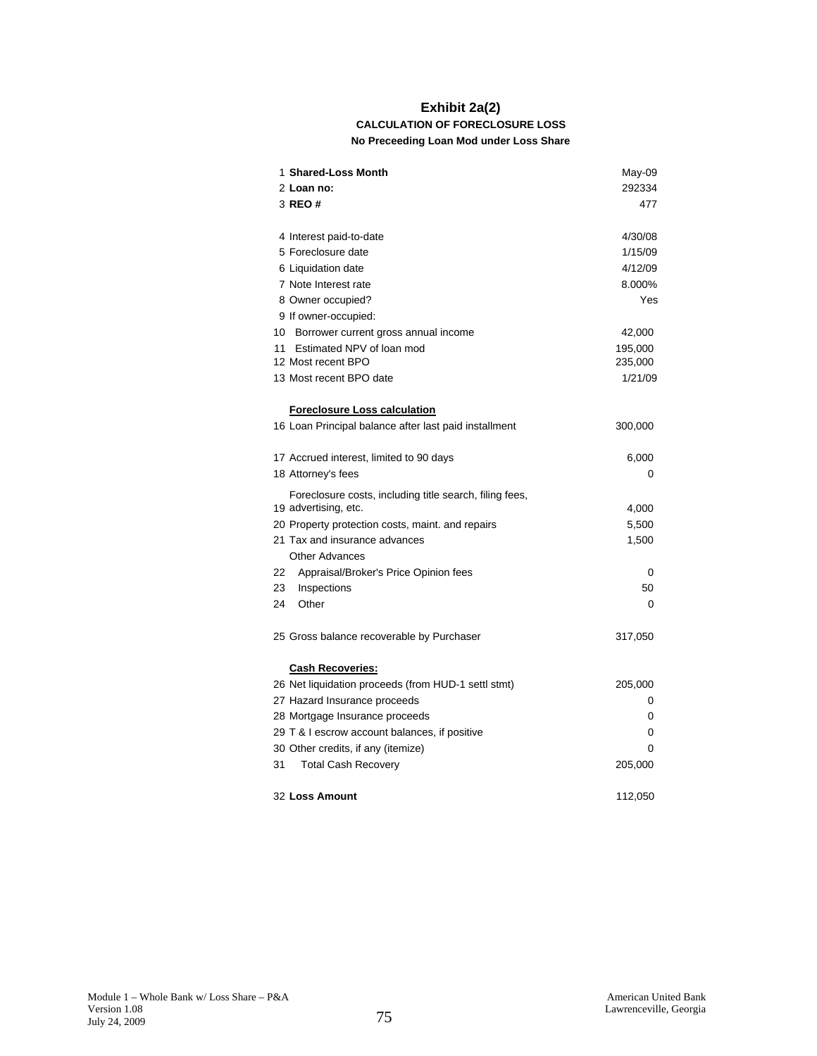# Exhibit 2a(2)

### CALCULATION OF FORECLOSURE LOSS

#### No Preceeding Loan Mod under Loss Share

| | | |
|---|---|---|
| 1 | **Shared-Loss Month** | May-09 |
| 2 | **Loan no:** | 292334 |
| 3 | **REO #** | 477 |
| | | |
| 4 | Interest paid-to-date | 4/30/08 |
| 5 | Foreclosure date | 1/15/09 |
| 6 | Liquidation date | 4/12/09 |
| 7 | Note Interest rate | 8.000% |
| 8 | Owner occupied? | Yes |
| 9 | If owner-occupied: | |
| 10 | Borrower current gross annual income | 42,000 |
| 11 | Estimated NPV of loan mod | 195,000 |
| 12 | Most recent BPO | 235,000 |
| 13 | Most recent BPO date | 1/21/09 |
| | | |
| | **Foreclosure Loss calculation** | |
| 16 | Loan Principal balance after last paid installment | 300,000 |
| | | |
| 17 | Accrued interest, limited to 90 days | 6,000 |
| 18 | Attorney's fees | 0 |
| 19 | Foreclosure costs, including title search, filing fees, advertising, etc. | 4,000 |
| 20 | Property protection costs, maint. and repairs | 5,500 |
| 21 | Tax and insurance advances | 1,500 |
| | Other Advances | |
| 22 | Appraisal/Broker's Price Opinion fees | 0 |
| 23 | Inspections | 50 |
| 24 | Other | 0 |
| | | |
| 25 | Gross balance recoverable by Purchaser | 317,050 |
| | | |
| | **Cash Recoveries:** | |
| 26 | Net liquidation proceeds (from HUD-1 settl stmt) | 205,000 |
| 27 | Hazard Insurance proceeds | 0 |
| 28 | Mortgage Insurance proceeds | 0 |
| 29 | T & I escrow account balances, if positive | 0 |
| 30 | Other credits, if any (itemize) | 0 |
| 31 | Total Cash Recovery | 205,000 |
| | | |
| 32 | **Loss Amount** | 112,050 |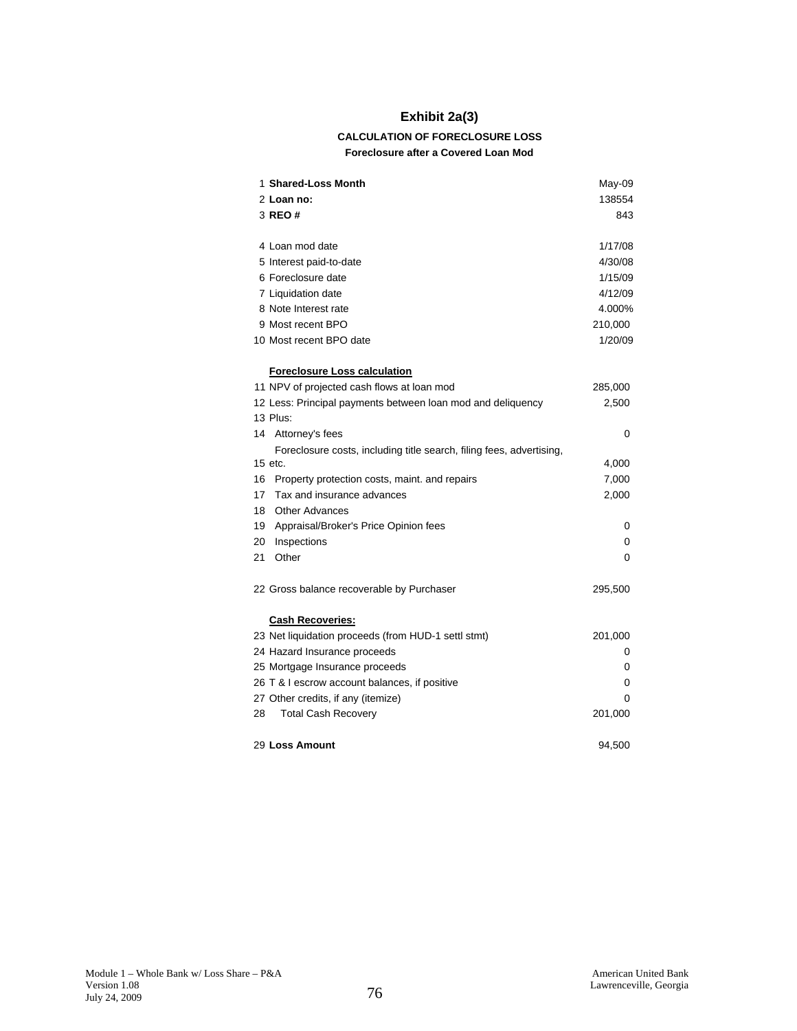# Exhibit 2a(3)

**CALCULATION OF FORECLOSURE LOSS**

**Foreclosure after a Covered Loan Mod**

| | | |
|---|---|---|
| 1 | **Shared-Loss Month** | May-09 |
| 2 | **Loan no:** | 138554 |
| 3 | **REO #** | 843 |
| | | |
| 4 | Loan mod date | 1/17/08 |
| 5 | Interest paid-to-date | 4/30/08 |
| 6 | Foreclosure date | 1/15/09 |
| 7 | Liquidation date | 4/12/09 |
| 8 | Note Interest rate | 4.000% |
| 9 | Most recent BPO | 210,000 |
| 10 | Most recent BPO date | 1/20/09 |
| | | |
| | **Foreclosure Loss calculation** | |
| 11 | NPV of projected cash flows at loan mod | 285,000 |
| 12 | Less: Principal payments between loan mod and deliquency | 2,500 |
| 13 | Plus: | |
| 14 | Attorney's fees | 0 |
| 15 | Foreclosure costs, including title search, filing fees, advertising, etc. | 4,000 |
| 16 | Property protection costs, maint. and repairs | 7,000 |
| 17 | Tax and insurance advances | 2,000 |
| 18 | Other Advances | |
| 19 | Appraisal/Broker's Price Opinion fees | 0 |
| 20 | Inspections | 0 |
| 21 | Other | 0 |
| | | |
| 22 | Gross balance recoverable by Purchaser | 295,500 |
| | | |
| | **Cash Recoveries:** | |
| 23 | Net liquidation proceeds (from HUD-1 settl stmt) | 201,000 |
| 24 | Hazard Insurance proceeds | 0 |
| 25 | Mortgage Insurance proceeds | 0 |
| 26 | T & I escrow account balances, if positive | 0 |
| 27 | Other credits, if any (itemize) | 0 |
| 28 | Total Cash Recovery | 201,000 |
| | | |
| 29 | **Loss Amount** | 94,500 |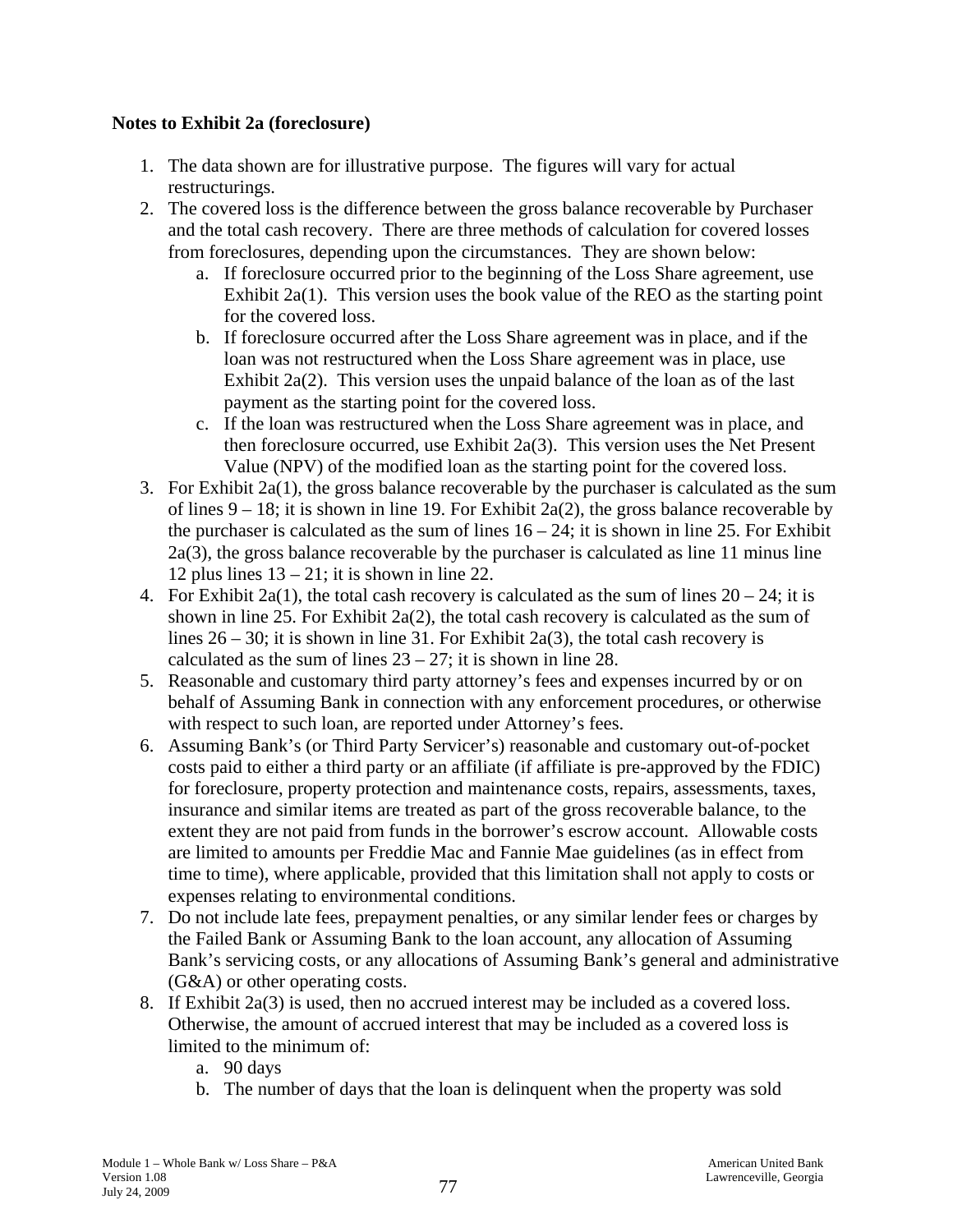**Notes to Exhibit 2a (foreclosure)**

1. The data shown are for illustrative purpose. The figures will vary for actual restructurings.
2. The covered loss is the difference between the gross balance recoverable by Purchaser and the total cash recovery. There are three methods of calculation for covered losses from foreclosures, depending upon the circumstances. They are shown below:
   a. If foreclosure occurred prior to the beginning of the Loss Share agreement, use Exhibit 2a(1). This version uses the book value of the REO as the starting point for the covered loss.
   b. If foreclosure occurred after the Loss Share agreement was in place, and if the loan was not restructured when the Loss Share agreement was in place, use Exhibit 2a(2). This version uses the unpaid balance of the loan as of the last payment as the starting point for the covered loss.
   c. If the loan was restructured when the Loss Share agreement was in place, and then foreclosure occurred, use Exhibit 2a(3). This version uses the Net Present Value (NPV) of the modified loan as the starting point for the covered loss.
3. For Exhibit 2a(1), the gross balance recoverable by the purchaser is calculated as the sum of lines 9 – 18; it is shown in line 19. For Exhibit 2a(2), the gross balance recoverable by the purchaser is calculated as the sum of lines 16 – 24; it is shown in line 25. For Exhibit 2a(3), the gross balance recoverable by the purchaser is calculated as line 11 minus line 12 plus lines 13 – 21; it is shown in line 22.
4. For Exhibit 2a(1), the total cash recovery is calculated as the sum of lines 20 – 24; it is shown in line 25. For Exhibit 2a(2), the total cash recovery is calculated as the sum of lines 26 – 30; it is shown in line 31. For Exhibit 2a(3), the total cash recovery is calculated as the sum of lines 23 – 27; it is shown in line 28.
5. Reasonable and customary third party attorney's fees and expenses incurred by or on behalf of Assuming Bank in connection with any enforcement procedures, or otherwise with respect to such loan, are reported under Attorney's fees.
6. Assuming Bank's (or Third Party Servicer's) reasonable and customary out-of-pocket costs paid to either a third party or an affiliate (if affiliate is pre-approved by the FDIC) for foreclosure, property protection and maintenance costs, repairs, assessments, taxes, insurance and similar items are treated as part of the gross recoverable balance, to the extent they are not paid from funds in the borrower's escrow account. Allowable costs are limited to amounts per Freddie Mac and Fannie Mae guidelines (as in effect from time to time), where applicable, provided that this limitation shall not apply to costs or expenses relating to environmental conditions.
7. Do not include late fees, prepayment penalties, or any similar lender fees or charges by the Failed Bank or Assuming Bank to the loan account, any allocation of Assuming Bank's servicing costs, or any allocations of Assuming Bank's general and administrative (G&A) or other operating costs.
8. If Exhibit 2a(3) is used, then no accrued interest may be included as a covered loss. Otherwise, the amount of accrued interest that may be included as a covered loss is limited to the minimum of:
   a. 90 days
   b. The number of days that the loan is delinquent when the property was sold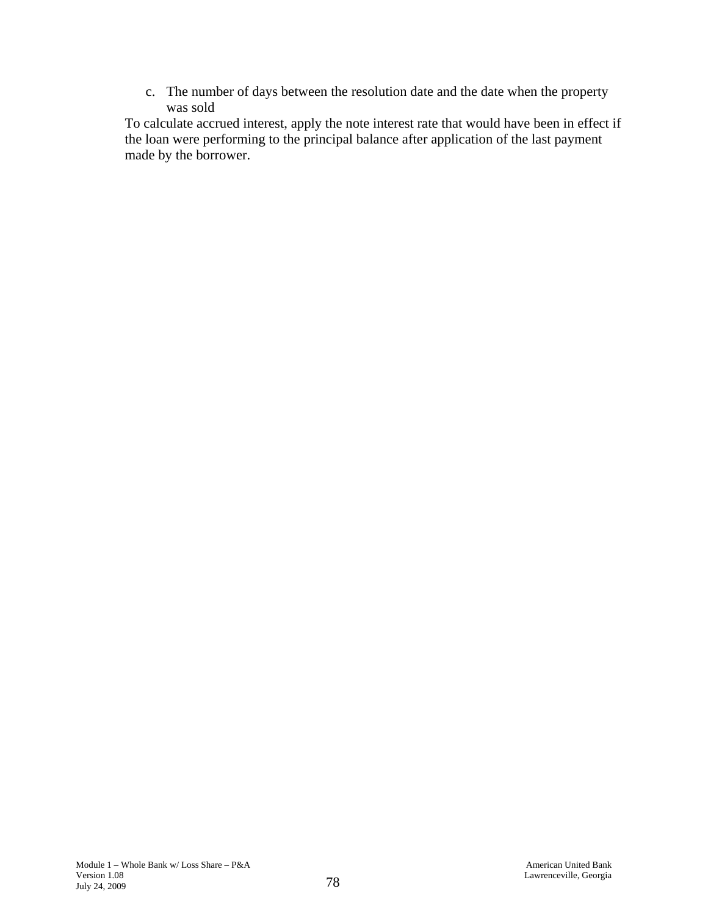c. The number of days between the resolution date and the date when the property was sold

To calculate accrued interest, apply the note interest rate that would have been in effect if the loan were performing to the principal balance after application of the last payment made by the borrower.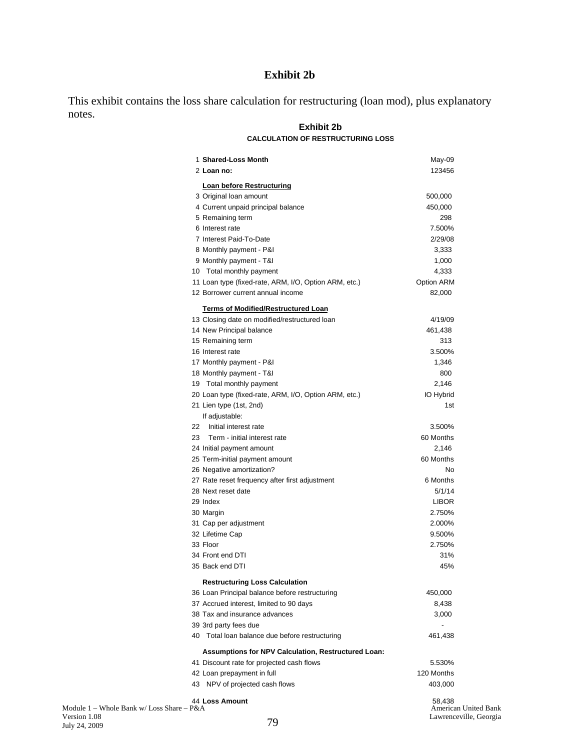# Exhibit 2b

This exhibit contains the loss share calculation for restructuring (loan mod), plus explanatory notes.

**Exhibit 2b**

**CALCULATION OF RESTRUCTURING LOSS**

| # | Item | Value |
|---|---|---|
| 1 | **Shared-Loss Month** | May-09 |
| 2 | **Loan no:** | 123456 |
| | **Loan before Restructuring** | |
| 3 | Original loan amount | 500,000 |
| 4 | Current unpaid principal balance | 450,000 |
| 5 | Remaining term | 298 |
| 6 | Interest rate | 7.500% |
| 7 | Interest Paid-To-Date | 2/29/08 |
| 8 | Monthly payment - P&I | 3,333 |
| 9 | Monthly payment - T&I | 1,000 |
| 10 | Total monthly payment | 4,333 |
| 11 | Loan type (fixed-rate, ARM, I/O, Option ARM, etc.) | Option ARM |
| 12 | Borrower current annual income | 82,000 |
| | **Terms of Modified/Restructured Loan** | |
| 13 | Closing date on modified/restructured loan | 4/19/09 |
| 14 | New Principal balance | 461,438 |
| 15 | Remaining term | 313 |
| 16 | Interest rate | 3.500% |
| 17 | Monthly payment - P&I | 1,346 |
| 18 | Monthly payment - T&I | 800 |
| 19 | Total monthly payment | 2,146 |
| 20 | Loan type (fixed-rate, ARM, I/O, Option ARM, etc.) | IO Hybrid |
| 21 | Lien type (1st, 2nd) | 1st |
| | If adjustable: | |
| 22 | Initial interest rate | 3.500% |
| 23 | Term - initial interest rate | 60 Months |
| 24 | Initial payment amount | 2,146 |
| 25 | Term-initial payment amount | 60 Months |
| 26 | Negative amortization? | No |
| 27 | Rate reset frequency after first adjustment | 6 Months |
| 28 | Next reset date | 5/1/14 |
| 29 | Index | LIBOR |
| 30 | Margin | 2.750% |
| 31 | Cap per adjustment | 2.000% |
| 32 | Lifetime Cap | 9.500% |
| 33 | Floor | 2.750% |
| 34 | Front end DTI | 31% |
| 35 | Back end DTI | 45% |
| | **Restructuring Loss Calculation** | |
| 36 | Loan Principal balance before restructuring | 450,000 |
| 37 | Accrued interest, limited to 90 days | 8,438 |
| 38 | Tax and insurance advances | 3,000 |
| 39 | 3rd party fees due | - |
| 40 | Total loan balance due before restructuring | 461,438 |
| | **Assumptions for NPV Calculation, Restructured Loan:** | |
| 41 | Discount rate for projected cash flows | 5.530% |
| 42 | Loan prepayment in full | 120 Months |
| 43 | NPV of projected cash flows | 403,000 |
| 44 | **Loss Amount** | 58,438 |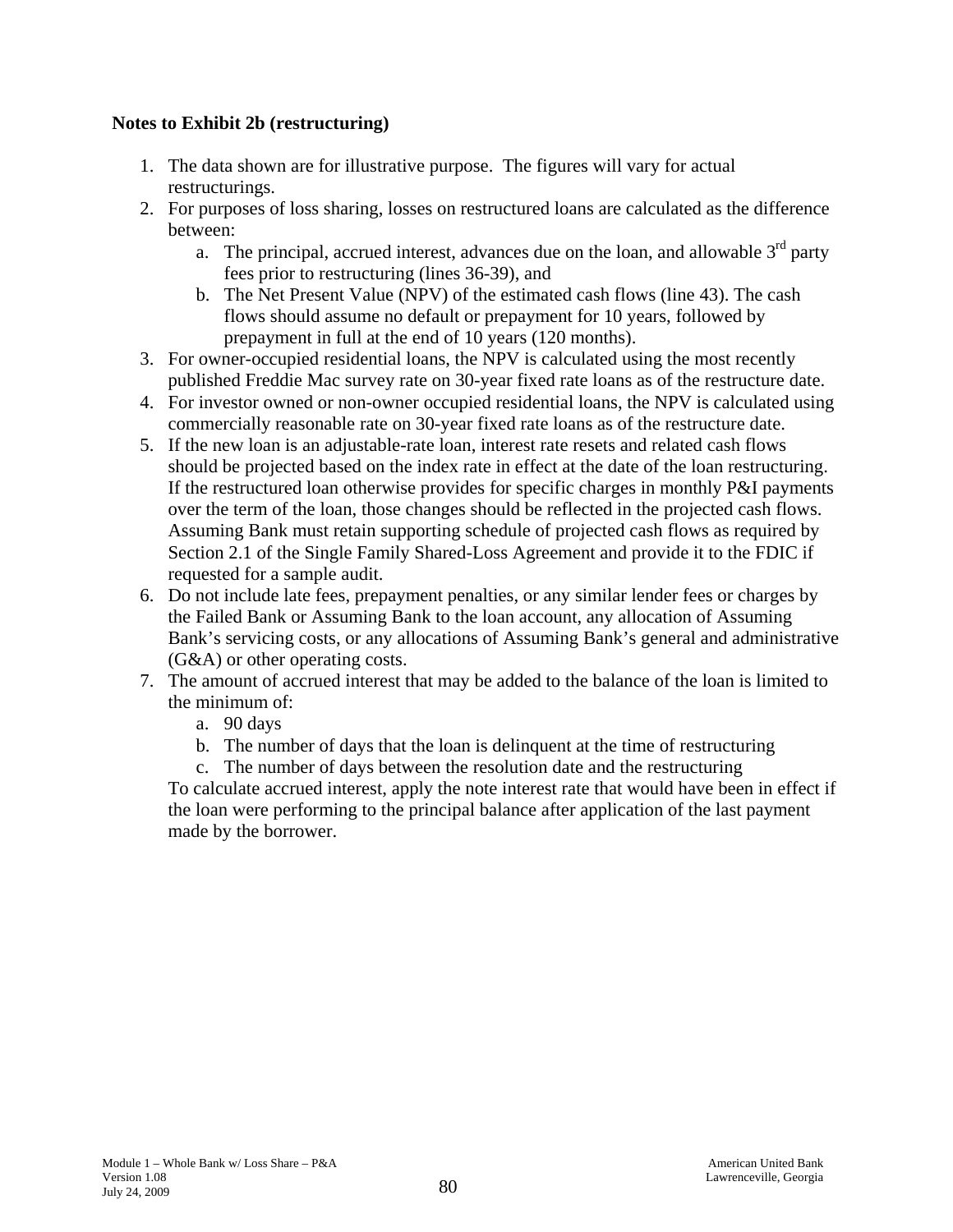**Notes to Exhibit 2b (restructuring)**

1. The data shown are for illustrative purpose. The figures will vary for actual restructurings.
2. For purposes of loss sharing, losses on restructured loans are calculated as the difference between:
   a. The principal, accrued interest, advances due on the loan, and allowable 3rd party fees prior to restructuring (lines 36-39), and
   b. The Net Present Value (NPV) of the estimated cash flows (line 43). The cash flows should assume no default or prepayment for 10 years, followed by prepayment in full at the end of 10 years (120 months).
3. For owner-occupied residential loans, the NPV is calculated using the most recently published Freddie Mac survey rate on 30-year fixed rate loans as of the restructure date.
4. For investor owned or non-owner occupied residential loans, the NPV is calculated using commercially reasonable rate on 30-year fixed rate loans as of the restructure date.
5. If the new loan is an adjustable-rate loan, interest rate resets and related cash flows should be projected based on the index rate in effect at the date of the loan restructuring. If the restructured loan otherwise provides for specific charges in monthly P&I payments over the term of the loan, those changes should be reflected in the projected cash flows. Assuming Bank must retain supporting schedule of projected cash flows as required by Section 2.1 of the Single Family Shared-Loss Agreement and provide it to the FDIC if requested for a sample audit.
6. Do not include late fees, prepayment penalties, or any similar lender fees or charges by the Failed Bank or Assuming Bank to the loan account, any allocation of Assuming Bank's servicing costs, or any allocations of Assuming Bank's general and administrative (G&A) or other operating costs.
7. The amount of accrued interest that may be added to the balance of the loan is limited to the minimum of:
   a. 90 days
   b. The number of days that the loan is delinquent at the time of restructuring
   c. The number of days between the resolution date and the restructuring

   To calculate accrued interest, apply the note interest rate that would have been in effect if the loan were performing to the principal balance after application of the last payment made by the borrower.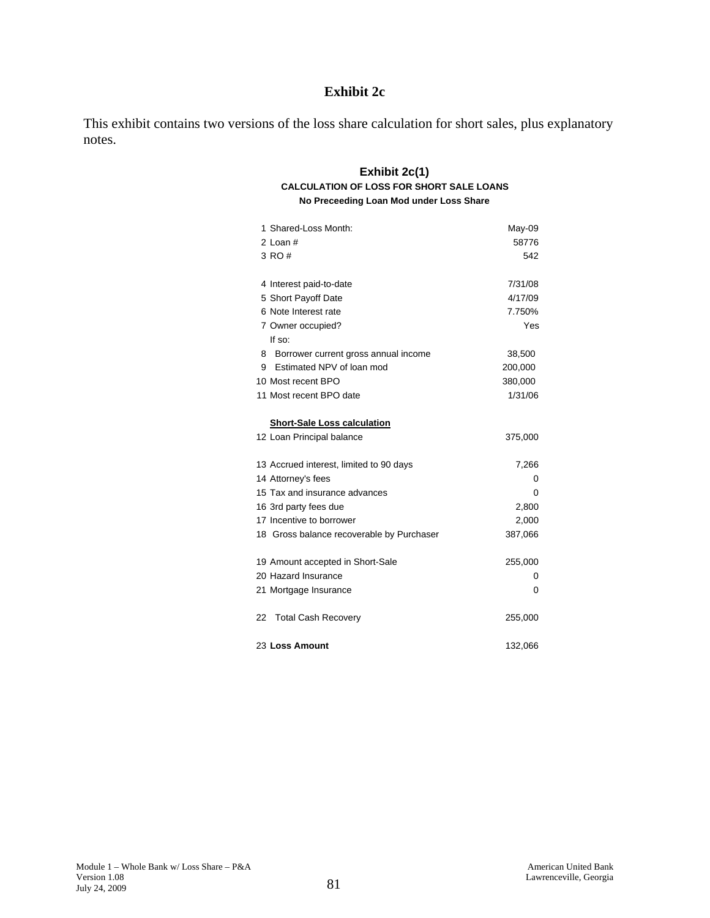# Exhibit 2c

This exhibit contains two versions of the loss share calculation for short sales, plus explanatory notes.

## Exhibit 2c(1)

**CALCULATION OF LOSS FOR SHORT SALE LOANS**

**No Preceeding Loan Mod under Loss Share**

| | |
|---|---|
| 1 Shared-Loss Month: | May-09 |
| 2 Loan # | 58776 |
| 3 RO # | 542 |
| | |
| 4 Interest paid-to-date | 7/31/08 |
| 5 Short Payoff Date | 4/17/09 |
| 6 Note Interest rate | 7.750% |
| 7 Owner occupied? | Yes |
| If so: | |
| 8 Borrower current gross annual income | 38,500 |
| 9 Estimated NPV of loan mod | 200,000 |
| 10 Most recent BPO | 380,000 |
| 11 Most recent BPO date | 1/31/06 |
| | |
| **Short-Sale Loss calculation** | |
| 12 Loan Principal balance | 375,000 |
| | |
| 13 Accrued interest, limited to 90 days | 7,266 |
| 14 Attorney's fees | 0 |
| 15 Tax and insurance advances | 0 |
| 16 3rd party fees due | 2,800 |
| 17 Incentive to borrower | 2,000 |
| 18 Gross balance recoverable by Purchaser | 387,066 |
| | |
| 19 Amount accepted in Short-Sale | 255,000 |
| 20 Hazard Insurance | 0 |
| 21 Mortgage Insurance | 0 |
| | |
| 22 Total Cash Recovery | 255,000 |
| | |
| 23 **Loss Amount** | 132,066 |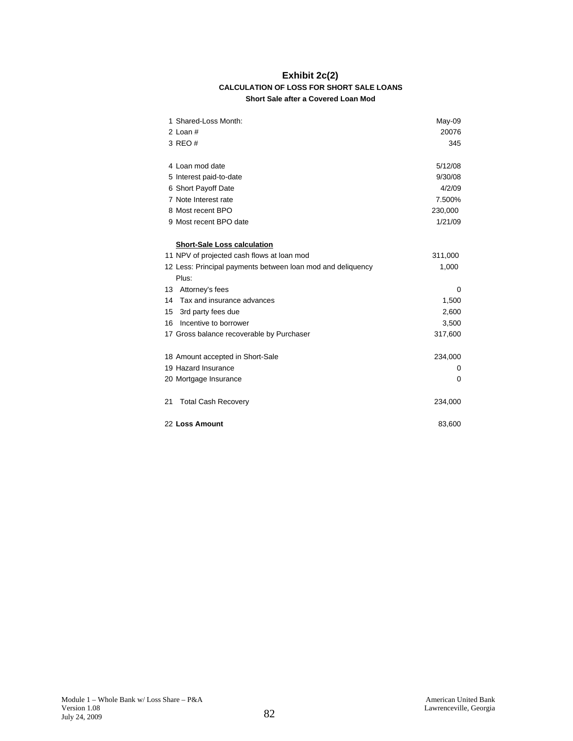# Exhibit 2c(2)

### CALCULATION OF LOSS FOR SHORT SALE LOANS

**Short Sale after a Covered Loan Mod**

| # | Item | Value |
|---|---|---|
| 1 | Shared-Loss Month: | May-09 |
| 2 | Loan # | 20076 |
| 3 | REO # | 345 |
| | | |
| 4 | Loan mod date | 5/12/08 |
| 5 | Interest paid-to-date | 9/30/08 |
| 6 | Short Payoff Date | 4/2/09 |
| 7 | Note Interest rate | 7.500% |
| 8 | Most recent BPO | 230,000 |
| 9 | Most recent BPO date | 1/21/09 |
| | | |
| | **Short-Sale Loss calculation** | |
| 11 | NPV of projected cash flows at loan mod | 311,000 |
| 12 | Less: Principal payments between loan mod and deliquency | 1,000 |
| | Plus: | |
| 13 | Attorney's fees | 0 |
| 14 | Tax and insurance advances | 1,500 |
| 15 | 3rd party fees due | 2,600 |
| 16 | Incentive to borrower | 3,500 |
| 17 | Gross balance recoverable by Purchaser | 317,600 |
| | | |
| 18 | Amount accepted in Short-Sale | 234,000 |
| 19 | Hazard Insurance | 0 |
| 20 | Mortgage Insurance | 0 |
| | | |
| 21 | Total Cash Recovery | 234,000 |
| | | |
| 22 | **Loss Amount** | 83,600 |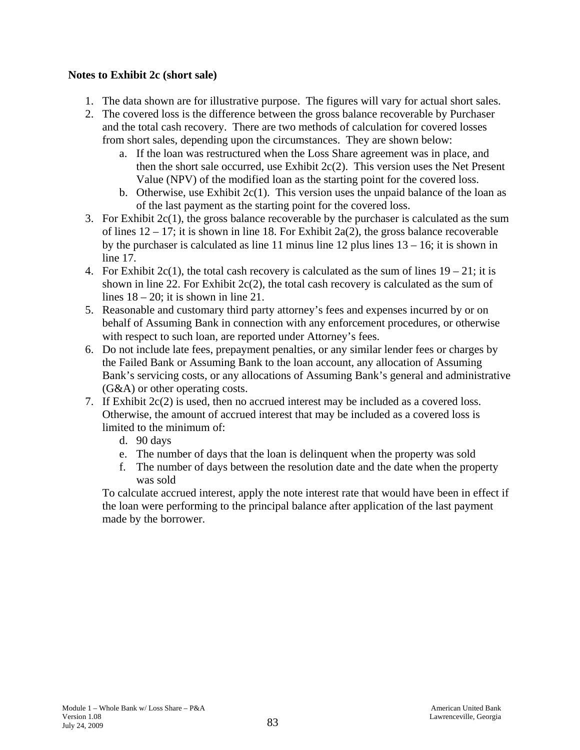**Notes to Exhibit 2c (short sale)**

1. The data shown are for illustrative purpose. The figures will vary for actual short sales.
2. The covered loss is the difference between the gross balance recoverable by Purchaser and the total cash recovery. There are two methods of calculation for covered losses from short sales, depending upon the circumstances. They are shown below:
   a. If the loan was restructured when the Loss Share agreement was in place, and then the short sale occurred, use Exhibit 2c(2). This version uses the Net Present Value (NPV) of the modified loan as the starting point for the covered loss.
   b. Otherwise, use Exhibit 2c(1). This version uses the unpaid balance of the loan as of the last payment as the starting point for the covered loss.
3. For Exhibit 2c(1), the gross balance recoverable by the purchaser is calculated as the sum of lines 12 – 17; it is shown in line 18. For Exhibit 2a(2), the gross balance recoverable by the purchaser is calculated as line 11 minus line 12 plus lines 13 – 16; it is shown in line 17.
4. For Exhibit 2c(1), the total cash recovery is calculated as the sum of lines 19 – 21; it is shown in line 22. For Exhibit 2c(2), the total cash recovery is calculated as the sum of lines 18 – 20; it is shown in line 21.
5. Reasonable and customary third party attorney's fees and expenses incurred by or on behalf of Assuming Bank in connection with any enforcement procedures, or otherwise with respect to such loan, are reported under Attorney's fees.
6. Do not include late fees, prepayment penalties, or any similar lender fees or charges by the Failed Bank or Assuming Bank to the loan account, any allocation of Assuming Bank's servicing costs, or any allocations of Assuming Bank's general and administrative (G&A) or other operating costs.
7. If Exhibit 2c(2) is used, then no accrued interest may be included as a covered loss. Otherwise, the amount of accrued interest that may be included as a covered loss is limited to the minimum of:
   d. 90 days
   e. The number of days that the loan is delinquent when the property was sold
   f. The number of days between the resolution date and the date when the property was sold

   To calculate accrued interest, apply the note interest rate that would have been in effect if the loan were performing to the principal balance after application of the last payment made by the borrower.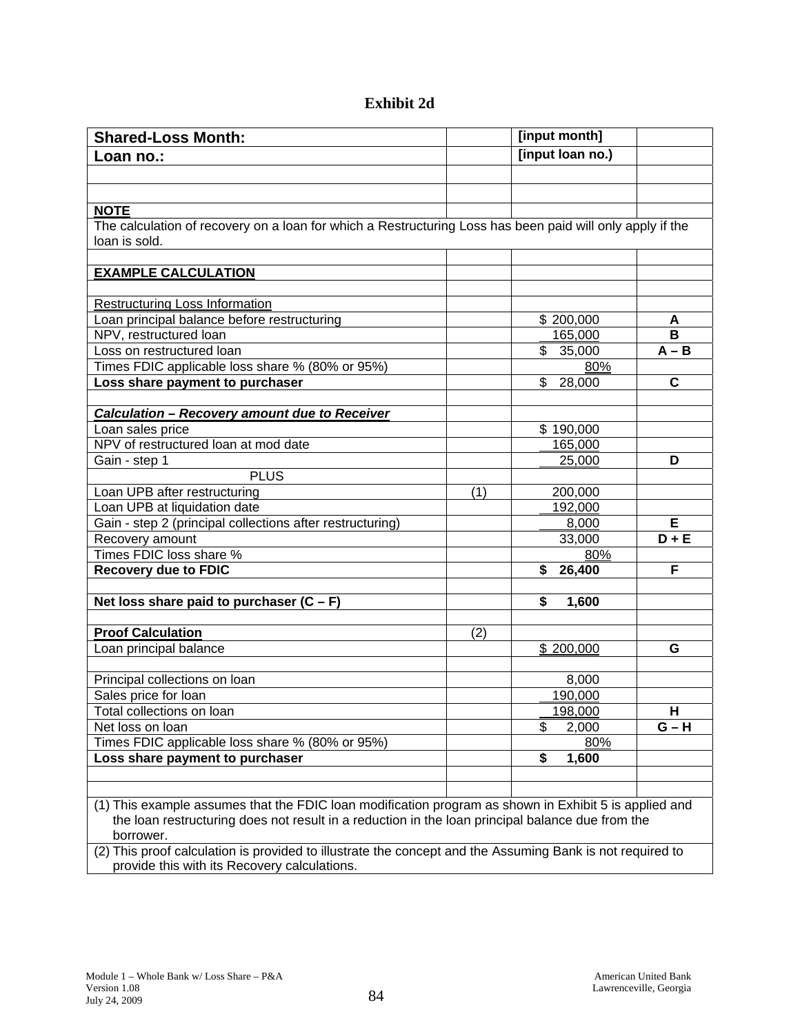# Exhibit 2d

| Shared-Loss Month: | | [input month] | |
|---|---|---|---|
| **Loan no.:** | | **[input loan no.)** | |
| | | | |
| | | | |
| **NOTE** | | | |
| The calculation of recovery on a loan for which a Restructuring Loss has been paid will only apply if the loan is sold. | | | |
| | | | |
| **EXAMPLE CALCULATION** | | | |
| | | | |
| Restructuring Loss Information | | | |
| Loan principal balance before restructuring | | $ 200,000 | **A** |
| NPV, restructured loan | | 165,000 | **B** |
| Loss on restructured loan | | $ 35,000 | **A – B** |
| Times FDIC applicable loss share % (80% or 95%) | | 80% | |
| **Loss share payment to purchaser** | | $ 28,000 | **C** |
| | | | |
| ***Calculation – Recovery amount due to Receiver*** | | | |
| Loan sales price | | $ 190,000 | |
| NPV of restructured loan at mod date | | 165,000 | |
| Gain - step 1 | | 25,000 | **D** |
| PLUS | | | |
| Loan UPB after restructuring | (1) | 200,000 | |
| Loan UPB at liquidation date | | 192,000 | |
| Gain - step 2 (principal collections after restructuring) | | 8,000 | **E** |
| Recovery amount | | 33,000 | **D + E** |
| Times FDIC loss share % | | 80% | |
| **Recovery due to FDIC** | | **$ 26,400** | **F** |
| | | | |
| **Net loss share paid to purchaser (C – F)** | | **$ 1,600** | |
| | | | |
| **Proof Calculation** | (2) | | |
| Loan principal balance | | $ 200,000 | **G** |
| | | | |
| Principal collections on loan | | 8,000 | |
| Sales price for loan | | 190,000 | |
| Total collections on loan | | 198,000 | **H** |
| Net loss on loan | | $ 2,000 | **G – H** |
| Times FDIC applicable loss share % (80% or 95%) | | 80% | |
| **Loss share payment to purchaser** | | **$ 1,600** | |
| | | | |
| | | | |
| (1) This example assumes that the FDIC loan modification program as shown in Exhibit 5 is applied and the loan restructuring does not result in a reduction in the loan principal balance due from the borrower. | | | |
| (2) This proof calculation is provided to illustrate the concept and the Assuming Bank is not required to provide this with its Recovery calculations. | | | |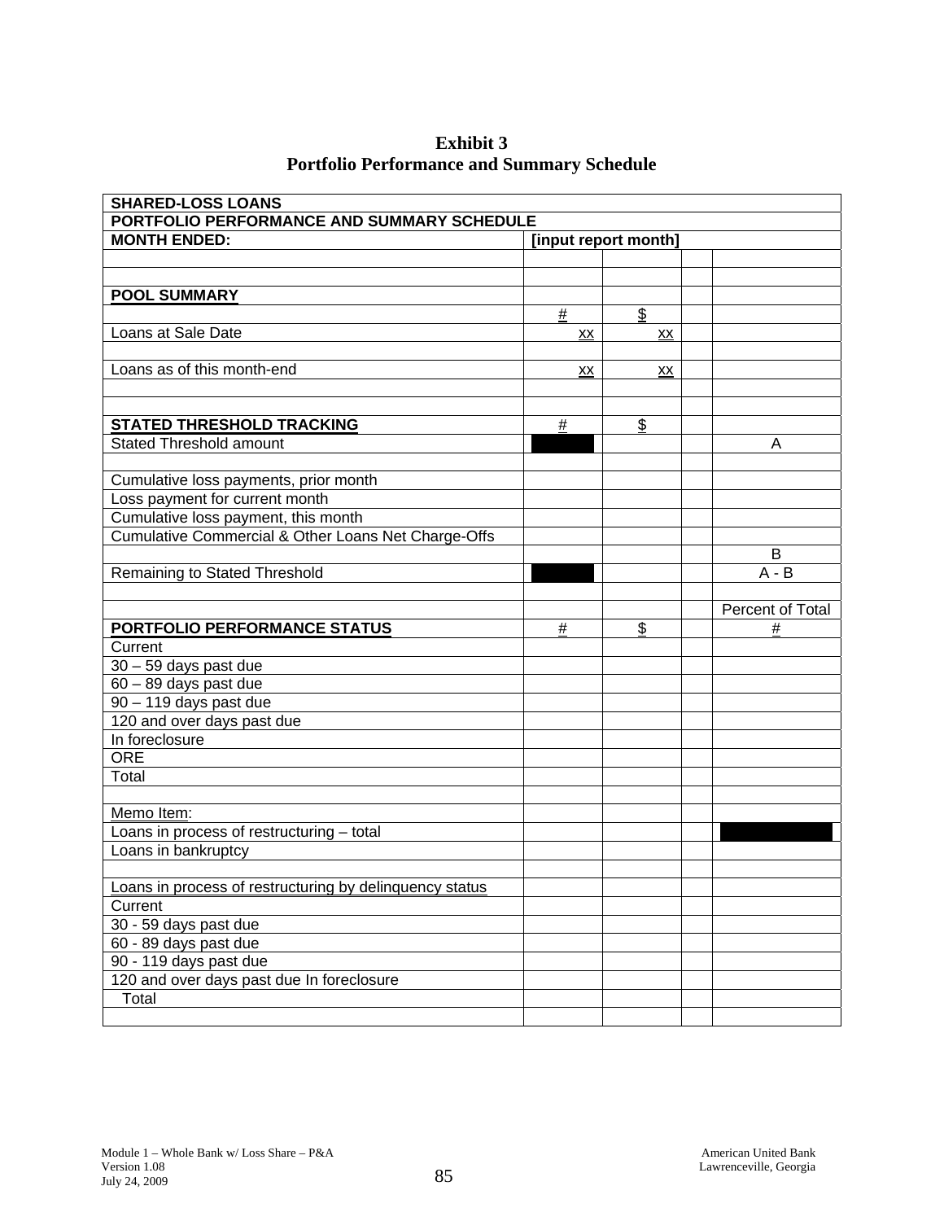# Exhibit 3
## Portfolio Performance and Summary Schedule

| SHARED-LOSS LOANS | | | | |
|---|---|---|---|---|
| **PORTFOLIO PERFORMANCE AND SUMMARY SCHEDULE** | | | | |
| **MONTH ENDED:** | **[input report month]** | | | |
| | | | | |
| | | | | |
| **POOL SUMMARY** | | | | |
| | # | $ | | |
| Loans at Sale Date | xx | xx | | |
| | | | | |
| Loans as of this month-end | xx | xx | | |
| | | | | |
| | | | | |
| **STATED THRESHOLD TRACKING** | # | $ | | |
| Stated Threshold amount | | | | A |
| | | | | |
| Cumulative loss payments, prior month | | | | |
| Loss payment for current month | | | | |
| Cumulative loss payment, this month | | | | |
| Cumulative Commercial & Other Loans Net Charge-Offs | | | | |
| | | | | B |
| Remaining to Stated Threshold | | | | A - B |
| | | | | |
| | | | | Percent of Total |
| **PORTFOLIO PERFORMANCE STATUS** | # | $ | | # |
| Current | | | | |
| 30 – 59 days past due | | | | |
| 60 – 89 days past due | | | | |
| 90 – 119 days past due | | | | |
| 120 and over days past due | | | | |
| In foreclosure | | | | |
| ORE | | | | |
| Total | | | | |
| | | | | |
| Memo Item: | | | | |
| Loans in process of restructuring – total | | | | |
| Loans in bankruptcy | | | | |
| | | | | |
| Loans in process of restructuring by delinquency status | | | | |
| Current | | | | |
| 30 - 59 days past due | | | | |
| 60 - 89 days past due | | | | |
| 90 - 119 days past due | | | | |
| 120 and over days past due In foreclosure | | | | |
| Total | | | | |
| | | | | |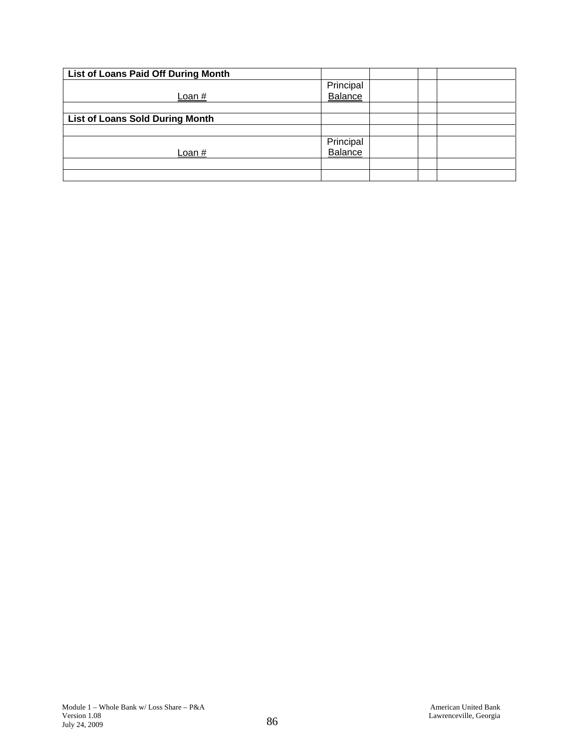| List of Loans Paid Off During Month | | | | |
|---|---|---|---|---|
| Loan # | Principal Balance | | | |
| | | | | |
| **List of Loans Sold During Month** | | | | |
| | | | | |
| Loan # | Principal Balance | | | |
| | | | | |
| | | | | |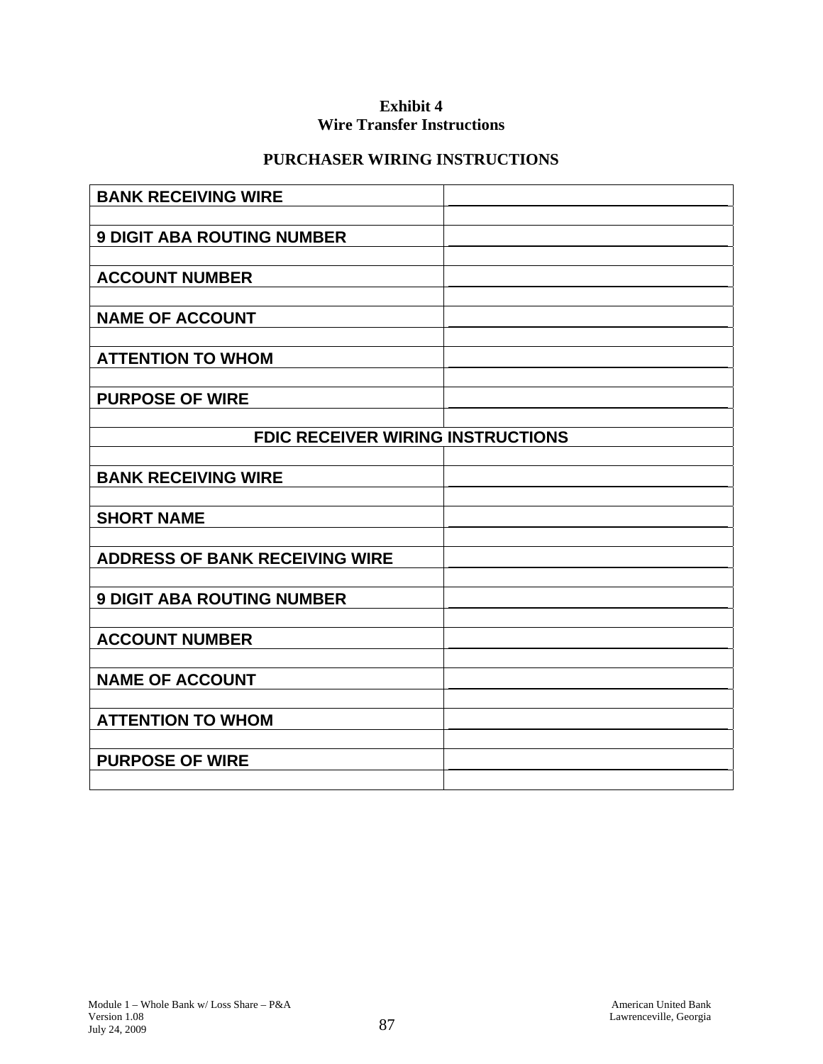**Exhibit 4**
**Wire Transfer Instructions**

**PURCHASER WIRING INSTRUCTIONS**

| | |
|---|---|
| **BANK RECEIVING WIRE** | |
| **9 DIGIT ABA ROUTING NUMBER** | |
| **ACCOUNT NUMBER** | |
| **NAME OF ACCOUNT** | |
| **ATTENTION TO WHOM** | |
| **PURPOSE OF WIRE** | |
| **FDIC RECEIVER WIRING INSTRUCTIONS** | |
| **BANK RECEIVING WIRE** | |
| **SHORT NAME** | |
| **ADDRESS OF BANK RECEIVING WIRE** | |
| **9 DIGIT ABA ROUTING NUMBER** | |
| **ACCOUNT NUMBER** | |
| **NAME OF ACCOUNT** | |
| **ATTENTION TO WHOM** | |
| **PURPOSE OF WIRE** | |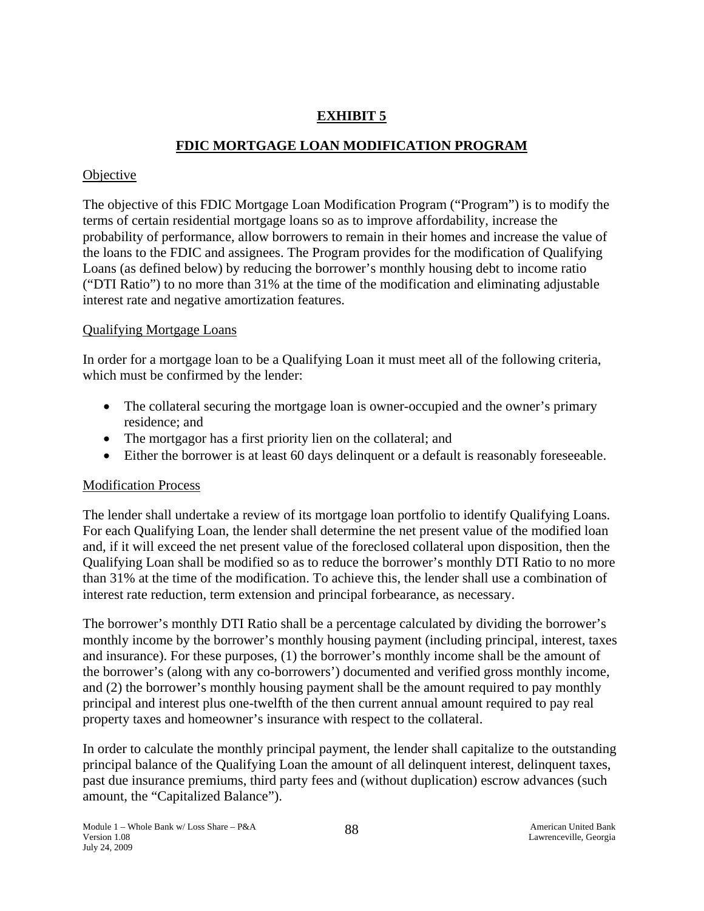# EXHIBIT 5

## FDIC MORTGAGE LOAN MODIFICATION PROGRAM

Objective

The objective of this FDIC Mortgage Loan Modification Program ("Program") is to modify the terms of certain residential mortgage loans so as to improve affordability, increase the probability of performance, allow borrowers to remain in their homes and increase the value of the loans to the FDIC and assignees. The Program provides for the modification of Qualifying Loans (as defined below) by reducing the borrower's monthly housing debt to income ratio ("DTI Ratio") to no more than 31% at the time of the modification and eliminating adjustable interest rate and negative amortization features.

Qualifying Mortgage Loans

In order for a mortgage loan to be a Qualifying Loan it must meet all of the following criteria, which must be confirmed by the lender:

- The collateral securing the mortgage loan is owner-occupied and the owner's primary residence; and
- The mortgagor has a first priority lien on the collateral; and
- Either the borrower is at least 60 days delinquent or a default is reasonably foreseeable.

Modification Process

The lender shall undertake a review of its mortgage loan portfolio to identify Qualifying Loans. For each Qualifying Loan, the lender shall determine the net present value of the modified loan and, if it will exceed the net present value of the foreclosed collateral upon disposition, then the Qualifying Loan shall be modified so as to reduce the borrower's monthly DTI Ratio to no more than 31% at the time of the modification. To achieve this, the lender shall use a combination of interest rate reduction, term extension and principal forbearance, as necessary.

The borrower's monthly DTI Ratio shall be a percentage calculated by dividing the borrower's monthly income by the borrower's monthly housing payment (including principal, interest, taxes and insurance). For these purposes, (1) the borrower's monthly income shall be the amount of the borrower's (along with any co-borrowers') documented and verified gross monthly income, and (2) the borrower's monthly housing payment shall be the amount required to pay monthly principal and interest plus one-twelfth of the then current annual amount required to pay real property taxes and homeowner's insurance with respect to the collateral.

In order to calculate the monthly principal payment, the lender shall capitalize to the outstanding principal balance of the Qualifying Loan the amount of all delinquent interest, delinquent taxes, past due insurance premiums, third party fees and (without duplication) escrow advances (such amount, the "Capitalized Balance").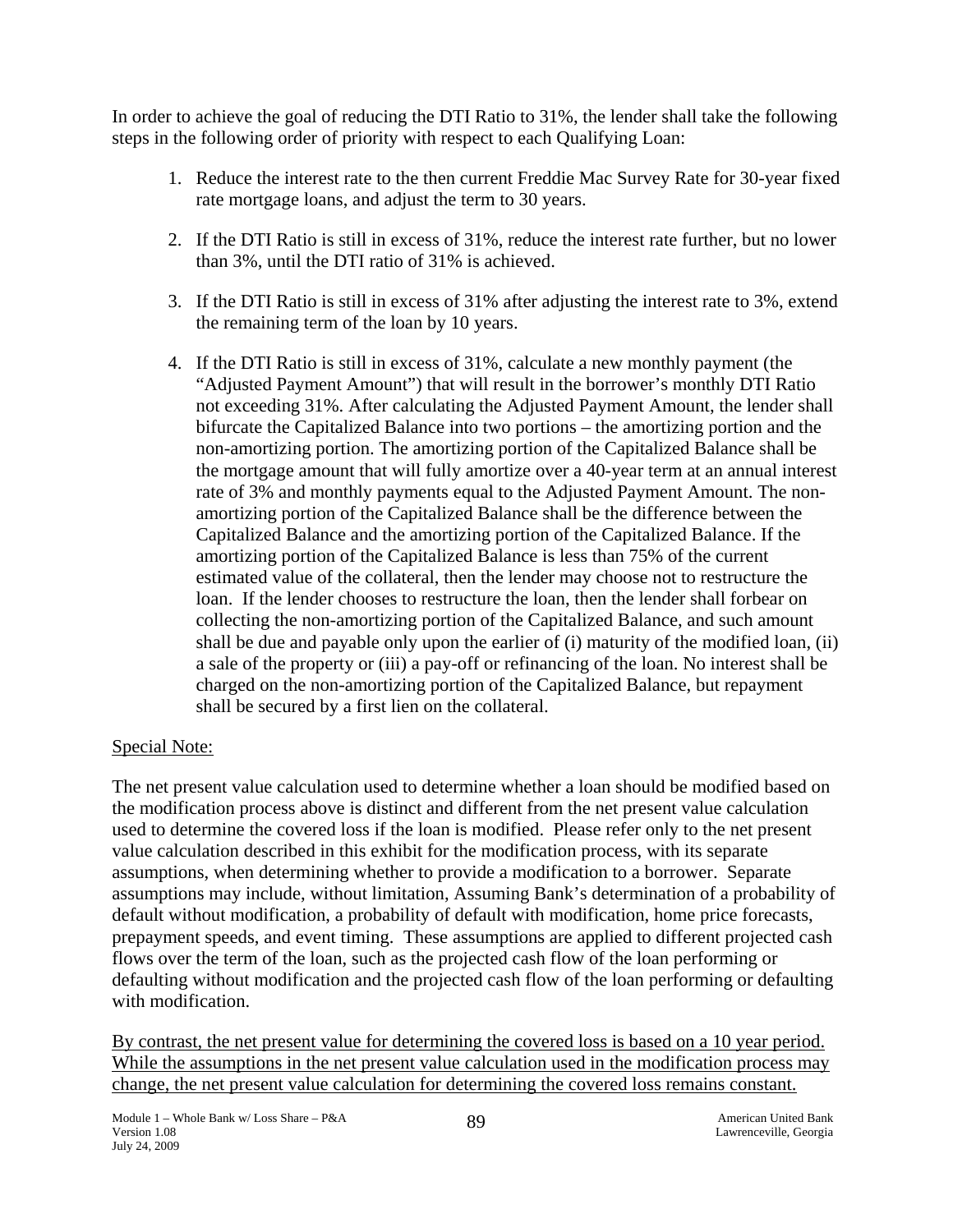In order to achieve the goal of reducing the DTI Ratio to 31%, the lender shall take the following steps in the following order of priority with respect to each Qualifying Loan:

1. Reduce the interest rate to the then current Freddie Mac Survey Rate for 30-year fixed rate mortgage loans, and adjust the term to 30 years.

2. If the DTI Ratio is still in excess of 31%, reduce the interest rate further, but no lower than 3%, until the DTI ratio of 31% is achieved.

3. If the DTI Ratio is still in excess of 31% after adjusting the interest rate to 3%, extend the remaining term of the loan by 10 years.

4. If the DTI Ratio is still in excess of 31%, calculate a new monthly payment (the "Adjusted Payment Amount") that will result in the borrower's monthly DTI Ratio not exceeding 31%. After calculating the Adjusted Payment Amount, the lender shall bifurcate the Capitalized Balance into two portions – the amortizing portion and the non-amortizing portion. The amortizing portion of the Capitalized Balance shall be the mortgage amount that will fully amortize over a 40-year term at an annual interest rate of 3% and monthly payments equal to the Adjusted Payment Amount. The non-amortizing portion of the Capitalized Balance shall be the difference between the Capitalized Balance and the amortizing portion of the Capitalized Balance. If the amortizing portion of the Capitalized Balance is less than 75% of the current estimated value of the collateral, then the lender may choose not to restructure the loan. If the lender chooses to restructure the loan, then the lender shall forbear on collecting the non-amortizing portion of the Capitalized Balance, and such amount shall be due and payable only upon the earlier of (i) maturity of the modified loan, (ii) a sale of the property or (iii) a pay-off or refinancing of the loan. No interest shall be charged on the non-amortizing portion of the Capitalized Balance, but repayment shall be secured by a first lien on the collateral.

<u>Special Note:</u>

The net present value calculation used to determine whether a loan should be modified based on the modification process above is distinct and different from the net present value calculation used to determine the covered loss if the loan is modified. Please refer only to the net present value calculation described in this exhibit for the modification process, with its separate assumptions, when determining whether to provide a modification to a borrower. Separate assumptions may include, without limitation, Assuming Bank's determination of a probability of default without modification, a probability of default with modification, home price forecasts, prepayment speeds, and event timing. These assumptions are applied to different projected cash flows over the term of the loan, such as the projected cash flow of the loan performing or defaulting without modification and the projected cash flow of the loan performing or defaulting with modification.

<u>By contrast, the net present value for determining the covered loss is based on a 10 year period. While the assumptions in the net present value calculation used in the modification process may change, the net present value calculation for determining the covered loss remains constant.</u>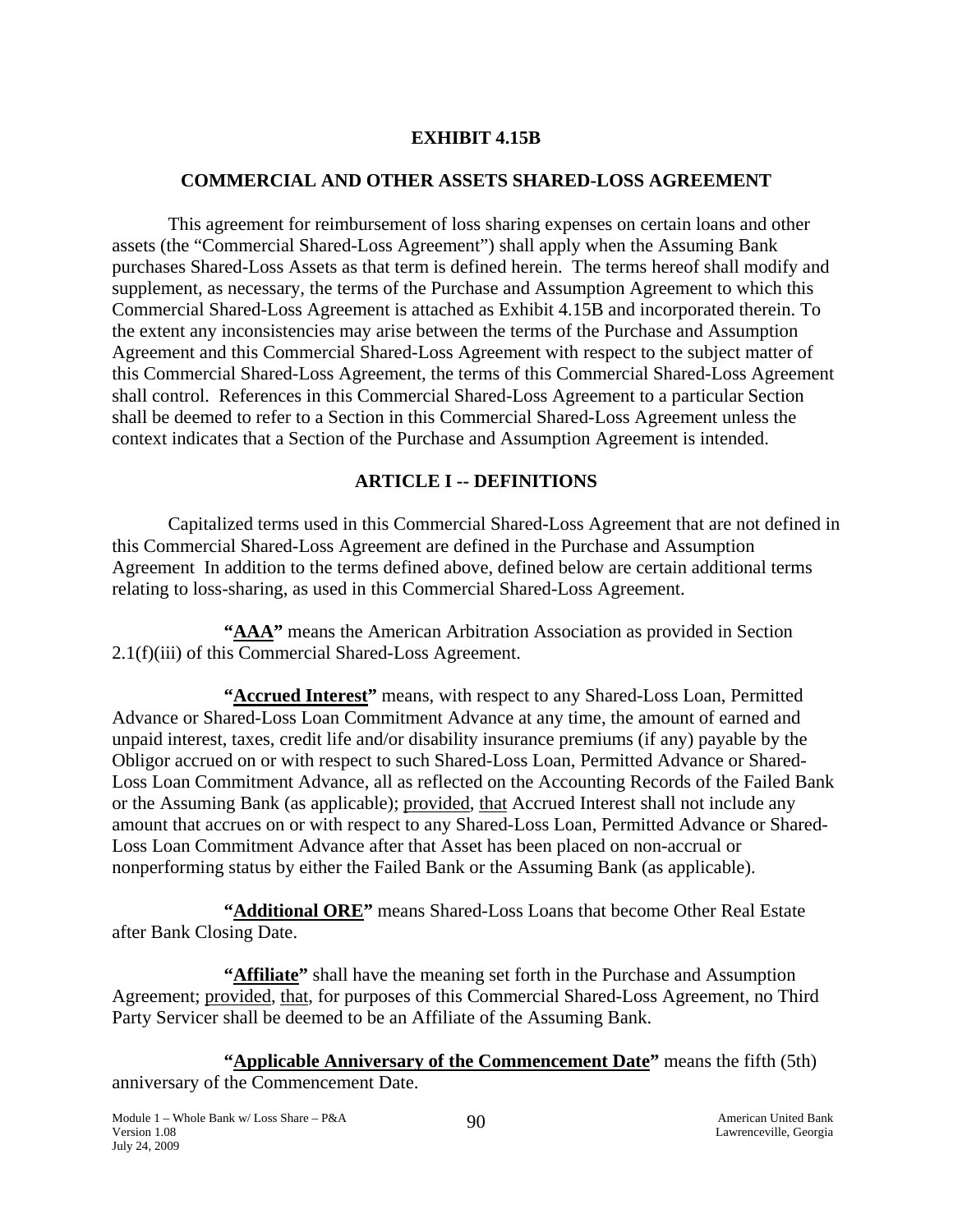**EXHIBIT 4.15B**

**COMMERCIAL AND OTHER ASSETS SHARED-LOSS AGREEMENT**

This agreement for reimbursement of loss sharing expenses on certain loans and other assets (the "Commercial Shared-Loss Agreement") shall apply when the Assuming Bank purchases Shared-Loss Assets as that term is defined herein. The terms hereof shall modify and supplement, as necessary, the terms of the Purchase and Assumption Agreement to which this Commercial Shared-Loss Agreement is attached as Exhibit 4.15B and incorporated therein. To the extent any inconsistencies may arise between the terms of the Purchase and Assumption Agreement and this Commercial Shared-Loss Agreement with respect to the subject matter of this Commercial Shared-Loss Agreement, the terms of this Commercial Shared-Loss Agreement shall control. References in this Commercial Shared-Loss Agreement to a particular Section shall be deemed to refer to a Section in this Commercial Shared-Loss Agreement unless the context indicates that a Section of the Purchase and Assumption Agreement is intended.

**ARTICLE I -- DEFINITIONS**

Capitalized terms used in this Commercial Shared-Loss Agreement that are not defined in this Commercial Shared-Loss Agreement are defined in the Purchase and Assumption Agreement In addition to the terms defined above, defined below are certain additional terms relating to loss-sharing, as used in this Commercial Shared-Loss Agreement.

**"AAA"** means the American Arbitration Association as provided in Section 2.1(f)(iii) of this Commercial Shared-Loss Agreement.

**"Accrued Interest"** means, with respect to any Shared-Loss Loan, Permitted Advance or Shared-Loss Loan Commitment Advance at any time, the amount of earned and unpaid interest, taxes, credit life and/or disability insurance premiums (if any) payable by the Obligor accrued on or with respect to such Shared-Loss Loan, Permitted Advance or Shared-Loss Loan Commitment Advance, all as reflected on the Accounting Records of the Failed Bank or the Assuming Bank (as applicable); provided, that Accrued Interest shall not include any amount that accrues on or with respect to any Shared-Loss Loan, Permitted Advance or Shared-Loss Loan Commitment Advance after that Asset has been placed on non-accrual or nonperforming status by either the Failed Bank or the Assuming Bank (as applicable).

**"Additional ORE"** means Shared-Loss Loans that become Other Real Estate after Bank Closing Date.

**"Affiliate"** shall have the meaning set forth in the Purchase and Assumption Agreement; provided, that, for purposes of this Commercial Shared-Loss Agreement, no Third Party Servicer shall be deemed to be an Affiliate of the Assuming Bank.

**"Applicable Anniversary of the Commencement Date"** means the fifth (5th) anniversary of the Commencement Date.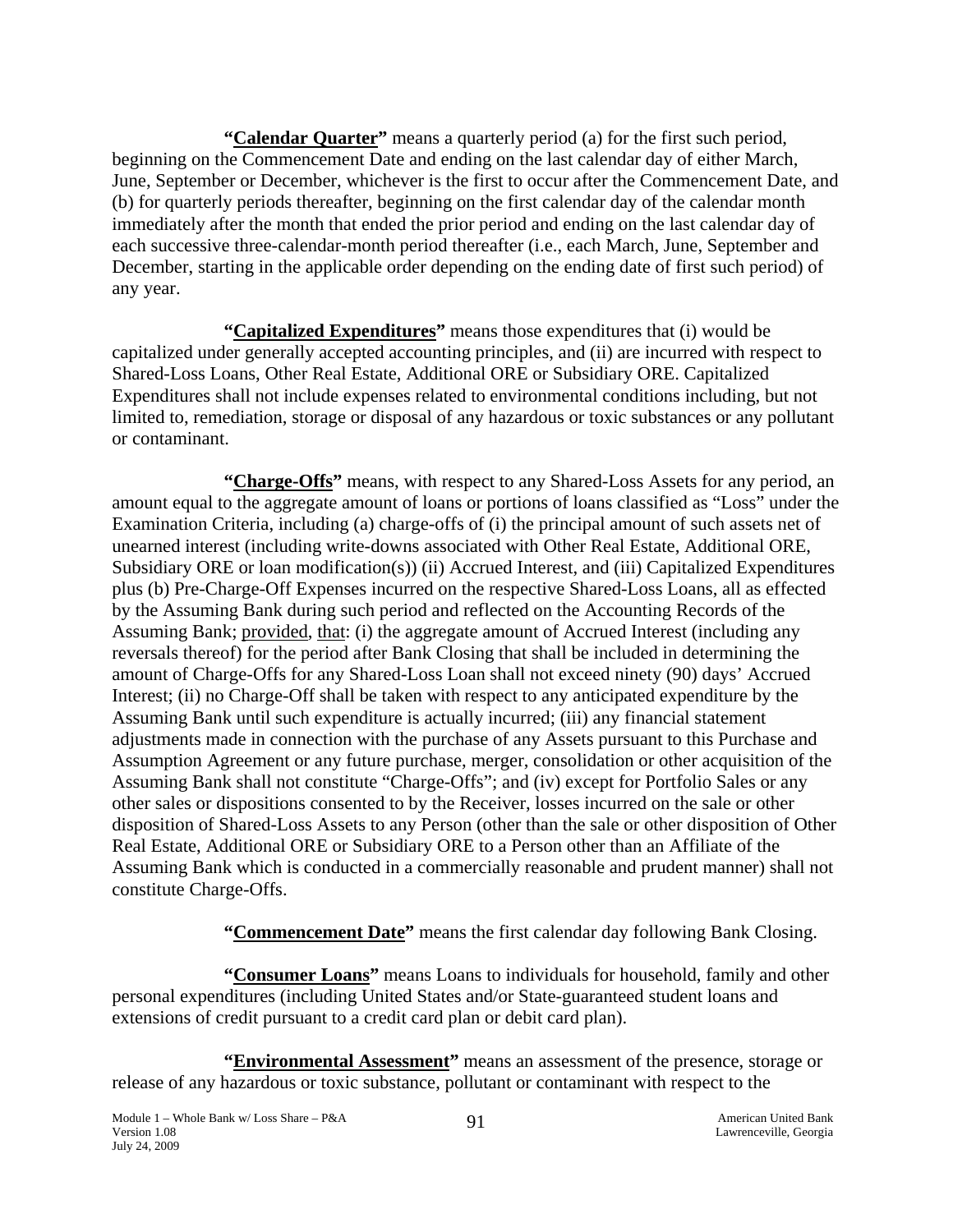**"<u>Calendar Quarter</u>"** means a quarterly period (a) for the first such period, beginning on the Commencement Date and ending on the last calendar day of either March, June, September or December, whichever is the first to occur after the Commencement Date, and (b) for quarterly periods thereafter, beginning on the first calendar day of the calendar month immediately after the month that ended the prior period and ending on the last calendar day of each successive three-calendar-month period thereafter (i.e., each March, June, September and December, starting in the applicable order depending on the ending date of first such period) of any year.

**"<u>Capitalized Expenditures</u>"** means those expenditures that (i) would be capitalized under generally accepted accounting principles, and (ii) are incurred with respect to Shared-Loss Loans, Other Real Estate, Additional ORE or Subsidiary ORE. Capitalized Expenditures shall not include expenses related to environmental conditions including, but not limited to, remediation, storage or disposal of any hazardous or toxic substances or any pollutant or contaminant.

**"<u>Charge-Offs</u>"** means, with respect to any Shared-Loss Assets for any period, an amount equal to the aggregate amount of loans or portions of loans classified as "Loss" under the Examination Criteria, including (a) charge-offs of (i) the principal amount of such assets net of unearned interest (including write-downs associated with Other Real Estate, Additional ORE, Subsidiary ORE or loan modification(s)) (ii) Accrued Interest, and (iii) Capitalized Expenditures plus (b) Pre-Charge-Off Expenses incurred on the respective Shared-Loss Loans, all as effected by the Assuming Bank during such period and reflected on the Accounting Records of the Assuming Bank; <u>provided</u>, <u>that</u>: (i) the aggregate amount of Accrued Interest (including any reversals thereof) for the period after Bank Closing that shall be included in determining the amount of Charge-Offs for any Shared-Loss Loan shall not exceed ninety (90) days' Accrued Interest; (ii) no Charge-Off shall be taken with respect to any anticipated expenditure by the Assuming Bank until such expenditure is actually incurred; (iii) any financial statement adjustments made in connection with the purchase of any Assets pursuant to this Purchase and Assumption Agreement or any future purchase, merger, consolidation or other acquisition of the Assuming Bank shall not constitute "Charge-Offs"; and (iv) except for Portfolio Sales or any other sales or dispositions consented to by the Receiver, losses incurred on the sale or other disposition of Shared-Loss Assets to any Person (other than the sale or other disposition of Other Real Estate, Additional ORE or Subsidiary ORE to a Person other than an Affiliate of the Assuming Bank which is conducted in a commercially reasonable and prudent manner) shall not constitute Charge-Offs.

**"<u>Commencement Date</u>"** means the first calendar day following Bank Closing.

**"<u>Consumer Loans</u>"** means Loans to individuals for household, family and other personal expenditures (including United States and/or State-guaranteed student loans and extensions of credit pursuant to a credit card plan or debit card plan).

**"<u>Environmental Assessment</u>"** means an assessment of the presence, storage or release of any hazardous or toxic substance, pollutant or contaminant with respect to the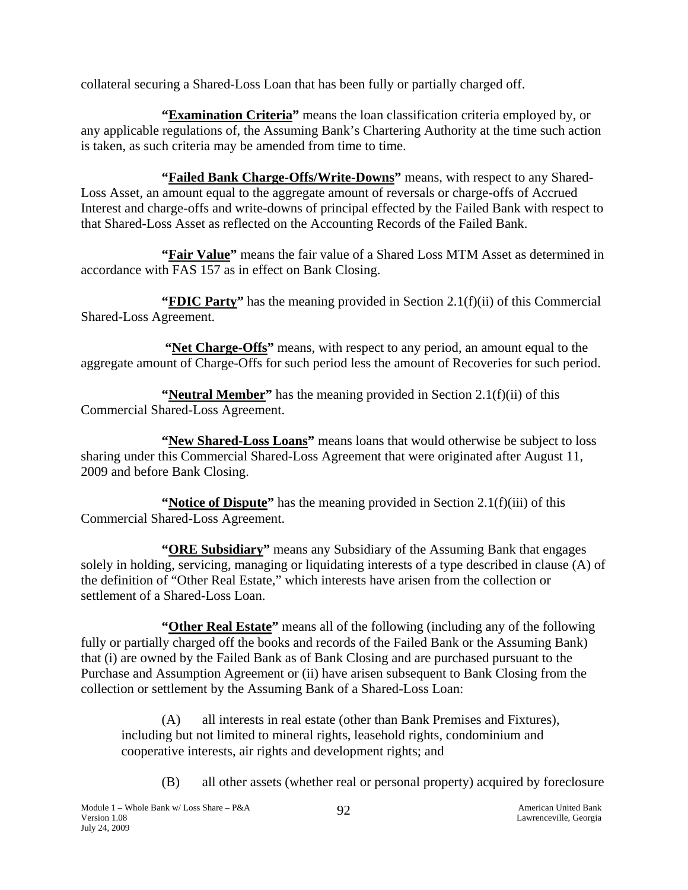collateral securing a Shared-Loss Loan that has been fully or partially charged off.

**"Examination Criteria"** means the loan classification criteria employed by, or any applicable regulations of, the Assuming Bank's Chartering Authority at the time such action is taken, as such criteria may be amended from time to time.

**"Failed Bank Charge-Offs/Write-Downs"** means, with respect to any Shared-Loss Asset, an amount equal to the aggregate amount of reversals or charge-offs of Accrued Interest and charge-offs and write-downs of principal effected by the Failed Bank with respect to that Shared-Loss Asset as reflected on the Accounting Records of the Failed Bank.

**"Fair Value"** means the fair value of a Shared Loss MTM Asset as determined in accordance with FAS 157 as in effect on Bank Closing.

**"FDIC Party"** has the meaning provided in Section 2.1(f)(ii) of this Commercial Shared-Loss Agreement.

**"Net Charge-Offs"** means, with respect to any period, an amount equal to the aggregate amount of Charge-Offs for such period less the amount of Recoveries for such period.

**"Neutral Member"** has the meaning provided in Section 2.1(f)(ii) of this Commercial Shared-Loss Agreement.

**"New Shared-Loss Loans"** means loans that would otherwise be subject to loss sharing under this Commercial Shared-Loss Agreement that were originated after August 11, 2009 and before Bank Closing.

**"Notice of Dispute"** has the meaning provided in Section 2.1(f)(iii) of this Commercial Shared-Loss Agreement.

**"ORE Subsidiary"** means any Subsidiary of the Assuming Bank that engages solely in holding, servicing, managing or liquidating interests of a type described in clause (A) of the definition of "Other Real Estate," which interests have arisen from the collection or settlement of a Shared-Loss Loan.

**"Other Real Estate"** means all of the following (including any of the following fully or partially charged off the books and records of the Failed Bank or the Assuming Bank) that (i) are owned by the Failed Bank as of Bank Closing and are purchased pursuant to the Purchase and Assumption Agreement or (ii) have arisen subsequent to Bank Closing from the collection or settlement by the Assuming Bank of a Shared-Loss Loan:

(A) all interests in real estate (other than Bank Premises and Fixtures), including but not limited to mineral rights, leasehold rights, condominium and cooperative interests, air rights and development rights; and

(B) all other assets (whether real or personal property) acquired by foreclosure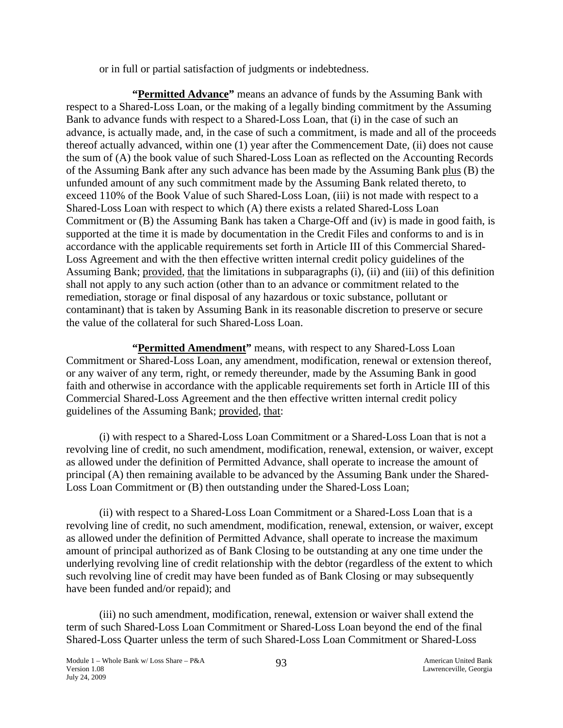or in full or partial satisfaction of judgments or indebtedness.

**"Permitted Advance"** means an advance of funds by the Assuming Bank with respect to a Shared-Loss Loan, or the making of a legally binding commitment by the Assuming Bank to advance funds with respect to a Shared-Loss Loan, that (i) in the case of such an advance, is actually made, and, in the case of such a commitment, is made and all of the proceeds thereof actually advanced, within one (1) year after the Commencement Date, (ii) does not cause the sum of (A) the book value of such Shared-Loss Loan as reflected on the Accounting Records of the Assuming Bank after any such advance has been made by the Assuming Bank plus (B) the unfunded amount of any such commitment made by the Assuming Bank related thereto, to exceed 110% of the Book Value of such Shared-Loss Loan, (iii) is not made with respect to a Shared-Loss Loan with respect to which (A) there exists a related Shared-Loss Loan Commitment or (B) the Assuming Bank has taken a Charge-Off and (iv) is made in good faith, is supported at the time it is made by documentation in the Credit Files and conforms to and is in accordance with the applicable requirements set forth in Article III of this Commercial Shared-Loss Agreement and with the then effective written internal credit policy guidelines of the Assuming Bank; provided, that the limitations in subparagraphs (i), (ii) and (iii) of this definition shall not apply to any such action (other than to an advance or commitment related to the remediation, storage or final disposal of any hazardous or toxic substance, pollutant or contaminant) that is taken by Assuming Bank in its reasonable discretion to preserve or secure the value of the collateral for such Shared-Loss Loan.

**"Permitted Amendment"** means, with respect to any Shared-Loss Loan Commitment or Shared-Loss Loan, any amendment, modification, renewal or extension thereof, or any waiver of any term, right, or remedy thereunder, made by the Assuming Bank in good faith and otherwise in accordance with the applicable requirements set forth in Article III of this Commercial Shared-Loss Agreement and the then effective written internal credit policy guidelines of the Assuming Bank; provided, that:

(i) with respect to a Shared-Loss Loan Commitment or a Shared-Loss Loan that is not a revolving line of credit, no such amendment, modification, renewal, extension, or waiver, except as allowed under the definition of Permitted Advance, shall operate to increase the amount of principal (A) then remaining available to be advanced by the Assuming Bank under the Shared-Loss Loan Commitment or (B) then outstanding under the Shared-Loss Loan;

(ii) with respect to a Shared-Loss Loan Commitment or a Shared-Loss Loan that is a revolving line of credit, no such amendment, modification, renewal, extension, or waiver, except as allowed under the definition of Permitted Advance, shall operate to increase the maximum amount of principal authorized as of Bank Closing to be outstanding at any one time under the underlying revolving line of credit relationship with the debtor (regardless of the extent to which such revolving line of credit may have been funded as of Bank Closing or may subsequently have been funded and/or repaid); and

(iii) no such amendment, modification, renewal, extension or waiver shall extend the term of such Shared-Loss Loan Commitment or Shared-Loss Loan beyond the end of the final Shared-Loss Quarter unless the term of such Shared-Loss Loan Commitment or Shared-Loss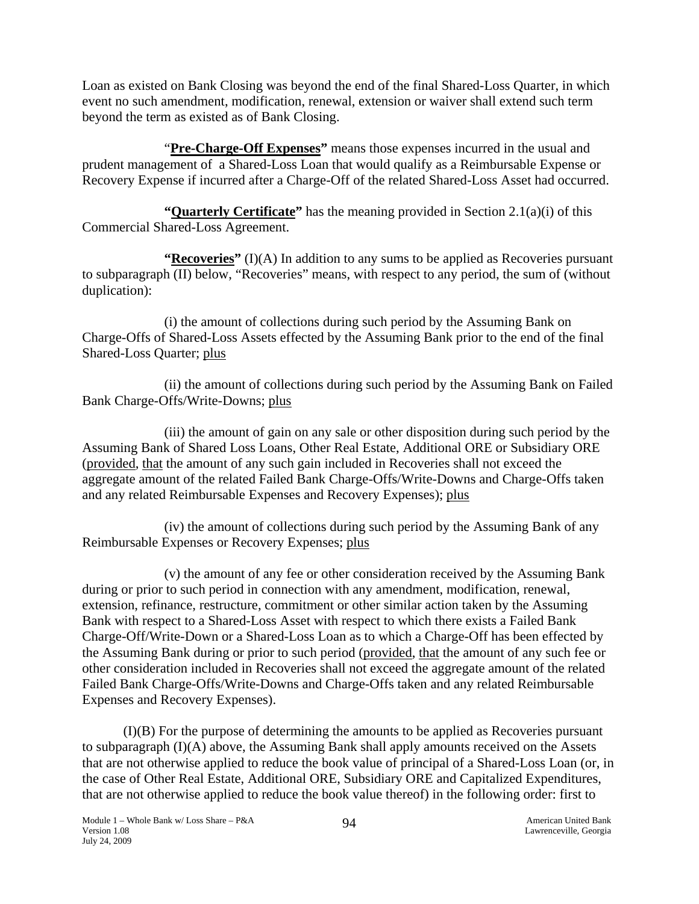Loan as existed on Bank Closing was beyond the end of the final Shared-Loss Quarter, in which event no such amendment, modification, renewal, extension or waiver shall extend such term beyond the term as existed as of Bank Closing.

"**Pre-Charge-Off Expenses**" means those expenses incurred in the usual and prudent management of a Shared-Loss Loan that would qualify as a Reimbursable Expense or Recovery Expense if incurred after a Charge-Off of the related Shared-Loss Asset had occurred.

**"Quarterly Certificate"** has the meaning provided in Section 2.1(a)(i) of this Commercial Shared-Loss Agreement.

**"Recoveries"** (I)(A) In addition to any sums to be applied as Recoveries pursuant to subparagraph (II) below, "Recoveries" means, with respect to any period, the sum of (without duplication):

(i) the amount of collections during such period by the Assuming Bank on Charge-Offs of Shared-Loss Assets effected by the Assuming Bank prior to the end of the final Shared-Loss Quarter; plus

(ii) the amount of collections during such period by the Assuming Bank on Failed Bank Charge-Offs/Write-Downs; plus

(iii) the amount of gain on any sale or other disposition during such period by the Assuming Bank of Shared Loss Loans, Other Real Estate, Additional ORE or Subsidiary ORE (provided, that the amount of any such gain included in Recoveries shall not exceed the aggregate amount of the related Failed Bank Charge-Offs/Write-Downs and Charge-Offs taken and any related Reimbursable Expenses and Recovery Expenses); plus

(iv) the amount of collections during such period by the Assuming Bank of any Reimbursable Expenses or Recovery Expenses; plus

(v) the amount of any fee or other consideration received by the Assuming Bank during or prior to such period in connection with any amendment, modification, renewal, extension, refinance, restructure, commitment or other similar action taken by the Assuming Bank with respect to a Shared-Loss Asset with respect to which there exists a Failed Bank Charge-Off/Write-Down or a Shared-Loss Loan as to which a Charge-Off has been effected by the Assuming Bank during or prior to such period (provided, that the amount of any such fee or other consideration included in Recoveries shall not exceed the aggregate amount of the related Failed Bank Charge-Offs/Write-Downs and Charge-Offs taken and any related Reimbursable Expenses and Recovery Expenses).

(I)(B) For the purpose of determining the amounts to be applied as Recoveries pursuant to subparagraph (I)(A) above, the Assuming Bank shall apply amounts received on the Assets that are not otherwise applied to reduce the book value of principal of a Shared-Loss Loan (or, in the case of Other Real Estate, Additional ORE, Subsidiary ORE and Capitalized Expenditures, that are not otherwise applied to reduce the book value thereof) in the following order: first to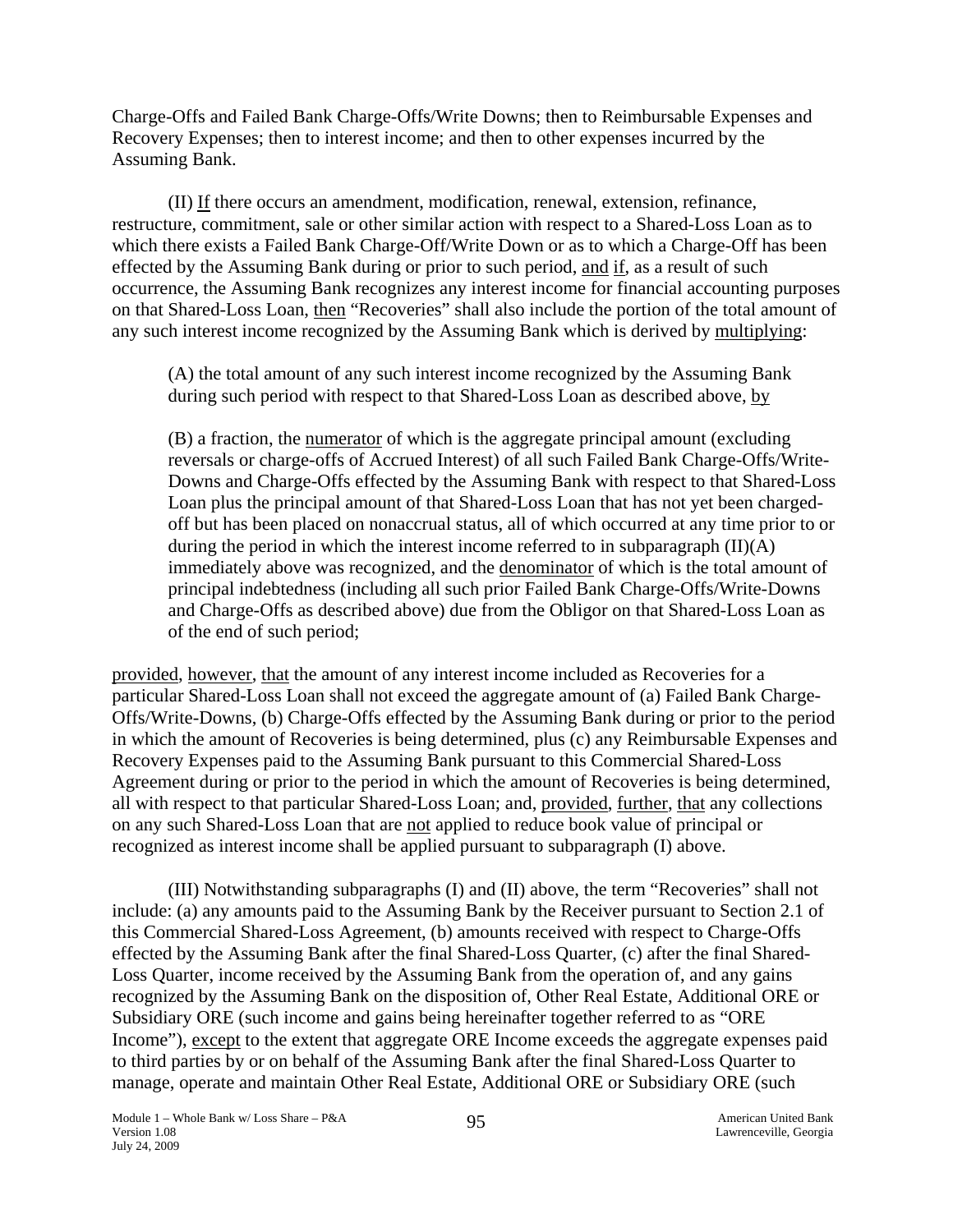Charge-Offs and Failed Bank Charge-Offs/Write Downs; then to Reimbursable Expenses and Recovery Expenses; then to interest income; and then to other expenses incurred by the Assuming Bank.

(II) If there occurs an amendment, modification, renewal, extension, refinance, restructure, commitment, sale or other similar action with respect to a Shared-Loss Loan as to which there exists a Failed Bank Charge-Off/Write Down or as to which a Charge-Off has been effected by the Assuming Bank during or prior to such period, and if, as a result of such occurrence, the Assuming Bank recognizes any interest income for financial accounting purposes on that Shared-Loss Loan, then "Recoveries" shall also include the portion of the total amount of any such interest income recognized by the Assuming Bank which is derived by multiplying:

> (A) the total amount of any such interest income recognized by the Assuming Bank during such period with respect to that Shared-Loss Loan as described above, by
>
> (B) a fraction, the numerator of which is the aggregate principal amount (excluding reversals or charge-offs of Accrued Interest) of all such Failed Bank Charge-Offs/Write-Downs and Charge-Offs effected by the Assuming Bank with respect to that Shared-Loss Loan plus the principal amount of that Shared-Loss Loan that has not yet been charged-off but has been placed on nonaccrual status, all of which occurred at any time prior to or during the period in which the interest income referred to in subparagraph (II)(A) immediately above was recognized, and the denominator of which is the total amount of principal indebtedness (including all such prior Failed Bank Charge-Offs/Write-Downs and Charge-Offs as described above) due from the Obligor on that Shared-Loss Loan as of the end of such period;

provided, however, that the amount of any interest income included as Recoveries for a particular Shared-Loss Loan shall not exceed the aggregate amount of (a) Failed Bank Charge-Offs/Write-Downs, (b) Charge-Offs effected by the Assuming Bank during or prior to the period in which the amount of Recoveries is being determined, plus (c) any Reimbursable Expenses and Recovery Expenses paid to the Assuming Bank pursuant to this Commercial Shared-Loss Agreement during or prior to the period in which the amount of Recoveries is being determined, all with respect to that particular Shared-Loss Loan; and, provided, further, that any collections on any such Shared-Loss Loan that are not applied to reduce book value of principal or recognized as interest income shall be applied pursuant to subparagraph (I) above.

(III) Notwithstanding subparagraphs (I) and (II) above, the term "Recoveries" shall not include: (a) any amounts paid to the Assuming Bank by the Receiver pursuant to Section 2.1 of this Commercial Shared-Loss Agreement, (b) amounts received with respect to Charge-Offs effected by the Assuming Bank after the final Shared-Loss Quarter, (c) after the final Shared-Loss Quarter, income received by the Assuming Bank from the operation of, and any gains recognized by the Assuming Bank on the disposition of, Other Real Estate, Additional ORE or Subsidiary ORE (such income and gains being hereinafter together referred to as "ORE Income"), except to the extent that aggregate ORE Income exceeds the aggregate expenses paid to third parties by or on behalf of the Assuming Bank after the final Shared-Loss Quarter to manage, operate and maintain Other Real Estate, Additional ORE or Subsidiary ORE (such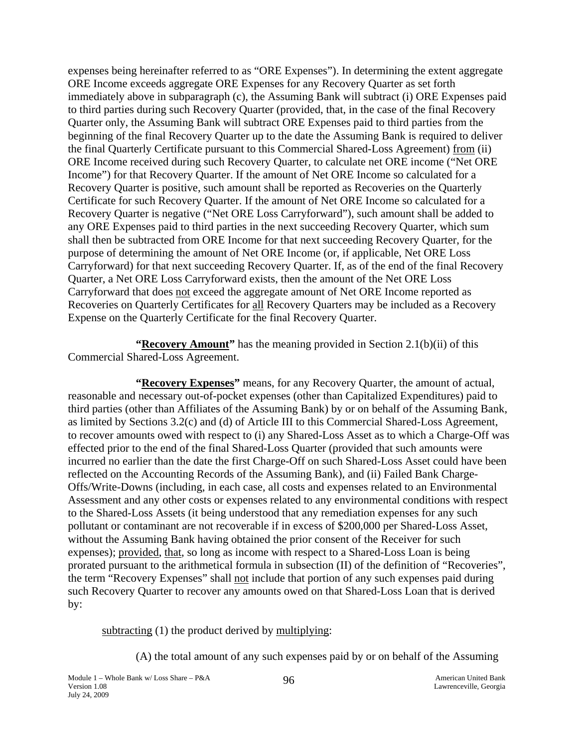expenses being hereinafter referred to as "ORE Expenses"). In determining the extent aggregate ORE Income exceeds aggregate ORE Expenses for any Recovery Quarter as set forth immediately above in subparagraph (c), the Assuming Bank will subtract (i) ORE Expenses paid to third parties during such Recovery Quarter (provided, that, in the case of the final Recovery Quarter only, the Assuming Bank will subtract ORE Expenses paid to third parties from the beginning of the final Recovery Quarter up to the date the Assuming Bank is required to deliver the final Quarterly Certificate pursuant to this Commercial Shared-Loss Agreement) from (ii) ORE Income received during such Recovery Quarter, to calculate net ORE income ("Net ORE Income") for that Recovery Quarter. If the amount of Net ORE Income so calculated for a Recovery Quarter is positive, such amount shall be reported as Recoveries on the Quarterly Certificate for such Recovery Quarter. If the amount of Net ORE Income so calculated for a Recovery Quarter is negative ("Net ORE Loss Carryforward"), such amount shall be added to any ORE Expenses paid to third parties in the next succeeding Recovery Quarter, which sum shall then be subtracted from ORE Income for that next succeeding Recovery Quarter, for the purpose of determining the amount of Net ORE Income (or, if applicable, Net ORE Loss Carryforward) for that next succeeding Recovery Quarter. If, as of the end of the final Recovery Quarter, a Net ORE Loss Carryforward exists, then the amount of the Net ORE Loss Carryforward that does not exceed the aggregate amount of Net ORE Income reported as Recoveries on Quarterly Certificates for all Recovery Quarters may be included as a Recovery Expense on the Quarterly Certificate for the final Recovery Quarter.

**"Recovery Amount"** has the meaning provided in Section 2.1(b)(ii) of this Commercial Shared-Loss Agreement.

**"Recovery Expenses"** means, for any Recovery Quarter, the amount of actual, reasonable and necessary out-of-pocket expenses (other than Capitalized Expenditures) paid to third parties (other than Affiliates of the Assuming Bank) by or on behalf of the Assuming Bank, as limited by Sections 3.2(c) and (d) of Article III to this Commercial Shared-Loss Agreement, to recover amounts owed with respect to (i) any Shared-Loss Asset as to which a Charge-Off was effected prior to the end of the final Shared-Loss Quarter (provided that such amounts were incurred no earlier than the date the first Charge-Off on such Shared-Loss Asset could have been reflected on the Accounting Records of the Assuming Bank), and (ii) Failed Bank Charge-Offs/Write-Downs (including, in each case, all costs and expenses related to an Environmental Assessment and any other costs or expenses related to any environmental conditions with respect to the Shared-Loss Assets (it being understood that any remediation expenses for any such pollutant or contaminant are not recoverable if in excess of $200,000 per Shared-Loss Asset, without the Assuming Bank having obtained the prior consent of the Receiver for such expenses); provided, that, so long as income with respect to a Shared-Loss Loan is being prorated pursuant to the arithmetical formula in subsection (II) of the definition of "Recoveries", the term "Recovery Expenses" shall not include that portion of any such expenses paid during such Recovery Quarter to recover any amounts owed on that Shared-Loss Loan that is derived by:

subtracting (1) the product derived by multiplying:

(A) the total amount of any such expenses paid by or on behalf of the Assuming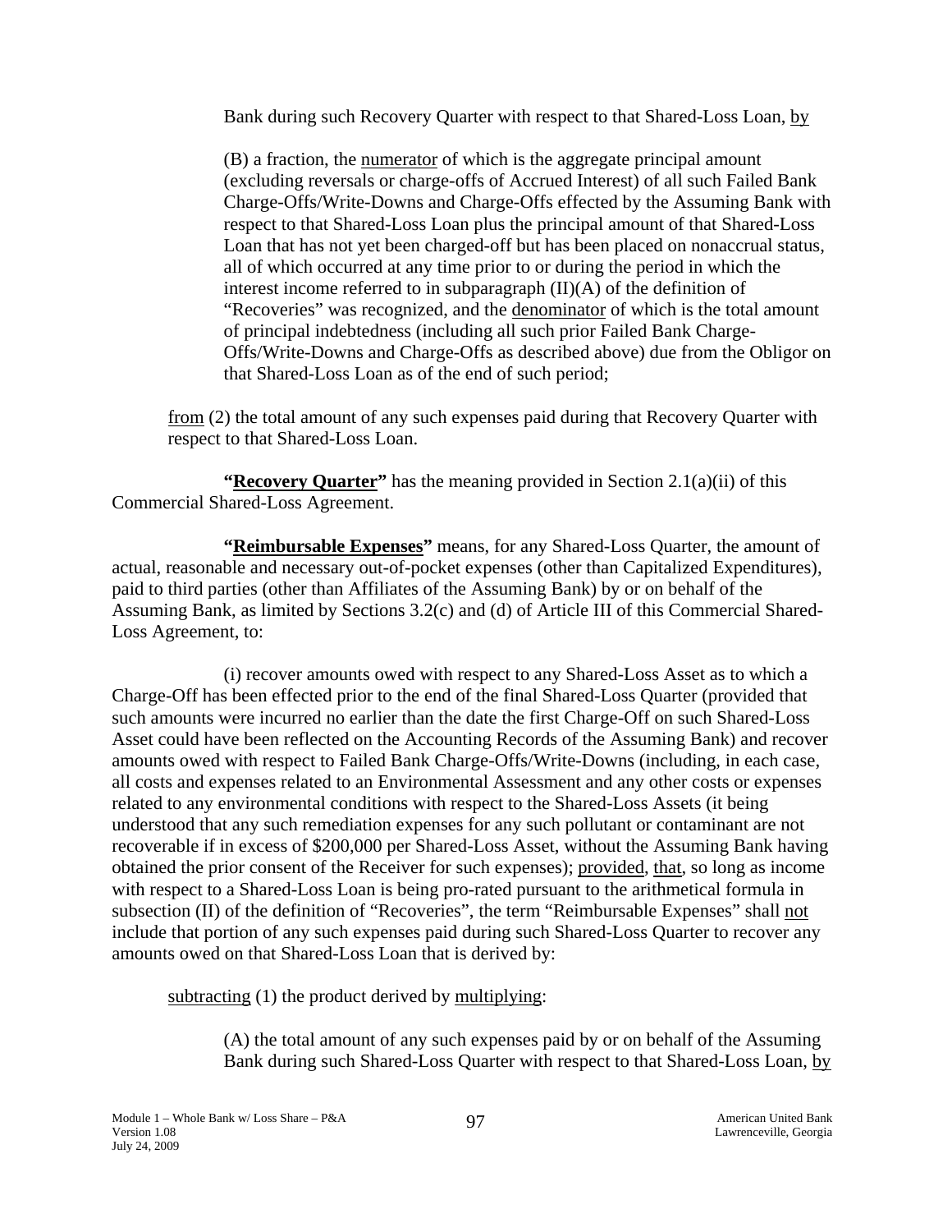Bank during such Recovery Quarter with respect to that Shared-Loss Loan, by

(B) a fraction, the numerator of which is the aggregate principal amount (excluding reversals or charge-offs of Accrued Interest) of all such Failed Bank Charge-Offs/Write-Downs and Charge-Offs effected by the Assuming Bank with respect to that Shared-Loss Loan plus the principal amount of that Shared-Loss Loan that has not yet been charged-off but has been placed on nonaccrual status, all of which occurred at any time prior to or during the period in which the interest income referred to in subparagraph (II)(A) of the definition of "Recoveries" was recognized, and the denominator of which is the total amount of principal indebtedness (including all such prior Failed Bank Charge-Offs/Write-Downs and Charge-Offs as described above) due from the Obligor on that Shared-Loss Loan as of the end of such period;

from (2) the total amount of any such expenses paid during that Recovery Quarter with respect to that Shared-Loss Loan.

**"Recovery Quarter"** has the meaning provided in Section 2.1(a)(ii) of this Commercial Shared-Loss Agreement.

**"Reimbursable Expenses"** means, for any Shared-Loss Quarter, the amount of actual, reasonable and necessary out-of-pocket expenses (other than Capitalized Expenditures), paid to third parties (other than Affiliates of the Assuming Bank) by or on behalf of the Assuming Bank, as limited by Sections 3.2(c) and (d) of Article III of this Commercial Shared-Loss Agreement, to:

(i) recover amounts owed with respect to any Shared-Loss Asset as to which a Charge-Off has been effected prior to the end of the final Shared-Loss Quarter (provided that such amounts were incurred no earlier than the date the first Charge-Off on such Shared-Loss Asset could have been reflected on the Accounting Records of the Assuming Bank) and recover amounts owed with respect to Failed Bank Charge-Offs/Write-Downs (including, in each case, all costs and expenses related to an Environmental Assessment and any other costs or expenses related to any environmental conditions with respect to the Shared-Loss Assets (it being understood that any such remediation expenses for any such pollutant or contaminant are not recoverable if in excess of $200,000 per Shared-Loss Asset, without the Assuming Bank having obtained the prior consent of the Receiver for such expenses); provided, that, so long as income with respect to a Shared-Loss Loan is being pro-rated pursuant to the arithmetical formula in subsection (II) of the definition of "Recoveries", the term "Reimbursable Expenses" shall not include that portion of any such expenses paid during such Shared-Loss Quarter to recover any amounts owed on that Shared-Loss Loan that is derived by:

subtracting (1) the product derived by multiplying:

(A) the total amount of any such expenses paid by or on behalf of the Assuming Bank during such Shared-Loss Quarter with respect to that Shared-Loss Loan, by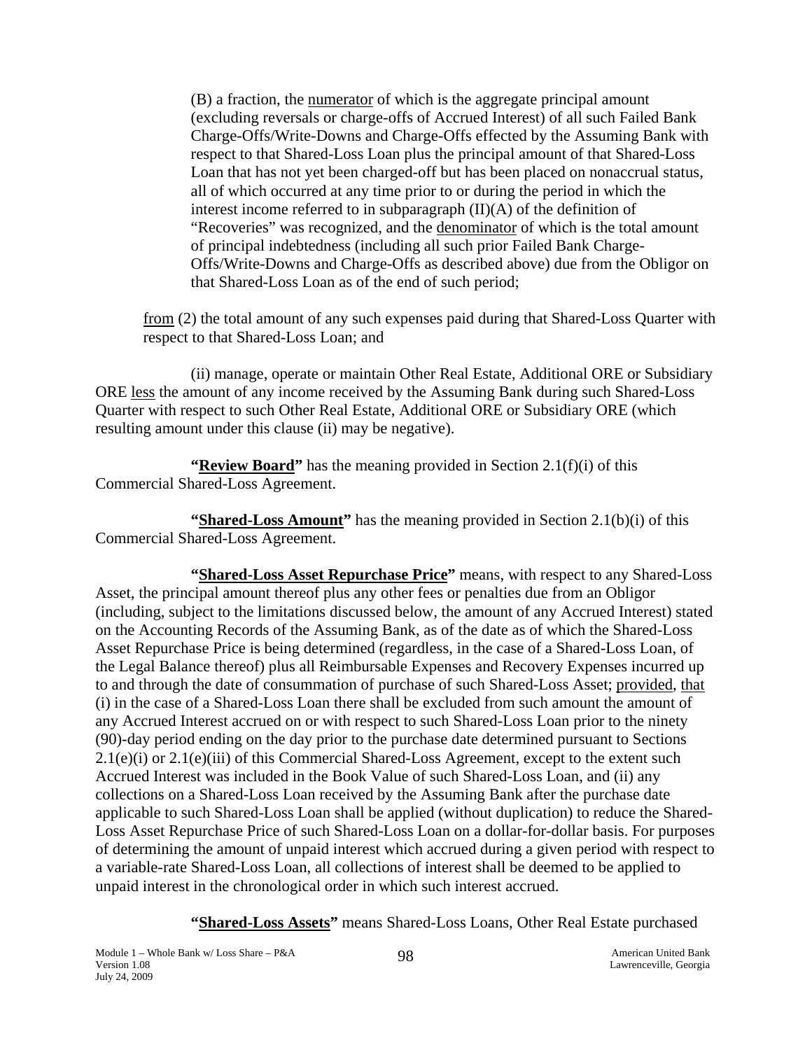(B) a fraction, the numerator of which is the aggregate principal amount (excluding reversals or charge-offs of Accrued Interest) of all such Failed Bank Charge-Offs/Write-Downs and Charge-Offs effected by the Assuming Bank with respect to that Shared-Loss Loan plus the principal amount of that Shared-Loss Loan that has not yet been charged-off but has been placed on nonaccrual status, all of which occurred at any time prior to or during the period in which the interest income referred to in subparagraph (II)(A) of the definition of "Recoveries" was recognized, and the denominator of which is the total amount of principal indebtedness (including all such prior Failed Bank Charge-Offs/Write-Downs and Charge-Offs as described above) due from the Obligor on that Shared-Loss Loan as of the end of such period;

from (2) the total amount of any such expenses paid during that Shared-Loss Quarter with respect to that Shared-Loss Loan; and

(ii) manage, operate or maintain Other Real Estate, Additional ORE or Subsidiary ORE less the amount of any income received by the Assuming Bank during such Shared-Loss Quarter with respect to such Other Real Estate, Additional ORE or Subsidiary ORE (which resulting amount under this clause (ii) may be negative).

**"Review Board"** has the meaning provided in Section 2.1(f)(i) of this Commercial Shared-Loss Agreement.

**"Shared-Loss Amount"** has the meaning provided in Section 2.1(b)(i) of this Commercial Shared-Loss Agreement.

**"Shared-Loss Asset Repurchase Price"** means, with respect to any Shared-Loss Asset, the principal amount thereof plus any other fees or penalties due from an Obligor (including, subject to the limitations discussed below, the amount of any Accrued Interest) stated on the Accounting Records of the Assuming Bank, as of the date as of which the Shared-Loss Asset Repurchase Price is being determined (regardless, in the case of a Shared-Loss Loan, of the Legal Balance thereof) plus all Reimbursable Expenses and Recovery Expenses incurred up to and through the date of consummation of purchase of such Shared-Loss Asset; provided, that (i) in the case of a Shared-Loss Loan there shall be excluded from such amount the amount of any Accrued Interest accrued on or with respect to such Shared-Loss Loan prior to the ninety (90)-day period ending on the day prior to the purchase date determined pursuant to Sections 2.1(e)(i) or 2.1(e)(iii) of this Commercial Shared-Loss Agreement, except to the extent such Accrued Interest was included in the Book Value of such Shared-Loss Loan, and (ii) any collections on a Shared-Loss Loan received by the Assuming Bank after the purchase date applicable to such Shared-Loss Loan shall be applied (without duplication) to reduce the Shared-Loss Asset Repurchase Price of such Shared-Loss Loan on a dollar-for-dollar basis. For purposes of determining the amount of unpaid interest which accrued during a given period with respect to a variable-rate Shared-Loss Loan, all collections of interest shall be deemed to be applied to unpaid interest in the chronological order in which such interest accrued.

**"Shared-Loss Assets"** means Shared-Loss Loans, Other Real Estate purchased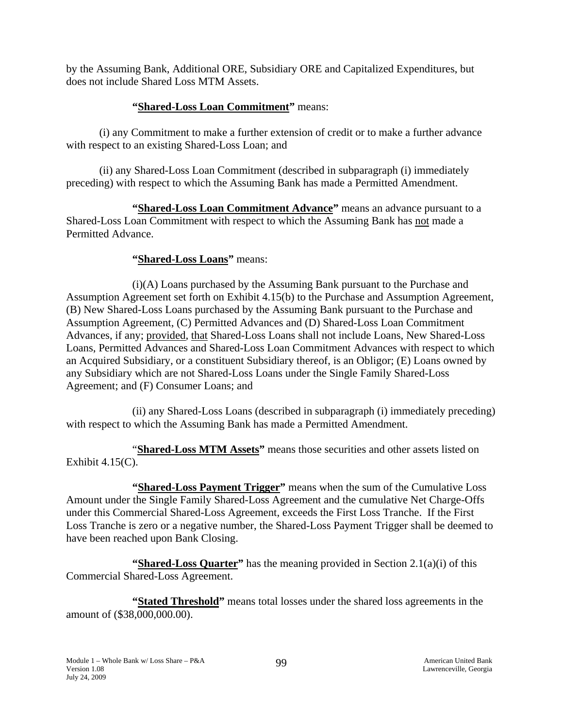by the Assuming Bank, Additional ORE, Subsidiary ORE and Capitalized Expenditures, but does not include Shared Loss MTM Assets.

**"Shared-Loss Loan Commitment"** means:

(i) any Commitment to make a further extension of credit or to make a further advance with respect to an existing Shared-Loss Loan; and

(ii) any Shared-Loss Loan Commitment (described in subparagraph (i) immediately preceding) with respect to which the Assuming Bank has made a Permitted Amendment.

**"Shared-Loss Loan Commitment Advance"** means an advance pursuant to a Shared-Loss Loan Commitment with respect to which the Assuming Bank has not made a Permitted Advance.

**"Shared-Loss Loans"** means:

(i)(A) Loans purchased by the Assuming Bank pursuant to the Purchase and Assumption Agreement set forth on Exhibit 4.15(b) to the Purchase and Assumption Agreement, (B) New Shared-Loss Loans purchased by the Assuming Bank pursuant to the Purchase and Assumption Agreement, (C) Permitted Advances and (D) Shared-Loss Loan Commitment Advances, if any; provided, that Shared-Loss Loans shall not include Loans, New Shared-Loss Loans, Permitted Advances and Shared-Loss Loan Commitment Advances with respect to which an Acquired Subsidiary, or a constituent Subsidiary thereof, is an Obligor; (E) Loans owned by any Subsidiary which are not Shared-Loss Loans under the Single Family Shared-Loss Agreement; and (F) Consumer Loans; and

(ii) any Shared-Loss Loans (described in subparagraph (i) immediately preceding) with respect to which the Assuming Bank has made a Permitted Amendment.

**"Shared-Loss MTM Assets"** means those securities and other assets listed on Exhibit 4.15(C).

**"Shared-Loss Payment Trigger"** means when the sum of the Cumulative Loss Amount under the Single Family Shared-Loss Agreement and the cumulative Net Charge-Offs under this Commercial Shared-Loss Agreement, exceeds the First Loss Tranche. If the First Loss Tranche is zero or a negative number, the Shared-Loss Payment Trigger shall be deemed to have been reached upon Bank Closing.

**"Shared-Loss Quarter"** has the meaning provided in Section 2.1(a)(i) of this Commercial Shared-Loss Agreement.

**"Stated Threshold"** means total losses under the shared loss agreements in the amount of ($38,000,000.00).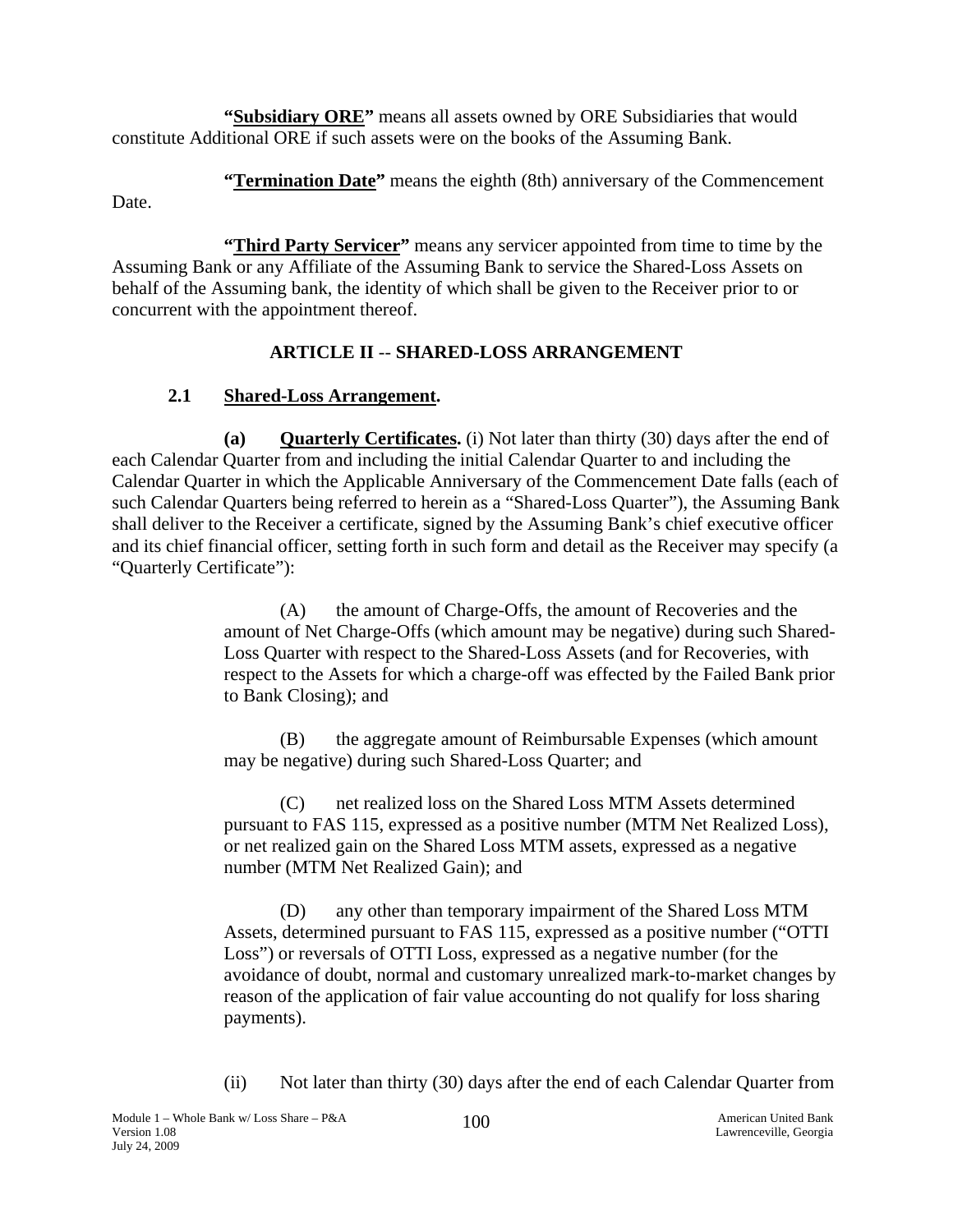**"Subsidiary ORE"** means all assets owned by ORE Subsidiaries that would constitute Additional ORE if such assets were on the books of the Assuming Bank.

**"Termination Date"** means the eighth (8th) anniversary of the Commencement Date.

**"Third Party Servicer"** means any servicer appointed from time to time by the Assuming Bank or any Affiliate of the Assuming Bank to service the Shared-Loss Assets on behalf of the Assuming bank, the identity of which shall be given to the Receiver prior to or concurrent with the appointment thereof.

## ARTICLE II -- SHARED-LOSS ARRANGEMENT

### 2.1 Shared-Loss Arrangement.

**(a) Quarterly Certificates.** (i) Not later than thirty (30) days after the end of each Calendar Quarter from and including the initial Calendar Quarter to and including the Calendar Quarter in which the Applicable Anniversary of the Commencement Date falls (each of such Calendar Quarters being referred to herein as a "Shared-Loss Quarter"), the Assuming Bank shall deliver to the Receiver a certificate, signed by the Assuming Bank's chief executive officer and its chief financial officer, setting forth in such form and detail as the Receiver may specify (a "Quarterly Certificate"):

(A) the amount of Charge-Offs, the amount of Recoveries and the amount of Net Charge-Offs (which amount may be negative) during such Shared-Loss Quarter with respect to the Shared-Loss Assets (and for Recoveries, with respect to the Assets for which a charge-off was effected by the Failed Bank prior to Bank Closing); and

(B) the aggregate amount of Reimbursable Expenses (which amount may be negative) during such Shared-Loss Quarter; and

(C) net realized loss on the Shared Loss MTM Assets determined pursuant to FAS 115, expressed as a positive number (MTM Net Realized Loss), or net realized gain on the Shared Loss MTM assets, expressed as a negative number (MTM Net Realized Gain); and

(D) any other than temporary impairment of the Shared Loss MTM Assets, determined pursuant to FAS 115, expressed as a positive number ("OTTI Loss") or reversals of OTTI Loss, expressed as a negative number (for the avoidance of doubt, normal and customary unrealized mark-to-market changes by reason of the application of fair value accounting do not qualify for loss sharing payments).

(ii) Not later than thirty (30) days after the end of each Calendar Quarter from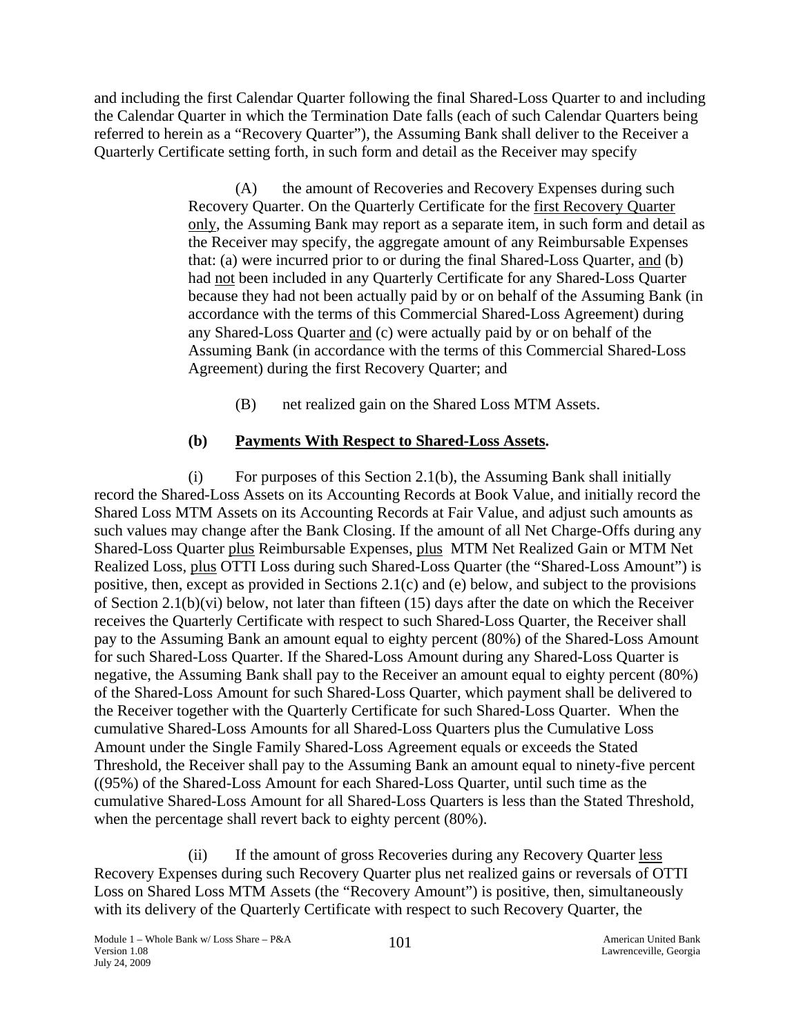and including the first Calendar Quarter following the final Shared-Loss Quarter to and including the Calendar Quarter in which the Termination Date falls (each of such Calendar Quarters being referred to herein as a "Recovery Quarter"), the Assuming Bank shall deliver to the Receiver a Quarterly Certificate setting forth, in such form and detail as the Receiver may specify

> (A) the amount of Recoveries and Recovery Expenses during such Recovery Quarter. On the Quarterly Certificate for the first Recovery Quarter only, the Assuming Bank may report as a separate item, in such form and detail as the Receiver may specify, the aggregate amount of any Reimbursable Expenses that: (a) were incurred prior to or during the final Shared-Loss Quarter, and (b) had not been included in any Quarterly Certificate for any Shared-Loss Quarter because they had not been actually paid by or on behalf of the Assuming Bank (in accordance with the terms of this Commercial Shared-Loss Agreement) during any Shared-Loss Quarter and (c) were actually paid by or on behalf of the Assuming Bank (in accordance with the terms of this Commercial Shared-Loss Agreement) during the first Recovery Quarter; and
>
> (B) net realized gain on the Shared Loss MTM Assets.

**(b) Payments With Respect to Shared-Loss Assets.**

(i) For purposes of this Section 2.1(b), the Assuming Bank shall initially record the Shared-Loss Assets on its Accounting Records at Book Value, and initially record the Shared Loss MTM Assets on its Accounting Records at Fair Value, and adjust such amounts as such values may change after the Bank Closing. If the amount of all Net Charge-Offs during any Shared-Loss Quarter plus Reimbursable Expenses, plus MTM Net Realized Gain or MTM Net Realized Loss, plus OTTI Loss during such Shared-Loss Quarter (the "Shared-Loss Amount") is positive, then, except as provided in Sections 2.1(c) and (e) below, and subject to the provisions of Section 2.1(b)(vi) below, not later than fifteen (15) days after the date on which the Receiver receives the Quarterly Certificate with respect to such Shared-Loss Quarter, the Receiver shall pay to the Assuming Bank an amount equal to eighty percent (80%) of the Shared-Loss Amount for such Shared-Loss Quarter. If the Shared-Loss Amount during any Shared-Loss Quarter is negative, the Assuming Bank shall pay to the Receiver an amount equal to eighty percent (80%) of the Shared-Loss Amount for such Shared-Loss Quarter, which payment shall be delivered to the Receiver together with the Quarterly Certificate for such Shared-Loss Quarter. When the cumulative Shared-Loss Amounts for all Shared-Loss Quarters plus the Cumulative Loss Amount under the Single Family Shared-Loss Agreement equals or exceeds the Stated Threshold, the Receiver shall pay to the Assuming Bank an amount equal to ninety-five percent ((95%) of the Shared-Loss Amount for each Shared-Loss Quarter, until such time as the cumulative Shared-Loss Amount for all Shared-Loss Quarters is less than the Stated Threshold, when the percentage shall revert back to eighty percent (80%).

(ii) If the amount of gross Recoveries during any Recovery Quarter less Recovery Expenses during such Recovery Quarter plus net realized gains or reversals of OTTI Loss on Shared Loss MTM Assets (the "Recovery Amount") is positive, then, simultaneously with its delivery of the Quarterly Certificate with respect to such Recovery Quarter, the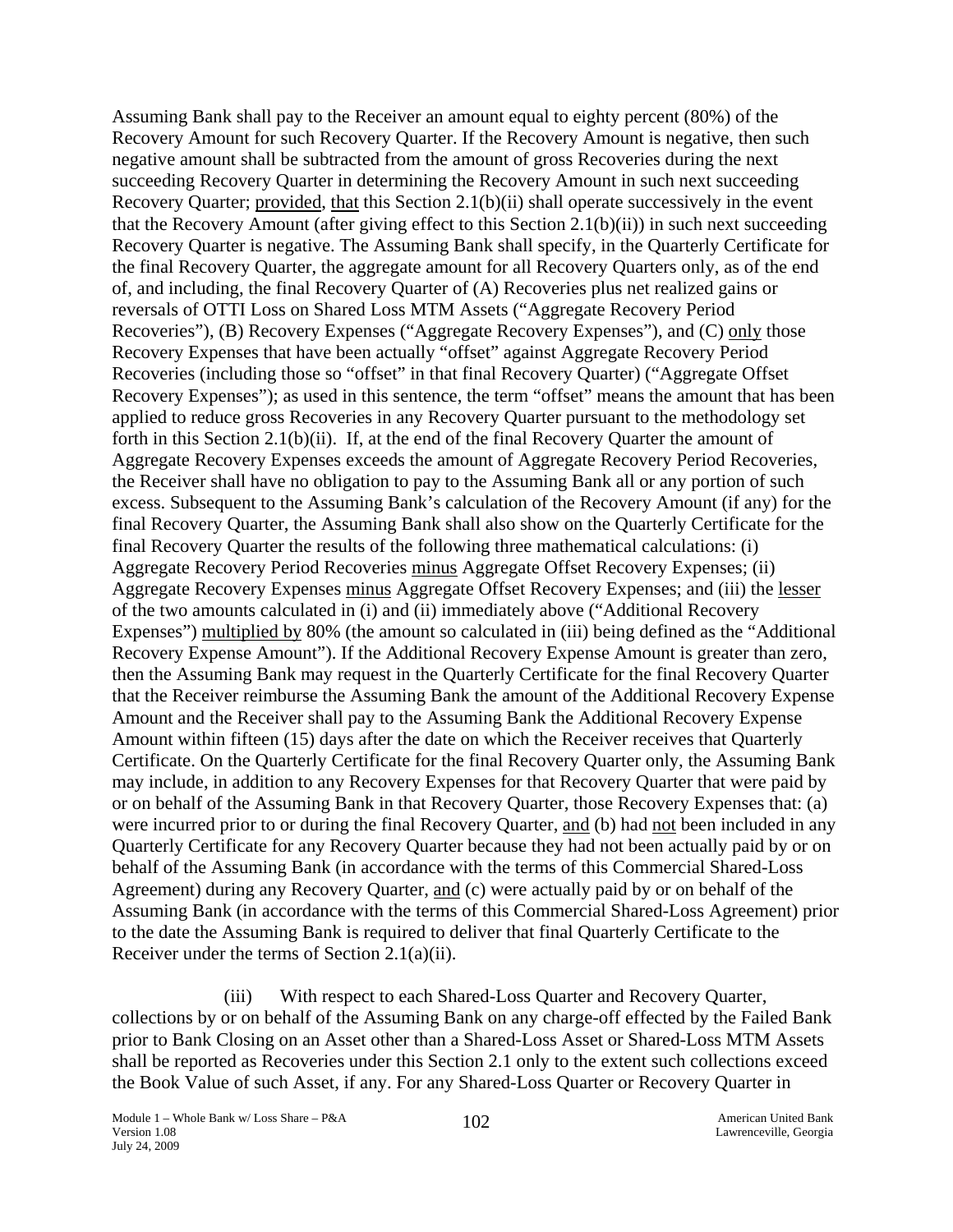Assuming Bank shall pay to the Receiver an amount equal to eighty percent (80%) of the Recovery Amount for such Recovery Quarter. If the Recovery Amount is negative, then such negative amount shall be subtracted from the amount of gross Recoveries during the next succeeding Recovery Quarter in determining the Recovery Amount in such next succeeding Recovery Quarter; provided, that this Section 2.1(b)(ii) shall operate successively in the event that the Recovery Amount (after giving effect to this Section 2.1(b)(ii)) in such next succeeding Recovery Quarter is negative. The Assuming Bank shall specify, in the Quarterly Certificate for the final Recovery Quarter, the aggregate amount for all Recovery Quarters only, as of the end of, and including, the final Recovery Quarter of (A) Recoveries plus net realized gains or reversals of OTTI Loss on Shared Loss MTM Assets ("Aggregate Recovery Period Recoveries"), (B) Recovery Expenses ("Aggregate Recovery Expenses"), and (C) only those Recovery Expenses that have been actually "offset" against Aggregate Recovery Period Recoveries (including those so "offset" in that final Recovery Quarter) ("Aggregate Offset Recovery Expenses"); as used in this sentence, the term "offset" means the amount that has been applied to reduce gross Recoveries in any Recovery Quarter pursuant to the methodology set forth in this Section 2.1(b)(ii). If, at the end of the final Recovery Quarter the amount of Aggregate Recovery Expenses exceeds the amount of Aggregate Recovery Period Recoveries, the Receiver shall have no obligation to pay to the Assuming Bank all or any portion of such excess. Subsequent to the Assuming Bank's calculation of the Recovery Amount (if any) for the final Recovery Quarter, the Assuming Bank shall also show on the Quarterly Certificate for the final Recovery Quarter the results of the following three mathematical calculations: (i) Aggregate Recovery Period Recoveries minus Aggregate Offset Recovery Expenses; (ii) Aggregate Recovery Expenses minus Aggregate Offset Recovery Expenses; and (iii) the lesser of the two amounts calculated in (i) and (ii) immediately above ("Additional Recovery Expenses") multiplied by 80% (the amount so calculated in (iii) being defined as the "Additional Recovery Expense Amount"). If the Additional Recovery Expense Amount is greater than zero, then the Assuming Bank may request in the Quarterly Certificate for the final Recovery Quarter that the Receiver reimburse the Assuming Bank the amount of the Additional Recovery Expense Amount and the Receiver shall pay to the Assuming Bank the Additional Recovery Expense Amount within fifteen (15) days after the date on which the Receiver receives that Quarterly Certificate. On the Quarterly Certificate for the final Recovery Quarter only, the Assuming Bank may include, in addition to any Recovery Expenses for that Recovery Quarter that were paid by or on behalf of the Assuming Bank in that Recovery Quarter, those Recovery Expenses that: (a) were incurred prior to or during the final Recovery Quarter, and (b) had not been included in any Quarterly Certificate for any Recovery Quarter because they had not been actually paid by or on behalf of the Assuming Bank (in accordance with the terms of this Commercial Shared-Loss Agreement) during any Recovery Quarter, and (c) were actually paid by or on behalf of the Assuming Bank (in accordance with the terms of this Commercial Shared-Loss Agreement) prior to the date the Assuming Bank is required to deliver that final Quarterly Certificate to the Receiver under the terms of Section 2.1(a)(ii).

(iii) With respect to each Shared-Loss Quarter and Recovery Quarter, collections by or on behalf of the Assuming Bank on any charge-off effected by the Failed Bank prior to Bank Closing on an Asset other than a Shared-Loss Asset or Shared-Loss MTM Assets shall be reported as Recoveries under this Section 2.1 only to the extent such collections exceed the Book Value of such Asset, if any. For any Shared-Loss Quarter or Recovery Quarter in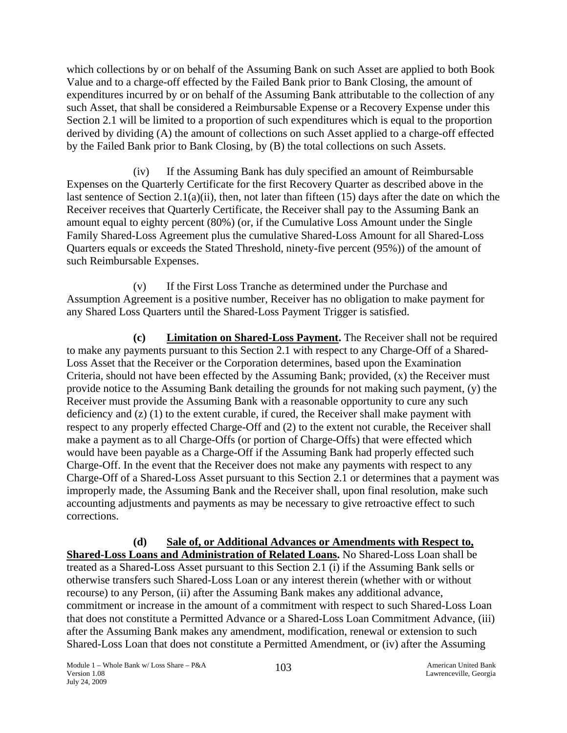which collections by or on behalf of the Assuming Bank on such Asset are applied to both Book Value and to a charge-off effected by the Failed Bank prior to Bank Closing, the amount of expenditures incurred by or on behalf of the Assuming Bank attributable to the collection of any such Asset, that shall be considered a Reimbursable Expense or a Recovery Expense under this Section 2.1 will be limited to a proportion of such expenditures which is equal to the proportion derived by dividing (A) the amount of collections on such Asset applied to a charge-off effected by the Failed Bank prior to Bank Closing, by (B) the total collections on such Assets.

(iv) If the Assuming Bank has duly specified an amount of Reimbursable Expenses on the Quarterly Certificate for the first Recovery Quarter as described above in the last sentence of Section 2.1(a)(ii), then, not later than fifteen (15) days after the date on which the Receiver receives that Quarterly Certificate, the Receiver shall pay to the Assuming Bank an amount equal to eighty percent (80%) (or, if the Cumulative Loss Amount under the Single Family Shared-Loss Agreement plus the cumulative Shared-Loss Amount for all Shared-Loss Quarters equals or exceeds the Stated Threshold, ninety-five percent (95%)) of the amount of such Reimbursable Expenses.

(v) If the First Loss Tranche as determined under the Purchase and Assumption Agreement is a positive number, Receiver has no obligation to make payment for any Shared Loss Quarters until the Shared-Loss Payment Trigger is satisfied.

**(c) Limitation on Shared-Loss Payment.** The Receiver shall not be required to make any payments pursuant to this Section 2.1 with respect to any Charge-Off of a Shared-Loss Asset that the Receiver or the Corporation determines, based upon the Examination Criteria, should not have been effected by the Assuming Bank; provided, (x) the Receiver must provide notice to the Assuming Bank detailing the grounds for not making such payment, (y) the Receiver must provide the Assuming Bank with a reasonable opportunity to cure any such deficiency and (z) (1) to the extent curable, if cured, the Receiver shall make payment with respect to any properly effected Charge-Off and (2) to the extent not curable, the Receiver shall make a payment as to all Charge-Offs (or portion of Charge-Offs) that were effected which would have been payable as a Charge-Off if the Assuming Bank had properly effected such Charge-Off. In the event that the Receiver does not make any payments with respect to any Charge-Off of a Shared-Loss Asset pursuant to this Section 2.1 or determines that a payment was improperly made, the Assuming Bank and the Receiver shall, upon final resolution, make such accounting adjustments and payments as may be necessary to give retroactive effect to such corrections.

**(d) Sale of, or Additional Advances or Amendments with Respect to, Shared-Loss Loans and Administration of Related Loans.** No Shared-Loss Loan shall be treated as a Shared-Loss Asset pursuant to this Section 2.1 (i) if the Assuming Bank sells or otherwise transfers such Shared-Loss Loan or any interest therein (whether with or without recourse) to any Person, (ii) after the Assuming Bank makes any additional advance, commitment or increase in the amount of a commitment with respect to such Shared-Loss Loan that does not constitute a Permitted Advance or a Shared-Loss Loan Commitment Advance, (iii) after the Assuming Bank makes any amendment, modification, renewal or extension to such Shared-Loss Loan that does not constitute a Permitted Amendment, or (iv) after the Assuming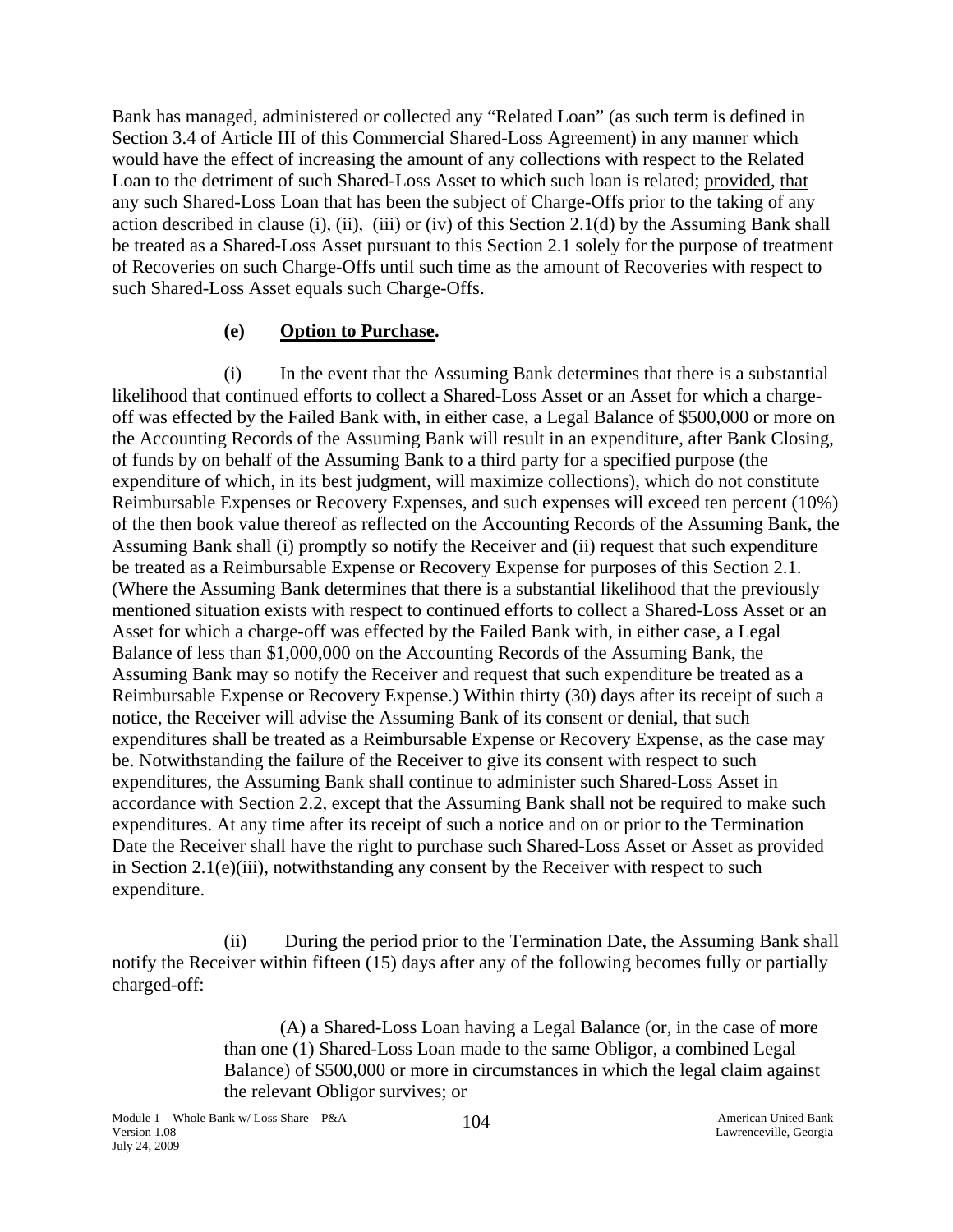Bank has managed, administered or collected any "Related Loan" (as such term is defined in Section 3.4 of Article III of this Commercial Shared-Loss Agreement) in any manner which would have the effect of increasing the amount of any collections with respect to the Related Loan to the detriment of such Shared-Loss Asset to which such loan is related; provided, that any such Shared-Loss Loan that has been the subject of Charge-Offs prior to the taking of any action described in clause (i), (ii), (iii) or (iv) of this Section 2.1(d) by the Assuming Bank shall be treated as a Shared-Loss Asset pursuant to this Section 2.1 solely for the purpose of treatment of Recoveries on such Charge-Offs until such time as the amount of Recoveries with respect to such Shared-Loss Asset equals such Charge-Offs.

**(e) Option to Purchase.**

(i) In the event that the Assuming Bank determines that there is a substantial likelihood that continued efforts to collect a Shared-Loss Asset or an Asset for which a charge-off was effected by the Failed Bank with, in either case, a Legal Balance of $500,000 or more on the Accounting Records of the Assuming Bank will result in an expenditure, after Bank Closing, of funds by on behalf of the Assuming Bank to a third party for a specified purpose (the expenditure of which, in its best judgment, will maximize collections), which do not constitute Reimbursable Expenses or Recovery Expenses, and such expenses will exceed ten percent (10%) of the then book value thereof as reflected on the Accounting Records of the Assuming Bank, the Assuming Bank shall (i) promptly so notify the Receiver and (ii) request that such expenditure be treated as a Reimbursable Expense or Recovery Expense for purposes of this Section 2.1. (Where the Assuming Bank determines that there is a substantial likelihood that the previously mentioned situation exists with respect to continued efforts to collect a Shared-Loss Asset or an Asset for which a charge-off was effected by the Failed Bank with, in either case, a Legal Balance of less than $1,000,000 on the Accounting Records of the Assuming Bank, the Assuming Bank may so notify the Receiver and request that such expenditure be treated as a Reimbursable Expense or Recovery Expense.) Within thirty (30) days after its receipt of such a notice, the Receiver will advise the Assuming Bank of its consent or denial, that such expenditures shall be treated as a Reimbursable Expense or Recovery Expense, as the case may be. Notwithstanding the failure of the Receiver to give its consent with respect to such expenditures, the Assuming Bank shall continue to administer such Shared-Loss Asset in accordance with Section 2.2, except that the Assuming Bank shall not be required to make such expenditures. At any time after its receipt of such a notice and on or prior to the Termination Date the Receiver shall have the right to purchase such Shared-Loss Asset or Asset as provided in Section 2.1(e)(iii), notwithstanding any consent by the Receiver with respect to such expenditure.

(ii) During the period prior to the Termination Date, the Assuming Bank shall notify the Receiver within fifteen (15) days after any of the following becomes fully or partially charged-off:

> (A) a Shared-Loss Loan having a Legal Balance (or, in the case of more than one (1) Shared-Loss Loan made to the same Obligor, a combined Legal Balance) of $500,000 or more in circumstances in which the legal claim against the relevant Obligor survives; or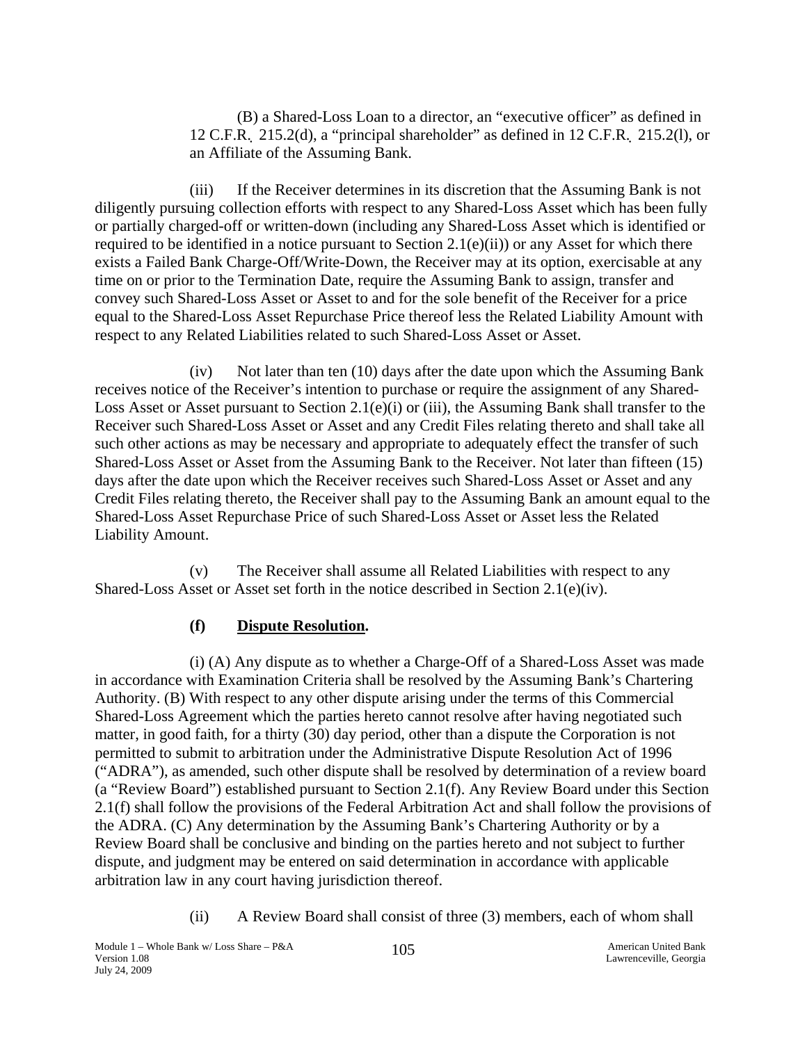(B) a Shared-Loss Loan to a director, an "executive officer" as defined in 12 C.F.R. 215.2(d), a "principal shareholder" as defined in 12 C.F.R. 215.2(l), or an Affiliate of the Assuming Bank.

(iii) If the Receiver determines in its discretion that the Assuming Bank is not diligently pursuing collection efforts with respect to any Shared-Loss Asset which has been fully or partially charged-off or written-down (including any Shared-Loss Asset which is identified or required to be identified in a notice pursuant to Section 2.1(e)(ii)) or any Asset for which there exists a Failed Bank Charge-Off/Write-Down, the Receiver may at its option, exercisable at any time on or prior to the Termination Date, require the Assuming Bank to assign, transfer and convey such Shared-Loss Asset or Asset to and for the sole benefit of the Receiver for a price equal to the Shared-Loss Asset Repurchase Price thereof less the Related Liability Amount with respect to any Related Liabilities related to such Shared-Loss Asset or Asset.

(iv) Not later than ten (10) days after the date upon which the Assuming Bank receives notice of the Receiver's intention to purchase or require the assignment of any Shared-Loss Asset or Asset pursuant to Section 2.1(e)(i) or (iii), the Assuming Bank shall transfer to the Receiver such Shared-Loss Asset or Asset and any Credit Files relating thereto and shall take all such other actions as may be necessary and appropriate to adequately effect the transfer of such Shared-Loss Asset or Asset from the Assuming Bank to the Receiver. Not later than fifteen (15) days after the date upon which the Receiver receives such Shared-Loss Asset or Asset and any Credit Files relating thereto, the Receiver shall pay to the Assuming Bank an amount equal to the Shared-Loss Asset Repurchase Price of such Shared-Loss Asset or Asset less the Related Liability Amount.

(v) The Receiver shall assume all Related Liabilities with respect to any Shared-Loss Asset or Asset set forth in the notice described in Section 2.1(e)(iv).

**(f) Dispute Resolution.**

(i) (A) Any dispute as to whether a Charge-Off of a Shared-Loss Asset was made in accordance with Examination Criteria shall be resolved by the Assuming Bank's Chartering Authority. (B) With respect to any other dispute arising under the terms of this Commercial Shared-Loss Agreement which the parties hereto cannot resolve after having negotiated such matter, in good faith, for a thirty (30) day period, other than a dispute the Corporation is not permitted to submit to arbitration under the Administrative Dispute Resolution Act of 1996 ("ADRA"), as amended, such other dispute shall be resolved by determination of a review board (a "Review Board") established pursuant to Section 2.1(f). Any Review Board under this Section 2.1(f) shall follow the provisions of the Federal Arbitration Act and shall follow the provisions of the ADRA. (C) Any determination by the Assuming Bank's Chartering Authority or by a Review Board shall be conclusive and binding on the parties hereto and not subject to further dispute, and judgment may be entered on said determination in accordance with applicable arbitration law in any court having jurisdiction thereof.

(ii) A Review Board shall consist of three (3) members, each of whom shall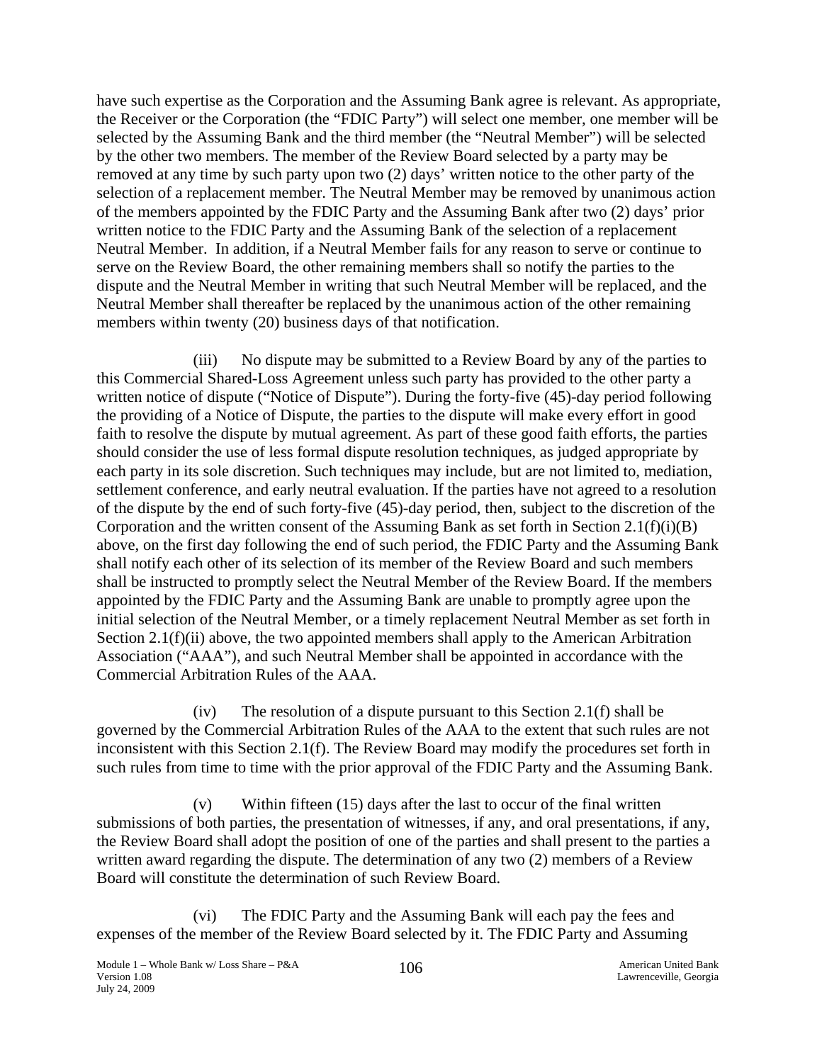have such expertise as the Corporation and the Assuming Bank agree is relevant. As appropriate, the Receiver or the Corporation (the "FDIC Party") will select one member, one member will be selected by the Assuming Bank and the third member (the "Neutral Member") will be selected by the other two members. The member of the Review Board selected by a party may be removed at any time by such party upon two (2) days' written notice to the other party of the selection of a replacement member. The Neutral Member may be removed by unanimous action of the members appointed by the FDIC Party and the Assuming Bank after two (2) days' prior written notice to the FDIC Party and the Assuming Bank of the selection of a replacement Neutral Member. In addition, if a Neutral Member fails for any reason to serve or continue to serve on the Review Board, the other remaining members shall so notify the parties to the dispute and the Neutral Member in writing that such Neutral Member will be replaced, and the Neutral Member shall thereafter be replaced by the unanimous action of the other remaining members within twenty (20) business days of that notification.

(iii) No dispute may be submitted to a Review Board by any of the parties to this Commercial Shared-Loss Agreement unless such party has provided to the other party a written notice of dispute ("Notice of Dispute"). During the forty-five (45)-day period following the providing of a Notice of Dispute, the parties to the dispute will make every effort in good faith to resolve the dispute by mutual agreement. As part of these good faith efforts, the parties should consider the use of less formal dispute resolution techniques, as judged appropriate by each party in its sole discretion. Such techniques may include, but are not limited to, mediation, settlement conference, and early neutral evaluation. If the parties have not agreed to a resolution of the dispute by the end of such forty-five (45)-day period, then, subject to the discretion of the Corporation and the written consent of the Assuming Bank as set forth in Section 2.1(f)(i)(B) above, on the first day following the end of such period, the FDIC Party and the Assuming Bank shall notify each other of its selection of its member of the Review Board and such members shall be instructed to promptly select the Neutral Member of the Review Board. If the members appointed by the FDIC Party and the Assuming Bank are unable to promptly agree upon the initial selection of the Neutral Member, or a timely replacement Neutral Member as set forth in Section 2.1(f)(ii) above, the two appointed members shall apply to the American Arbitration Association ("AAA"), and such Neutral Member shall be appointed in accordance with the Commercial Arbitration Rules of the AAA.

(iv) The resolution of a dispute pursuant to this Section 2.1(f) shall be governed by the Commercial Arbitration Rules of the AAA to the extent that such rules are not inconsistent with this Section 2.1(f). The Review Board may modify the procedures set forth in such rules from time to time with the prior approval of the FDIC Party and the Assuming Bank.

(v) Within fifteen (15) days after the last to occur of the final written submissions of both parties, the presentation of witnesses, if any, and oral presentations, if any, the Review Board shall adopt the position of one of the parties and shall present to the parties a written award regarding the dispute. The determination of any two (2) members of a Review Board will constitute the determination of such Review Board.

(vi) The FDIC Party and the Assuming Bank will each pay the fees and expenses of the member of the Review Board selected by it. The FDIC Party and Assuming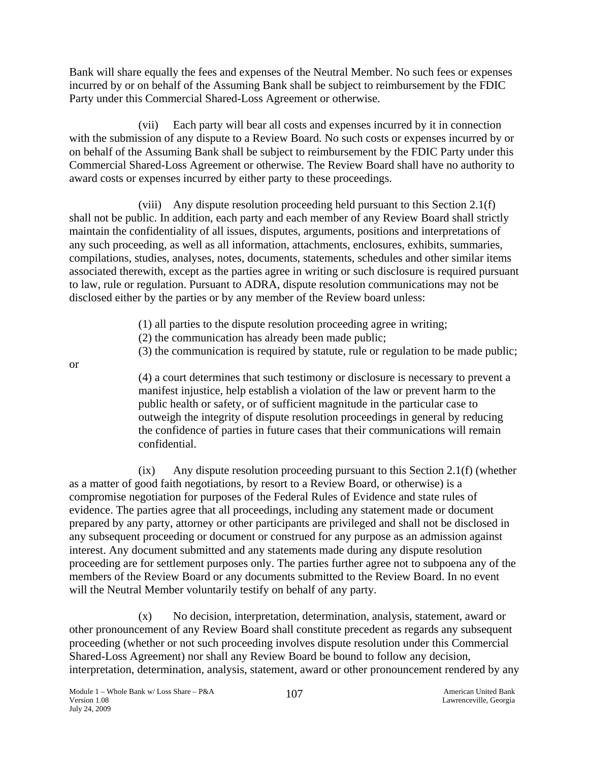Bank will share equally the fees and expenses of the Neutral Member. No such fees or expenses incurred by or on behalf of the Assuming Bank shall be subject to reimbursement by the FDIC Party under this Commercial Shared-Loss Agreement or otherwise.

(vii) Each party will bear all costs and expenses incurred by it in connection with the submission of any dispute to a Review Board. No such costs or expenses incurred by or on behalf of the Assuming Bank shall be subject to reimbursement by the FDIC Party under this Commercial Shared-Loss Agreement or otherwise. The Review Board shall have no authority to award costs or expenses incurred by either party to these proceedings.

(viii) Any dispute resolution proceeding held pursuant to this Section 2.1(f) shall not be public. In addition, each party and each member of any Review Board shall strictly maintain the confidentiality of all issues, disputes, arguments, positions and interpretations of any such proceeding, as well as all information, attachments, enclosures, exhibits, summaries, compilations, studies, analyses, notes, documents, statements, schedules and other similar items associated therewith, except as the parties agree in writing or such disclosure is required pursuant to law, rule or regulation. Pursuant to ADRA, dispute resolution communications may not be disclosed either by the parties or by any member of the Review board unless:

(1) all parties to the dispute resolution proceeding agree in writing;
(2) the communication has already been made public;
(3) the communication is required by statute, rule or regulation to be made public;

or

(4) a court determines that such testimony or disclosure is necessary to prevent a manifest injustice, help establish a violation of the law or prevent harm to the public health or safety, or of sufficient magnitude in the particular case to outweigh the integrity of dispute resolution proceedings in general by reducing the confidence of parties in future cases that their communications will remain confidential.

(ix) Any dispute resolution proceeding pursuant to this Section 2.1(f) (whether as a matter of good faith negotiations, by resort to a Review Board, or otherwise) is a compromise negotiation for purposes of the Federal Rules of Evidence and state rules of evidence. The parties agree that all proceedings, including any statement made or document prepared by any party, attorney or other participants are privileged and shall not be disclosed in any subsequent proceeding or document or construed for any purpose as an admission against interest. Any document submitted and any statements made during any dispute resolution proceeding are for settlement purposes only. The parties further agree not to subpoena any of the members of the Review Board or any documents submitted to the Review Board. In no event will the Neutral Member voluntarily testify on behalf of any party.

(x) No decision, interpretation, determination, analysis, statement, award or other pronouncement of any Review Board shall constitute precedent as regards any subsequent proceeding (whether or not such proceeding involves dispute resolution under this Commercial Shared-Loss Agreement) nor shall any Review Board be bound to follow any decision, interpretation, determination, analysis, statement, award or other pronouncement rendered by any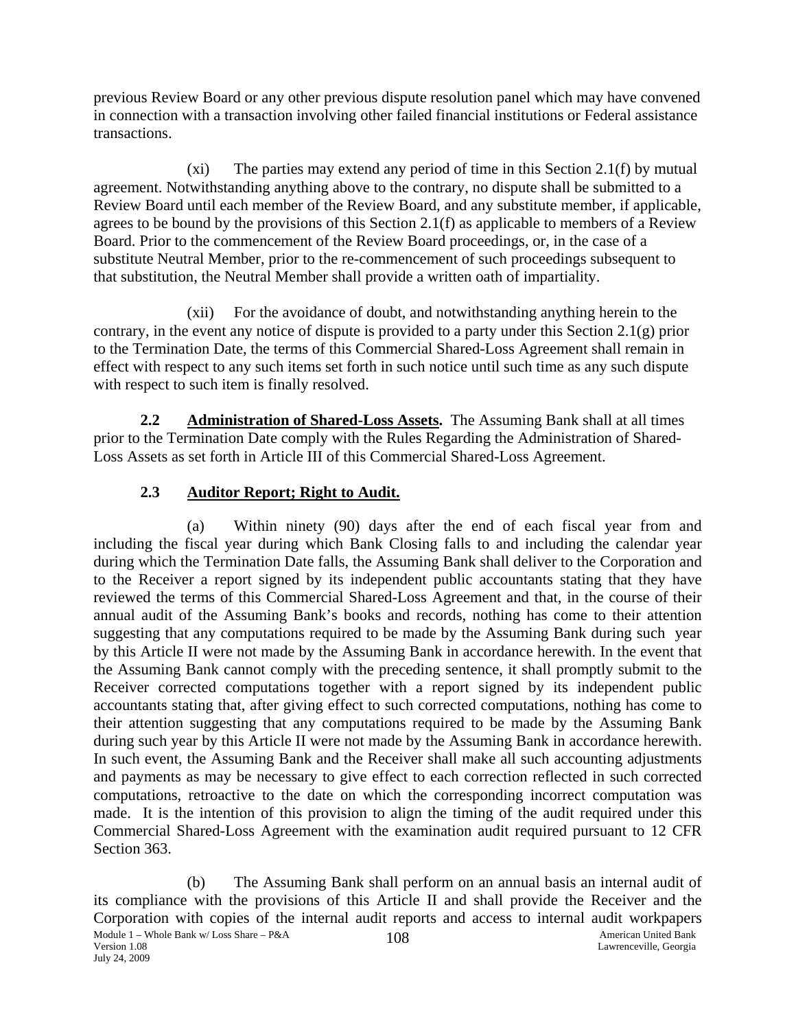previous Review Board or any other previous dispute resolution panel which may have convened in connection with a transaction involving other failed financial institutions or Federal assistance transactions.

(xi) The parties may extend any period of time in this Section 2.1(f) by mutual agreement. Notwithstanding anything above to the contrary, no dispute shall be submitted to a Review Board until each member of the Review Board, and any substitute member, if applicable, agrees to be bound by the provisions of this Section 2.1(f) as applicable to members of a Review Board. Prior to the commencement of the Review Board proceedings, or, in the case of a substitute Neutral Member, prior to the re-commencement of such proceedings subsequent to that substitution, the Neutral Member shall provide a written oath of impartiality.

(xii) For the avoidance of doubt, and notwithstanding anything herein to the contrary, in the event any notice of dispute is provided to a party under this Section 2.1(g) prior to the Termination Date, the terms of this Commercial Shared-Loss Agreement shall remain in effect with respect to any such items set forth in such notice until such time as any such dispute with respect to such item is finally resolved.

**2.2 Administration of Shared-Loss Assets.** The Assuming Bank shall at all times prior to the Termination Date comply with the Rules Regarding the Administration of Shared-Loss Assets as set forth in Article III of this Commercial Shared-Loss Agreement.

**2.3 Auditor Report; Right to Audit.**

(a) Within ninety (90) days after the end of each fiscal year from and including the fiscal year during which Bank Closing falls to and including the calendar year during which the Termination Date falls, the Assuming Bank shall deliver to the Corporation and to the Receiver a report signed by its independent public accountants stating that they have reviewed the terms of this Commercial Shared-Loss Agreement and that, in the course of their annual audit of the Assuming Bank's books and records, nothing has come to their attention suggesting that any computations required to be made by the Assuming Bank during such year by this Article II were not made by the Assuming Bank in accordance herewith. In the event that the Assuming Bank cannot comply with the preceding sentence, it shall promptly submit to the Receiver corrected computations together with a report signed by its independent public accountants stating that, after giving effect to such corrected computations, nothing has come to their attention suggesting that any computations required to be made by the Assuming Bank during such year by this Article II were not made by the Assuming Bank in accordance herewith. In such event, the Assuming Bank and the Receiver shall make all such accounting adjustments and payments as may be necessary to give effect to each correction reflected in such corrected computations, retroactive to the date on which the corresponding incorrect computation was made. It is the intention of this provision to align the timing of the audit required under this Commercial Shared-Loss Agreement with the examination audit required pursuant to 12 CFR Section 363.

(b) The Assuming Bank shall perform on an annual basis an internal audit of its compliance with the provisions of this Article II and shall provide the Receiver and the Corporation with copies of the internal audit reports and access to internal audit workpapers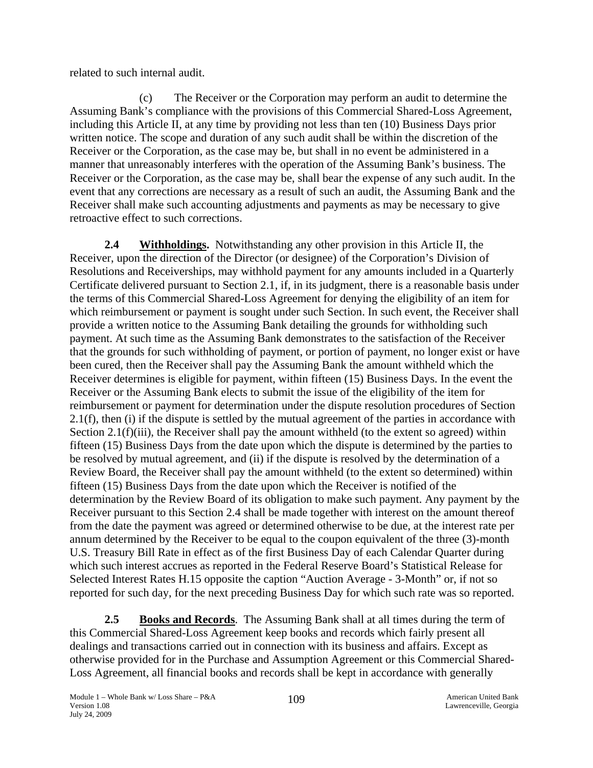related to such internal audit.

(c) The Receiver or the Corporation may perform an audit to determine the Assuming Bank's compliance with the provisions of this Commercial Shared-Loss Agreement, including this Article II, at any time by providing not less than ten (10) Business Days prior written notice. The scope and duration of any such audit shall be within the discretion of the Receiver or the Corporation, as the case may be, but shall in no event be administered in a manner that unreasonably interferes with the operation of the Assuming Bank's business. The Receiver or the Corporation, as the case may be, shall bear the expense of any such audit. In the event that any corrections are necessary as a result of such an audit, the Assuming Bank and the Receiver shall make such accounting adjustments and payments as may be necessary to give retroactive effect to such corrections.

**2.4 Withholdings.** Notwithstanding any other provision in this Article II, the Receiver, upon the direction of the Director (or designee) of the Corporation's Division of Resolutions and Receiverships, may withhold payment for any amounts included in a Quarterly Certificate delivered pursuant to Section 2.1, if, in its judgment, there is a reasonable basis under the terms of this Commercial Shared-Loss Agreement for denying the eligibility of an item for which reimbursement or payment is sought under such Section. In such event, the Receiver shall provide a written notice to the Assuming Bank detailing the grounds for withholding such payment. At such time as the Assuming Bank demonstrates to the satisfaction of the Receiver that the grounds for such withholding of payment, or portion of payment, no longer exist or have been cured, then the Receiver shall pay the Assuming Bank the amount withheld which the Receiver determines is eligible for payment, within fifteen (15) Business Days. In the event the Receiver or the Assuming Bank elects to submit the issue of the eligibility of the item for reimbursement or payment for determination under the dispute resolution procedures of Section 2.1(f), then (i) if the dispute is settled by the mutual agreement of the parties in accordance with Section 2.1(f)(iii), the Receiver shall pay the amount withheld (to the extent so agreed) within fifteen (15) Business Days from the date upon which the dispute is determined by the parties to be resolved by mutual agreement, and (ii) if the dispute is resolved by the determination of a Review Board, the Receiver shall pay the amount withheld (to the extent so determined) within fifteen (15) Business Days from the date upon which the Receiver is notified of the determination by the Review Board of its obligation to make such payment. Any payment by the Receiver pursuant to this Section 2.4 shall be made together with interest on the amount thereof from the date the payment was agreed or determined otherwise to be due, at the interest rate per annum determined by the Receiver to be equal to the coupon equivalent of the three (3)-month U.S. Treasury Bill Rate in effect as of the first Business Day of each Calendar Quarter during which such interest accrues as reported in the Federal Reserve Board's Statistical Release for Selected Interest Rates H.15 opposite the caption "Auction Average - 3-Month" or, if not so reported for such day, for the next preceding Business Day for which such rate was so reported.

**2.5 Books and Records**. The Assuming Bank shall at all times during the term of this Commercial Shared-Loss Agreement keep books and records which fairly present all dealings and transactions carried out in connection with its business and affairs. Except as otherwise provided for in the Purchase and Assumption Agreement or this Commercial Shared-Loss Agreement, all financial books and records shall be kept in accordance with generally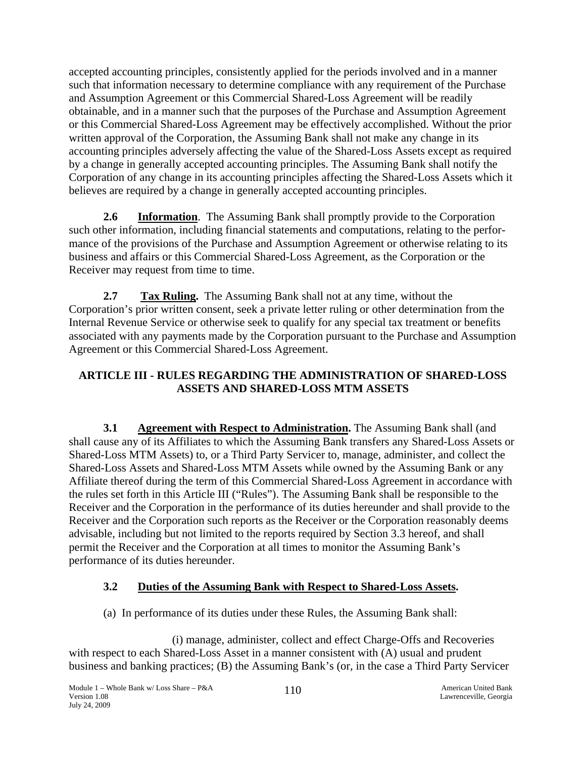accepted accounting principles, consistently applied for the periods involved and in a manner such that information necessary to determine compliance with any requirement of the Purchase and Assumption Agreement or this Commercial Shared-Loss Agreement will be readily obtainable, and in a manner such that the purposes of the Purchase and Assumption Agreement or this Commercial Shared-Loss Agreement may be effectively accomplished. Without the prior written approval of the Corporation, the Assuming Bank shall not make any change in its accounting principles adversely affecting the value of the Shared-Loss Assets except as required by a change in generally accepted accounting principles. The Assuming Bank shall notify the Corporation of any change in its accounting principles affecting the Shared-Loss Assets which it believes are required by a change in generally accepted accounting principles.

**2.6 Information**. The Assuming Bank shall promptly provide to the Corporation such other information, including financial statements and computations, relating to the performance of the provisions of the Purchase and Assumption Agreement or otherwise relating to its business and affairs or this Commercial Shared-Loss Agreement, as the Corporation or the Receiver may request from time to time.

**2.7 Tax Ruling.** The Assuming Bank shall not at any time, without the Corporation's prior written consent, seek a private letter ruling or other determination from the Internal Revenue Service or otherwise seek to qualify for any special tax treatment or benefits associated with any payments made by the Corporation pursuant to the Purchase and Assumption Agreement or this Commercial Shared-Loss Agreement.

## ARTICLE III - RULES REGARDING THE ADMINISTRATION OF SHARED-LOSS ASSETS AND SHARED-LOSS MTM ASSETS

**3.1 Agreement with Respect to Administration.** The Assuming Bank shall (and shall cause any of its Affiliates to which the Assuming Bank transfers any Shared-Loss Assets or Shared-Loss MTM Assets) to, or a Third Party Servicer to, manage, administer, and collect the Shared-Loss Assets and Shared-Loss MTM Assets while owned by the Assuming Bank or any Affiliate thereof during the term of this Commercial Shared-Loss Agreement in accordance with the rules set forth in this Article III ("Rules"). The Assuming Bank shall be responsible to the Receiver and the Corporation in the performance of its duties hereunder and shall provide to the Receiver and the Corporation such reports as the Receiver or the Corporation reasonably deems advisable, including but not limited to the reports required by Section 3.3 hereof, and shall permit the Receiver and the Corporation at all times to monitor the Assuming Bank's performance of its duties hereunder.

### 3.2 Duties of the Assuming Bank with Respect to Shared-Loss Assets.

(a) In performance of its duties under these Rules, the Assuming Bank shall:

(i) manage, administer, collect and effect Charge-Offs and Recoveries with respect to each Shared-Loss Asset in a manner consistent with (A) usual and prudent business and banking practices; (B) the Assuming Bank's (or, in the case a Third Party Servicer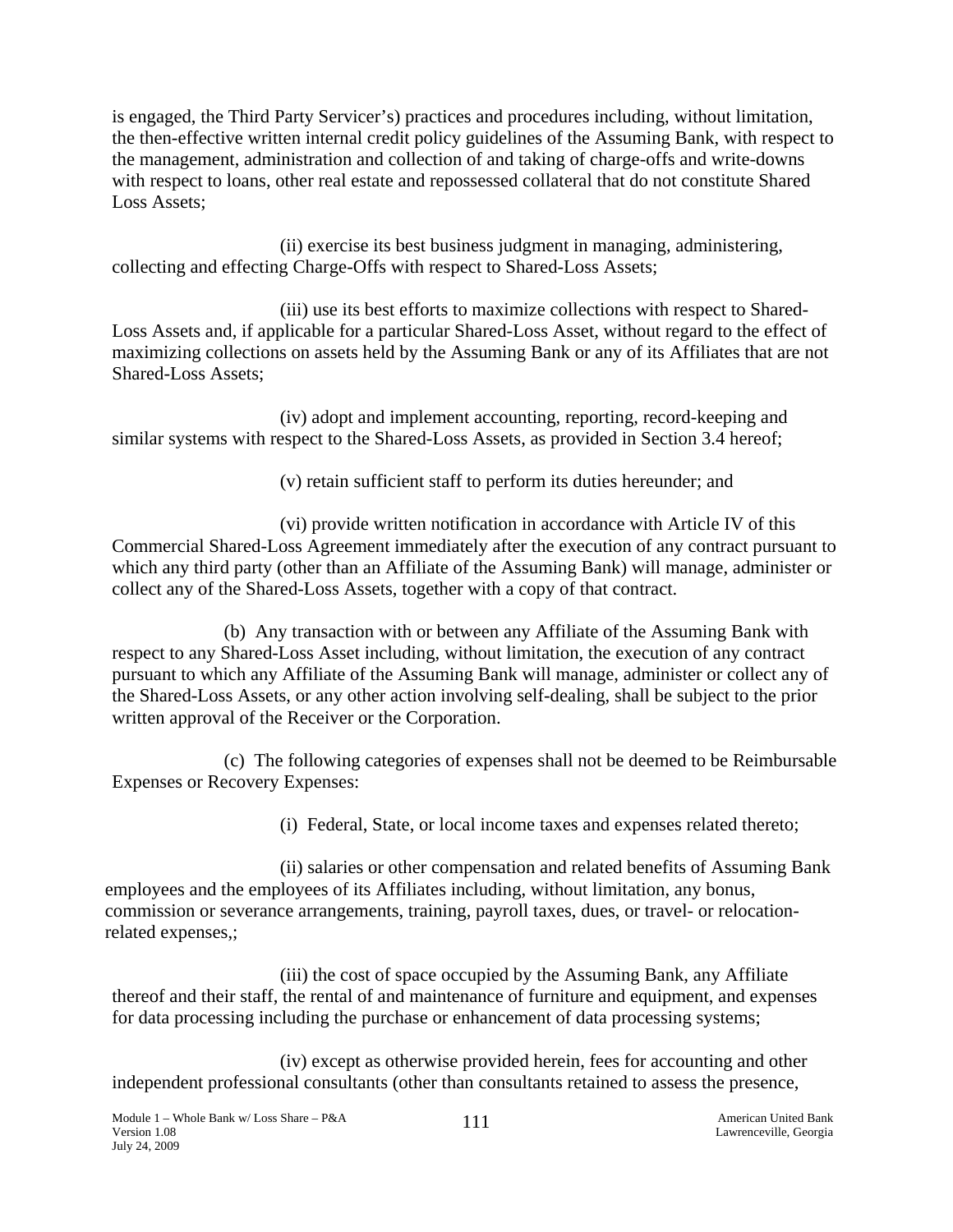is engaged, the Third Party Servicer's) practices and procedures including, without limitation, the then-effective written internal credit policy guidelines of the Assuming Bank, with respect to the management, administration and collection of and taking of charge-offs and write-downs with respect to loans, other real estate and repossessed collateral that do not constitute Shared Loss Assets;

(ii) exercise its best business judgment in managing, administering, collecting and effecting Charge-Offs with respect to Shared-Loss Assets;

(iii) use its best efforts to maximize collections with respect to Shared-Loss Assets and, if applicable for a particular Shared-Loss Asset, without regard to the effect of maximizing collections on assets held by the Assuming Bank or any of its Affiliates that are not Shared-Loss Assets;

(iv) adopt and implement accounting, reporting, record-keeping and similar systems with respect to the Shared-Loss Assets, as provided in Section 3.4 hereof;

(v) retain sufficient staff to perform its duties hereunder; and

(vi) provide written notification in accordance with Article IV of this Commercial Shared-Loss Agreement immediately after the execution of any contract pursuant to which any third party (other than an Affiliate of the Assuming Bank) will manage, administer or collect any of the Shared-Loss Assets, together with a copy of that contract.

(b) Any transaction with or between any Affiliate of the Assuming Bank with respect to any Shared-Loss Asset including, without limitation, the execution of any contract pursuant to which any Affiliate of the Assuming Bank will manage, administer or collect any of the Shared-Loss Assets, or any other action involving self-dealing, shall be subject to the prior written approval of the Receiver or the Corporation.

(c) The following categories of expenses shall not be deemed to be Reimbursable Expenses or Recovery Expenses:

(i) Federal, State, or local income taxes and expenses related thereto;

(ii) salaries or other compensation and related benefits of Assuming Bank employees and the employees of its Affiliates including, without limitation, any bonus, commission or severance arrangements, training, payroll taxes, dues, or travel- or relocation-related expenses,;

(iii) the cost of space occupied by the Assuming Bank, any Affiliate thereof and their staff, the rental of and maintenance of furniture and equipment, and expenses for data processing including the purchase or enhancement of data processing systems;

(iv) except as otherwise provided herein, fees for accounting and other independent professional consultants (other than consultants retained to assess the presence,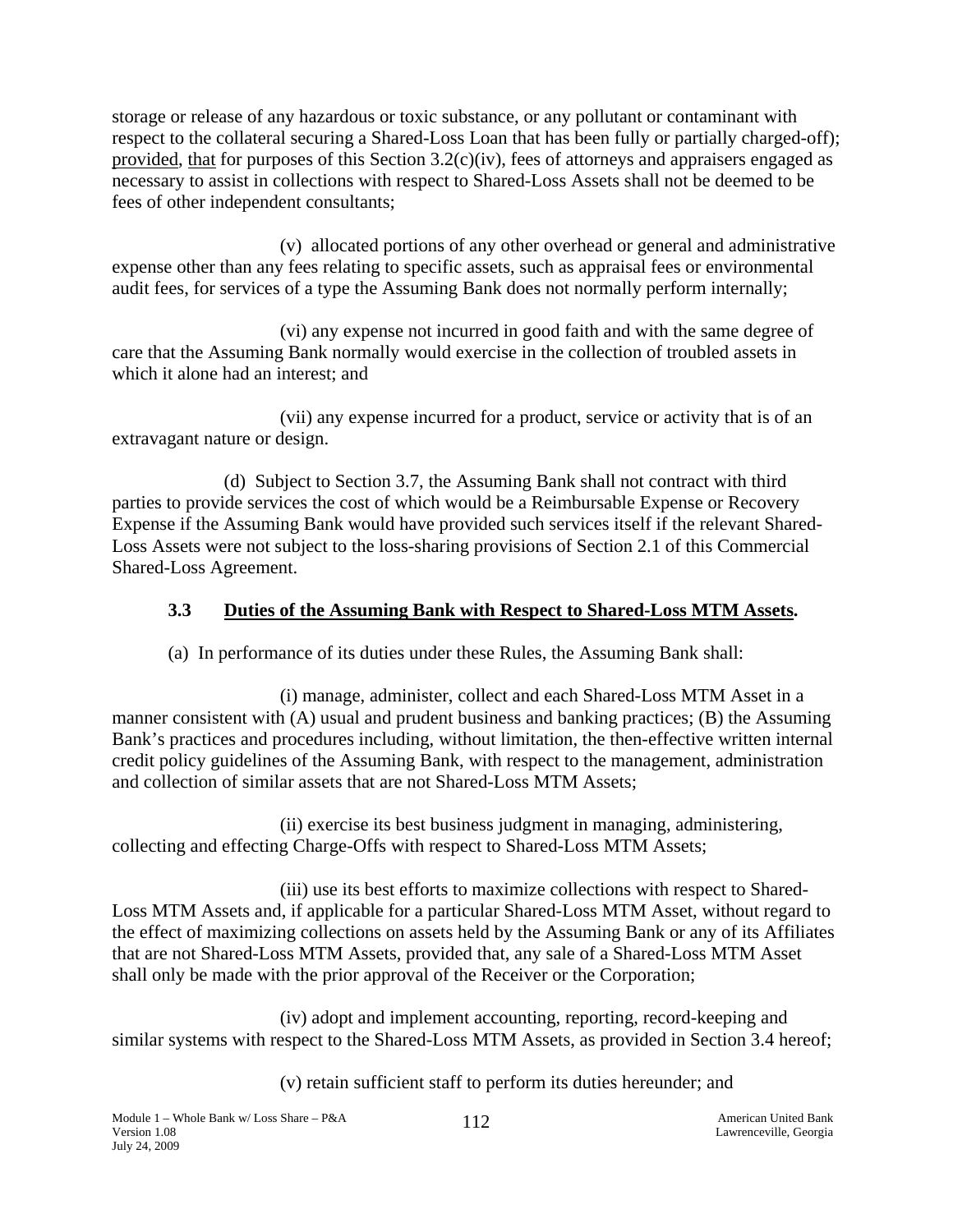storage or release of any hazardous or toxic substance, or any pollutant or contaminant with respect to the collateral securing a Shared-Loss Loan that has been fully or partially charged-off); provided, that for purposes of this Section 3.2(c)(iv), fees of attorneys and appraisers engaged as necessary to assist in collections with respect to Shared-Loss Assets shall not be deemed to be fees of other independent consultants;

(v) allocated portions of any other overhead or general and administrative expense other than any fees relating to specific assets, such as appraisal fees or environmental audit fees, for services of a type the Assuming Bank does not normally perform internally;

(vi) any expense not incurred in good faith and with the same degree of care that the Assuming Bank normally would exercise in the collection of troubled assets in which it alone had an interest; and

(vii) any expense incurred for a product, service or activity that is of an extravagant nature or design.

(d) Subject to Section 3.7, the Assuming Bank shall not contract with third parties to provide services the cost of which would be a Reimbursable Expense or Recovery Expense if the Assuming Bank would have provided such services itself if the relevant Shared-Loss Assets were not subject to the loss-sharing provisions of Section 2.1 of this Commercial Shared-Loss Agreement.

### 3.3 Duties of the Assuming Bank with Respect to Shared-Loss MTM Assets.

(a) In performance of its duties under these Rules, the Assuming Bank shall:

(i) manage, administer, collect and each Shared-Loss MTM Asset in a manner consistent with (A) usual and prudent business and banking practices; (B) the Assuming Bank's practices and procedures including, without limitation, the then-effective written internal credit policy guidelines of the Assuming Bank, with respect to the management, administration and collection of similar assets that are not Shared-Loss MTM Assets;

(ii) exercise its best business judgment in managing, administering, collecting and effecting Charge-Offs with respect to Shared-Loss MTM Assets;

(iii) use its best efforts to maximize collections with respect to Shared-Loss MTM Assets and, if applicable for a particular Shared-Loss MTM Asset, without regard to the effect of maximizing collections on assets held by the Assuming Bank or any of its Affiliates that are not Shared-Loss MTM Assets, provided that, any sale of a Shared-Loss MTM Asset shall only be made with the prior approval of the Receiver or the Corporation;

(iv) adopt and implement accounting, reporting, record-keeping and similar systems with respect to the Shared-Loss MTM Assets, as provided in Section 3.4 hereof;

(v) retain sufficient staff to perform its duties hereunder; and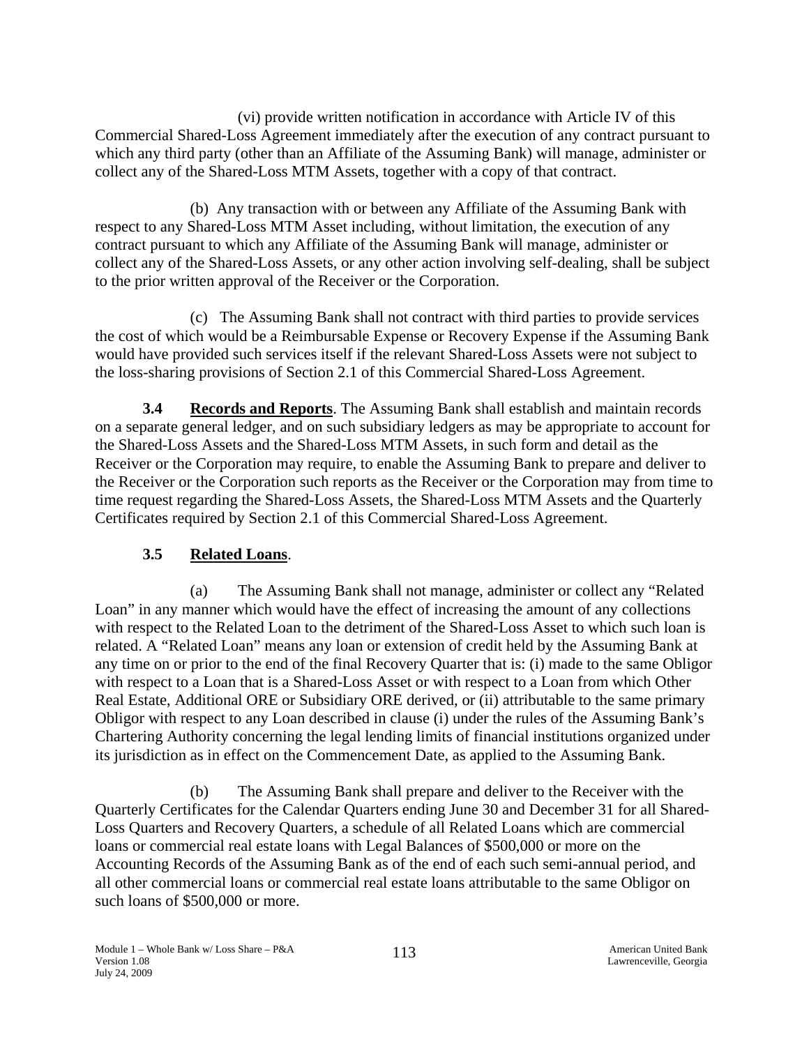(vi) provide written notification in accordance with Article IV of this Commercial Shared-Loss Agreement immediately after the execution of any contract pursuant to which any third party (other than an Affiliate of the Assuming Bank) will manage, administer or collect any of the Shared-Loss MTM Assets, together with a copy of that contract.

(b) Any transaction with or between any Affiliate of the Assuming Bank with respect to any Shared-Loss MTM Asset including, without limitation, the execution of any contract pursuant to which any Affiliate of the Assuming Bank will manage, administer or collect any of the Shared-Loss Assets, or any other action involving self-dealing, shall be subject to the prior written approval of the Receiver or the Corporation.

(c) The Assuming Bank shall not contract with third parties to provide services the cost of which would be a Reimbursable Expense or Recovery Expense if the Assuming Bank would have provided such services itself if the relevant Shared-Loss Assets were not subject to the loss-sharing provisions of Section 2.1 of this Commercial Shared-Loss Agreement.

**3.4 Records and Reports**. The Assuming Bank shall establish and maintain records on a separate general ledger, and on such subsidiary ledgers as may be appropriate to account for the Shared-Loss Assets and the Shared-Loss MTM Assets, in such form and detail as the Receiver or the Corporation may require, to enable the Assuming Bank to prepare and deliver to the Receiver or the Corporation such reports as the Receiver or the Corporation may from time to time request regarding the Shared-Loss Assets, the Shared-Loss MTM Assets and the Quarterly Certificates required by Section 2.1 of this Commercial Shared-Loss Agreement.

**3.5 Related Loans**.

(a) The Assuming Bank shall not manage, administer or collect any "Related Loan" in any manner which would have the effect of increasing the amount of any collections with respect to the Related Loan to the detriment of the Shared-Loss Asset to which such loan is related. A "Related Loan" means any loan or extension of credit held by the Assuming Bank at any time on or prior to the end of the final Recovery Quarter that is: (i) made to the same Obligor with respect to a Loan that is a Shared-Loss Asset or with respect to a Loan from which Other Real Estate, Additional ORE or Subsidiary ORE derived, or (ii) attributable to the same primary Obligor with respect to any Loan described in clause (i) under the rules of the Assuming Bank's Chartering Authority concerning the legal lending limits of financial institutions organized under its jurisdiction as in effect on the Commencement Date, as applied to the Assuming Bank.

(b) The Assuming Bank shall prepare and deliver to the Receiver with the Quarterly Certificates for the Calendar Quarters ending June 30 and December 31 for all Shared-Loss Quarters and Recovery Quarters, a schedule of all Related Loans which are commercial loans or commercial real estate loans with Legal Balances of $500,000 or more on the Accounting Records of the Assuming Bank as of the end of each such semi-annual period, and all other commercial loans or commercial real estate loans attributable to the same Obligor on such loans of $500,000 or more.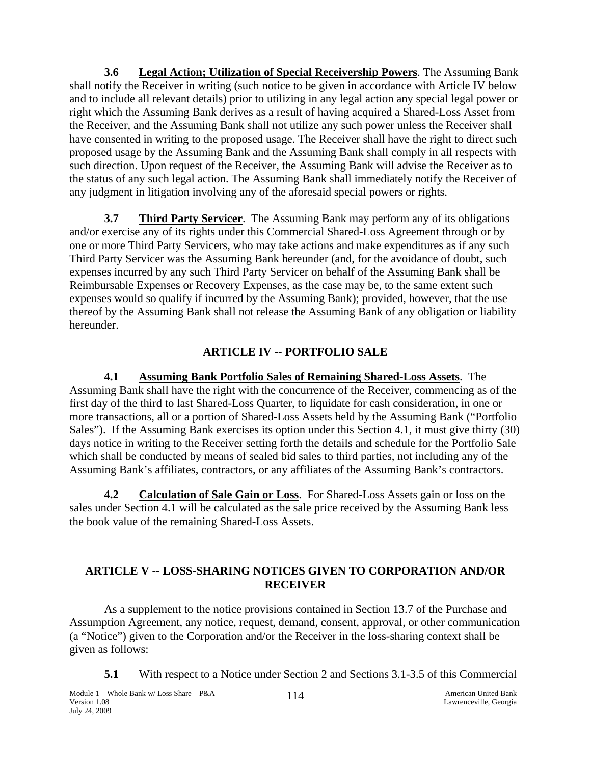**3.6 Legal Action; Utilization of Special Receivership Powers**. The Assuming Bank shall notify the Receiver in writing (such notice to be given in accordance with Article IV below and to include all relevant details) prior to utilizing in any legal action any special legal power or right which the Assuming Bank derives as a result of having acquired a Shared-Loss Asset from the Receiver, and the Assuming Bank shall not utilize any such power unless the Receiver shall have consented in writing to the proposed usage. The Receiver shall have the right to direct such proposed usage by the Assuming Bank and the Assuming Bank shall comply in all respects with such direction. Upon request of the Receiver, the Assuming Bank will advise the Receiver as to the status of any such legal action. The Assuming Bank shall immediately notify the Receiver of any judgment in litigation involving any of the aforesaid special powers or rights.

**3.7 Third Party Servicer**. The Assuming Bank may perform any of its obligations and/or exercise any of its rights under this Commercial Shared-Loss Agreement through or by one or more Third Party Servicers, who may take actions and make expenditures as if any such Third Party Servicer was the Assuming Bank hereunder (and, for the avoidance of doubt, such expenses incurred by any such Third Party Servicer on behalf of the Assuming Bank shall be Reimbursable Expenses or Recovery Expenses, as the case may be, to the same extent such expenses would so qualify if incurred by the Assuming Bank); provided, however, that the use thereof by the Assuming Bank shall not release the Assuming Bank of any obligation or liability hereunder.

## ARTICLE IV -- PORTFOLIO SALE

**4.1 Assuming Bank Portfolio Sales of Remaining Shared-Loss Assets**. The Assuming Bank shall have the right with the concurrence of the Receiver, commencing as of the first day of the third to last Shared-Loss Quarter, to liquidate for cash consideration, in one or more transactions, all or a portion of Shared-Loss Assets held by the Assuming Bank ("Portfolio Sales"). If the Assuming Bank exercises its option under this Section 4.1, it must give thirty (30) days notice in writing to the Receiver setting forth the details and schedule for the Portfolio Sale which shall be conducted by means of sealed bid sales to third parties, not including any of the Assuming Bank's affiliates, contractors, or any affiliates of the Assuming Bank's contractors.

**4.2 Calculation of Sale Gain or Loss**. For Shared-Loss Assets gain or loss on the sales under Section 4.1 will be calculated as the sale price received by the Assuming Bank less the book value of the remaining Shared-Loss Assets.

## ARTICLE V -- LOSS-SHARING NOTICES GIVEN TO CORPORATION AND/OR RECEIVER

As a supplement to the notice provisions contained in Section 13.7 of the Purchase and Assumption Agreement, any notice, request, demand, consent, approval, or other communication (a "Notice") given to the Corporation and/or the Receiver in the loss-sharing context shall be given as follows:

**5.1** With respect to a Notice under Section 2 and Sections 3.1-3.5 of this Commercial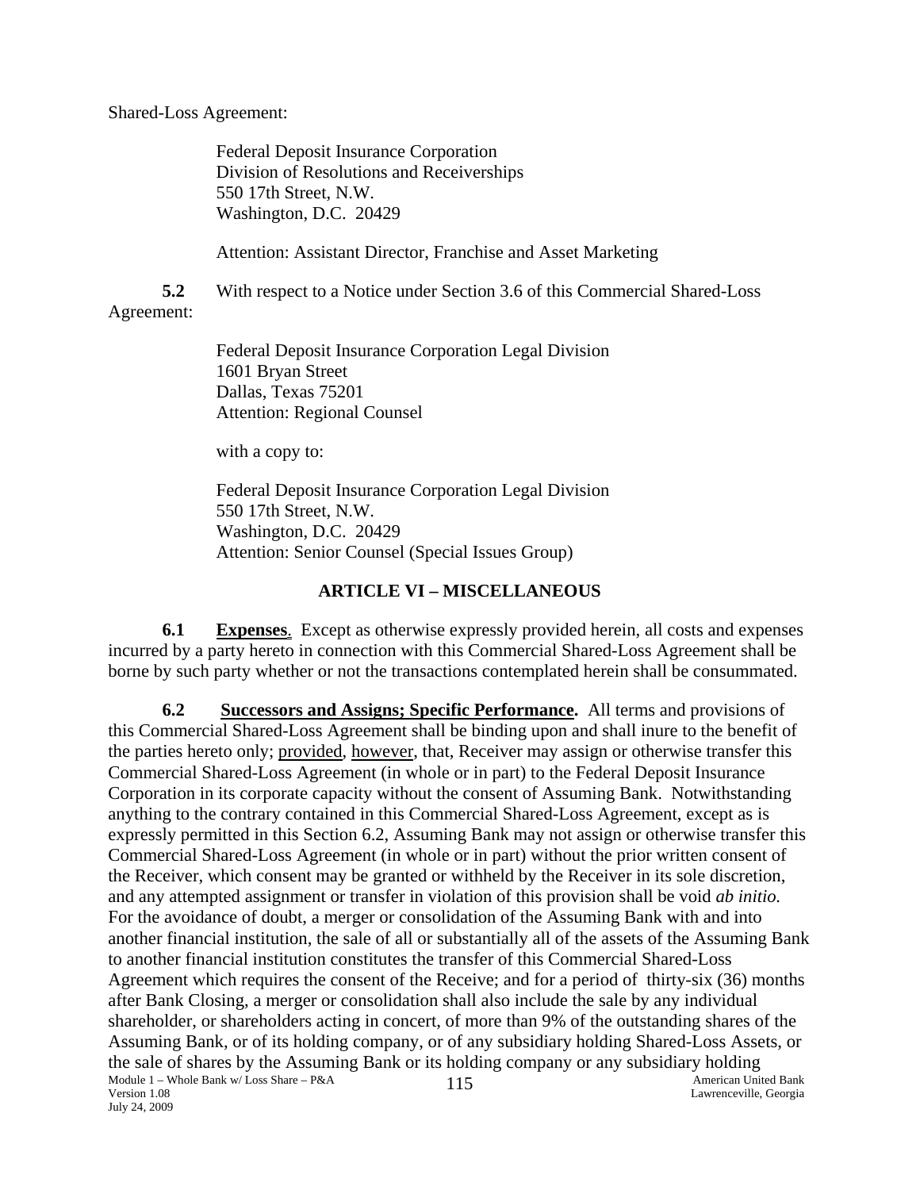Shared-Loss Agreement:

Federal Deposit Insurance Corporation
Division of Resolutions and Receiverships
550 17th Street, N.W.
Washington, D.C. 20429

Attention: Assistant Director, Franchise and Asset Marketing

**5.2** With respect to a Notice under Section 3.6 of this Commercial Shared-Loss Agreement:

Federal Deposit Insurance Corporation Legal Division
1601 Bryan Street
Dallas, Texas 75201
Attention: Regional Counsel

with a copy to:

Federal Deposit Insurance Corporation Legal Division
550 17th Street, N.W.
Washington, D.C. 20429
Attention: Senior Counsel (Special Issues Group)

## ARTICLE VI – MISCELLANEOUS

**6.1 Expenses**. Except as otherwise expressly provided herein, all costs and expenses incurred by a party hereto in connection with this Commercial Shared-Loss Agreement shall be borne by such party whether or not the transactions contemplated herein shall be consummated.

**6.2 Successors and Assigns; Specific Performance.** All terms and provisions of this Commercial Shared-Loss Agreement shall be binding upon and shall inure to the benefit of the parties hereto only; provided, however, that, Receiver may assign or otherwise transfer this Commercial Shared-Loss Agreement (in whole or in part) to the Federal Deposit Insurance Corporation in its corporate capacity without the consent of Assuming Bank. Notwithstanding anything to the contrary contained in this Commercial Shared-Loss Agreement, except as is expressly permitted in this Section 6.2, Assuming Bank may not assign or otherwise transfer this Commercial Shared-Loss Agreement (in whole or in part) without the prior written consent of the Receiver, which consent may be granted or withheld by the Receiver in its sole discretion, and any attempted assignment or transfer in violation of this provision shall be void *ab initio.* For the avoidance of doubt, a merger or consolidation of the Assuming Bank with and into another financial institution, the sale of all or substantially all of the assets of the Assuming Bank to another financial institution constitutes the transfer of this Commercial Shared-Loss Agreement which requires the consent of the Receive; and for a period of thirty-six (36) months after Bank Closing, a merger or consolidation shall also include the sale by any individual shareholder, or shareholders acting in concert, of more than 9% of the outstanding shares of the Assuming Bank, or of its holding company, or of any subsidiary holding Shared-Loss Assets, or the sale of shares by the Assuming Bank or its holding company or any subsidiary holding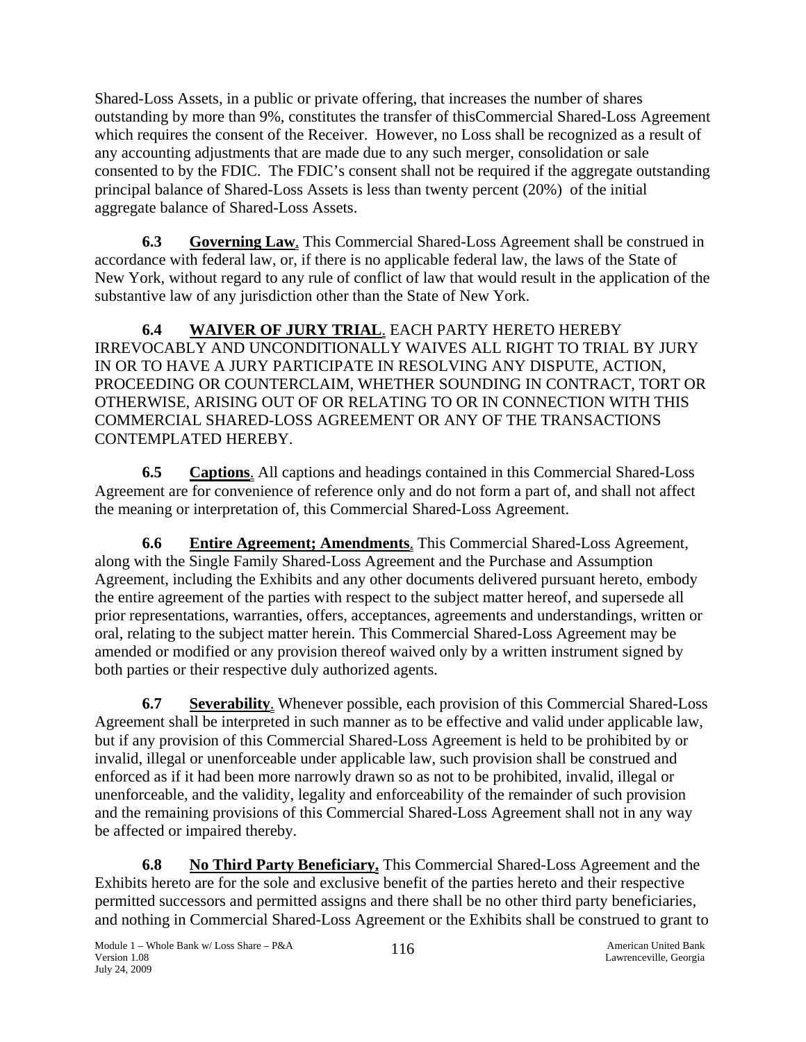Shared-Loss Assets, in a public or private offering, that increases the number of shares outstanding by more than 9%, constitutes the transfer of thisCommercial Shared-Loss Agreement which requires the consent of the Receiver. However, no Loss shall be recognized as a result of any accounting adjustments that are made due to any such merger, consolidation or sale consented to by the FDIC. The FDIC's consent shall not be required if the aggregate outstanding principal balance of Shared-Loss Assets is less than twenty percent (20%) of the initial aggregate balance of Shared-Loss Assets.

**6.3 Governing Law**. This Commercial Shared-Loss Agreement shall be construed in accordance with federal law, or, if there is no applicable federal law, the laws of the State of New York, without regard to any rule of conflict of law that would result in the application of the substantive law of any jurisdiction other than the State of New York.

**6.4 WAIVER OF JURY TRIAL**. EACH PARTY HERETO HEREBY IRREVOCABLY AND UNCONDITIONALLY WAIVES ALL RIGHT TO TRIAL BY JURY IN OR TO HAVE A JURY PARTICIPATE IN RESOLVING ANY DISPUTE, ACTION, PROCEEDING OR COUNTERCLAIM, WHETHER SOUNDING IN CONTRACT, TORT OR OTHERWISE, ARISING OUT OF OR RELATING TO OR IN CONNECTION WITH THIS COMMERCIAL SHARED-LOSS AGREEMENT OR ANY OF THE TRANSACTIONS CONTEMPLATED HEREBY.

**6.5 Captions**. All captions and headings contained in this Commercial Shared-Loss Agreement are for convenience of reference only and do not form a part of, and shall not affect the meaning or interpretation of, this Commercial Shared-Loss Agreement.

**6.6 Entire Agreement; Amendments**. This Commercial Shared-Loss Agreement, along with the Single Family Shared-Loss Agreement and the Purchase and Assumption Agreement, including the Exhibits and any other documents delivered pursuant hereto, embody the entire agreement of the parties with respect to the subject matter hereof, and supersede all prior representations, warranties, offers, acceptances, agreements and understandings, written or oral, relating to the subject matter herein. This Commercial Shared-Loss Agreement may be amended or modified or any provision thereof waived only by a written instrument signed by both parties or their respective duly authorized agents.

**6.7 Severability**. Whenever possible, each provision of this Commercial Shared-Loss Agreement shall be interpreted in such manner as to be effective and valid under applicable law, but if any provision of this Commercial Shared-Loss Agreement is held to be prohibited by or invalid, illegal or unenforceable under applicable law, such provision shall be construed and enforced as if it had been more narrowly drawn so as not to be prohibited, invalid, illegal or unenforceable, and the validity, legality and enforceability of the remainder of such provision and the remaining provisions of this Commercial Shared-Loss Agreement shall not in any way be affected or impaired thereby.

**6.8 No Third Party Beneficiary.** This Commercial Shared-Loss Agreement and the Exhibits hereto are for the sole and exclusive benefit of the parties hereto and their respective permitted successors and permitted assigns and there shall be no other third party beneficiaries, and nothing in Commercial Shared-Loss Agreement or the Exhibits shall be construed to grant to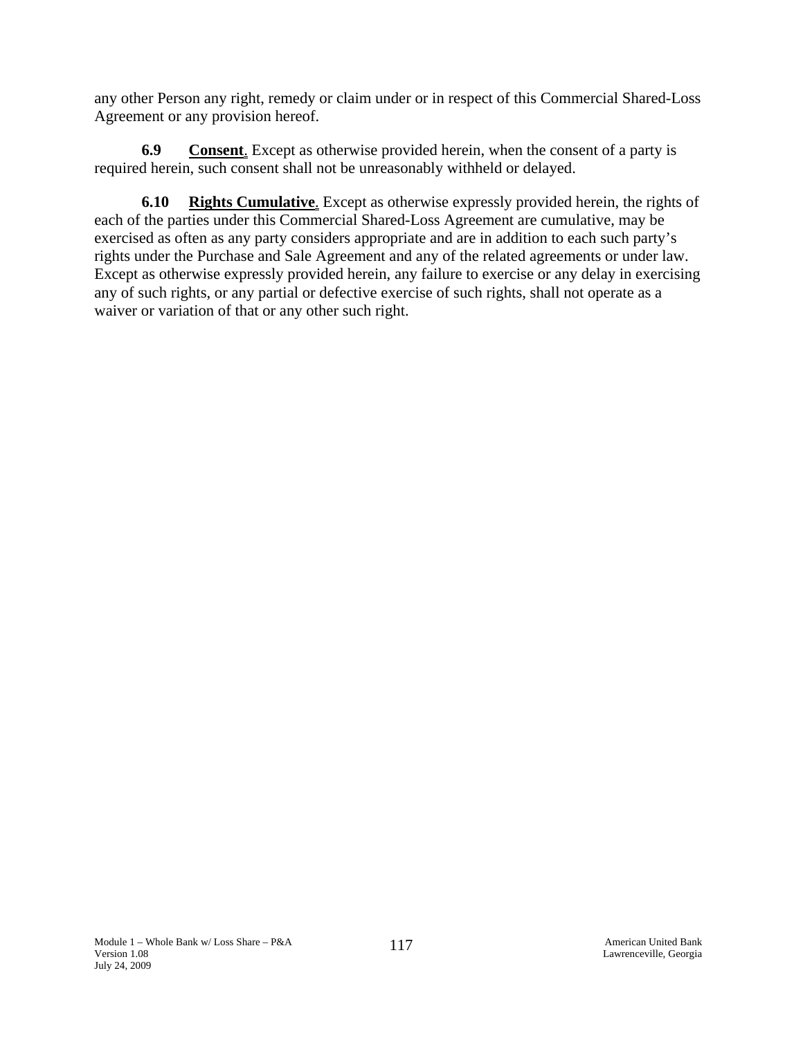any other Person any right, remedy or claim under or in respect of this Commercial Shared-Loss Agreement or any provision hereof.

**6.9 <u>Consent</u>**. Except as otherwise provided herein, when the consent of a party is required herein, such consent shall not be unreasonably withheld or delayed.

**6.10 <u>Rights Cumulative</u>**. Except as otherwise expressly provided herein, the rights of each of the parties under this Commercial Shared-Loss Agreement are cumulative, may be exercised as often as any party considers appropriate and are in addition to each such party's rights under the Purchase and Sale Agreement and any of the related agreements or under law. Except as otherwise expressly provided herein, any failure to exercise or any delay in exercising any of such rights, or any partial or defective exercise of such rights, shall not operate as a waiver or variation of that or any other such right.